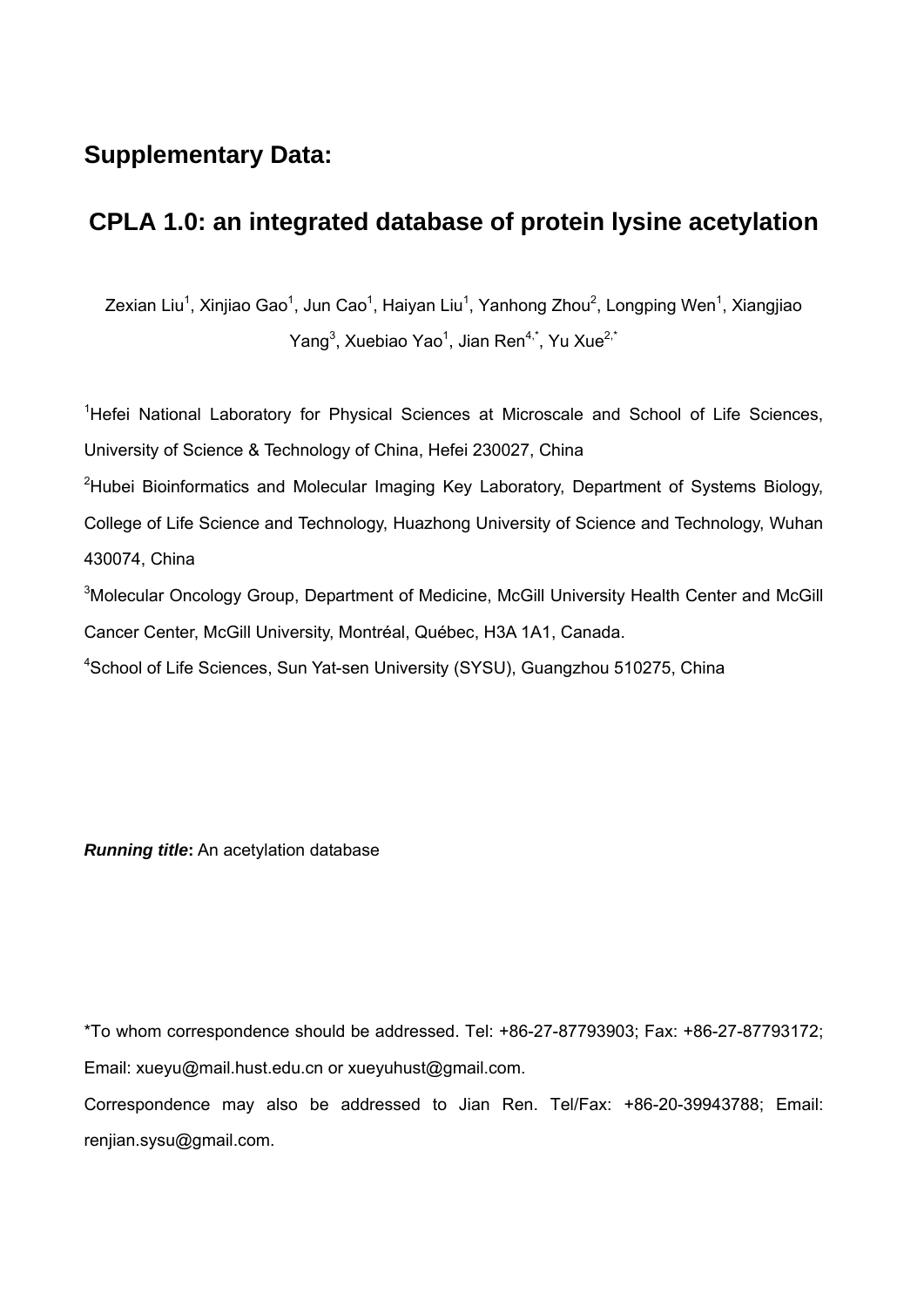# Supplementary Data:

# CPLA 1.0: an integrated database of protein lysine acetylation

Zexian Liu[1], Xinjiao Gao[1], Jun Cao[1], Haiyan Liu[1], Yanhong Zhou[2], Longping Wen[1], Xiangjiao Yang[3], Xuebiao Yao[1], Jian Ren[4,*], Yu Xue[2,*]

[1]Hefei National Laboratory for Physical Sciences at Microscale and School of Life Sciences, University of Science & Technology of China, Hefei 230027, China

[2]Hubei Bioinformatics and Molecular Imaging Key Laboratory, Department of Systems Biology, College of Life Science and Technology, Huazhong University of Science and Technology, Wuhan 430074, China

[3]Molecular Oncology Group, Department of Medicine, McGill University Health Center and McGill Cancer Center, McGill University, Montréal, Québec, H3A 1A1, Canada.

[4]School of Life Sciences, Sun Yat-sen University (SYSU), Guangzhou 510275, China

***Running title*:** An acetylation database

*To whom correspondence should be addressed. Tel: +86-27-87793903; Fax: +86-27-87793172; Email: xueyu@mail.hust.edu.cn or xueyuhust@gmail.com.

Correspondence may also be addressed to Jian Ren. Tel/Fax: +86-20-39943788; Email: renjian.sysu@gmail.com.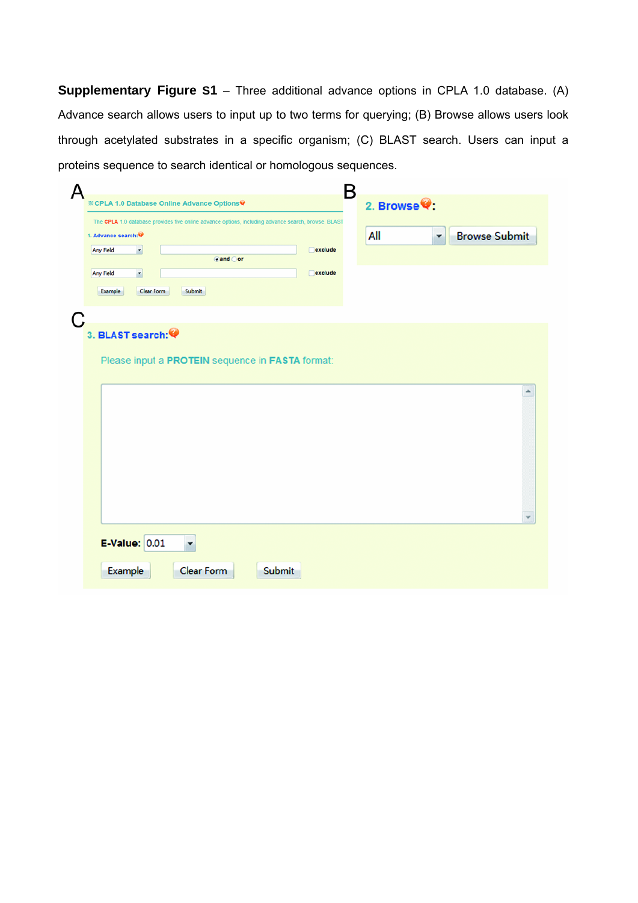**Supplementary Figure S1** – Three additional advance options in CPLA 1.0 database. (A) Advance search allows users to input up to two terms for querying; (B) Browse allows users look through acetylated substrates in a specific organism; (C) BLAST search. Users can input a proteins sequence to search identical or homologous sequences.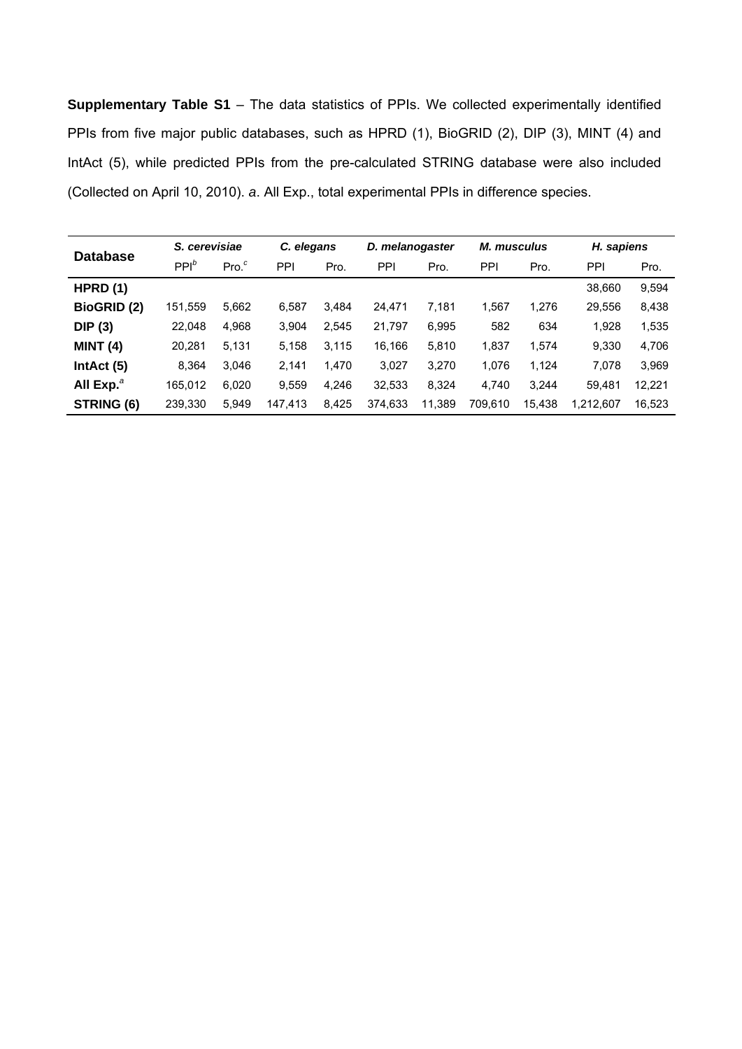**Supplementary Table S1** – The data statistics of PPIs. We collected experimentally identified PPIs from five major public databases, such as HPRD (1), BioGRID (2), DIP (3), MINT (4) and IntAct (5), while predicted PPIs from the pre-calculated STRING database were also included (Collected on April 10, 2010). *a*. All Exp., total experimental PPIs in difference species.

| **Database** | ***S. cerevisiae*** | | ***C. elegans*** | | ***D. melanogaster*** | | ***M. musculus*** | | ***H. sapiens*** | |
|---|---|---|---|---|---|---|---|---|---|---|
| | PPI[b] | Pro.[c] | PPI | Pro. | PPI | Pro. | PPI | Pro. | PPI | Pro. |
| **HPRD (1)** | | | | | | | | | 38,660 | 9,594 |
| **BioGRID (2)** | 151,559 | 5,662 | 6,587 | 3,484 | 24,471 | 7,181 | 1,567 | 1,276 | 29,556 | 8,438 |
| **DIP (3)** | 22,048 | 4,968 | 3,904 | 2,545 | 21,797 | 6,995 | 582 | 634 | 1,928 | 1,535 |
| **MINT (4)** | 20,281 | 5,131 | 5,158 | 3,115 | 16,166 | 5,810 | 1,837 | 1,574 | 9,330 | 4,706 |
| **IntAct (5)** | 8,364 | 3,046 | 2,141 | 1,470 | 3,027 | 3,270 | 1,076 | 1,124 | 7,078 | 3,969 |
| **All Exp.**[a] | 165,012 | 6,020 | 9,559 | 4,246 | 32,533 | 8,324 | 4,740 | 3,244 | 59,481 | 12,221 |
| **STRING (6)** | 239,330 | 5,949 | 147,413 | 8,425 | 374,633 | 11,389 | 709,610 | 15,438 | 1,212,607 | 16,523 |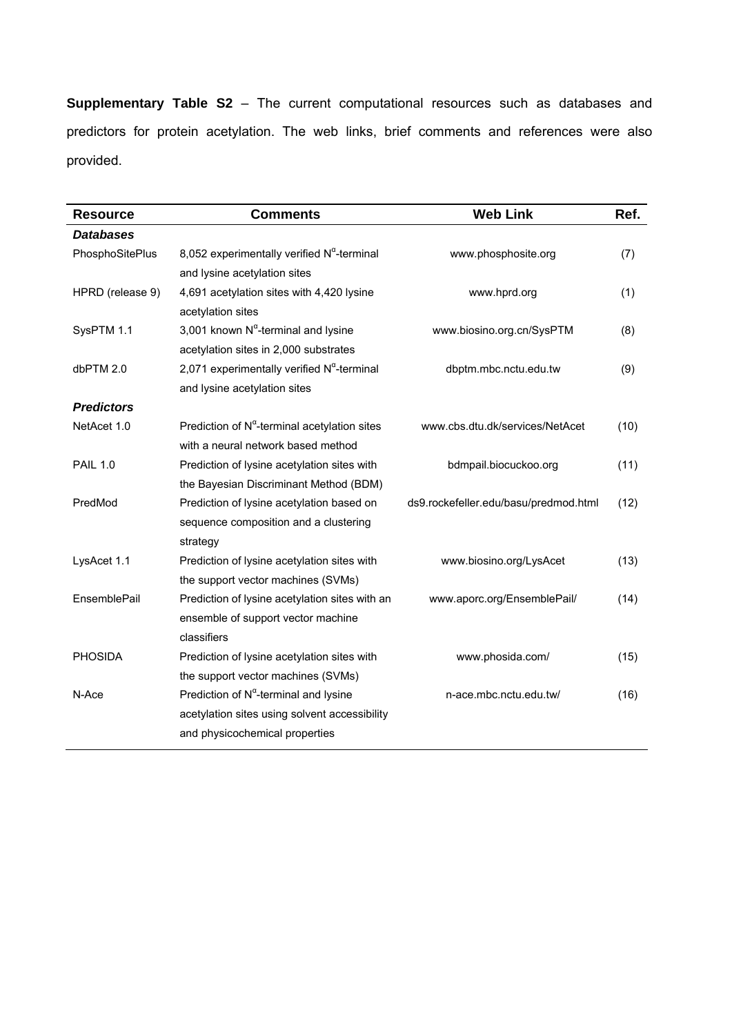**Supplementary Table S2** – The current computational resources such as databases and predictors for protein acetylation. The web links, brief comments and references were also provided.

| Resource | Comments | Web Link | Ref. |
|---|---|---|---|
| ***Databases*** | | | |
| PhosphoSitePlus | 8,052 experimentally verified $N^{\alpha}$-terminal and lysine acetylation sites | www.phosphosite.org | (7) |
| HPRD (release 9) | 4,691 acetylation sites with 4,420 lysine acetylation sites | www.hprd.org | (1) |
| SysPTM 1.1 | 3,001 known $N^{\alpha}$-terminal and lysine acetylation sites in 2,000 substrates | www.biosino.org.cn/SysPTM | (8) |
| dbPTM 2.0 | 2,071 experimentally verified $N^{\alpha}$-terminal and lysine acetylation sites | dbptm.mbc.nctu.edu.tw | (9) |
| ***Predictors*** | | | |
| NetAcet 1.0 | Prediction of $N^{\alpha}$-terminal acetylation sites with a neural network based method | www.cbs.dtu.dk/services/NetAcet | (10) |
| PAIL 1.0 | Prediction of lysine acetylation sites with the Bayesian Discriminant Method (BDM) | bdmpail.biocuckoo.org | (11) |
| PredMod | Prediction of lysine acetylation based on sequence composition and a clustering strategy | ds9.rockefeller.edu/basu/predmod.html | (12) |
| LysAcet 1.1 | Prediction of lysine acetylation sites with the support vector machines (SVMs) | www.biosino.org/LysAcet | (13) |
| EnsemblePail | Prediction of lysine acetylation sites with an ensemble of support vector machine classifiers | www.aporc.org/EnsemblePail/ | (14) |
| PHOSIDA | Prediction of lysine acetylation sites with the support vector machines (SVMs) | www.phosida.com/ | (15) |
| N-Ace | Prediction of $N^{\alpha}$-terminal and lysine acetylation sites using solvent accessibility and physicochemical properties | n-ace.mbc.nctu.edu.tw/ | (16) |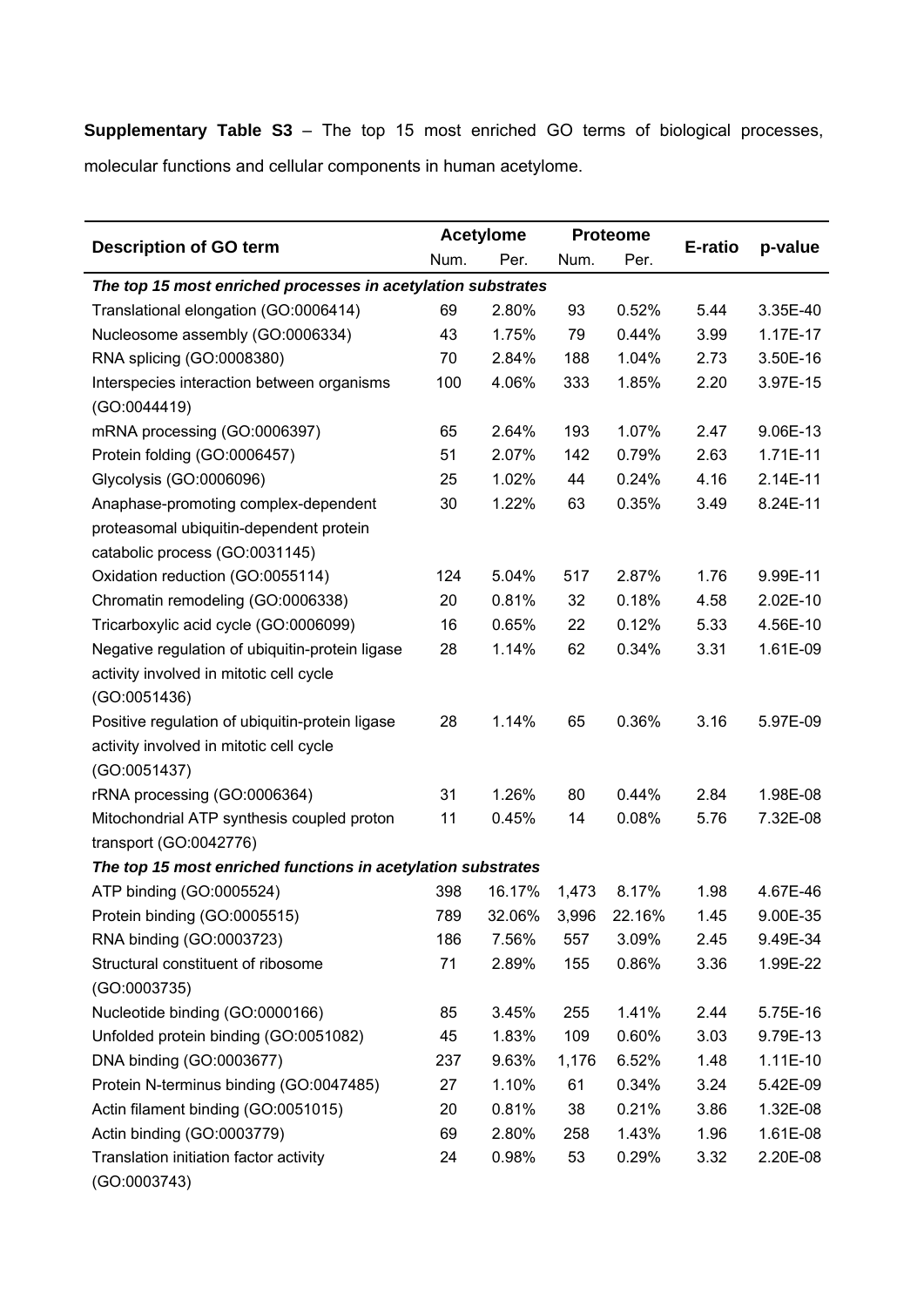**Supplementary Table S3** – The top 15 most enriched GO terms of biological processes, molecular functions and cellular components in human acetylome.

| Description of GO term | Acetylome | | Proteome | | E-ratio | p-value |
|---|---|---|---|---|---|---|
| | Num. | Per. | Num. | Per. | | |
| ***The top 15 most enriched processes in acetylation substrates*** | | | | | | |
| Translational elongation (GO:0006414) | 69 | 2.80% | 93 | 0.52% | 5.44 | 3.35E-40 |
| Nucleosome assembly (GO:0006334) | 43 | 1.75% | 79 | 0.44% | 3.99 | 1.17E-17 |
| RNA splicing (GO:0008380) | 70 | 2.84% | 188 | 1.04% | 2.73 | 3.50E-16 |
| Interspecies interaction between organisms (GO:0044419) | 100 | 4.06% | 333 | 1.85% | 2.20 | 3.97E-15 |
| mRNA processing (GO:0006397) | 65 | 2.64% | 193 | 1.07% | 2.47 | 9.06E-13 |
| Protein folding (GO:0006457) | 51 | 2.07% | 142 | 0.79% | 2.63 | 1.71E-11 |
| Glycolysis (GO:0006096) | 25 | 1.02% | 44 | 0.24% | 4.16 | 2.14E-11 |
| Anaphase-promoting complex-dependent proteasomal ubiquitin-dependent protein catabolic process (GO:0031145) | 30 | 1.22% | 63 | 0.35% | 3.49 | 8.24E-11 |
| Oxidation reduction (GO:0055114) | 124 | 5.04% | 517 | 2.87% | 1.76 | 9.99E-11 |
| Chromatin remodeling (GO:0006338) | 20 | 0.81% | 32 | 0.18% | 4.58 | 2.02E-10 |
| Tricarboxylic acid cycle (GO:0006099) | 16 | 0.65% | 22 | 0.12% | 5.33 | 4.56E-10 |
| Negative regulation of ubiquitin-protein ligase activity involved in mitotic cell cycle (GO:0051436) | 28 | 1.14% | 62 | 0.34% | 3.31 | 1.61E-09 |
| Positive regulation of ubiquitin-protein ligase activity involved in mitotic cell cycle (GO:0051437) | 28 | 1.14% | 65 | 0.36% | 3.16 | 5.97E-09 |
| rRNA processing (GO:0006364) | 31 | 1.26% | 80 | 0.44% | 2.84 | 1.98E-08 |
| Mitochondrial ATP synthesis coupled proton transport (GO:0042776) | 11 | 0.45% | 14 | 0.08% | 5.76 | 7.32E-08 |
| ***The top 15 most enriched functions in acetylation substrates*** | | | | | | |
| ATP binding (GO:0005524) | 398 | 16.17% | 1,473 | 8.17% | 1.98 | 4.67E-46 |
| Protein binding (GO:0005515) | 789 | 32.06% | 3,996 | 22.16% | 1.45 | 9.00E-35 |
| RNA binding (GO:0003723) | 186 | 7.56% | 557 | 3.09% | 2.45 | 9.49E-34 |
| Structural constituent of ribosome (GO:0003735) | 71 | 2.89% | 155 | 0.86% | 3.36 | 1.99E-22 |
| Nucleotide binding (GO:0000166) | 85 | 3.45% | 255 | 1.41% | 2.44 | 5.75E-16 |
| Unfolded protein binding (GO:0051082) | 45 | 1.83% | 109 | 0.60% | 3.03 | 9.79E-13 |
| DNA binding (GO:0003677) | 237 | 9.63% | 1,176 | 6.52% | 1.48 | 1.11E-10 |
| Protein N-terminus binding (GO:0047485) | 27 | 1.10% | 61 | 0.34% | 3.24 | 5.42E-09 |
| Actin filament binding (GO:0051015) | 20 | 0.81% | 38 | 0.21% | 3.86 | 1.32E-08 |
| Actin binding (GO:0003779) | 69 | 2.80% | 258 | 1.43% | 1.96 | 1.61E-08 |
| Translation initiation factor activity (GO:0003743) | 24 | 0.98% | 53 | 0.29% | 3.32 | 2.20E-08 |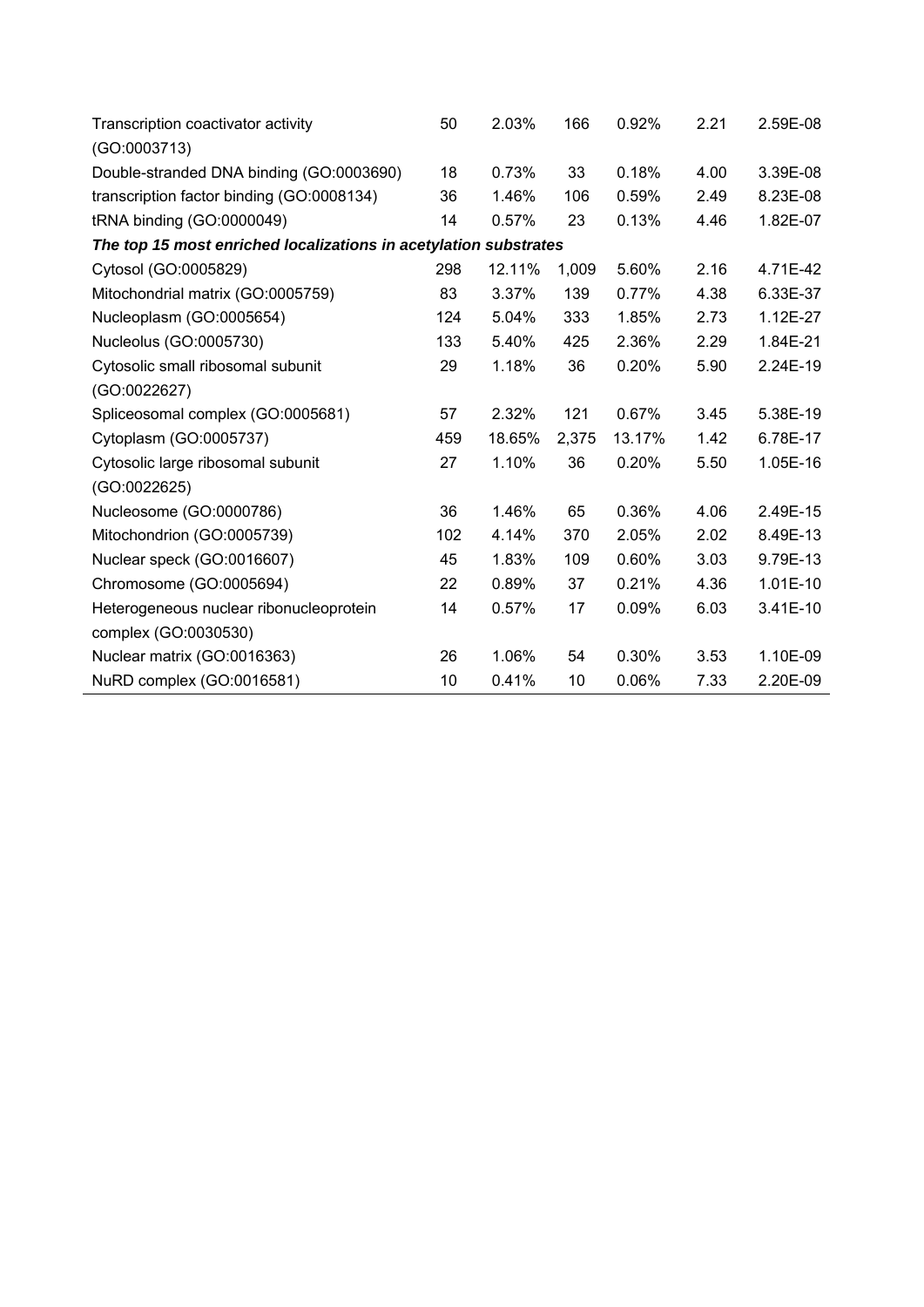| | | | | | | |
|---|---|---|---|---|---|---|
| Transcription coactivator activity (GO:0003713) | 50 | 2.03% | 166 | 0.92% | 2.21 | 2.59E-08 |
| Double-stranded DNA binding (GO:0003690) | 18 | 0.73% | 33 | 0.18% | 4.00 | 3.39E-08 |
| transcription factor binding (GO:0008134) | 36 | 1.46% | 106 | 0.59% | 2.49 | 8.23E-08 |
| tRNA binding (GO:0000049) | 14 | 0.57% | 23 | 0.13% | 4.46 | 1.82E-07 |
| ***The top 15 most enriched localizations in acetylation substrates*** | | | | | | |
| Cytosol (GO:0005829) | 298 | 12.11% | 1,009 | 5.60% | 2.16 | 4.71E-42 |
| Mitochondrial matrix (GO:0005759) | 83 | 3.37% | 139 | 0.77% | 4.38 | 6.33E-37 |
| Nucleoplasm (GO:0005654) | 124 | 5.04% | 333 | 1.85% | 2.73 | 1.12E-27 |
| Nucleolus (GO:0005730) | 133 | 5.40% | 425 | 2.36% | 2.29 | 1.84E-21 |
| Cytosolic small ribosomal subunit (GO:0022627) | 29 | 1.18% | 36 | 0.20% | 5.90 | 2.24E-19 |
| Spliceosomal complex (GO:0005681) | 57 | 2.32% | 121 | 0.67% | 3.45 | 5.38E-19 |
| Cytoplasm (GO:0005737) | 459 | 18.65% | 2,375 | 13.17% | 1.42 | 6.78E-17 |
| Cytosolic large ribosomal subunit (GO:0022625) | 27 | 1.10% | 36 | 0.20% | 5.50 | 1.05E-16 |
| Nucleosome (GO:0000786) | 36 | 1.46% | 65 | 0.36% | 4.06 | 2.49E-15 |
| Mitochondrion (GO:0005739) | 102 | 4.14% | 370 | 2.05% | 2.02 | 8.49E-13 |
| Nuclear speck (GO:0016607) | 45 | 1.83% | 109 | 0.60% | 3.03 | 9.79E-13 |
| Chromosome (GO:0005694) | 22 | 0.89% | 37 | 0.21% | 4.36 | 1.01E-10 |
| Heterogeneous nuclear ribonucleoprotein complex (GO:0030530) | 14 | 0.57% | 17 | 0.09% | 6.03 | 3.41E-10 |
| Nuclear matrix (GO:0016363) | 26 | 1.06% | 54 | 0.30% | 3.53 | 1.10E-09 |
| NuRD complex (GO:0016581) | 10 | 0.41% | 10 | 0.06% | 7.33 | 2.20E-09 |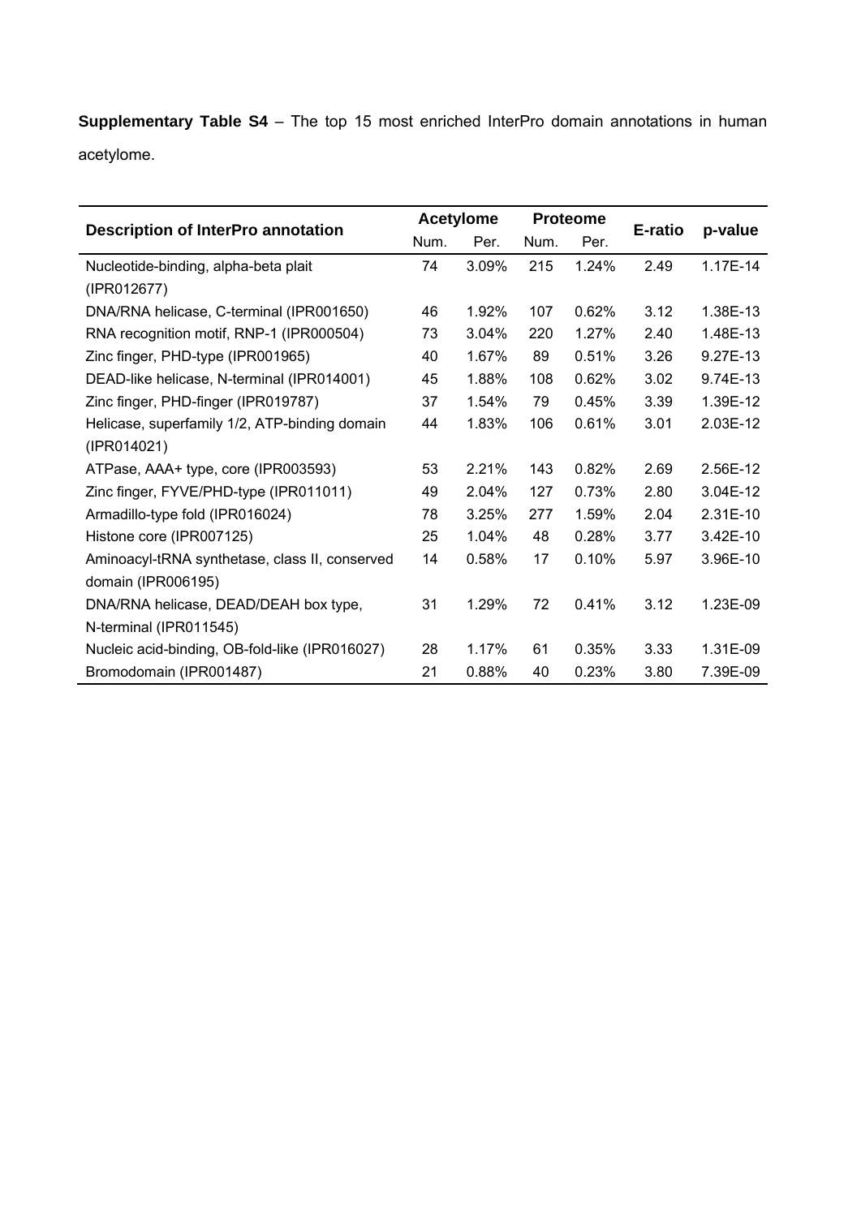**Supplementary Table S4** – The top 15 most enriched InterPro domain annotations in human acetylome.

| Description of InterPro annotation | Acetylome | | Proteome | | E-ratio | p-value |
|---|---|---|---|---|---|---|
| | Num. | Per. | Num. | Per. | | |
| Nucleotide-binding, alpha-beta plait (IPR012677) | 74 | 3.09% | 215 | 1.24% | 2.49 | 1.17E-14 |
| DNA/RNA helicase, C-terminal (IPR001650) | 46 | 1.92% | 107 | 0.62% | 3.12 | 1.38E-13 |
| RNA recognition motif, RNP-1 (IPR000504) | 73 | 3.04% | 220 | 1.27% | 2.40 | 1.48E-13 |
| Zinc finger, PHD-type (IPR001965) | 40 | 1.67% | 89 | 0.51% | 3.26 | 9.27E-13 |
| DEAD-like helicase, N-terminal (IPR014001) | 45 | 1.88% | 108 | 0.62% | 3.02 | 9.74E-13 |
| Zinc finger, PHD-finger (IPR019787) | 37 | 1.54% | 79 | 0.45% | 3.39 | 1.39E-12 |
| Helicase, superfamily 1/2, ATP-binding domain (IPR014021) | 44 | 1.83% | 106 | 0.61% | 3.01 | 2.03E-12 |
| ATPase, AAA+ type, core (IPR003593) | 53 | 2.21% | 143 | 0.82% | 2.69 | 2.56E-12 |
| Zinc finger, FYVE/PHD-type (IPR011011) | 49 | 2.04% | 127 | 0.73% | 2.80 | 3.04E-12 |
| Armadillo-type fold (IPR016024) | 78 | 3.25% | 277 | 1.59% | 2.04 | 2.31E-10 |
| Histone core (IPR007125) | 25 | 1.04% | 48 | 0.28% | 3.77 | 3.42E-10 |
| Aminoacyl-tRNA synthetase, class II, conserved domain (IPR006195) | 14 | 0.58% | 17 | 0.10% | 5.97 | 3.96E-10 |
| DNA/RNA helicase, DEAD/DEAH box type, N-terminal (IPR011545) | 31 | 1.29% | 72 | 0.41% | 3.12 | 1.23E-09 |
| Nucleic acid-binding, OB-fold-like (IPR016027) | 28 | 1.17% | 61 | 0.35% | 3.33 | 1.31E-09 |
| Bromodomain (IPR001487) | 21 | 0.88% | 40 | 0.23% | 3.80 | 7.39E-09 |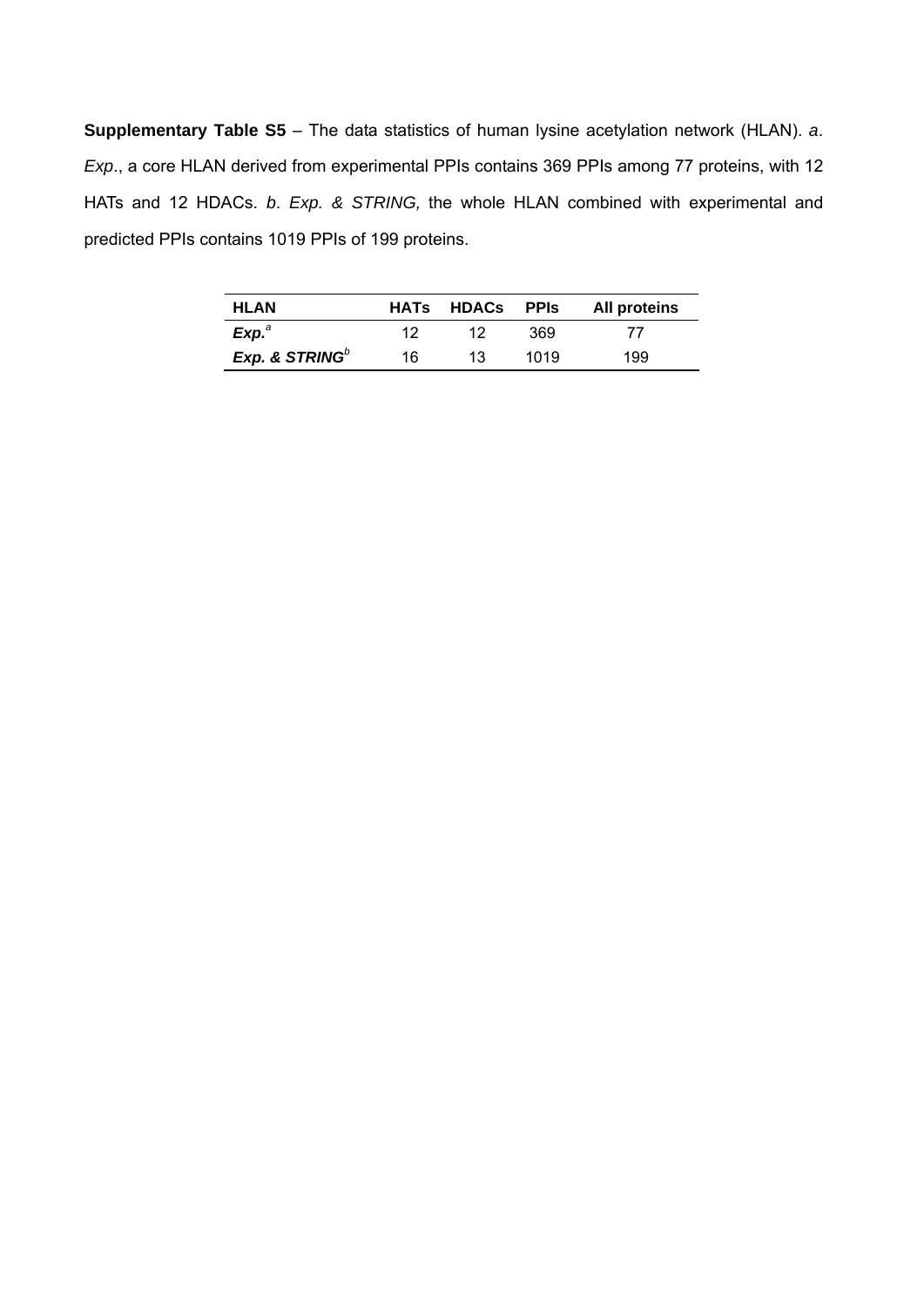**Supplementary Table S5** – The data statistics of human lysine acetylation network (HLAN). *a*. *Exp*., a core HLAN derived from experimental PPIs contains 369 PPIs among 77 proteins, with 12 HATs and 12 HDACs. *b*. *Exp. & STRING,* the whole HLAN combined with experimental and predicted PPIs contains 1019 PPIs of 199 proteins.

| HLAN | HATs | HDACs | PPIs | All proteins |
|---|---|---|---|---|
| ***Exp.***[a] | 12 | 12 | 369 | 77 |
| ***Exp. & STRING***[b] | 16 | 13 | 1019 | 199 |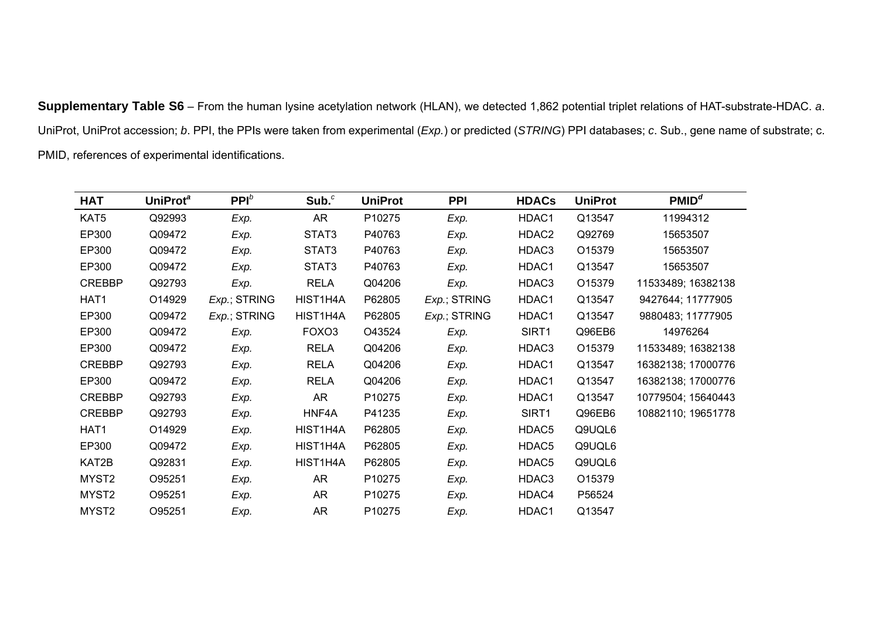**Supplementary Table S6** – From the human lysine acetylation network (HLAN), we detected 1,862 potential triplet relations of HAT-substrate-HDAC. *a*. UniProt, UniProt accession; *b*. PPI, the PPIs were taken from experimental (*Exp.*) or predicted (*STRING*) PPI databases; *c*. Sub., gene name of substrate; c. PMID, references of experimental identifications.

| HAT | UniProt[a] | PPI[b] | Sub.[c] | UniProt | PPI | HDACs | UniProt | PMID[d] |
|---|---|---|---|---|---|---|---|---|
| KAT5 | Q92993 | *Exp.* | AR | P10275 | *Exp.* | HDAC1 | Q13547 | 11994312 |
| EP300 | Q09472 | *Exp.* | STAT3 | P40763 | *Exp.* | HDAC2 | Q92769 | 15653507 |
| EP300 | Q09472 | *Exp.* | STAT3 | P40763 | *Exp.* | HDAC3 | O15379 | 15653507 |
| EP300 | Q09472 | *Exp.* | STAT3 | P40763 | *Exp.* | HDAC1 | Q13547 | 15653507 |
| CREBBP | Q92793 | *Exp.* | RELA | Q04206 | *Exp.* | HDAC3 | O15379 | 11533489; 16382138 |
| HAT1 | O14929 | *Exp.*; STRING | HIST1H4A | P62805 | *Exp.*; STRING | HDAC1 | Q13547 | 9427644; 11777905 |
| EP300 | Q09472 | *Exp.*; STRING | HIST1H4A | P62805 | *Exp.*; STRING | HDAC1 | Q13547 | 9880483; 11777905 |
| EP300 | Q09472 | *Exp.* | FOXO3 | O43524 | *Exp.* | SIRT1 | Q96EB6 | 14976264 |
| EP300 | Q09472 | *Exp.* | RELA | Q04206 | *Exp.* | HDAC3 | O15379 | 11533489; 16382138 |
| CREBBP | Q92793 | *Exp.* | RELA | Q04206 | *Exp.* | HDAC1 | Q13547 | 16382138; 17000776 |
| EP300 | Q09472 | *Exp.* | RELA | Q04206 | *Exp.* | HDAC1 | Q13547 | 16382138; 17000776 |
| CREBBP | Q92793 | *Exp.* | AR | P10275 | *Exp.* | HDAC1 | Q13547 | 10779504; 15640443 |
| CREBBP | Q92793 | *Exp.* | HNF4A | P41235 | *Exp.* | SIRT1 | Q96EB6 | 10882110; 19651778 |
| HAT1 | O14929 | *Exp.* | HIST1H4A | P62805 | *Exp.* | HDAC5 | Q9UQL6 | |
| EP300 | Q09472 | *Exp.* | HIST1H4A | P62805 | *Exp.* | HDAC5 | Q9UQL6 | |
| KAT2B | Q92831 | *Exp.* | HIST1H4A | P62805 | *Exp.* | HDAC5 | Q9UQL6 | |
| MYST2 | O95251 | *Exp.* | AR | P10275 | *Exp.* | HDAC3 | O15379 | |
| MYST2 | O95251 | *Exp.* | AR | P10275 | *Exp.* | HDAC4 | P56524 | |
| MYST2 | O95251 | *Exp.* | AR | P10275 | *Exp.* | HDAC1 | Q13547 | |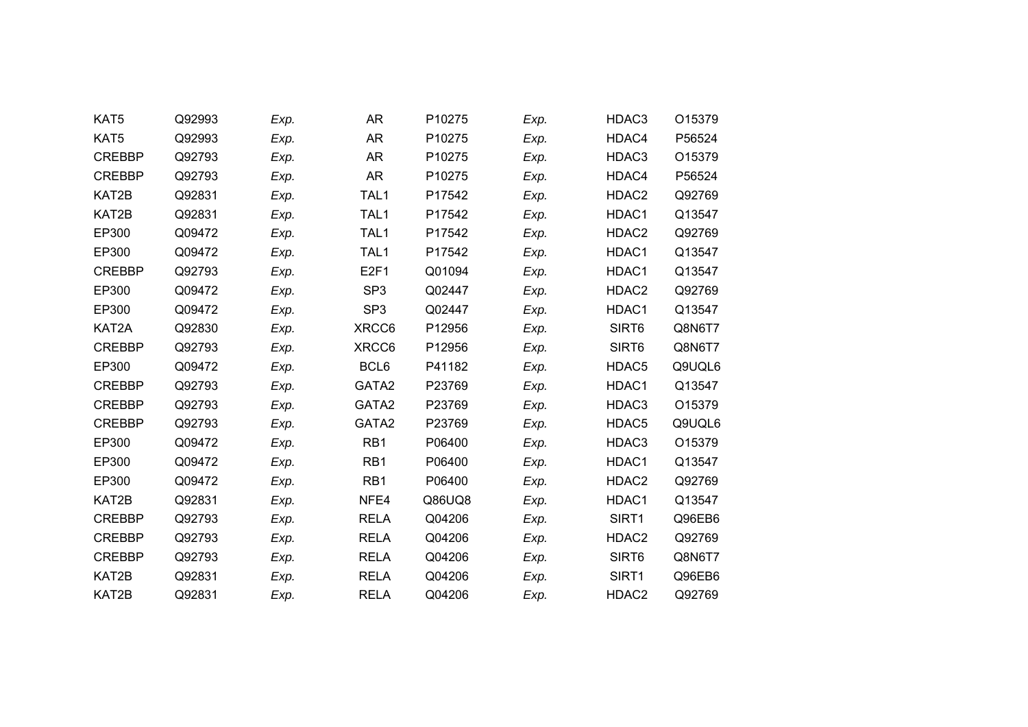| | | | | | | | |
|---|---|---|---|---|---|---|---|
| KAT5 | Q92993 | *Exp.* | AR | P10275 | *Exp.* | HDAC3 | O15379 |
| KAT5 | Q92993 | *Exp.* | AR | P10275 | *Exp.* | HDAC4 | P56524 |
| CREBBP | Q92793 | *Exp.* | AR | P10275 | *Exp.* | HDAC3 | O15379 |
| CREBBP | Q92793 | *Exp.* | AR | P10275 | *Exp.* | HDAC4 | P56524 |
| KAT2B | Q92831 | *Exp.* | TAL1 | P17542 | *Exp.* | HDAC2 | Q92769 |
| KAT2B | Q92831 | *Exp.* | TAL1 | P17542 | *Exp.* | HDAC1 | Q13547 |
| EP300 | Q09472 | *Exp.* | TAL1 | P17542 | *Exp.* | HDAC2 | Q92769 |
| EP300 | Q09472 | *Exp.* | TAL1 | P17542 | *Exp.* | HDAC1 | Q13547 |
| CREBBP | Q92793 | *Exp.* | E2F1 | Q01094 | *Exp.* | HDAC1 | Q13547 |
| EP300 | Q09472 | *Exp.* | SP3 | Q02447 | *Exp.* | HDAC2 | Q92769 |
| EP300 | Q09472 | *Exp.* | SP3 | Q02447 | *Exp.* | HDAC1 | Q13547 |
| KAT2A | Q92830 | *Exp.* | XRCC6 | P12956 | *Exp.* | SIRT6 | Q8N6T7 |
| CREBBP | Q92793 | *Exp.* | XRCC6 | P12956 | *Exp.* | SIRT6 | Q8N6T7 |
| EP300 | Q09472 | *Exp.* | BCL6 | P41182 | *Exp.* | HDAC5 | Q9UQL6 |
| CREBBP | Q92793 | *Exp.* | GATA2 | P23769 | *Exp.* | HDAC1 | Q13547 |
| CREBBP | Q92793 | *Exp.* | GATA2 | P23769 | *Exp.* | HDAC3 | O15379 |
| CREBBP | Q92793 | *Exp.* | GATA2 | P23769 | *Exp.* | HDAC5 | Q9UQL6 |
| EP300 | Q09472 | *Exp.* | RB1 | P06400 | *Exp.* | HDAC3 | O15379 |
| EP300 | Q09472 | *Exp.* | RB1 | P06400 | *Exp.* | HDAC1 | Q13547 |
| EP300 | Q09472 | *Exp.* | RB1 | P06400 | *Exp.* | HDAC2 | Q92769 |
| KAT2B | Q92831 | *Exp.* | NFE4 | Q86UQ8 | *Exp.* | HDAC1 | Q13547 |
| CREBBP | Q92793 | *Exp.* | RELA | Q04206 | *Exp.* | SIRT1 | Q96EB6 |
| CREBBP | Q92793 | *Exp.* | RELA | Q04206 | *Exp.* | HDAC2 | Q92769 |
| CREBBP | Q92793 | *Exp.* | RELA | Q04206 | *Exp.* | SIRT6 | Q8N6T7 |
| KAT2B | Q92831 | *Exp.* | RELA | Q04206 | *Exp.* | SIRT1 | Q96EB6 |
| KAT2B | Q92831 | *Exp.* | RELA | Q04206 | *Exp.* | HDAC2 | Q92769 |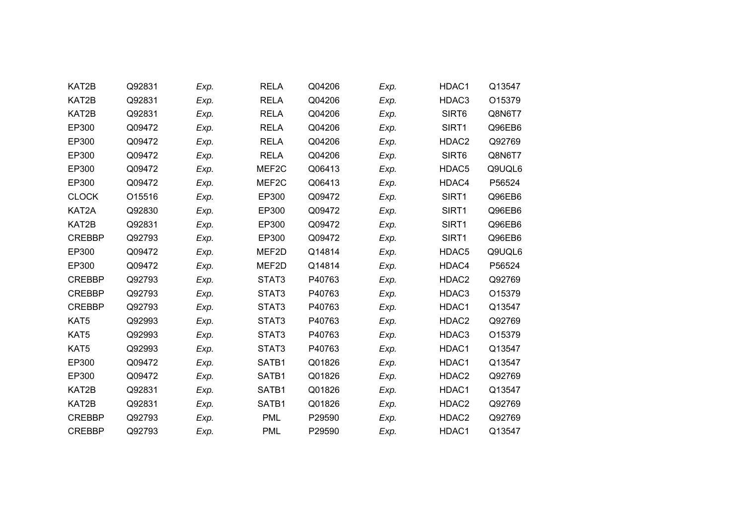| | | | | | | | |
|---|---|---|---|---|---|---|---|
| KAT2B | Q92831 | *Exp.* | RELA | Q04206 | *Exp.* | HDAC1 | Q13547 |
| KAT2B | Q92831 | *Exp.* | RELA | Q04206 | *Exp.* | HDAC3 | O15379 |
| KAT2B | Q92831 | *Exp.* | RELA | Q04206 | *Exp.* | SIRT6 | Q8N6T7 |
| EP300 | Q09472 | *Exp.* | RELA | Q04206 | *Exp.* | SIRT1 | Q96EB6 |
| EP300 | Q09472 | *Exp.* | RELA | Q04206 | *Exp.* | HDAC2 | Q92769 |
| EP300 | Q09472 | *Exp.* | RELA | Q04206 | *Exp.* | SIRT6 | Q8N6T7 |
| EP300 | Q09472 | *Exp.* | MEF2C | Q06413 | *Exp.* | HDAC5 | Q9UQL6 |
| EP300 | Q09472 | *Exp.* | MEF2C | Q06413 | *Exp.* | HDAC4 | P56524 |
| CLOCK | O15516 | *Exp.* | EP300 | Q09472 | *Exp.* | SIRT1 | Q96EB6 |
| KAT2A | Q92830 | *Exp.* | EP300 | Q09472 | *Exp.* | SIRT1 | Q96EB6 |
| KAT2B | Q92831 | *Exp.* | EP300 | Q09472 | *Exp.* | SIRT1 | Q96EB6 |
| CREBBP | Q92793 | *Exp.* | EP300 | Q09472 | *Exp.* | SIRT1 | Q96EB6 |
| EP300 | Q09472 | *Exp.* | MEF2D | Q14814 | *Exp.* | HDAC5 | Q9UQL6 |
| EP300 | Q09472 | *Exp.* | MEF2D | Q14814 | *Exp.* | HDAC4 | P56524 |
| CREBBP | Q92793 | *Exp.* | STAT3 | P40763 | *Exp.* | HDAC2 | Q92769 |
| CREBBP | Q92793 | *Exp.* | STAT3 | P40763 | *Exp.* | HDAC3 | O15379 |
| CREBBP | Q92793 | *Exp.* | STAT3 | P40763 | *Exp.* | HDAC1 | Q13547 |
| KAT5 | Q92993 | *Exp.* | STAT3 | P40763 | *Exp.* | HDAC2 | Q92769 |
| KAT5 | Q92993 | *Exp.* | STAT3 | P40763 | *Exp.* | HDAC3 | O15379 |
| KAT5 | Q92993 | *Exp.* | STAT3 | P40763 | *Exp.* | HDAC1 | Q13547 |
| EP300 | Q09472 | *Exp.* | SATB1 | Q01826 | *Exp.* | HDAC1 | Q13547 |
| EP300 | Q09472 | *Exp.* | SATB1 | Q01826 | *Exp.* | HDAC2 | Q92769 |
| KAT2B | Q92831 | *Exp.* | SATB1 | Q01826 | *Exp.* | HDAC1 | Q13547 |
| KAT2B | Q92831 | *Exp.* | SATB1 | Q01826 | *Exp.* | HDAC2 | Q92769 |
| CREBBP | Q92793 | *Exp.* | PML | P29590 | *Exp.* | HDAC2 | Q92769 |
| CREBBP | Q92793 | *Exp.* | PML | P29590 | *Exp.* | HDAC1 | Q13547 |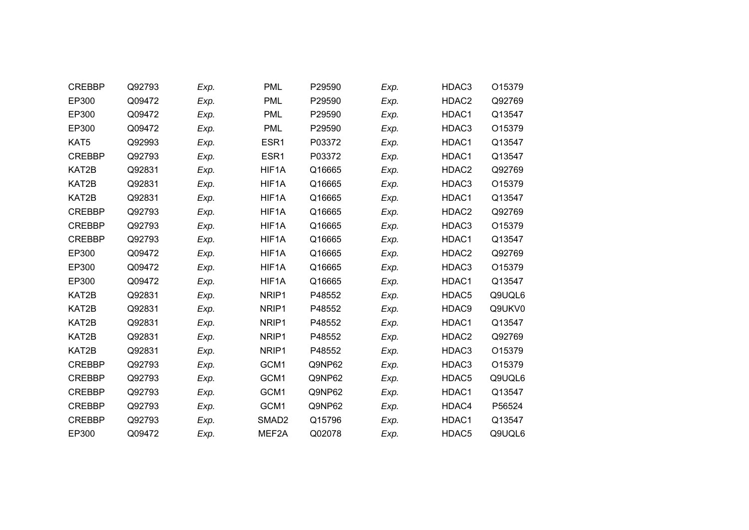| | | | | | | | |
|---|---|---|---|---|---|---|---|
| CREBBP | Q92793 | *Exp.* | PML | P29590 | *Exp.* | HDAC3 | O15379 |
| EP300 | Q09472 | *Exp.* | PML | P29590 | *Exp.* | HDAC2 | Q92769 |
| EP300 | Q09472 | *Exp.* | PML | P29590 | *Exp.* | HDAC1 | Q13547 |
| EP300 | Q09472 | *Exp.* | PML | P29590 | *Exp.* | HDAC3 | O15379 |
| KAT5 | Q92993 | *Exp.* | ESR1 | P03372 | *Exp.* | HDAC1 | Q13547 |
| CREBBP | Q92793 | *Exp.* | ESR1 | P03372 | *Exp.* | HDAC1 | Q13547 |
| KAT2B | Q92831 | *Exp.* | HIF1A | Q16665 | *Exp.* | HDAC2 | Q92769 |
| KAT2B | Q92831 | *Exp.* | HIF1A | Q16665 | *Exp.* | HDAC3 | O15379 |
| KAT2B | Q92831 | *Exp.* | HIF1A | Q16665 | *Exp.* | HDAC1 | Q13547 |
| CREBBP | Q92793 | *Exp.* | HIF1A | Q16665 | *Exp.* | HDAC2 | Q92769 |
| CREBBP | Q92793 | *Exp.* | HIF1A | Q16665 | *Exp.* | HDAC3 | O15379 |
| CREBBP | Q92793 | *Exp.* | HIF1A | Q16665 | *Exp.* | HDAC1 | Q13547 |
| EP300 | Q09472 | *Exp.* | HIF1A | Q16665 | *Exp.* | HDAC2 | Q92769 |
| EP300 | Q09472 | *Exp.* | HIF1A | Q16665 | *Exp.* | HDAC3 | O15379 |
| EP300 | Q09472 | *Exp.* | HIF1A | Q16665 | *Exp.* | HDAC1 | Q13547 |
| KAT2B | Q92831 | *Exp.* | NRIP1 | P48552 | *Exp.* | HDAC5 | Q9UQL6 |
| KAT2B | Q92831 | *Exp.* | NRIP1 | P48552 | *Exp.* | HDAC9 | Q9UKV0 |
| KAT2B | Q92831 | *Exp.* | NRIP1 | P48552 | *Exp.* | HDAC1 | Q13547 |
| KAT2B | Q92831 | *Exp.* | NRIP1 | P48552 | *Exp.* | HDAC2 | Q92769 |
| KAT2B | Q92831 | *Exp.* | NRIP1 | P48552 | *Exp.* | HDAC3 | O15379 |
| CREBBP | Q92793 | *Exp.* | GCM1 | Q9NP62 | *Exp.* | HDAC3 | O15379 |
| CREBBP | Q92793 | *Exp.* | GCM1 | Q9NP62 | *Exp.* | HDAC5 | Q9UQL6 |
| CREBBP | Q92793 | *Exp.* | GCM1 | Q9NP62 | *Exp.* | HDAC1 | Q13547 |
| CREBBP | Q92793 | *Exp.* | GCM1 | Q9NP62 | *Exp.* | HDAC4 | P56524 |
| CREBBP | Q92793 | *Exp.* | SMAD2 | Q15796 | *Exp.* | HDAC1 | Q13547 |
| EP300 | Q09472 | *Exp.* | MEF2A | Q02078 | *Exp.* | HDAC5 | Q9UQL6 |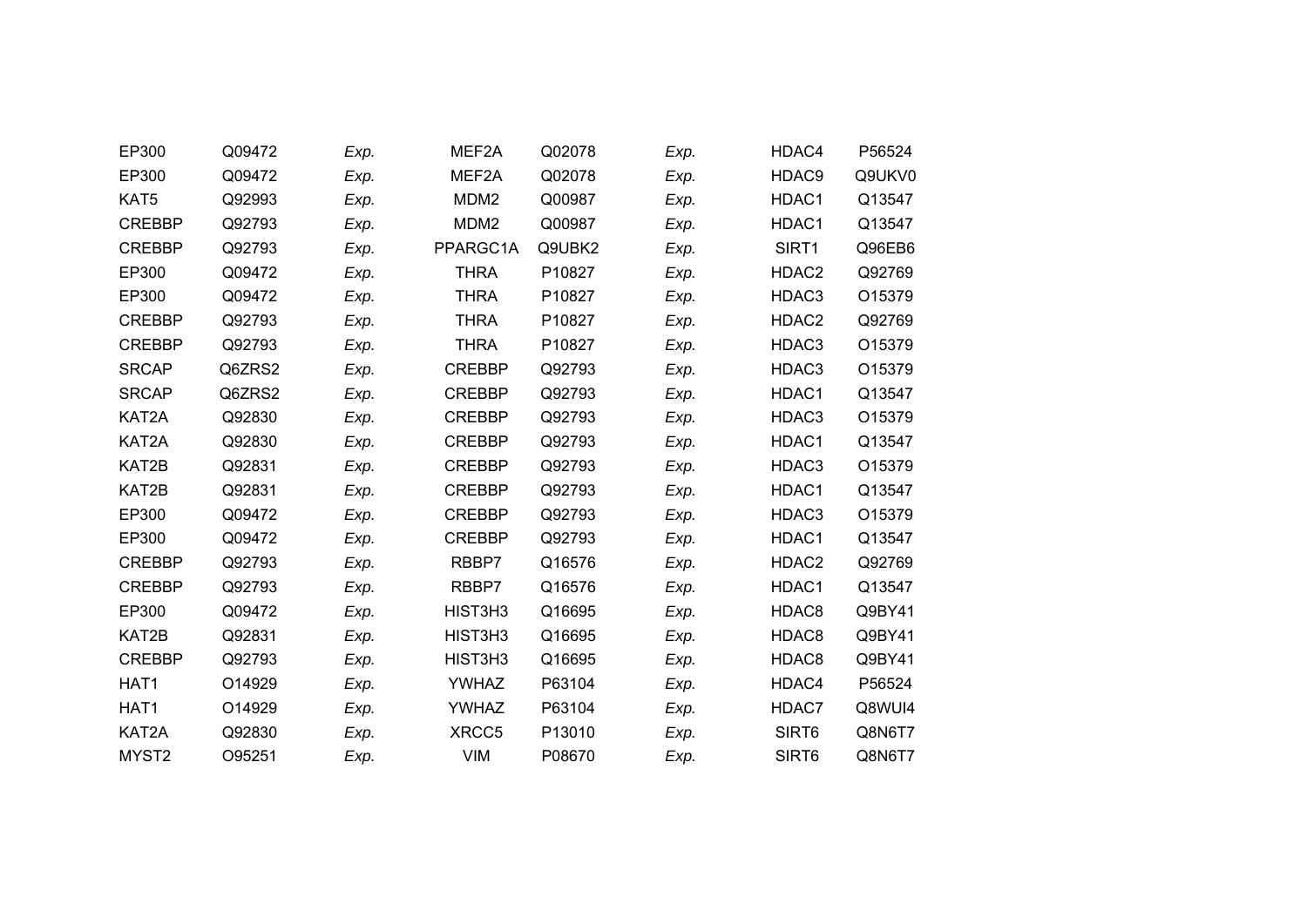| | | | | | | | |
|---|---|---|---|---|---|---|---|
| EP300 | Q09472 | *Exp.* | MEF2A | Q02078 | *Exp.* | HDAC4 | P56524 |
| EP300 | Q09472 | *Exp.* | MEF2A | Q02078 | *Exp.* | HDAC9 | Q9UKV0 |
| KAT5 | Q92993 | *Exp.* | MDM2 | Q00987 | *Exp.* | HDAC1 | Q13547 |
| CREBBP | Q92793 | *Exp.* | MDM2 | Q00987 | *Exp.* | HDAC1 | Q13547 |
| CREBBP | Q92793 | *Exp.* | PPARGC1A | Q9UBK2 | *Exp.* | SIRT1 | Q96EB6 |
| EP300 | Q09472 | *Exp.* | THRA | P10827 | *Exp.* | HDAC2 | Q92769 |
| EP300 | Q09472 | *Exp.* | THRA | P10827 | *Exp.* | HDAC3 | O15379 |
| CREBBP | Q92793 | *Exp.* | THRA | P10827 | *Exp.* | HDAC2 | Q92769 |
| CREBBP | Q92793 | *Exp.* | THRA | P10827 | *Exp.* | HDAC3 | O15379 |
| SRCAP | Q6ZRS2 | *Exp.* | CREBBP | Q92793 | *Exp.* | HDAC3 | O15379 |
| SRCAP | Q6ZRS2 | *Exp.* | CREBBP | Q92793 | *Exp.* | HDAC1 | Q13547 |
| KAT2A | Q92830 | *Exp.* | CREBBP | Q92793 | *Exp.* | HDAC3 | O15379 |
| KAT2A | Q92830 | *Exp.* | CREBBP | Q92793 | *Exp.* | HDAC1 | Q13547 |
| KAT2B | Q92831 | *Exp.* | CREBBP | Q92793 | *Exp.* | HDAC3 | O15379 |
| KAT2B | Q92831 | *Exp.* | CREBBP | Q92793 | *Exp.* | HDAC1 | Q13547 |
| EP300 | Q09472 | *Exp.* | CREBBP | Q92793 | *Exp.* | HDAC3 | O15379 |
| EP300 | Q09472 | *Exp.* | CREBBP | Q92793 | *Exp.* | HDAC1 | Q13547 |
| CREBBP | Q92793 | *Exp.* | RBBP7 | Q16576 | *Exp.* | HDAC2 | Q92769 |
| CREBBP | Q92793 | *Exp.* | RBBP7 | Q16576 | *Exp.* | HDAC1 | Q13547 |
| EP300 | Q09472 | *Exp.* | HIST3H3 | Q16695 | *Exp.* | HDAC8 | Q9BY41 |
| KAT2B | Q92831 | *Exp.* | HIST3H3 | Q16695 | *Exp.* | HDAC8 | Q9BY41 |
| CREBBP | Q92793 | *Exp.* | HIST3H3 | Q16695 | *Exp.* | HDAC8 | Q9BY41 |
| HAT1 | O14929 | *Exp.* | YWHAZ | P63104 | *Exp.* | HDAC4 | P56524 |
| HAT1 | O14929 | *Exp.* | YWHAZ | P63104 | *Exp.* | HDAC7 | Q8WUI4 |
| KAT2A | Q92830 | *Exp.* | XRCC5 | P13010 | *Exp.* | SIRT6 | Q8N6T7 |
| MYST2 | O95251 | *Exp.* | VIM | P08670 | *Exp.* | SIRT6 | Q8N6T7 |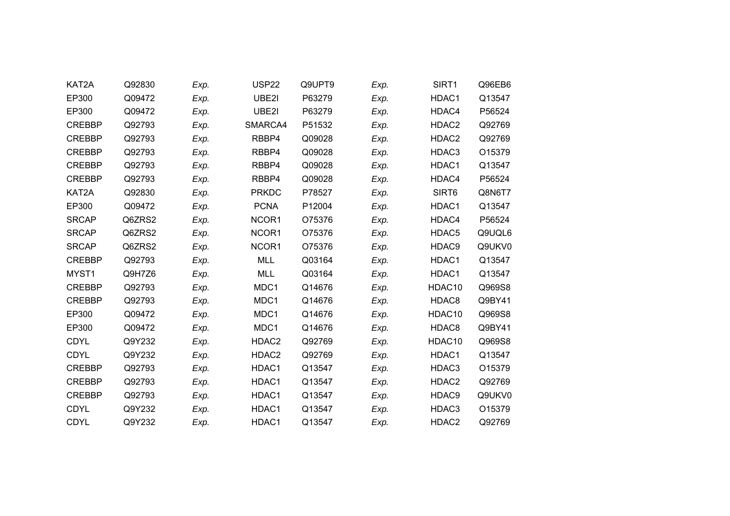| | | | | | | | |
|---|---|---|---|---|---|---|---|
| KAT2A | Q92830 | *Exp.* | USP22 | Q9UPT9 | *Exp.* | SIRT1 | Q96EB6 |
| EP300 | Q09472 | *Exp.* | UBE2I | P63279 | *Exp.* | HDAC1 | Q13547 |
| EP300 | Q09472 | *Exp.* | UBE2I | P63279 | *Exp.* | HDAC4 | P56524 |
| CREBBP | Q92793 | *Exp.* | SMARCA4 | P51532 | *Exp.* | HDAC2 | Q92769 |
| CREBBP | Q92793 | *Exp.* | RBBP4 | Q09028 | *Exp.* | HDAC2 | Q92769 |
| CREBBP | Q92793 | *Exp.* | RBBP4 | Q09028 | *Exp.* | HDAC3 | O15379 |
| CREBBP | Q92793 | *Exp.* | RBBP4 | Q09028 | *Exp.* | HDAC1 | Q13547 |
| CREBBP | Q92793 | *Exp.* | RBBP4 | Q09028 | *Exp.* | HDAC4 | P56524 |
| KAT2A | Q92830 | *Exp.* | PRKDC | P78527 | *Exp.* | SIRT6 | Q8N6T7 |
| EP300 | Q09472 | *Exp.* | PCNA | P12004 | *Exp.* | HDAC1 | Q13547 |
| SRCAP | Q6ZRS2 | *Exp.* | NCOR1 | O75376 | *Exp.* | HDAC4 | P56524 |
| SRCAP | Q6ZRS2 | *Exp.* | NCOR1 | O75376 | *Exp.* | HDAC5 | Q9UQL6 |
| SRCAP | Q6ZRS2 | *Exp.* | NCOR1 | O75376 | *Exp.* | HDAC9 | Q9UKV0 |
| CREBBP | Q92793 | *Exp.* | MLL | Q03164 | *Exp.* | HDAC1 | Q13547 |
| MYST1 | Q9H7Z6 | *Exp.* | MLL | Q03164 | *Exp.* | HDAC1 | Q13547 |
| CREBBP | Q92793 | *Exp.* | MDC1 | Q14676 | *Exp.* | HDAC10 | Q969S8 |
| CREBBP | Q92793 | *Exp.* | MDC1 | Q14676 | *Exp.* | HDAC8 | Q9BY41 |
| EP300 | Q09472 | *Exp.* | MDC1 | Q14676 | *Exp.* | HDAC10 | Q969S8 |
| EP300 | Q09472 | *Exp.* | MDC1 | Q14676 | *Exp.* | HDAC8 | Q9BY41 |
| CDYL | Q9Y232 | *Exp.* | HDAC2 | Q92769 | *Exp.* | HDAC10 | Q969S8 |
| CDYL | Q9Y232 | *Exp.* | HDAC2 | Q92769 | *Exp.* | HDAC1 | Q13547 |
| CREBBP | Q92793 | *Exp.* | HDAC1 | Q13547 | *Exp.* | HDAC3 | O15379 |
| CREBBP | Q92793 | *Exp.* | HDAC1 | Q13547 | *Exp.* | HDAC2 | Q92769 |
| CREBBP | Q92793 | *Exp.* | HDAC1 | Q13547 | *Exp.* | HDAC9 | Q9UKV0 |
| CDYL | Q9Y232 | *Exp.* | HDAC1 | Q13547 | *Exp.* | HDAC3 | O15379 |
| CDYL | Q9Y232 | *Exp.* | HDAC1 | Q13547 | *Exp.* | HDAC2 | Q92769 |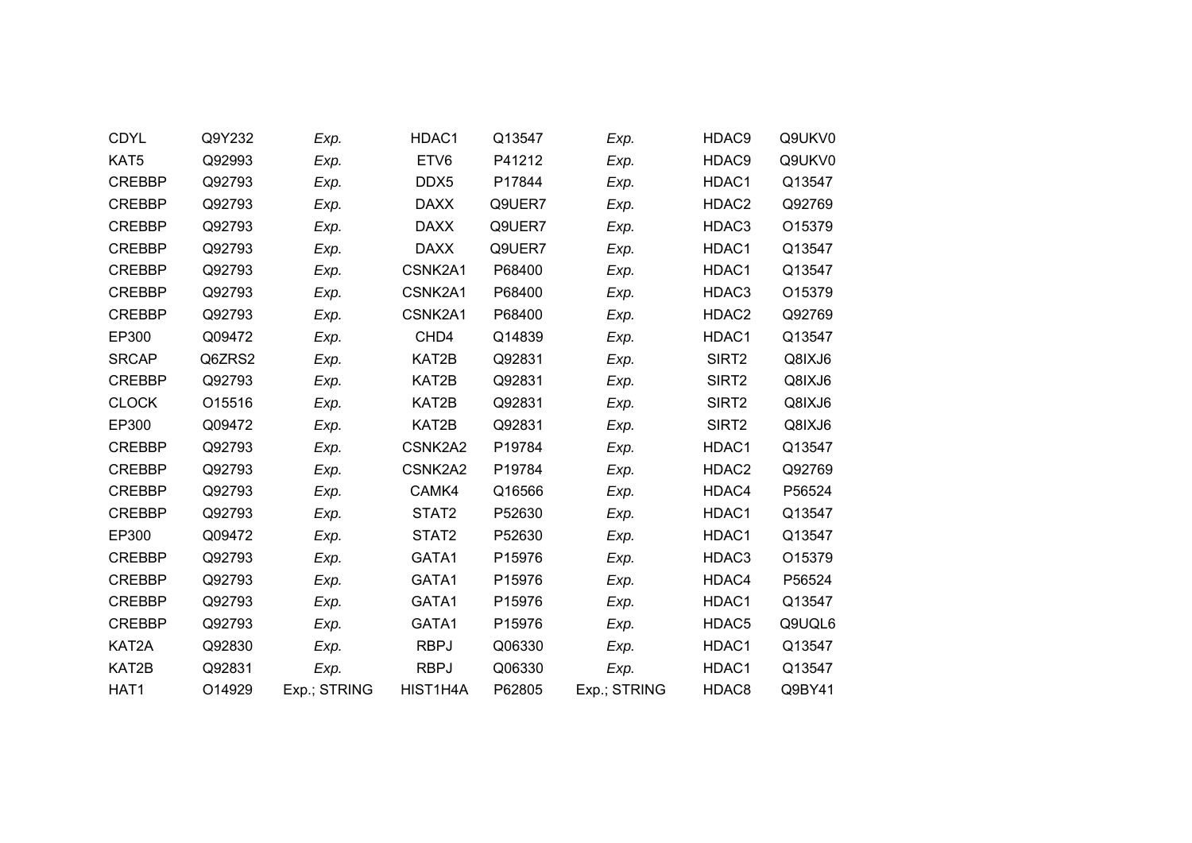| | | | | | | | |
|---|---|---|---|---|---|---|---|
| CDYL | Q9Y232 | *Exp.* | HDAC1 | Q13547 | *Exp.* | HDAC9 | Q9UKV0 |
| KAT5 | Q92993 | *Exp.* | ETV6 | P41212 | *Exp.* | HDAC9 | Q9UKV0 |
| CREBBP | Q92793 | *Exp.* | DDX5 | P17844 | *Exp.* | HDAC1 | Q13547 |
| CREBBP | Q92793 | *Exp.* | DAXX | Q9UER7 | *Exp.* | HDAC2 | Q92769 |
| CREBBP | Q92793 | *Exp.* | DAXX | Q9UER7 | *Exp.* | HDAC3 | O15379 |
| CREBBP | Q92793 | *Exp.* | DAXX | Q9UER7 | *Exp.* | HDAC1 | Q13547 |
| CREBBP | Q92793 | *Exp.* | CSNK2A1 | P68400 | *Exp.* | HDAC1 | Q13547 |
| CREBBP | Q92793 | *Exp.* | CSNK2A1 | P68400 | *Exp.* | HDAC3 | O15379 |
| CREBBP | Q92793 | *Exp.* | CSNK2A1 | P68400 | *Exp.* | HDAC2 | Q92769 |
| EP300 | Q09472 | *Exp.* | CHD4 | Q14839 | *Exp.* | HDAC1 | Q13547 |
| SRCAP | Q6ZRS2 | *Exp.* | KAT2B | Q92831 | *Exp.* | SIRT2 | Q8IXJ6 |
| CREBBP | Q92793 | *Exp.* | KAT2B | Q92831 | *Exp.* | SIRT2 | Q8IXJ6 |
| CLOCK | O15516 | *Exp.* | KAT2B | Q92831 | *Exp.* | SIRT2 | Q8IXJ6 |
| EP300 | Q09472 | *Exp.* | KAT2B | Q92831 | *Exp.* | SIRT2 | Q8IXJ6 |
| CREBBP | Q92793 | *Exp.* | CSNK2A2 | P19784 | *Exp.* | HDAC1 | Q13547 |
| CREBBP | Q92793 | *Exp.* | CSNK2A2 | P19784 | *Exp.* | HDAC2 | Q92769 |
| CREBBP | Q92793 | *Exp.* | CAMK4 | Q16566 | *Exp.* | HDAC4 | P56524 |
| CREBBP | Q92793 | *Exp.* | STAT2 | P52630 | *Exp.* | HDAC1 | Q13547 |
| EP300 | Q09472 | *Exp.* | STAT2 | P52630 | *Exp.* | HDAC1 | Q13547 |
| CREBBP | Q92793 | *Exp.* | GATA1 | P15976 | *Exp.* | HDAC3 | O15379 |
| CREBBP | Q92793 | *Exp.* | GATA1 | P15976 | *Exp.* | HDAC4 | P56524 |
| CREBBP | Q92793 | *Exp.* | GATA1 | P15976 | *Exp.* | HDAC1 | Q13547 |
| CREBBP | Q92793 | *Exp.* | GATA1 | P15976 | *Exp.* | HDAC5 | Q9UQL6 |
| KAT2A | Q92830 | *Exp.* | RBPJ | Q06330 | *Exp.* | HDAC1 | Q13547 |
| KAT2B | Q92831 | *Exp.* | RBPJ | Q06330 | *Exp.* | HDAC1 | Q13547 |
| HAT1 | O14929 | Exp.; STRING | HIST1H4A | P62805 | Exp.; STRING | HDAC8 | Q9BY41 |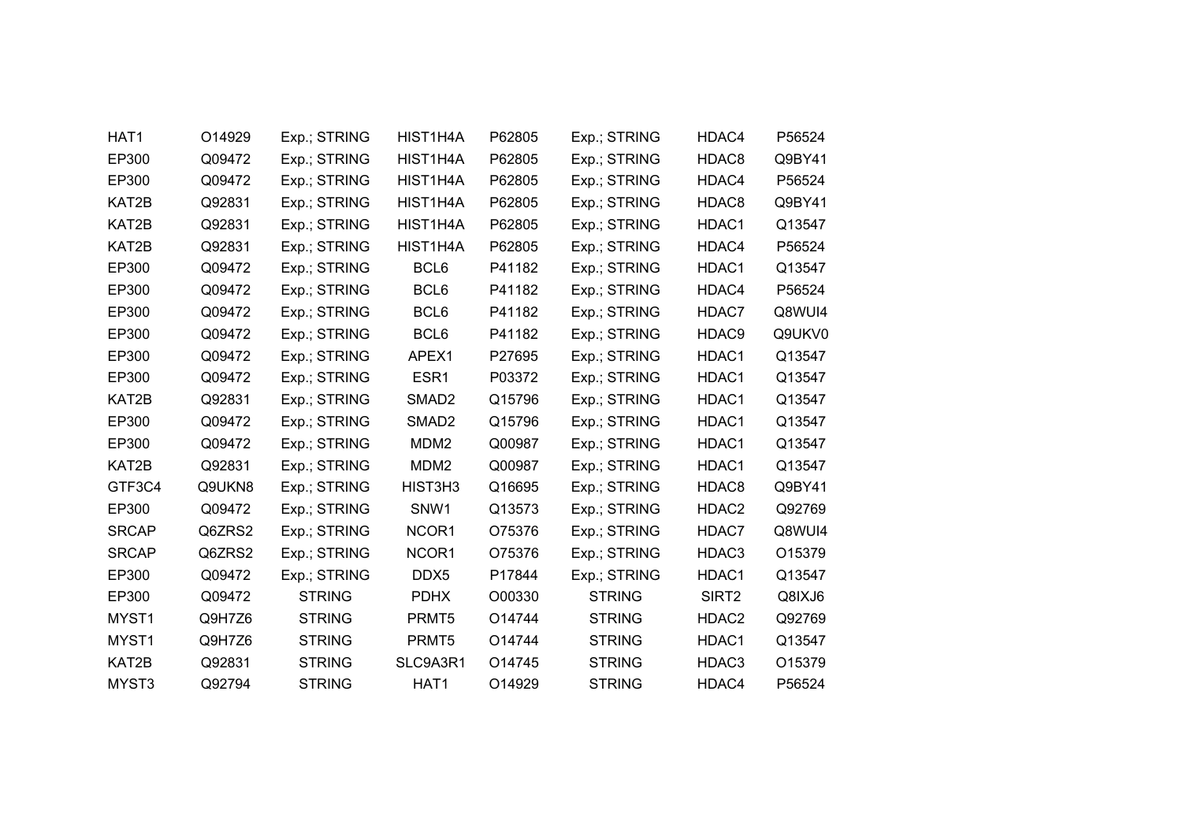| | | | | | | | |
|---|---|---|---|---|---|---|---|
| HAT1 | O14929 | Exp.; STRING | HIST1H4A | P62805 | Exp.; STRING | HDAC4 | P56524 |
| EP300 | Q09472 | Exp.; STRING | HIST1H4A | P62805 | Exp.; STRING | HDAC8 | Q9BY41 |
| EP300 | Q09472 | Exp.; STRING | HIST1H4A | P62805 | Exp.; STRING | HDAC4 | P56524 |
| KAT2B | Q92831 | Exp.; STRING | HIST1H4A | P62805 | Exp.; STRING | HDAC8 | Q9BY41 |
| KAT2B | Q92831 | Exp.; STRING | HIST1H4A | P62805 | Exp.; STRING | HDAC1 | Q13547 |
| KAT2B | Q92831 | Exp.; STRING | HIST1H4A | P62805 | Exp.; STRING | HDAC4 | P56524 |
| EP300 | Q09472 | Exp.; STRING | BCL6 | P41182 | Exp.; STRING | HDAC1 | Q13547 |
| EP300 | Q09472 | Exp.; STRING | BCL6 | P41182 | Exp.; STRING | HDAC4 | P56524 |
| EP300 | Q09472 | Exp.; STRING | BCL6 | P41182 | Exp.; STRING | HDAC7 | Q8WUI4 |
| EP300 | Q09472 | Exp.; STRING | BCL6 | P41182 | Exp.; STRING | HDAC9 | Q9UKV0 |
| EP300 | Q09472 | Exp.; STRING | APEX1 | P27695 | Exp.; STRING | HDAC1 | Q13547 |
| EP300 | Q09472 | Exp.; STRING | ESR1 | P03372 | Exp.; STRING | HDAC1 | Q13547 |
| KAT2B | Q92831 | Exp.; STRING | SMAD2 | Q15796 | Exp.; STRING | HDAC1 | Q13547 |
| EP300 | Q09472 | Exp.; STRING | SMAD2 | Q15796 | Exp.; STRING | HDAC1 | Q13547 |
| EP300 | Q09472 | Exp.; STRING | MDM2 | Q00987 | Exp.; STRING | HDAC1 | Q13547 |
| KAT2B | Q92831 | Exp.; STRING | MDM2 | Q00987 | Exp.; STRING | HDAC1 | Q13547 |
| GTF3C4 | Q9UKN8 | Exp.; STRING | HIST3H3 | Q16695 | Exp.; STRING | HDAC8 | Q9BY41 |
| EP300 | Q09472 | Exp.; STRING | SNW1 | Q13573 | Exp.; STRING | HDAC2 | Q92769 |
| SRCAP | Q6ZRS2 | Exp.; STRING | NCOR1 | O75376 | Exp.; STRING | HDAC7 | Q8WUI4 |
| SRCAP | Q6ZRS2 | Exp.; STRING | NCOR1 | O75376 | Exp.; STRING | HDAC3 | O15379 |
| EP300 | Q09472 | Exp.; STRING | DDX5 | P17844 | Exp.; STRING | HDAC1 | Q13547 |
| EP300 | Q09472 | STRING | PDHX | O00330 | STRING | SIRT2 | Q8IXJ6 |
| MYST1 | Q9H7Z6 | STRING | PRMT5 | O14744 | STRING | HDAC2 | Q92769 |
| MYST1 | Q9H7Z6 | STRING | PRMT5 | O14744 | STRING | HDAC1 | Q13547 |
| KAT2B | Q92831 | STRING | SLC9A3R1 | O14745 | STRING | HDAC3 | O15379 |
| MYST3 | Q92794 | STRING | HAT1 | O14929 | STRING | HDAC4 | P56524 |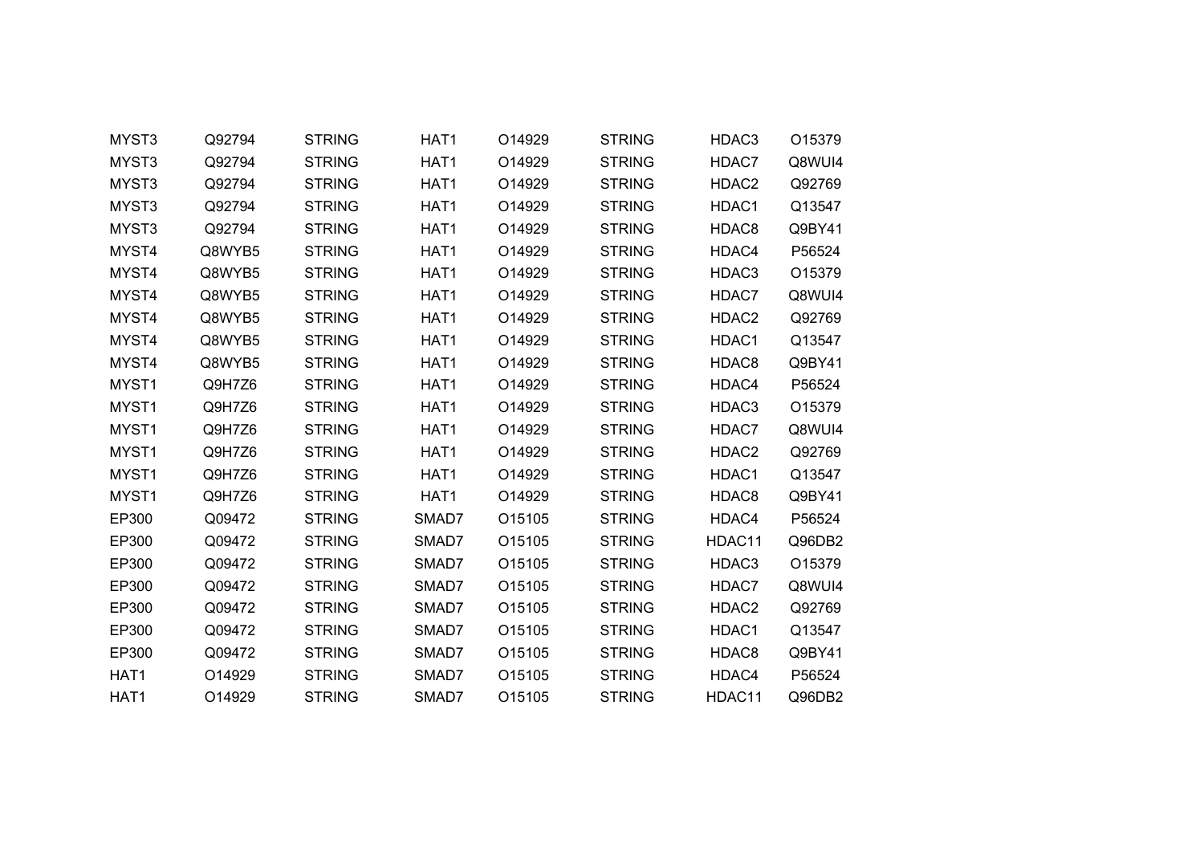| | | | | | | | |
|---|---|---|---|---|---|---|---|
| MYST3 | Q92794 | STRING | HAT1 | O14929 | STRING | HDAC3 | O15379 |
| MYST3 | Q92794 | STRING | HAT1 | O14929 | STRING | HDAC7 | Q8WUI4 |
| MYST3 | Q92794 | STRING | HAT1 | O14929 | STRING | HDAC2 | Q92769 |
| MYST3 | Q92794 | STRING | HAT1 | O14929 | STRING | HDAC1 | Q13547 |
| MYST3 | Q92794 | STRING | HAT1 | O14929 | STRING | HDAC8 | Q9BY41 |
| MYST4 | Q8WYB5 | STRING | HAT1 | O14929 | STRING | HDAC4 | P56524 |
| MYST4 | Q8WYB5 | STRING | HAT1 | O14929 | STRING | HDAC3 | O15379 |
| MYST4 | Q8WYB5 | STRING | HAT1 | O14929 | STRING | HDAC7 | Q8WUI4 |
| MYST4 | Q8WYB5 | STRING | HAT1 | O14929 | STRING | HDAC2 | Q92769 |
| MYST4 | Q8WYB5 | STRING | HAT1 | O14929 | STRING | HDAC1 | Q13547 |
| MYST4 | Q8WYB5 | STRING | HAT1 | O14929 | STRING | HDAC8 | Q9BY41 |
| MYST1 | Q9H7Z6 | STRING | HAT1 | O14929 | STRING | HDAC4 | P56524 |
| MYST1 | Q9H7Z6 | STRING | HAT1 | O14929 | STRING | HDAC3 | O15379 |
| MYST1 | Q9H7Z6 | STRING | HAT1 | O14929 | STRING | HDAC7 | Q8WUI4 |
| MYST1 | Q9H7Z6 | STRING | HAT1 | O14929 | STRING | HDAC2 | Q92769 |
| MYST1 | Q9H7Z6 | STRING | HAT1 | O14929 | STRING | HDAC1 | Q13547 |
| MYST1 | Q9H7Z6 | STRING | HAT1 | O14929 | STRING | HDAC8 | Q9BY41 |
| EP300 | Q09472 | STRING | SMAD7 | O15105 | STRING | HDAC4 | P56524 |
| EP300 | Q09472 | STRING | SMAD7 | O15105 | STRING | HDAC11 | Q96DB2 |
| EP300 | Q09472 | STRING | SMAD7 | O15105 | STRING | HDAC3 | O15379 |
| EP300 | Q09472 | STRING | SMAD7 | O15105 | STRING | HDAC7 | Q8WUI4 |
| EP300 | Q09472 | STRING | SMAD7 | O15105 | STRING | HDAC2 | Q92769 |
| EP300 | Q09472 | STRING | SMAD7 | O15105 | STRING | HDAC1 | Q13547 |
| EP300 | Q09472 | STRING | SMAD7 | O15105 | STRING | HDAC8 | Q9BY41 |
| HAT1 | O14929 | STRING | SMAD7 | O15105 | STRING | HDAC4 | P56524 |
| HAT1 | O14929 | STRING | SMAD7 | O15105 | STRING | HDAC11 | Q96DB2 |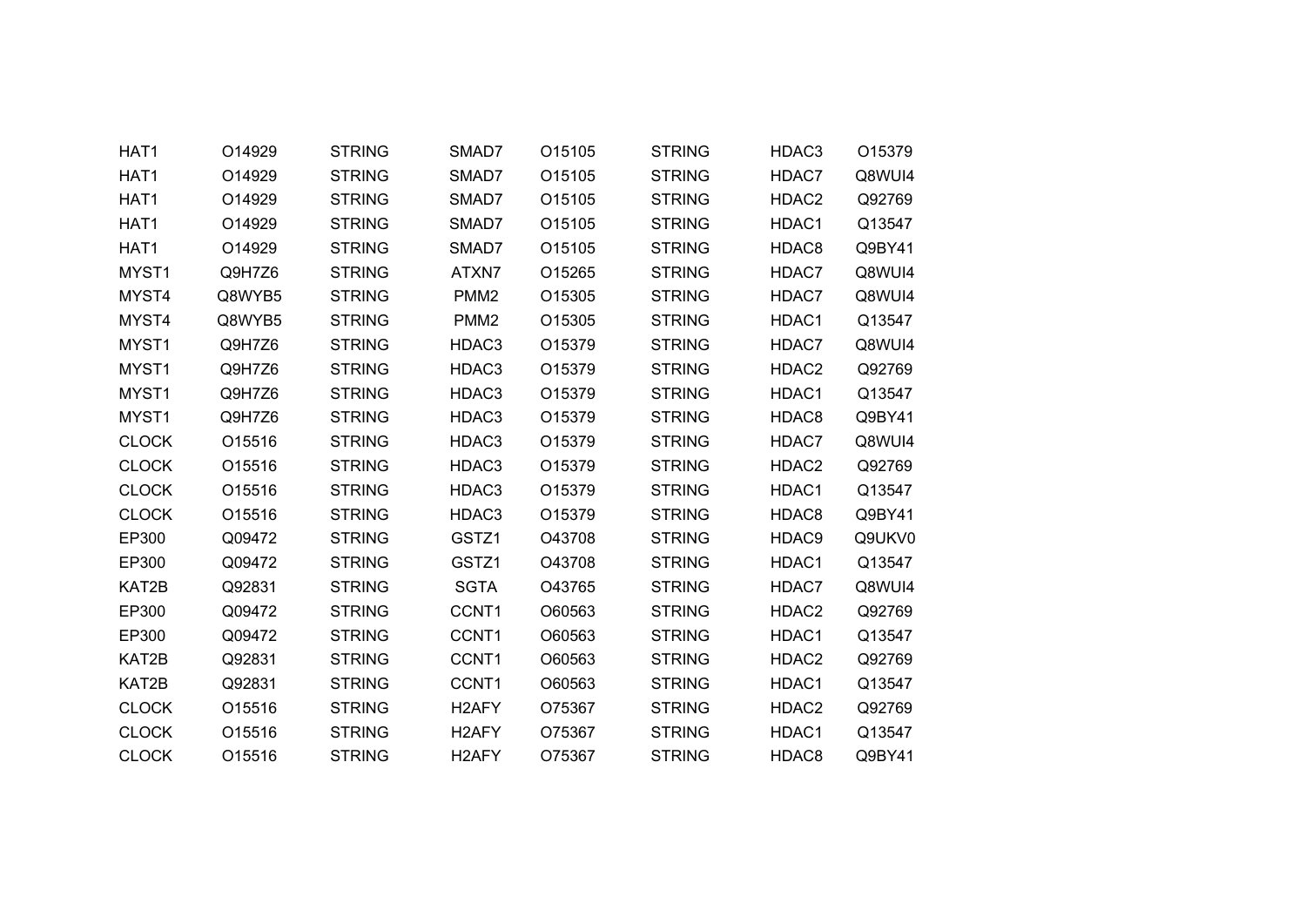| | | | | | | | |
|---|---|---|---|---|---|---|---|
| HAT1 | O14929 | STRING | SMAD7 | O15105 | STRING | HDAC3 | O15379 |
| HAT1 | O14929 | STRING | SMAD7 | O15105 | STRING | HDAC7 | Q8WUI4 |
| HAT1 | O14929 | STRING | SMAD7 | O15105 | STRING | HDAC2 | Q92769 |
| HAT1 | O14929 | STRING | SMAD7 | O15105 | STRING | HDAC1 | Q13547 |
| HAT1 | O14929 | STRING | SMAD7 | O15105 | STRING | HDAC8 | Q9BY41 |
| MYST1 | Q9H7Z6 | STRING | ATXN7 | O15265 | STRING | HDAC7 | Q8WUI4 |
| MYST4 | Q8WYB5 | STRING | PMM2 | O15305 | STRING | HDAC7 | Q8WUI4 |
| MYST4 | Q8WYB5 | STRING | PMM2 | O15305 | STRING | HDAC1 | Q13547 |
| MYST1 | Q9H7Z6 | STRING | HDAC3 | O15379 | STRING | HDAC7 | Q8WUI4 |
| MYST1 | Q9H7Z6 | STRING | HDAC3 | O15379 | STRING | HDAC2 | Q92769 |
| MYST1 | Q9H7Z6 | STRING | HDAC3 | O15379 | STRING | HDAC1 | Q13547 |
| MYST1 | Q9H7Z6 | STRING | HDAC3 | O15379 | STRING | HDAC8 | Q9BY41 |
| CLOCK | O15516 | STRING | HDAC3 | O15379 | STRING | HDAC7 | Q8WUI4 |
| CLOCK | O15516 | STRING | HDAC3 | O15379 | STRING | HDAC2 | Q92769 |
| CLOCK | O15516 | STRING | HDAC3 | O15379 | STRING | HDAC1 | Q13547 |
| CLOCK | O15516 | STRING | HDAC3 | O15379 | STRING | HDAC8 | Q9BY41 |
| EP300 | Q09472 | STRING | GSTZ1 | O43708 | STRING | HDAC9 | Q9UKV0 |
| EP300 | Q09472 | STRING | GSTZ1 | O43708 | STRING | HDAC1 | Q13547 |
| KAT2B | Q92831 | STRING | SGTA | O43765 | STRING | HDAC7 | Q8WUI4 |
| EP300 | Q09472 | STRING | CCNT1 | O60563 | STRING | HDAC2 | Q92769 |
| EP300 | Q09472 | STRING | CCNT1 | O60563 | STRING | HDAC1 | Q13547 |
| KAT2B | Q92831 | STRING | CCNT1 | O60563 | STRING | HDAC2 | Q92769 |
| KAT2B | Q92831 | STRING | CCNT1 | O60563 | STRING | HDAC1 | Q13547 |
| CLOCK | O15516 | STRING | H2AFY | O75367 | STRING | HDAC2 | Q92769 |
| CLOCK | O15516 | STRING | H2AFY | O75367 | STRING | HDAC1 | Q13547 |
| CLOCK | O15516 | STRING | H2AFY | O75367 | STRING | HDAC8 | Q9BY41 |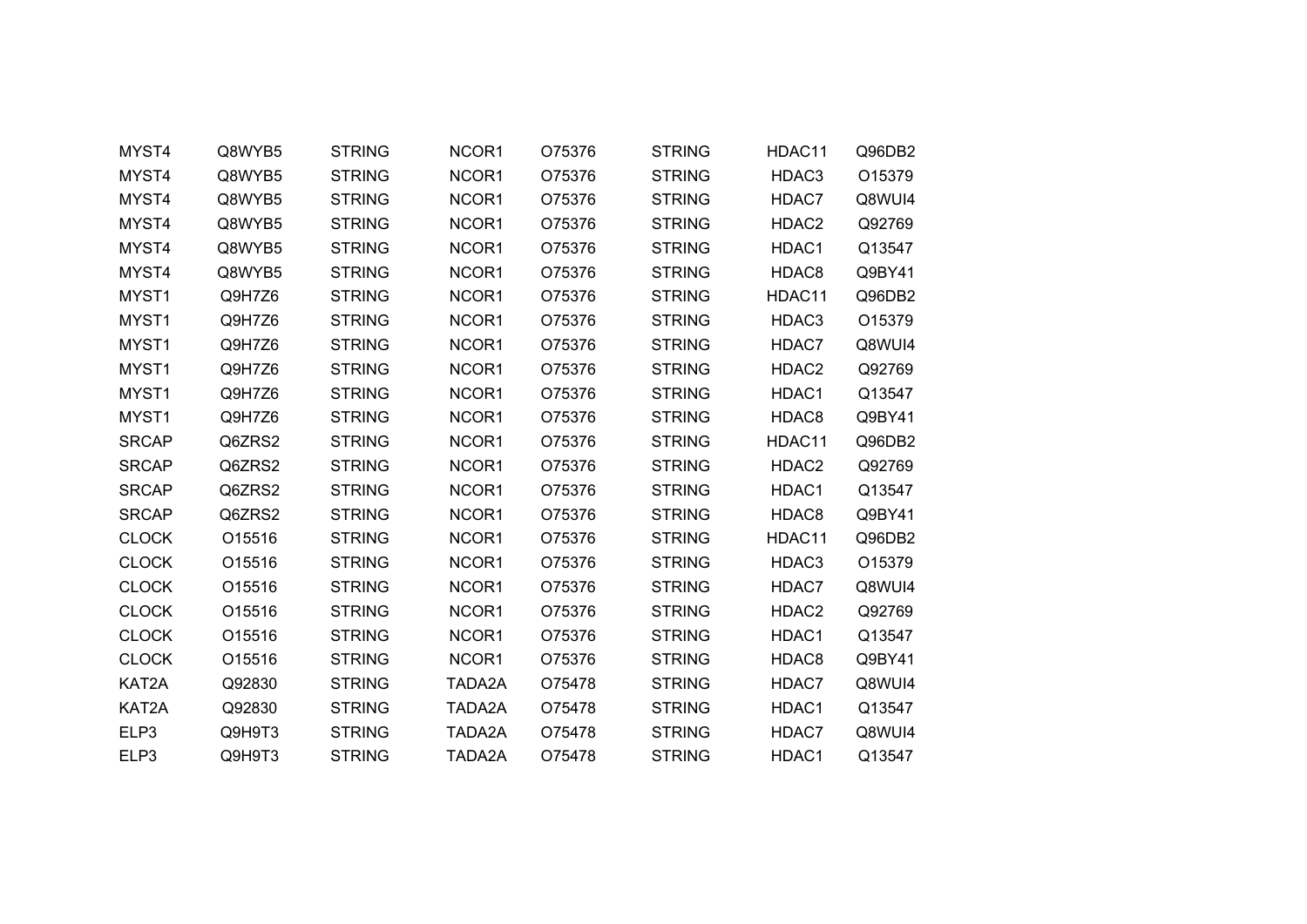| | | | | | | | |
|---|---|---|---|---|---|---|---|
| MYST4 | Q8WYB5 | STRING | NCOR1 | O75376 | STRING | HDAC11 | Q96DB2 |
| MYST4 | Q8WYB5 | STRING | NCOR1 | O75376 | STRING | HDAC3 | O15379 |
| MYST4 | Q8WYB5 | STRING | NCOR1 | O75376 | STRING | HDAC7 | Q8WUI4 |
| MYST4 | Q8WYB5 | STRING | NCOR1 | O75376 | STRING | HDAC2 | Q92769 |
| MYST4 | Q8WYB5 | STRING | NCOR1 | O75376 | STRING | HDAC1 | Q13547 |
| MYST4 | Q8WYB5 | STRING | NCOR1 | O75376 | STRING | HDAC8 | Q9BY41 |
| MYST1 | Q9H7Z6 | STRING | NCOR1 | O75376 | STRING | HDAC11 | Q96DB2 |
| MYST1 | Q9H7Z6 | STRING | NCOR1 | O75376 | STRING | HDAC3 | O15379 |
| MYST1 | Q9H7Z6 | STRING | NCOR1 | O75376 | STRING | HDAC7 | Q8WUI4 |
| MYST1 | Q9H7Z6 | STRING | NCOR1 | O75376 | STRING | HDAC2 | Q92769 |
| MYST1 | Q9H7Z6 | STRING | NCOR1 | O75376 | STRING | HDAC1 | Q13547 |
| MYST1 | Q9H7Z6 | STRING | NCOR1 | O75376 | STRING | HDAC8 | Q9BY41 |
| SRCAP | Q6ZRS2 | STRING | NCOR1 | O75376 | STRING | HDAC11 | Q96DB2 |
| SRCAP | Q6ZRS2 | STRING | NCOR1 | O75376 | STRING | HDAC2 | Q92769 |
| SRCAP | Q6ZRS2 | STRING | NCOR1 | O75376 | STRING | HDAC1 | Q13547 |
| SRCAP | Q6ZRS2 | STRING | NCOR1 | O75376 | STRING | HDAC8 | Q9BY41 |
| CLOCK | O15516 | STRING | NCOR1 | O75376 | STRING | HDAC11 | Q96DB2 |
| CLOCK | O15516 | STRING | NCOR1 | O75376 | STRING | HDAC3 | O15379 |
| CLOCK | O15516 | STRING | NCOR1 | O75376 | STRING | HDAC7 | Q8WUI4 |
| CLOCK | O15516 | STRING | NCOR1 | O75376 | STRING | HDAC2 | Q92769 |
| CLOCK | O15516 | STRING | NCOR1 | O75376 | STRING | HDAC1 | Q13547 |
| CLOCK | O15516 | STRING | NCOR1 | O75376 | STRING | HDAC8 | Q9BY41 |
| KAT2A | Q92830 | STRING | TADA2A | O75478 | STRING | HDAC7 | Q8WUI4 |
| KAT2A | Q92830 | STRING | TADA2A | O75478 | STRING | HDAC1 | Q13547 |
| ELP3 | Q9H9T3 | STRING | TADA2A | O75478 | STRING | HDAC7 | Q8WUI4 |
| ELP3 | Q9H9T3 | STRING | TADA2A | O75478 | STRING | HDAC1 | Q13547 |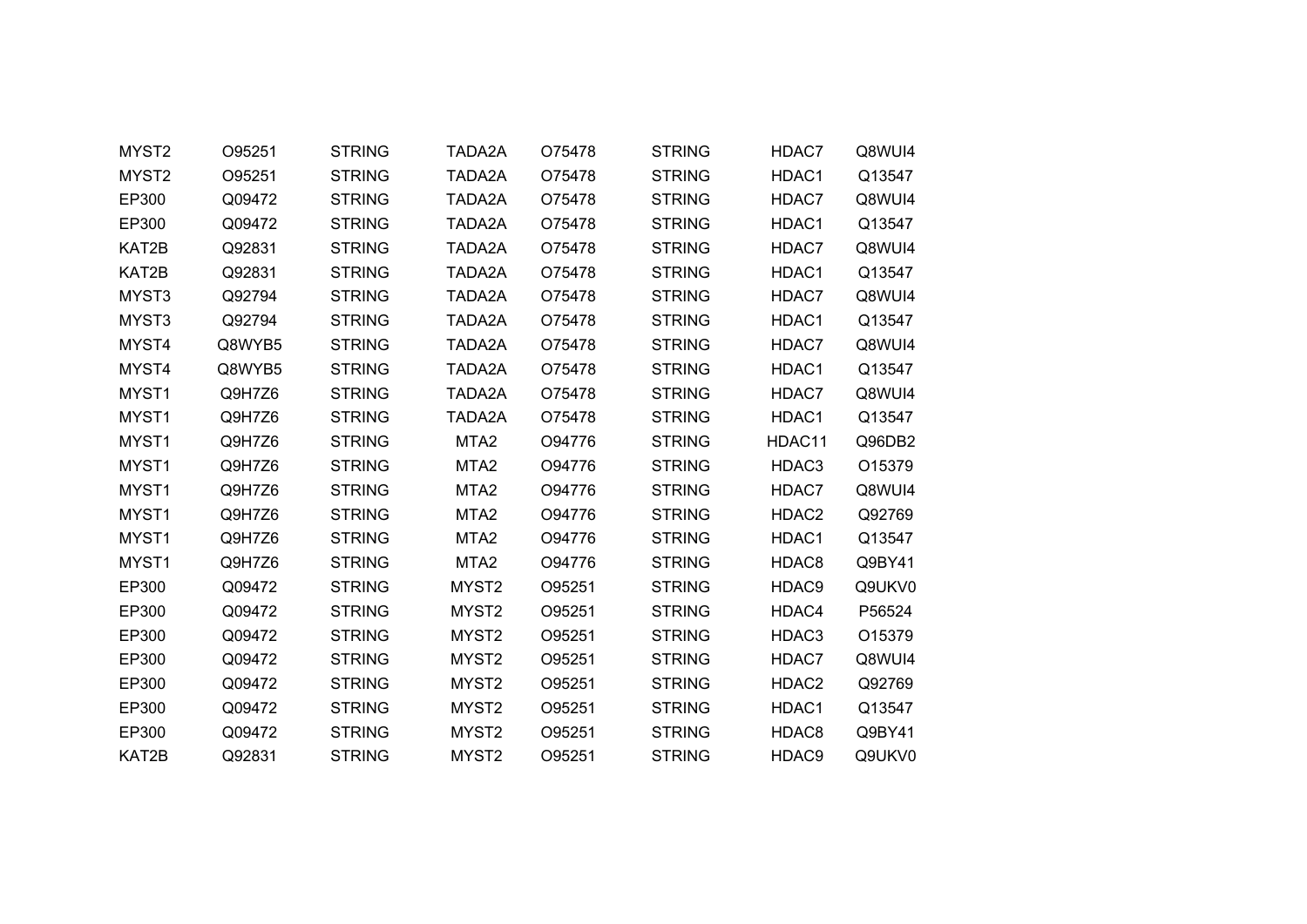| | | | | | | | |
|---|---|---|---|---|---|---|---|
| MYST2 | O95251 | STRING | TADA2A | O75478 | STRING | HDAC7 | Q8WUI4 |
| MYST2 | O95251 | STRING | TADA2A | O75478 | STRING | HDAC1 | Q13547 |
| EP300 | Q09472 | STRING | TADA2A | O75478 | STRING | HDAC7 | Q8WUI4 |
| EP300 | Q09472 | STRING | TADA2A | O75478 | STRING | HDAC1 | Q13547 |
| KAT2B | Q92831 | STRING | TADA2A | O75478 | STRING | HDAC7 | Q8WUI4 |
| KAT2B | Q92831 | STRING | TADA2A | O75478 | STRING | HDAC1 | Q13547 |
| MYST3 | Q92794 | STRING | TADA2A | O75478 | STRING | HDAC7 | Q8WUI4 |
| MYST3 | Q92794 | STRING | TADA2A | O75478 | STRING | HDAC1 | Q13547 |
| MYST4 | Q8WYB5 | STRING | TADA2A | O75478 | STRING | HDAC7 | Q8WUI4 |
| MYST4 | Q8WYB5 | STRING | TADA2A | O75478 | STRING | HDAC1 | Q13547 |
| MYST1 | Q9H7Z6 | STRING | TADA2A | O75478 | STRING | HDAC7 | Q8WUI4 |
| MYST1 | Q9H7Z6 | STRING | TADA2A | O75478 | STRING | HDAC1 | Q13547 |
| MYST1 | Q9H7Z6 | STRING | MTA2 | O94776 | STRING | HDAC11 | Q96DB2 |
| MYST1 | Q9H7Z6 | STRING | MTA2 | O94776 | STRING | HDAC3 | O15379 |
| MYST1 | Q9H7Z6 | STRING | MTA2 | O94776 | STRING | HDAC7 | Q8WUI4 |
| MYST1 | Q9H7Z6 | STRING | MTA2 | O94776 | STRING | HDAC2 | Q92769 |
| MYST1 | Q9H7Z6 | STRING | MTA2 | O94776 | STRING | HDAC1 | Q13547 |
| MYST1 | Q9H7Z6 | STRING | MTA2 | O94776 | STRING | HDAC8 | Q9BY41 |
| EP300 | Q09472 | STRING | MYST2 | O95251 | STRING | HDAC9 | Q9UKV0 |
| EP300 | Q09472 | STRING | MYST2 | O95251 | STRING | HDAC4 | P56524 |
| EP300 | Q09472 | STRING | MYST2 | O95251 | STRING | HDAC3 | O15379 |
| EP300 | Q09472 | STRING | MYST2 | O95251 | STRING | HDAC7 | Q8WUI4 |
| EP300 | Q09472 | STRING | MYST2 | O95251 | STRING | HDAC2 | Q92769 |
| EP300 | Q09472 | STRING | MYST2 | O95251 | STRING | HDAC1 | Q13547 |
| EP300 | Q09472 | STRING | MYST2 | O95251 | STRING | HDAC8 | Q9BY41 |
| KAT2B | Q92831 | STRING | MYST2 | O95251 | STRING | HDAC9 | Q9UKV0 |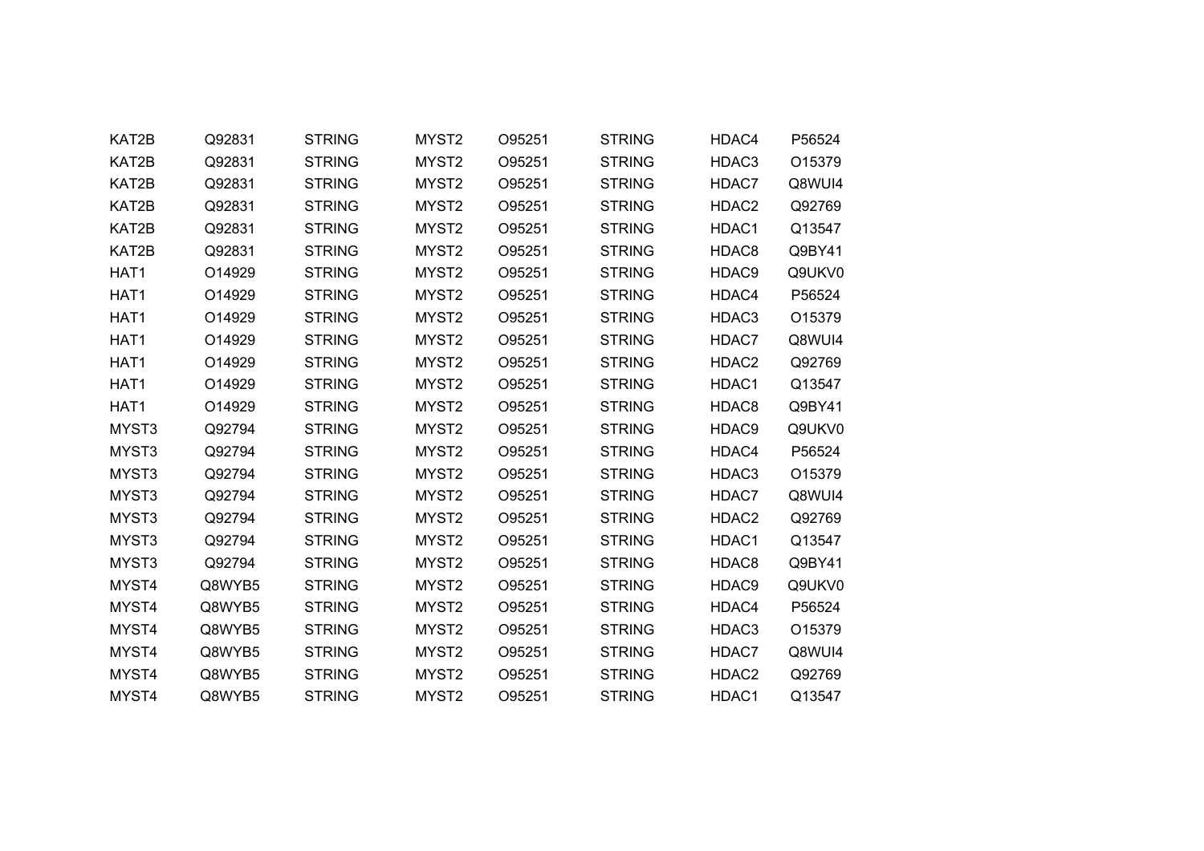| | | | | | | | |
|---|---|---|---|---|---|---|---|
| KAT2B | Q92831 | STRING | MYST2 | O95251 | STRING | HDAC4 | P56524 |
| KAT2B | Q92831 | STRING | MYST2 | O95251 | STRING | HDAC3 | O15379 |
| KAT2B | Q92831 | STRING | MYST2 | O95251 | STRING | HDAC7 | Q8WUI4 |
| KAT2B | Q92831 | STRING | MYST2 | O95251 | STRING | HDAC2 | Q92769 |
| KAT2B | Q92831 | STRING | MYST2 | O95251 | STRING | HDAC1 | Q13547 |
| KAT2B | Q92831 | STRING | MYST2 | O95251 | STRING | HDAC8 | Q9BY41 |
| HAT1 | O14929 | STRING | MYST2 | O95251 | STRING | HDAC9 | Q9UKV0 |
| HAT1 | O14929 | STRING | MYST2 | O95251 | STRING | HDAC4 | P56524 |
| HAT1 | O14929 | STRING | MYST2 | O95251 | STRING | HDAC3 | O15379 |
| HAT1 | O14929 | STRING | MYST2 | O95251 | STRING | HDAC7 | Q8WUI4 |
| HAT1 | O14929 | STRING | MYST2 | O95251 | STRING | HDAC2 | Q92769 |
| HAT1 | O14929 | STRING | MYST2 | O95251 | STRING | HDAC1 | Q13547 |
| HAT1 | O14929 | STRING | MYST2 | O95251 | STRING | HDAC8 | Q9BY41 |
| MYST3 | Q92794 | STRING | MYST2 | O95251 | STRING | HDAC9 | Q9UKV0 |
| MYST3 | Q92794 | STRING | MYST2 | O95251 | STRING | HDAC4 | P56524 |
| MYST3 | Q92794 | STRING | MYST2 | O95251 | STRING | HDAC3 | O15379 |
| MYST3 | Q92794 | STRING | MYST2 | O95251 | STRING | HDAC7 | Q8WUI4 |
| MYST3 | Q92794 | STRING | MYST2 | O95251 | STRING | HDAC2 | Q92769 |
| MYST3 | Q92794 | STRING | MYST2 | O95251 | STRING | HDAC1 | Q13547 |
| MYST3 | Q92794 | STRING | MYST2 | O95251 | STRING | HDAC8 | Q9BY41 |
| MYST4 | Q8WYB5 | STRING | MYST2 | O95251 | STRING | HDAC9 | Q9UKV0 |
| MYST4 | Q8WYB5 | STRING | MYST2 | O95251 | STRING | HDAC4 | P56524 |
| MYST4 | Q8WYB5 | STRING | MYST2 | O95251 | STRING | HDAC3 | O15379 |
| MYST4 | Q8WYB5 | STRING | MYST2 | O95251 | STRING | HDAC7 | Q8WUI4 |
| MYST4 | Q8WYB5 | STRING | MYST2 | O95251 | STRING | HDAC2 | Q92769 |
| MYST4 | Q8WYB5 | STRING | MYST2 | O95251 | STRING | HDAC1 | Q13547 |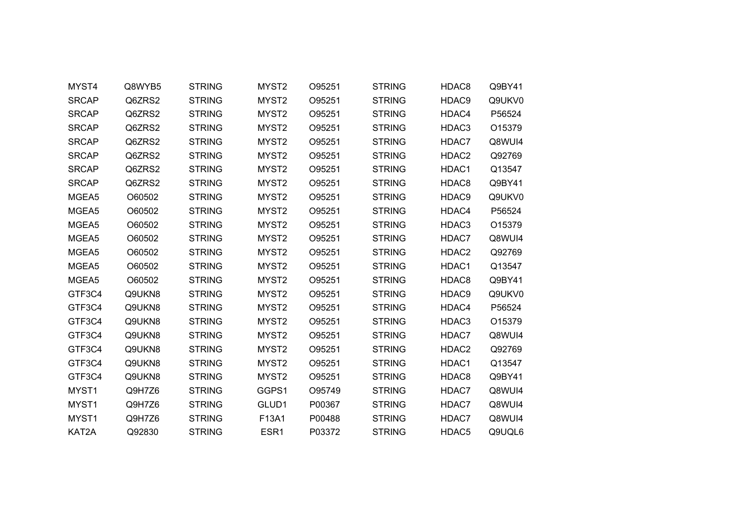| | | | | | | | |
|---|---|---|---|---|---|---|---|
| MYST4 | Q8WYB5 | STRING | MYST2 | O95251 | STRING | HDAC8 | Q9BY41 |
| SRCAP | Q6ZRS2 | STRING | MYST2 | O95251 | STRING | HDAC9 | Q9UKV0 |
| SRCAP | Q6ZRS2 | STRING | MYST2 | O95251 | STRING | HDAC4 | P56524 |
| SRCAP | Q6ZRS2 | STRING | MYST2 | O95251 | STRING | HDAC3 | O15379 |
| SRCAP | Q6ZRS2 | STRING | MYST2 | O95251 | STRING | HDAC7 | Q8WUI4 |
| SRCAP | Q6ZRS2 | STRING | MYST2 | O95251 | STRING | HDAC2 | Q92769 |
| SRCAP | Q6ZRS2 | STRING | MYST2 | O95251 | STRING | HDAC1 | Q13547 |
| SRCAP | Q6ZRS2 | STRING | MYST2 | O95251 | STRING | HDAC8 | Q9BY41 |
| MGEA5 | O60502 | STRING | MYST2 | O95251 | STRING | HDAC9 | Q9UKV0 |
| MGEA5 | O60502 | STRING | MYST2 | O95251 | STRING | HDAC4 | P56524 |
| MGEA5 | O60502 | STRING | MYST2 | O95251 | STRING | HDAC3 | O15379 |
| MGEA5 | O60502 | STRING | MYST2 | O95251 | STRING | HDAC7 | Q8WUI4 |
| MGEA5 | O60502 | STRING | MYST2 | O95251 | STRING | HDAC2 | Q92769 |
| MGEA5 | O60502 | STRING | MYST2 | O95251 | STRING | HDAC1 | Q13547 |
| MGEA5 | O60502 | STRING | MYST2 | O95251 | STRING | HDAC8 | Q9BY41 |
| GTF3C4 | Q9UKN8 | STRING | MYST2 | O95251 | STRING | HDAC9 | Q9UKV0 |
| GTF3C4 | Q9UKN8 | STRING | MYST2 | O95251 | STRING | HDAC4 | P56524 |
| GTF3C4 | Q9UKN8 | STRING | MYST2 | O95251 | STRING | HDAC3 | O15379 |
| GTF3C4 | Q9UKN8 | STRING | MYST2 | O95251 | STRING | HDAC7 | Q8WUI4 |
| GTF3C4 | Q9UKN8 | STRING | MYST2 | O95251 | STRING | HDAC2 | Q92769 |
| GTF3C4 | Q9UKN8 | STRING | MYST2 | O95251 | STRING | HDAC1 | Q13547 |
| GTF3C4 | Q9UKN8 | STRING | MYST2 | O95251 | STRING | HDAC8 | Q9BY41 |
| MYST1 | Q9H7Z6 | STRING | GGPS1 | O95749 | STRING | HDAC7 | Q8WUI4 |
| MYST1 | Q9H7Z6 | STRING | GLUD1 | P00367 | STRING | HDAC7 | Q8WUI4 |
| MYST1 | Q9H7Z6 | STRING | F13A1 | P00488 | STRING | HDAC7 | Q8WUI4 |
| KAT2A | Q92830 | STRING | ESR1 | P03372 | STRING | HDAC5 | Q9UQL6 |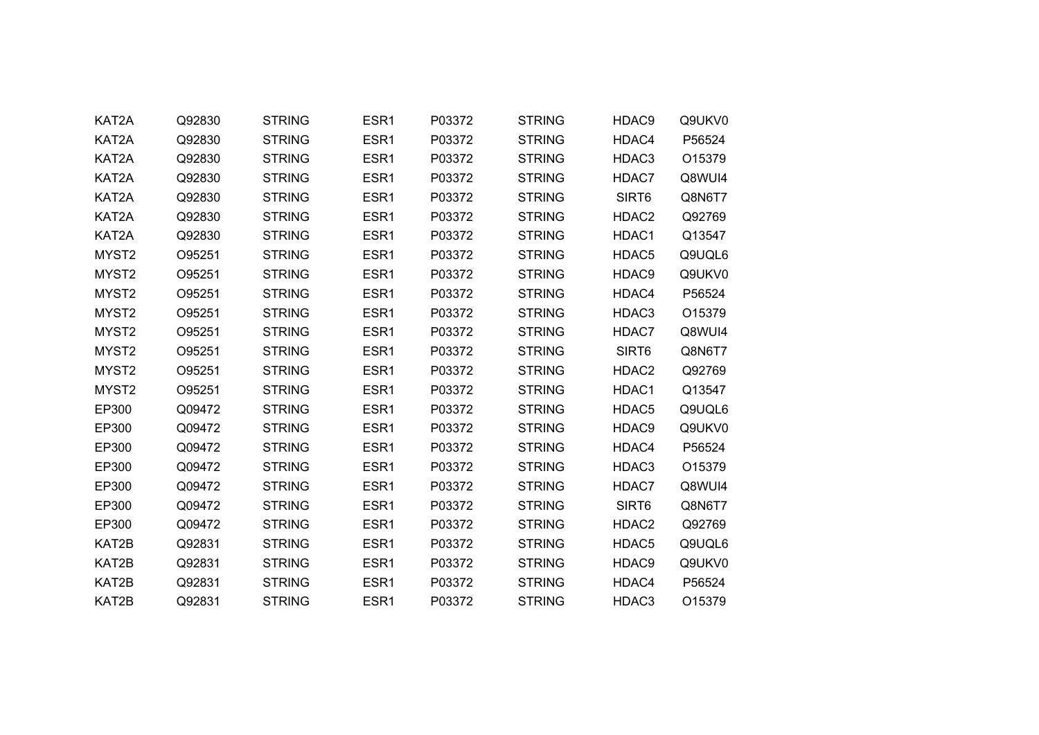| | | | | | | | |
|---|---|---|---|---|---|---|---|
| KAT2A | Q92830 | STRING | ESR1 | P03372 | STRING | HDAC9 | Q9UKV0 |
| KAT2A | Q92830 | STRING | ESR1 | P03372 | STRING | HDAC4 | P56524 |
| KAT2A | Q92830 | STRING | ESR1 | P03372 | STRING | HDAC3 | O15379 |
| KAT2A | Q92830 | STRING | ESR1 | P03372 | STRING | HDAC7 | Q8WUI4 |
| KAT2A | Q92830 | STRING | ESR1 | P03372 | STRING | SIRT6 | Q8N6T7 |
| KAT2A | Q92830 | STRING | ESR1 | P03372 | STRING | HDAC2 | Q92769 |
| KAT2A | Q92830 | STRING | ESR1 | P03372 | STRING | HDAC1 | Q13547 |
| MYST2 | O95251 | STRING | ESR1 | P03372 | STRING | HDAC5 | Q9UQL6 |
| MYST2 | O95251 | STRING | ESR1 | P03372 | STRING | HDAC9 | Q9UKV0 |
| MYST2 | O95251 | STRING | ESR1 | P03372 | STRING | HDAC4 | P56524 |
| MYST2 | O95251 | STRING | ESR1 | P03372 | STRING | HDAC3 | O15379 |
| MYST2 | O95251 | STRING | ESR1 | P03372 | STRING | HDAC7 | Q8WUI4 |
| MYST2 | O95251 | STRING | ESR1 | P03372 | STRING | SIRT6 | Q8N6T7 |
| MYST2 | O95251 | STRING | ESR1 | P03372 | STRING | HDAC2 | Q92769 |
| MYST2 | O95251 | STRING | ESR1 | P03372 | STRING | HDAC1 | Q13547 |
| EP300 | Q09472 | STRING | ESR1 | P03372 | STRING | HDAC5 | Q9UQL6 |
| EP300 | Q09472 | STRING | ESR1 | P03372 | STRING | HDAC9 | Q9UKV0 |
| EP300 | Q09472 | STRING | ESR1 | P03372 | STRING | HDAC4 | P56524 |
| EP300 | Q09472 | STRING | ESR1 | P03372 | STRING | HDAC3 | O15379 |
| EP300 | Q09472 | STRING | ESR1 | P03372 | STRING | HDAC7 | Q8WUI4 |
| EP300 | Q09472 | STRING | ESR1 | P03372 | STRING | SIRT6 | Q8N6T7 |
| EP300 | Q09472 | STRING | ESR1 | P03372 | STRING | HDAC2 | Q92769 |
| KAT2B | Q92831 | STRING | ESR1 | P03372 | STRING | HDAC5 | Q9UQL6 |
| KAT2B | Q92831 | STRING | ESR1 | P03372 | STRING | HDAC9 | Q9UKV0 |
| KAT2B | Q92831 | STRING | ESR1 | P03372 | STRING | HDAC4 | P56524 |
| KAT2B | Q92831 | STRING | ESR1 | P03372 | STRING | HDAC3 | O15379 |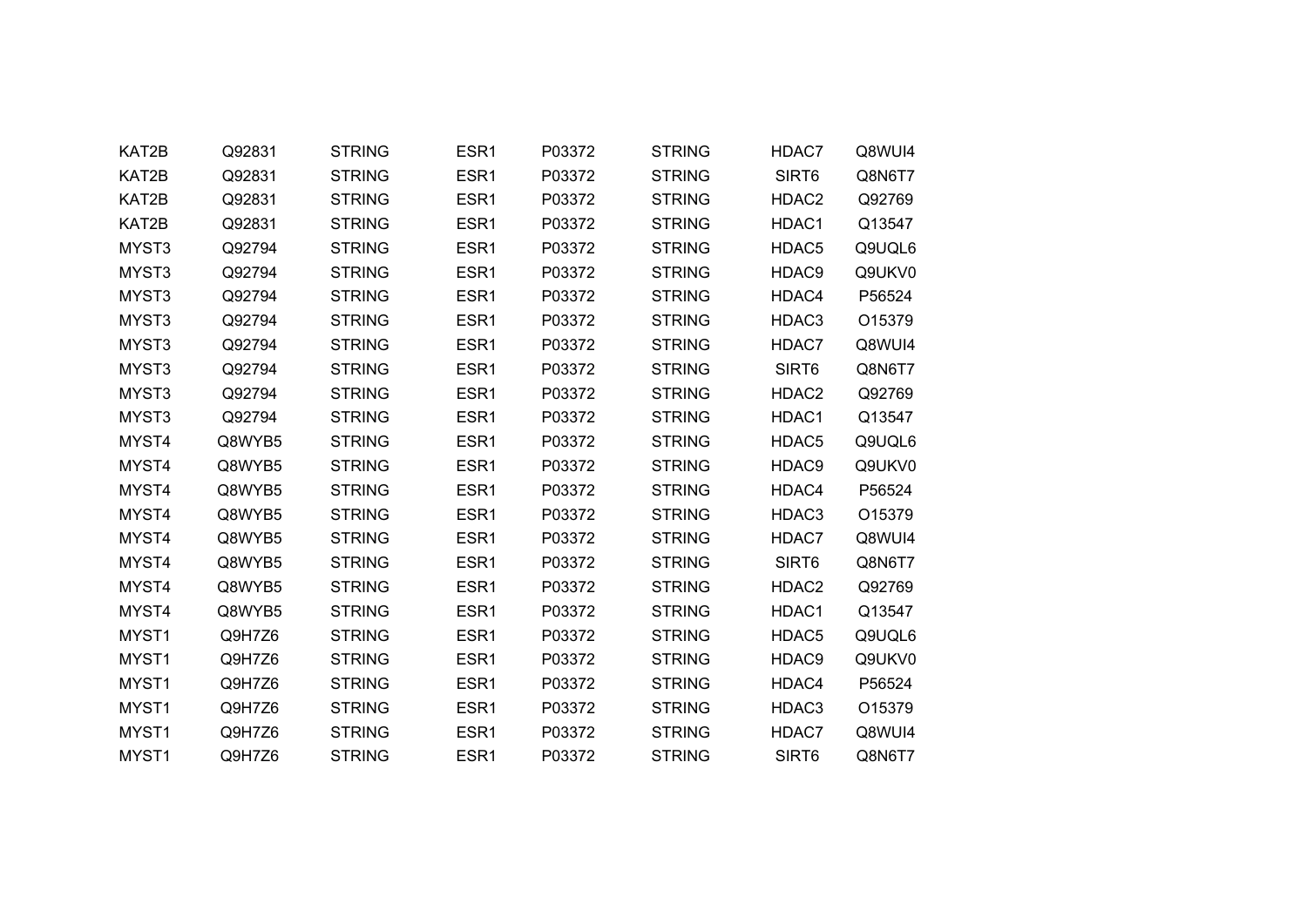| | | | | | | | |
|---|---|---|---|---|---|---|---|
| KAT2B | Q92831 | STRING | ESR1 | P03372 | STRING | HDAC7 | Q8WUI4 |
| KAT2B | Q92831 | STRING | ESR1 | P03372 | STRING | SIRT6 | Q8N6T7 |
| KAT2B | Q92831 | STRING | ESR1 | P03372 | STRING | HDAC2 | Q92769 |
| KAT2B | Q92831 | STRING | ESR1 | P03372 | STRING | HDAC1 | Q13547 |
| MYST3 | Q92794 | STRING | ESR1 | P03372 | STRING | HDAC5 | Q9UQL6 |
| MYST3 | Q92794 | STRING | ESR1 | P03372 | STRING | HDAC9 | Q9UKV0 |
| MYST3 | Q92794 | STRING | ESR1 | P03372 | STRING | HDAC4 | P56524 |
| MYST3 | Q92794 | STRING | ESR1 | P03372 | STRING | HDAC3 | O15379 |
| MYST3 | Q92794 | STRING | ESR1 | P03372 | STRING | HDAC7 | Q8WUI4 |
| MYST3 | Q92794 | STRING | ESR1 | P03372 | STRING | SIRT6 | Q8N6T7 |
| MYST3 | Q92794 | STRING | ESR1 | P03372 | STRING | HDAC2 | Q92769 |
| MYST3 | Q92794 | STRING | ESR1 | P03372 | STRING | HDAC1 | Q13547 |
| MYST4 | Q8WYB5 | STRING | ESR1 | P03372 | STRING | HDAC5 | Q9UQL6 |
| MYST4 | Q8WYB5 | STRING | ESR1 | P03372 | STRING | HDAC9 | Q9UKV0 |
| MYST4 | Q8WYB5 | STRING | ESR1 | P03372 | STRING | HDAC4 | P56524 |
| MYST4 | Q8WYB5 | STRING | ESR1 | P03372 | STRING | HDAC3 | O15379 |
| MYST4 | Q8WYB5 | STRING | ESR1 | P03372 | STRING | HDAC7 | Q8WUI4 |
| MYST4 | Q8WYB5 | STRING | ESR1 | P03372 | STRING | SIRT6 | Q8N6T7 |
| MYST4 | Q8WYB5 | STRING | ESR1 | P03372 | STRING | HDAC2 | Q92769 |
| MYST4 | Q8WYB5 | STRING | ESR1 | P03372 | STRING | HDAC1 | Q13547 |
| MYST1 | Q9H7Z6 | STRING | ESR1 | P03372 | STRING | HDAC5 | Q9UQL6 |
| MYST1 | Q9H7Z6 | STRING | ESR1 | P03372 | STRING | HDAC9 | Q9UKV0 |
| MYST1 | Q9H7Z6 | STRING | ESR1 | P03372 | STRING | HDAC4 | P56524 |
| MYST1 | Q9H7Z6 | STRING | ESR1 | P03372 | STRING | HDAC3 | O15379 |
| MYST1 | Q9H7Z6 | STRING | ESR1 | P03372 | STRING | HDAC7 | Q8WUI4 |
| MYST1 | Q9H7Z6 | STRING | ESR1 | P03372 | STRING | SIRT6 | Q8N6T7 |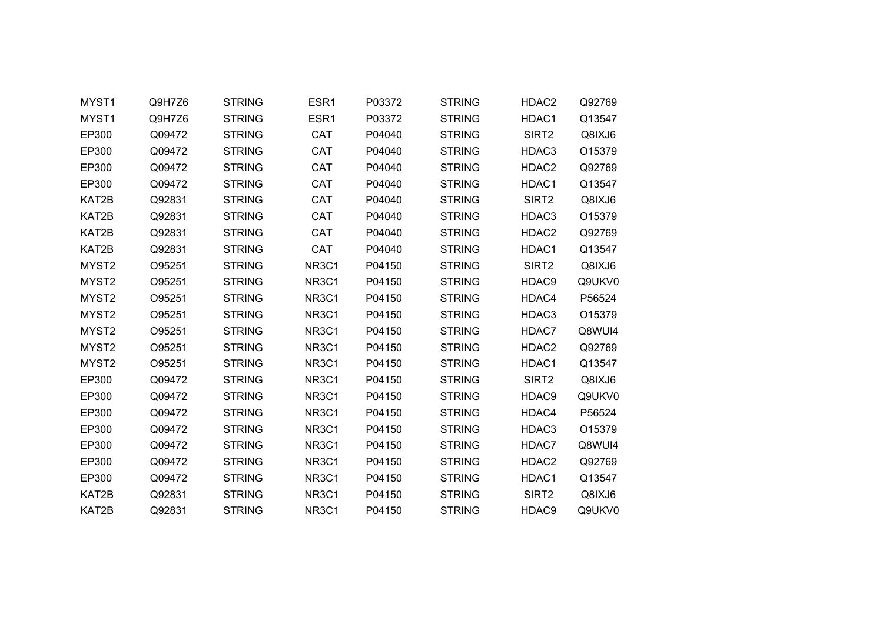| | | | | | | | |
|---|---|---|---|---|---|---|---|
| MYST1 | Q9H7Z6 | STRING | ESR1 | P03372 | STRING | HDAC2 | Q92769 |
| MYST1 | Q9H7Z6 | STRING | ESR1 | P03372 | STRING | HDAC1 | Q13547 |
| EP300 | Q09472 | STRING | CAT | P04040 | STRING | SIRT2 | Q8IXJ6 |
| EP300 | Q09472 | STRING | CAT | P04040 | STRING | HDAC3 | O15379 |
| EP300 | Q09472 | STRING | CAT | P04040 | STRING | HDAC2 | Q92769 |
| EP300 | Q09472 | STRING | CAT | P04040 | STRING | HDAC1 | Q13547 |
| KAT2B | Q92831 | STRING | CAT | P04040 | STRING | SIRT2 | Q8IXJ6 |
| KAT2B | Q92831 | STRING | CAT | P04040 | STRING | HDAC3 | O15379 |
| KAT2B | Q92831 | STRING | CAT | P04040 | STRING | HDAC2 | Q92769 |
| KAT2B | Q92831 | STRING | CAT | P04040 | STRING | HDAC1 | Q13547 |
| MYST2 | O95251 | STRING | NR3C1 | P04150 | STRING | SIRT2 | Q8IXJ6 |
| MYST2 | O95251 | STRING | NR3C1 | P04150 | STRING | HDAC9 | Q9UKV0 |
| MYST2 | O95251 | STRING | NR3C1 | P04150 | STRING | HDAC4 | P56524 |
| MYST2 | O95251 | STRING | NR3C1 | P04150 | STRING | HDAC3 | O15379 |
| MYST2 | O95251 | STRING | NR3C1 | P04150 | STRING | HDAC7 | Q8WUI4 |
| MYST2 | O95251 | STRING | NR3C1 | P04150 | STRING | HDAC2 | Q92769 |
| MYST2 | O95251 | STRING | NR3C1 | P04150 | STRING | HDAC1 | Q13547 |
| EP300 | Q09472 | STRING | NR3C1 | P04150 | STRING | SIRT2 | Q8IXJ6 |
| EP300 | Q09472 | STRING | NR3C1 | P04150 | STRING | HDAC9 | Q9UKV0 |
| EP300 | Q09472 | STRING | NR3C1 | P04150 | STRING | HDAC4 | P56524 |
| EP300 | Q09472 | STRING | NR3C1 | P04150 | STRING | HDAC3 | O15379 |
| EP300 | Q09472 | STRING | NR3C1 | P04150 | STRING | HDAC7 | Q8WUI4 |
| EP300 | Q09472 | STRING | NR3C1 | P04150 | STRING | HDAC2 | Q92769 |
| EP300 | Q09472 | STRING | NR3C1 | P04150 | STRING | HDAC1 | Q13547 |
| KAT2B | Q92831 | STRING | NR3C1 | P04150 | STRING | SIRT2 | Q8IXJ6 |
| KAT2B | Q92831 | STRING | NR3C1 | P04150 | STRING | HDAC9 | Q9UKV0 |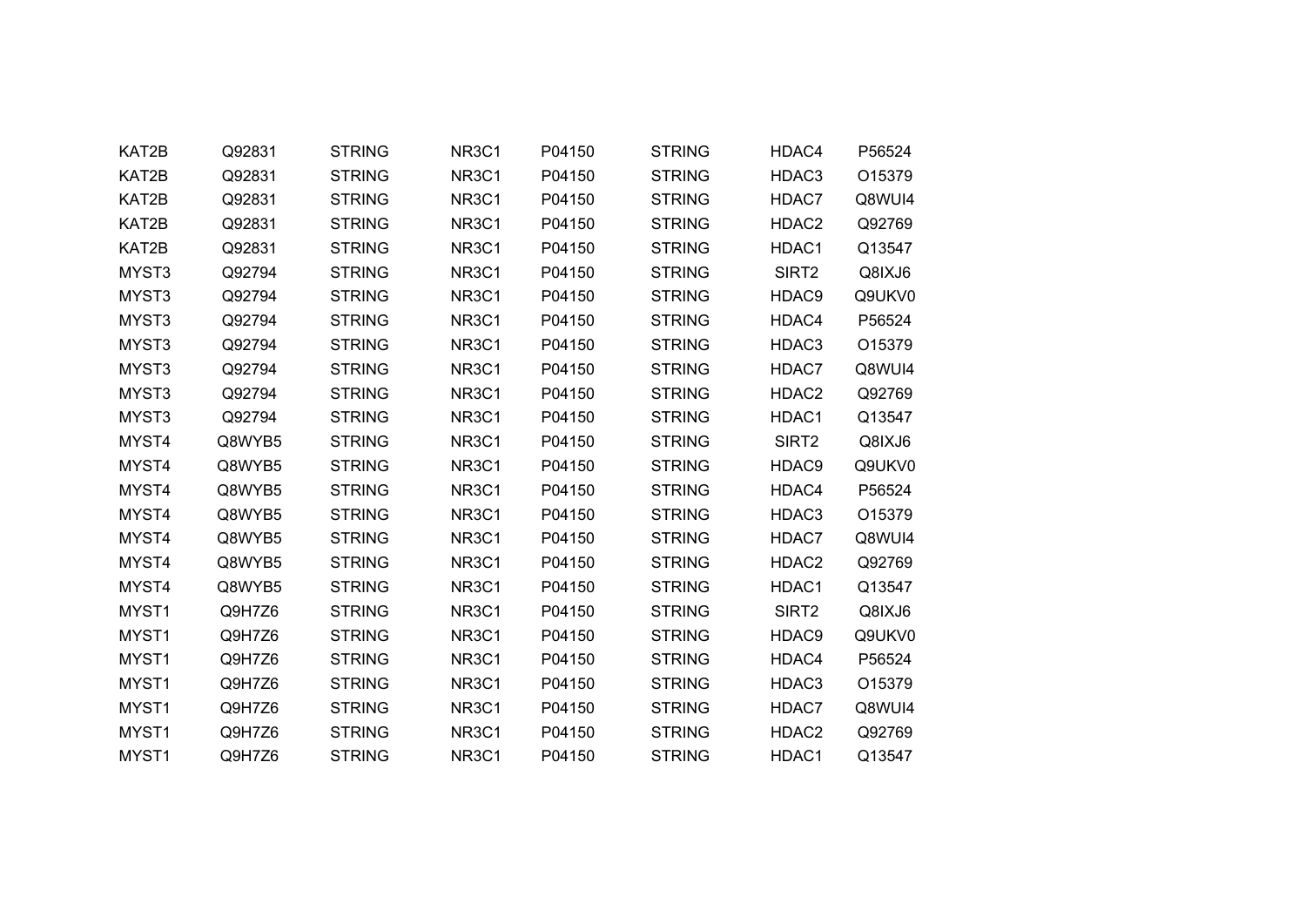| | | | | | | | |
|---|---|---|---|---|---|---|---|
| KAT2B | Q92831 | STRING | NR3C1 | P04150 | STRING | HDAC4 | P56524 |
| KAT2B | Q92831 | STRING | NR3C1 | P04150 | STRING | HDAC3 | O15379 |
| KAT2B | Q92831 | STRING | NR3C1 | P04150 | STRING | HDAC7 | Q8WUI4 |
| KAT2B | Q92831 | STRING | NR3C1 | P04150 | STRING | HDAC2 | Q92769 |
| KAT2B | Q92831 | STRING | NR3C1 | P04150 | STRING | HDAC1 | Q13547 |
| MYST3 | Q92794 | STRING | NR3C1 | P04150 | STRING | SIRT2 | Q8IXJ6 |
| MYST3 | Q92794 | STRING | NR3C1 | P04150 | STRING | HDAC9 | Q9UKV0 |
| MYST3 | Q92794 | STRING | NR3C1 | P04150 | STRING | HDAC4 | P56524 |
| MYST3 | Q92794 | STRING | NR3C1 | P04150 | STRING | HDAC3 | O15379 |
| MYST3 | Q92794 | STRING | NR3C1 | P04150 | STRING | HDAC7 | Q8WUI4 |
| MYST3 | Q92794 | STRING | NR3C1 | P04150 | STRING | HDAC2 | Q92769 |
| MYST3 | Q92794 | STRING | NR3C1 | P04150 | STRING | HDAC1 | Q13547 |
| MYST4 | Q8WYB5 | STRING | NR3C1 | P04150 | STRING | SIRT2 | Q8IXJ6 |
| MYST4 | Q8WYB5 | STRING | NR3C1 | P04150 | STRING | HDAC9 | Q9UKV0 |
| MYST4 | Q8WYB5 | STRING | NR3C1 | P04150 | STRING | HDAC4 | P56524 |
| MYST4 | Q8WYB5 | STRING | NR3C1 | P04150 | STRING | HDAC3 | O15379 |
| MYST4 | Q8WYB5 | STRING | NR3C1 | P04150 | STRING | HDAC7 | Q8WUI4 |
| MYST4 | Q8WYB5 | STRING | NR3C1 | P04150 | STRING | HDAC2 | Q92769 |
| MYST4 | Q8WYB5 | STRING | NR3C1 | P04150 | STRING | HDAC1 | Q13547 |
| MYST1 | Q9H7Z6 | STRING | NR3C1 | P04150 | STRING | SIRT2 | Q8IXJ6 |
| MYST1 | Q9H7Z6 | STRING | NR3C1 | P04150 | STRING | HDAC9 | Q9UKV0 |
| MYST1 | Q9H7Z6 | STRING | NR3C1 | P04150 | STRING | HDAC4 | P56524 |
| MYST1 | Q9H7Z6 | STRING | NR3C1 | P04150 | STRING | HDAC3 | O15379 |
| MYST1 | Q9H7Z6 | STRING | NR3C1 | P04150 | STRING | HDAC7 | Q8WUI4 |
| MYST1 | Q9H7Z6 | STRING | NR3C1 | P04150 | STRING | HDAC2 | Q92769 |
| MYST1 | Q9H7Z6 | STRING | NR3C1 | P04150 | STRING | HDAC1 | Q13547 |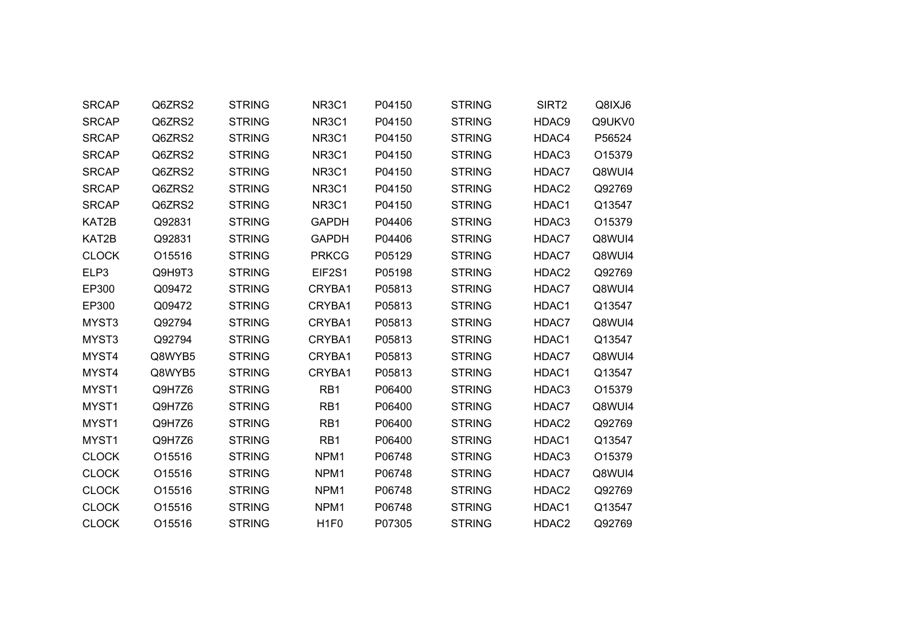| | | | | | | | |
|---|---|---|---|---|---|---|---|
| SRCAP | Q6ZRS2 | STRING | NR3C1 | P04150 | STRING | SIRT2 | Q8IXJ6 |
| SRCAP | Q6ZRS2 | STRING | NR3C1 | P04150 | STRING | HDAC9 | Q9UKV0 |
| SRCAP | Q6ZRS2 | STRING | NR3C1 | P04150 | STRING | HDAC4 | P56524 |
| SRCAP | Q6ZRS2 | STRING | NR3C1 | P04150 | STRING | HDAC3 | O15379 |
| SRCAP | Q6ZRS2 | STRING | NR3C1 | P04150 | STRING | HDAC7 | Q8WUI4 |
| SRCAP | Q6ZRS2 | STRING | NR3C1 | P04150 | STRING | HDAC2 | Q92769 |
| SRCAP | Q6ZRS2 | STRING | NR3C1 | P04150 | STRING | HDAC1 | Q13547 |
| KAT2B | Q92831 | STRING | GAPDH | P04406 | STRING | HDAC3 | O15379 |
| KAT2B | Q92831 | STRING | GAPDH | P04406 | STRING | HDAC7 | Q8WUI4 |
| CLOCK | O15516 | STRING | PRKCG | P05129 | STRING | HDAC7 | Q8WUI4 |
| ELP3 | Q9H9T3 | STRING | EIF2S1 | P05198 | STRING | HDAC2 | Q92769 |
| EP300 | Q09472 | STRING | CRYBA1 | P05813 | STRING | HDAC7 | Q8WUI4 |
| EP300 | Q09472 | STRING | CRYBA1 | P05813 | STRING | HDAC1 | Q13547 |
| MYST3 | Q92794 | STRING | CRYBA1 | P05813 | STRING | HDAC7 | Q8WUI4 |
| MYST3 | Q92794 | STRING | CRYBA1 | P05813 | STRING | HDAC1 | Q13547 |
| MYST4 | Q8WYB5 | STRING | CRYBA1 | P05813 | STRING | HDAC7 | Q8WUI4 |
| MYST4 | Q8WYB5 | STRING | CRYBA1 | P05813 | STRING | HDAC1 | Q13547 |
| MYST1 | Q9H7Z6 | STRING | RB1 | P06400 | STRING | HDAC3 | O15379 |
| MYST1 | Q9H7Z6 | STRING | RB1 | P06400 | STRING | HDAC7 | Q8WUI4 |
| MYST1 | Q9H7Z6 | STRING | RB1 | P06400 | STRING | HDAC2 | Q92769 |
| MYST1 | Q9H7Z6 | STRING | RB1 | P06400 | STRING | HDAC1 | Q13547 |
| CLOCK | O15516 | STRING | NPM1 | P06748 | STRING | HDAC3 | O15379 |
| CLOCK | O15516 | STRING | NPM1 | P06748 | STRING | HDAC7 | Q8WUI4 |
| CLOCK | O15516 | STRING | NPM1 | P06748 | STRING | HDAC2 | Q92769 |
| CLOCK | O15516 | STRING | NPM1 | P06748 | STRING | HDAC1 | Q13547 |
| CLOCK | O15516 | STRING | H1F0 | P07305 | STRING | HDAC2 | Q92769 |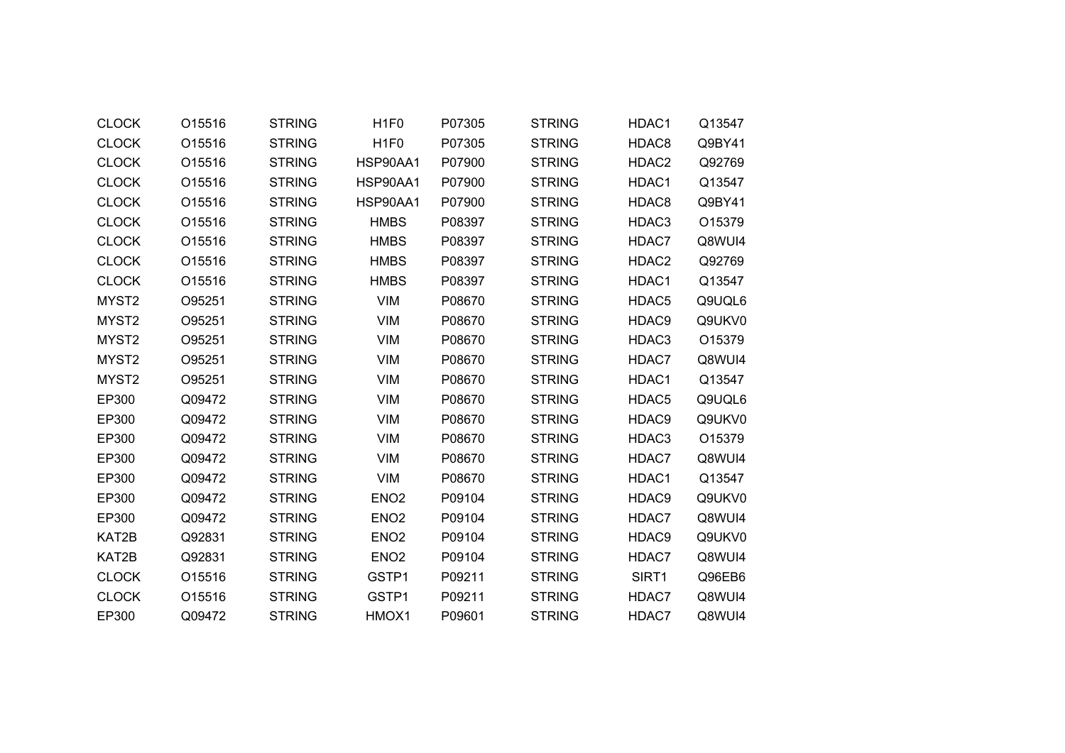| | | | | | | | |
|---|---|---|---|---|---|---|---|
| CLOCK | O15516 | STRING | H1F0 | P07305 | STRING | HDAC1 | Q13547 |
| CLOCK | O15516 | STRING | H1F0 | P07305 | STRING | HDAC8 | Q9BY41 |
| CLOCK | O15516 | STRING | HSP90AA1 | P07900 | STRING | HDAC2 | Q92769 |
| CLOCK | O15516 | STRING | HSP90AA1 | P07900 | STRING | HDAC1 | Q13547 |
| CLOCK | O15516 | STRING | HSP90AA1 | P07900 | STRING | HDAC8 | Q9BY41 |
| CLOCK | O15516 | STRING | HMBS | P08397 | STRING | HDAC3 | O15379 |
| CLOCK | O15516 | STRING | HMBS | P08397 | STRING | HDAC7 | Q8WUI4 |
| CLOCK | O15516 | STRING | HMBS | P08397 | STRING | HDAC2 | Q92769 |
| CLOCK | O15516 | STRING | HMBS | P08397 | STRING | HDAC1 | Q13547 |
| MYST2 | O95251 | STRING | VIM | P08670 | STRING | HDAC5 | Q9UQL6 |
| MYST2 | O95251 | STRING | VIM | P08670 | STRING | HDAC9 | Q9UKV0 |
| MYST2 | O95251 | STRING | VIM | P08670 | STRING | HDAC3 | O15379 |
| MYST2 | O95251 | STRING | VIM | P08670 | STRING | HDAC7 | Q8WUI4 |
| MYST2 | O95251 | STRING | VIM | P08670 | STRING | HDAC1 | Q13547 |
| EP300 | Q09472 | STRING | VIM | P08670 | STRING | HDAC5 | Q9UQL6 |
| EP300 | Q09472 | STRING | VIM | P08670 | STRING | HDAC9 | Q9UKV0 |
| EP300 | Q09472 | STRING | VIM | P08670 | STRING | HDAC3 | O15379 |
| EP300 | Q09472 | STRING | VIM | P08670 | STRING | HDAC7 | Q8WUI4 |
| EP300 | Q09472 | STRING | VIM | P08670 | STRING | HDAC1 | Q13547 |
| EP300 | Q09472 | STRING | ENO2 | P09104 | STRING | HDAC9 | Q9UKV0 |
| EP300 | Q09472 | STRING | ENO2 | P09104 | STRING | HDAC7 | Q8WUI4 |
| KAT2B | Q92831 | STRING | ENO2 | P09104 | STRING | HDAC9 | Q9UKV0 |
| KAT2B | Q92831 | STRING | ENO2 | P09104 | STRING | HDAC7 | Q8WUI4 |
| CLOCK | O15516 | STRING | GSTP1 | P09211 | STRING | SIRT1 | Q96EB6 |
| CLOCK | O15516 | STRING | GSTP1 | P09211 | STRING | HDAC7 | Q8WUI4 |
| EP300 | Q09472 | STRING | HMOX1 | P09601 | STRING | HDAC7 | Q8WUI4 |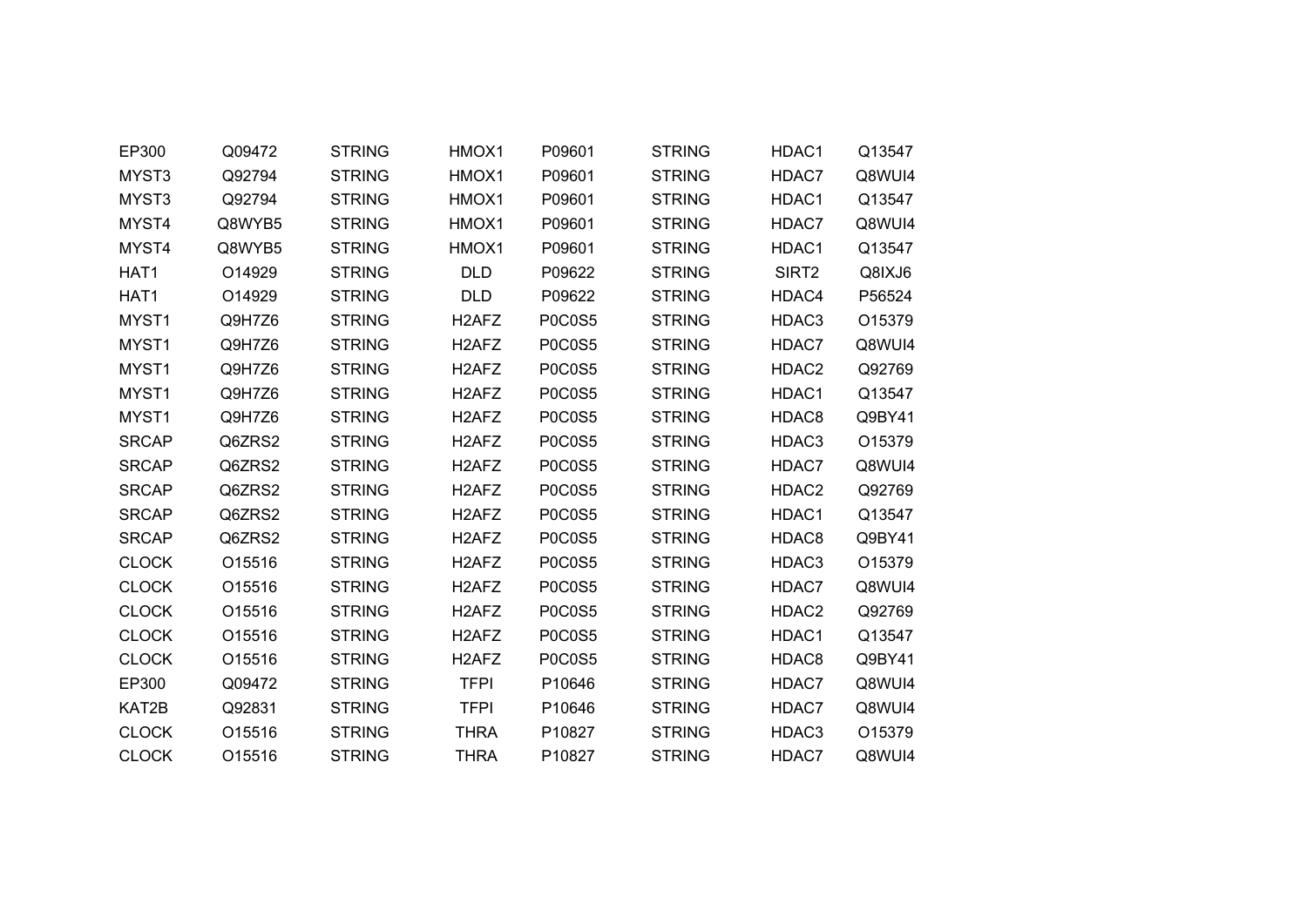| | | | | | | | |
|---|---|---|---|---|---|---|---|
| EP300 | Q09472 | STRING | HMOX1 | P09601 | STRING | HDAC1 | Q13547 |
| MYST3 | Q92794 | STRING | HMOX1 | P09601 | STRING | HDAC7 | Q8WUI4 |
| MYST3 | Q92794 | STRING | HMOX1 | P09601 | STRING | HDAC1 | Q13547 |
| MYST4 | Q8WYB5 | STRING | HMOX1 | P09601 | STRING | HDAC7 | Q8WUI4 |
| MYST4 | Q8WYB5 | STRING | HMOX1 | P09601 | STRING | HDAC1 | Q13547 |
| HAT1 | O14929 | STRING | DLD | P09622 | STRING | SIRT2 | Q8IXJ6 |
| HAT1 | O14929 | STRING | DLD | P09622 | STRING | HDAC4 | P56524 |
| MYST1 | Q9H7Z6 | STRING | H2AFZ | P0C0S5 | STRING | HDAC3 | O15379 |
| MYST1 | Q9H7Z6 | STRING | H2AFZ | P0C0S5 | STRING | HDAC7 | Q8WUI4 |
| MYST1 | Q9H7Z6 | STRING | H2AFZ | P0C0S5 | STRING | HDAC2 | Q92769 |
| MYST1 | Q9H7Z6 | STRING | H2AFZ | P0C0S5 | STRING | HDAC1 | Q13547 |
| MYST1 | Q9H7Z6 | STRING | H2AFZ | P0C0S5 | STRING | HDAC8 | Q9BY41 |
| SRCAP | Q6ZRS2 | STRING | H2AFZ | P0C0S5 | STRING | HDAC3 | O15379 |
| SRCAP | Q6ZRS2 | STRING | H2AFZ | P0C0S5 | STRING | HDAC7 | Q8WUI4 |
| SRCAP | Q6ZRS2 | STRING | H2AFZ | P0C0S5 | STRING | HDAC2 | Q92769 |
| SRCAP | Q6ZRS2 | STRING | H2AFZ | P0C0S5 | STRING | HDAC1 | Q13547 |
| SRCAP | Q6ZRS2 | STRING | H2AFZ | P0C0S5 | STRING | HDAC8 | Q9BY41 |
| CLOCK | O15516 | STRING | H2AFZ | P0C0S5 | STRING | HDAC3 | O15379 |
| CLOCK | O15516 | STRING | H2AFZ | P0C0S5 | STRING | HDAC7 | Q8WUI4 |
| CLOCK | O15516 | STRING | H2AFZ | P0C0S5 | STRING | HDAC2 | Q92769 |
| CLOCK | O15516 | STRING | H2AFZ | P0C0S5 | STRING | HDAC1 | Q13547 |
| CLOCK | O15516 | STRING | H2AFZ | P0C0S5 | STRING | HDAC8 | Q9BY41 |
| EP300 | Q09472 | STRING | TFPI | P10646 | STRING | HDAC7 | Q8WUI4 |
| KAT2B | Q92831 | STRING | TFPI | P10646 | STRING | HDAC7 | Q8WUI4 |
| CLOCK | O15516 | STRING | THRA | P10827 | STRING | HDAC3 | O15379 |
| CLOCK | O15516 | STRING | THRA | P10827 | STRING | HDAC7 | Q8WUI4 |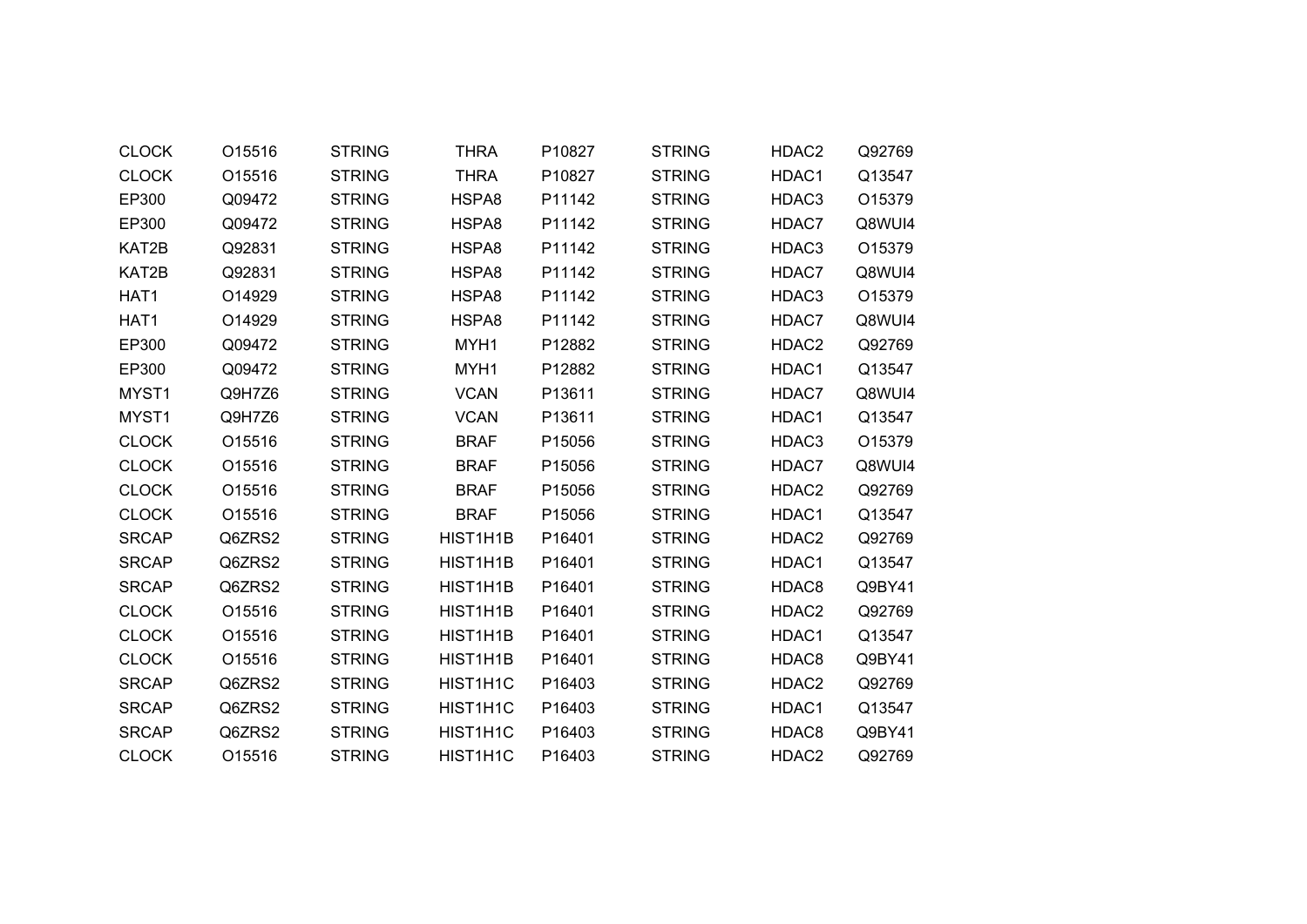| | | | | | | | |
|---|---|---|---|---|---|---|---|
| CLOCK | O15516 | STRING | THRA | P10827 | STRING | HDAC2 | Q92769 |
| CLOCK | O15516 | STRING | THRA | P10827 | STRING | HDAC1 | Q13547 |
| EP300 | Q09472 | STRING | HSPA8 | P11142 | STRING | HDAC3 | O15379 |
| EP300 | Q09472 | STRING | HSPA8 | P11142 | STRING | HDAC7 | Q8WUI4 |
| KAT2B | Q92831 | STRING | HSPA8 | P11142 | STRING | HDAC3 | O15379 |
| KAT2B | Q92831 | STRING | HSPA8 | P11142 | STRING | HDAC7 | Q8WUI4 |
| HAT1 | O14929 | STRING | HSPA8 | P11142 | STRING | HDAC3 | O15379 |
| HAT1 | O14929 | STRING | HSPA8 | P11142 | STRING | HDAC7 | Q8WUI4 |
| EP300 | Q09472 | STRING | MYH1 | P12882 | STRING | HDAC2 | Q92769 |
| EP300 | Q09472 | STRING | MYH1 | P12882 | STRING | HDAC1 | Q13547 |
| MYST1 | Q9H7Z6 | STRING | VCAN | P13611 | STRING | HDAC7 | Q8WUI4 |
| MYST1 | Q9H7Z6 | STRING | VCAN | P13611 | STRING | HDAC1 | Q13547 |
| CLOCK | O15516 | STRING | BRAF | P15056 | STRING | HDAC3 | O15379 |
| CLOCK | O15516 | STRING | BRAF | P15056 | STRING | HDAC7 | Q8WUI4 |
| CLOCK | O15516 | STRING | BRAF | P15056 | STRING | HDAC2 | Q92769 |
| CLOCK | O15516 | STRING | BRAF | P15056 | STRING | HDAC1 | Q13547 |
| SRCAP | Q6ZRS2 | STRING | HIST1H1B | P16401 | STRING | HDAC2 | Q92769 |
| SRCAP | Q6ZRS2 | STRING | HIST1H1B | P16401 | STRING | HDAC1 | Q13547 |
| SRCAP | Q6ZRS2 | STRING | HIST1H1B | P16401 | STRING | HDAC8 | Q9BY41 |
| CLOCK | O15516 | STRING | HIST1H1B | P16401 | STRING | HDAC2 | Q92769 |
| CLOCK | O15516 | STRING | HIST1H1B | P16401 | STRING | HDAC1 | Q13547 |
| CLOCK | O15516 | STRING | HIST1H1B | P16401 | STRING | HDAC8 | Q9BY41 |
| SRCAP | Q6ZRS2 | STRING | HIST1H1C | P16403 | STRING | HDAC2 | Q92769 |
| SRCAP | Q6ZRS2 | STRING | HIST1H1C | P16403 | STRING | HDAC1 | Q13547 |
| SRCAP | Q6ZRS2 | STRING | HIST1H1C | P16403 | STRING | HDAC8 | Q9BY41 |
| CLOCK | O15516 | STRING | HIST1H1C | P16403 | STRING | HDAC2 | Q92769 |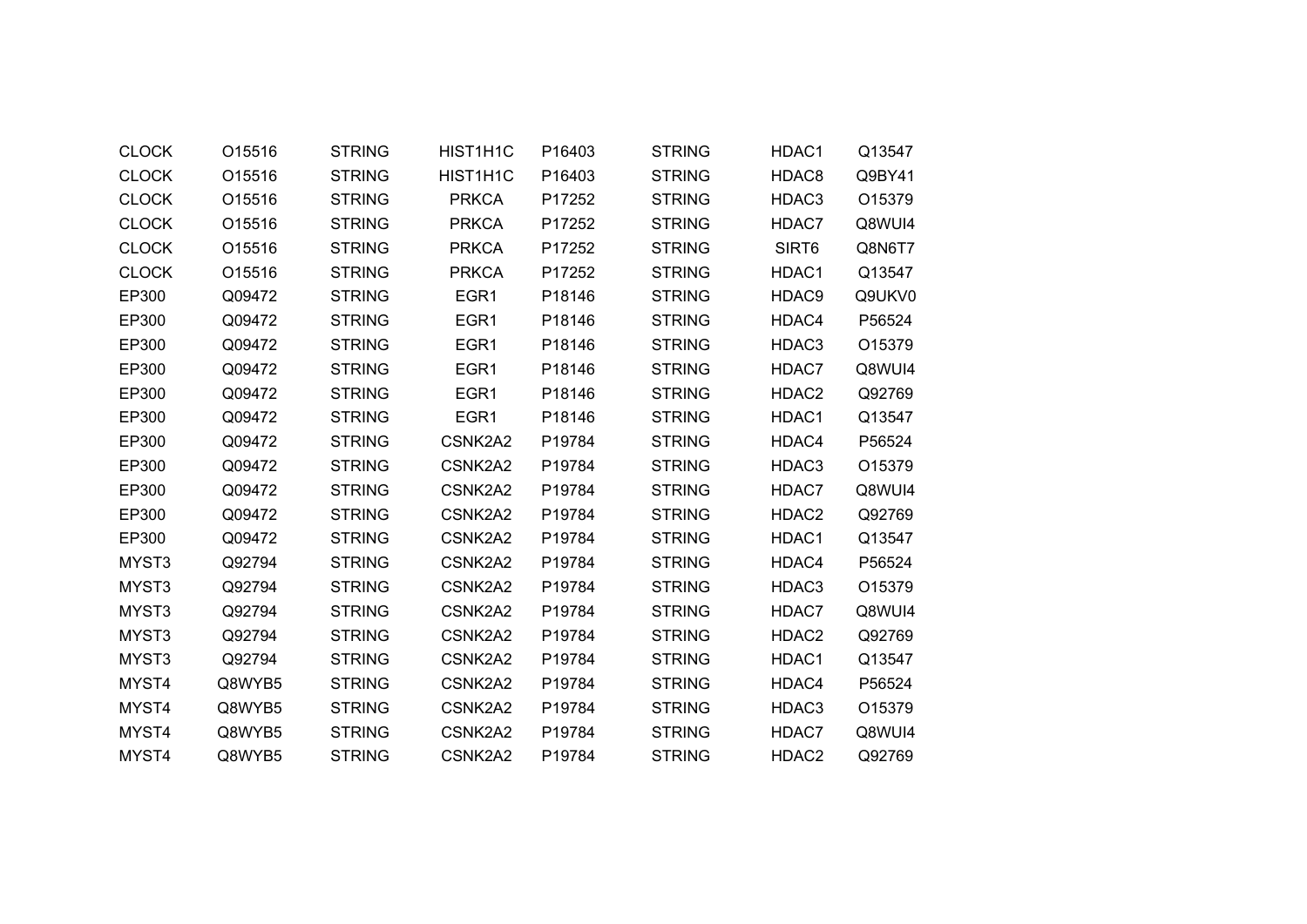| | | | | | | | |
|---|---|---|---|---|---|---|---|
| CLOCK | O15516 | STRING | HIST1H1C | P16403 | STRING | HDAC1 | Q13547 |
| CLOCK | O15516 | STRING | HIST1H1C | P16403 | STRING | HDAC8 | Q9BY41 |
| CLOCK | O15516 | STRING | PRKCA | P17252 | STRING | HDAC3 | O15379 |
| CLOCK | O15516 | STRING | PRKCA | P17252 | STRING | HDAC7 | Q8WUI4 |
| CLOCK | O15516 | STRING | PRKCA | P17252 | STRING | SIRT6 | Q8N6T7 |
| CLOCK | O15516 | STRING | PRKCA | P17252 | STRING | HDAC1 | Q13547 |
| EP300 | Q09472 | STRING | EGR1 | P18146 | STRING | HDAC9 | Q9UKV0 |
| EP300 | Q09472 | STRING | EGR1 | P18146 | STRING | HDAC4 | P56524 |
| EP300 | Q09472 | STRING | EGR1 | P18146 | STRING | HDAC3 | O15379 |
| EP300 | Q09472 | STRING | EGR1 | P18146 | STRING | HDAC7 | Q8WUI4 |
| EP300 | Q09472 | STRING | EGR1 | P18146 | STRING | HDAC2 | Q92769 |
| EP300 | Q09472 | STRING | EGR1 | P18146 | STRING | HDAC1 | Q13547 |
| EP300 | Q09472 | STRING | CSNK2A2 | P19784 | STRING | HDAC4 | P56524 |
| EP300 | Q09472 | STRING | CSNK2A2 | P19784 | STRING | HDAC3 | O15379 |
| EP300 | Q09472 | STRING | CSNK2A2 | P19784 | STRING | HDAC7 | Q8WUI4 |
| EP300 | Q09472 | STRING | CSNK2A2 | P19784 | STRING | HDAC2 | Q92769 |
| EP300 | Q09472 | STRING | CSNK2A2 | P19784 | STRING | HDAC1 | Q13547 |
| MYST3 | Q92794 | STRING | CSNK2A2 | P19784 | STRING | HDAC4 | P56524 |
| MYST3 | Q92794 | STRING | CSNK2A2 | P19784 | STRING | HDAC3 | O15379 |
| MYST3 | Q92794 | STRING | CSNK2A2 | P19784 | STRING | HDAC7 | Q8WUI4 |
| MYST3 | Q92794 | STRING | CSNK2A2 | P19784 | STRING | HDAC2 | Q92769 |
| MYST3 | Q92794 | STRING | CSNK2A2 | P19784 | STRING | HDAC1 | Q13547 |
| MYST4 | Q8WYB5 | STRING | CSNK2A2 | P19784 | STRING | HDAC4 | P56524 |
| MYST4 | Q8WYB5 | STRING | CSNK2A2 | P19784 | STRING | HDAC3 | O15379 |
| MYST4 | Q8WYB5 | STRING | CSNK2A2 | P19784 | STRING | HDAC7 | Q8WUI4 |
| MYST4 | Q8WYB5 | STRING | CSNK2A2 | P19784 | STRING | HDAC2 | Q92769 |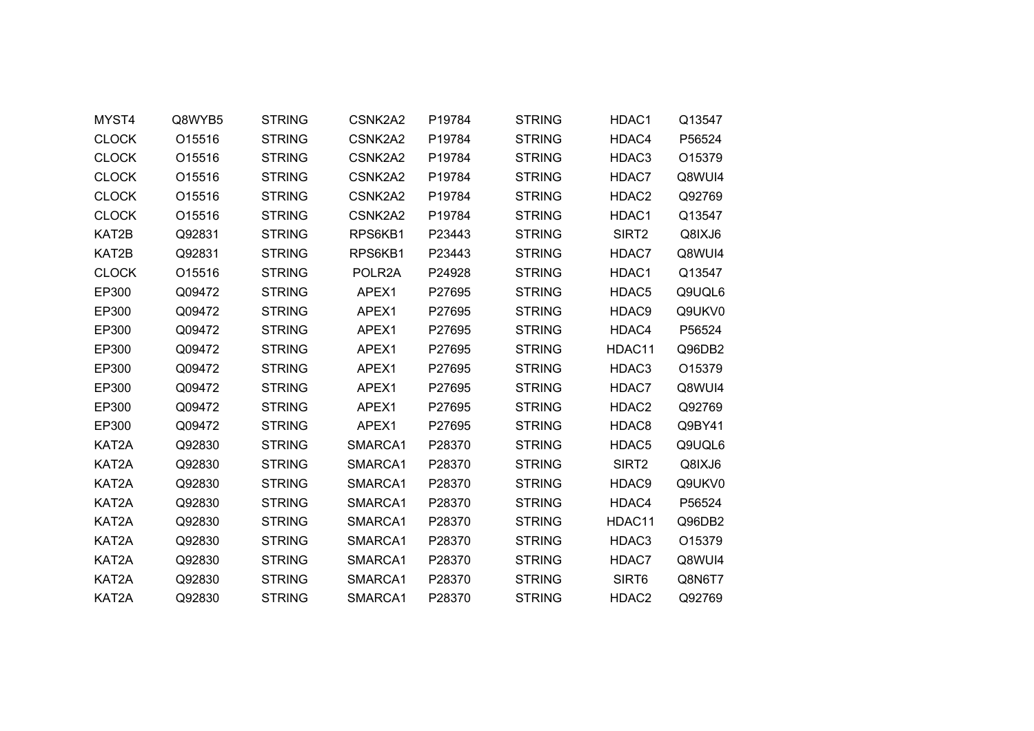| | | | | | | | |
|---|---|---|---|---|---|---|---|
| MYST4 | Q8WYB5 | STRING | CSNK2A2 | P19784 | STRING | HDAC1 | Q13547 |
| CLOCK | O15516 | STRING | CSNK2A2 | P19784 | STRING | HDAC4 | P56524 |
| CLOCK | O15516 | STRING | CSNK2A2 | P19784 | STRING | HDAC3 | O15379 |
| CLOCK | O15516 | STRING | CSNK2A2 | P19784 | STRING | HDAC7 | Q8WUI4 |
| CLOCK | O15516 | STRING | CSNK2A2 | P19784 | STRING | HDAC2 | Q92769 |
| CLOCK | O15516 | STRING | CSNK2A2 | P19784 | STRING | HDAC1 | Q13547 |
| KAT2B | Q92831 | STRING | RPS6KB1 | P23443 | STRING | SIRT2 | Q8IXJ6 |
| KAT2B | Q92831 | STRING | RPS6KB1 | P23443 | STRING | HDAC7 | Q8WUI4 |
| CLOCK | O15516 | STRING | POLR2A | P24928 | STRING | HDAC1 | Q13547 |
| EP300 | Q09472 | STRING | APEX1 | P27695 | STRING | HDAC5 | Q9UQL6 |
| EP300 | Q09472 | STRING | APEX1 | P27695 | STRING | HDAC9 | Q9UKV0 |
| EP300 | Q09472 | STRING | APEX1 | P27695 | STRING | HDAC4 | P56524 |
| EP300 | Q09472 | STRING | APEX1 | P27695 | STRING | HDAC11 | Q96DB2 |
| EP300 | Q09472 | STRING | APEX1 | P27695 | STRING | HDAC3 | O15379 |
| EP300 | Q09472 | STRING | APEX1 | P27695 | STRING | HDAC7 | Q8WUI4 |
| EP300 | Q09472 | STRING | APEX1 | P27695 | STRING | HDAC2 | Q92769 |
| EP300 | Q09472 | STRING | APEX1 | P27695 | STRING | HDAC8 | Q9BY41 |
| KAT2A | Q92830 | STRING | SMARCA1 | P28370 | STRING | HDAC5 | Q9UQL6 |
| KAT2A | Q92830 | STRING | SMARCA1 | P28370 | STRING | SIRT2 | Q8IXJ6 |
| KAT2A | Q92830 | STRING | SMARCA1 | P28370 | STRING | HDAC9 | Q9UKV0 |
| KAT2A | Q92830 | STRING | SMARCA1 | P28370 | STRING | HDAC4 | P56524 |
| KAT2A | Q92830 | STRING | SMARCA1 | P28370 | STRING | HDAC11 | Q96DB2 |
| KAT2A | Q92830 | STRING | SMARCA1 | P28370 | STRING | HDAC3 | O15379 |
| KAT2A | Q92830 | STRING | SMARCA1 | P28370 | STRING | HDAC7 | Q8WUI4 |
| KAT2A | Q92830 | STRING | SMARCA1 | P28370 | STRING | SIRT6 | Q8N6T7 |
| KAT2A | Q92830 | STRING | SMARCA1 | P28370 | STRING | HDAC2 | Q92769 |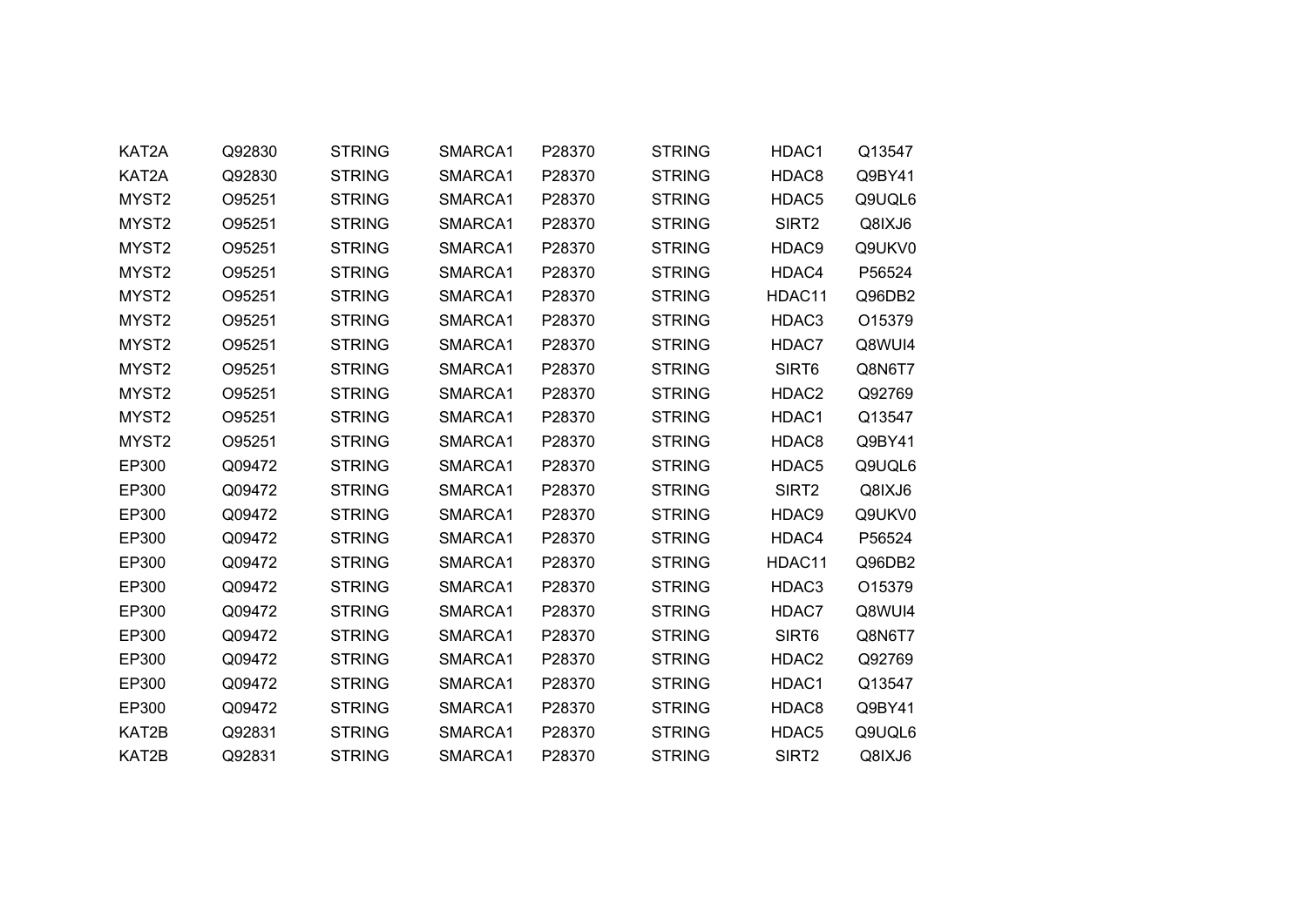| | | | | | | | |
|---|---|---|---|---|---|---|---|
| KAT2A | Q92830 | STRING | SMARCA1 | P28370 | STRING | HDAC1 | Q13547 |
| KAT2A | Q92830 | STRING | SMARCA1 | P28370 | STRING | HDAC8 | Q9BY41 |
| MYST2 | O95251 | STRING | SMARCA1 | P28370 | STRING | HDAC5 | Q9UQL6 |
| MYST2 | O95251 | STRING | SMARCA1 | P28370 | STRING | SIRT2 | Q8IXJ6 |
| MYST2 | O95251 | STRING | SMARCA1 | P28370 | STRING | HDAC9 | Q9UKV0 |
| MYST2 | O95251 | STRING | SMARCA1 | P28370 | STRING | HDAC4 | P56524 |
| MYST2 | O95251 | STRING | SMARCA1 | P28370 | STRING | HDAC11 | Q96DB2 |
| MYST2 | O95251 | STRING | SMARCA1 | P28370 | STRING | HDAC3 | O15379 |
| MYST2 | O95251 | STRING | SMARCA1 | P28370 | STRING | HDAC7 | Q8WUI4 |
| MYST2 | O95251 | STRING | SMARCA1 | P28370 | STRING | SIRT6 | Q8N6T7 |
| MYST2 | O95251 | STRING | SMARCA1 | P28370 | STRING | HDAC2 | Q92769 |
| MYST2 | O95251 | STRING | SMARCA1 | P28370 | STRING | HDAC1 | Q13547 |
| MYST2 | O95251 | STRING | SMARCA1 | P28370 | STRING | HDAC8 | Q9BY41 |
| EP300 | Q09472 | STRING | SMARCA1 | P28370 | STRING | HDAC5 | Q9UQL6 |
| EP300 | Q09472 | STRING | SMARCA1 | P28370 | STRING | SIRT2 | Q8IXJ6 |
| EP300 | Q09472 | STRING | SMARCA1 | P28370 | STRING | HDAC9 | Q9UKV0 |
| EP300 | Q09472 | STRING | SMARCA1 | P28370 | STRING | HDAC4 | P56524 |
| EP300 | Q09472 | STRING | SMARCA1 | P28370 | STRING | HDAC11 | Q96DB2 |
| EP300 | Q09472 | STRING | SMARCA1 | P28370 | STRING | HDAC3 | O15379 |
| EP300 | Q09472 | STRING | SMARCA1 | P28370 | STRING | HDAC7 | Q8WUI4 |
| EP300 | Q09472 | STRING | SMARCA1 | P28370 | STRING | SIRT6 | Q8N6T7 |
| EP300 | Q09472 | STRING | SMARCA1 | P28370 | STRING | HDAC2 | Q92769 |
| EP300 | Q09472 | STRING | SMARCA1 | P28370 | STRING | HDAC1 | Q13547 |
| EP300 | Q09472 | STRING | SMARCA1 | P28370 | STRING | HDAC8 | Q9BY41 |
| KAT2B | Q92831 | STRING | SMARCA1 | P28370 | STRING | HDAC5 | Q9UQL6 |
| KAT2B | Q92831 | STRING | SMARCA1 | P28370 | STRING | SIRT2 | Q8IXJ6 |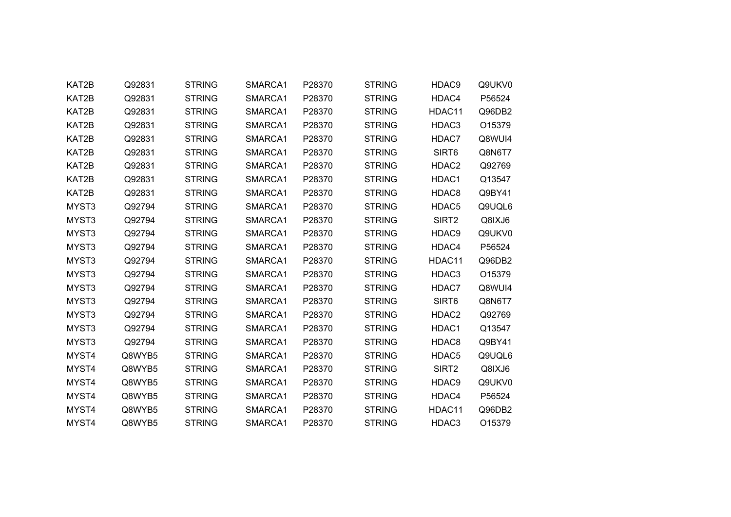| | | | | | | | | |
|---|---|---|---|---|---|---|---|---|
| KAT2B | Q92831 | STRING | SMARCA1 | P28370 | STRING | HDAC9 | Q9UKV0 |
| KAT2B | Q92831 | STRING | SMARCA1 | P28370 | STRING | HDAC4 | P56524 |
| KAT2B | Q92831 | STRING | SMARCA1 | P28370 | STRING | HDAC11 | Q96DB2 |
| KAT2B | Q92831 | STRING | SMARCA1 | P28370 | STRING | HDAC3 | O15379 |
| KAT2B | Q92831 | STRING | SMARCA1 | P28370 | STRING | HDAC7 | Q8WUI4 |
| KAT2B | Q92831 | STRING | SMARCA1 | P28370 | STRING | SIRT6 | Q8N6T7 |
| KAT2B | Q92831 | STRING | SMARCA1 | P28370 | STRING | HDAC2 | Q92769 |
| KAT2B | Q92831 | STRING | SMARCA1 | P28370 | STRING | HDAC1 | Q13547 |
| KAT2B | Q92831 | STRING | SMARCA1 | P28370 | STRING | HDAC8 | Q9BY41 |
| MYST3 | Q92794 | STRING | SMARCA1 | P28370 | STRING | HDAC5 | Q9UQL6 |
| MYST3 | Q92794 | STRING | SMARCA1 | P28370 | STRING | SIRT2 | Q8IXJ6 |
| MYST3 | Q92794 | STRING | SMARCA1 | P28370 | STRING | HDAC9 | Q9UKV0 |
| MYST3 | Q92794 | STRING | SMARCA1 | P28370 | STRING | HDAC4 | P56524 |
| MYST3 | Q92794 | STRING | SMARCA1 | P28370 | STRING | HDAC11 | Q96DB2 |
| MYST3 | Q92794 | STRING | SMARCA1 | P28370 | STRING | HDAC3 | O15379 |
| MYST3 | Q92794 | STRING | SMARCA1 | P28370 | STRING | HDAC7 | Q8WUI4 |
| MYST3 | Q92794 | STRING | SMARCA1 | P28370 | STRING | SIRT6 | Q8N6T7 |
| MYST3 | Q92794 | STRING | SMARCA1 | P28370 | STRING | HDAC2 | Q92769 |
| MYST3 | Q92794 | STRING | SMARCA1 | P28370 | STRING | HDAC1 | Q13547 |
| MYST3 | Q92794 | STRING | SMARCA1 | P28370 | STRING | HDAC8 | Q9BY41 |
| MYST4 | Q8WYB5 | STRING | SMARCA1 | P28370 | STRING | HDAC5 | Q9UQL6 |
| MYST4 | Q8WYB5 | STRING | SMARCA1 | P28370 | STRING | SIRT2 | Q8IXJ6 |
| MYST4 | Q8WYB5 | STRING | SMARCA1 | P28370 | STRING | HDAC9 | Q9UKV0 |
| MYST4 | Q8WYB5 | STRING | SMARCA1 | P28370 | STRING | HDAC4 | P56524 |
| MYST4 | Q8WYB5 | STRING | SMARCA1 | P28370 | STRING | HDAC11 | Q96DB2 |
| MYST4 | Q8WYB5 | STRING | SMARCA1 | P28370 | STRING | HDAC3 | O15379 |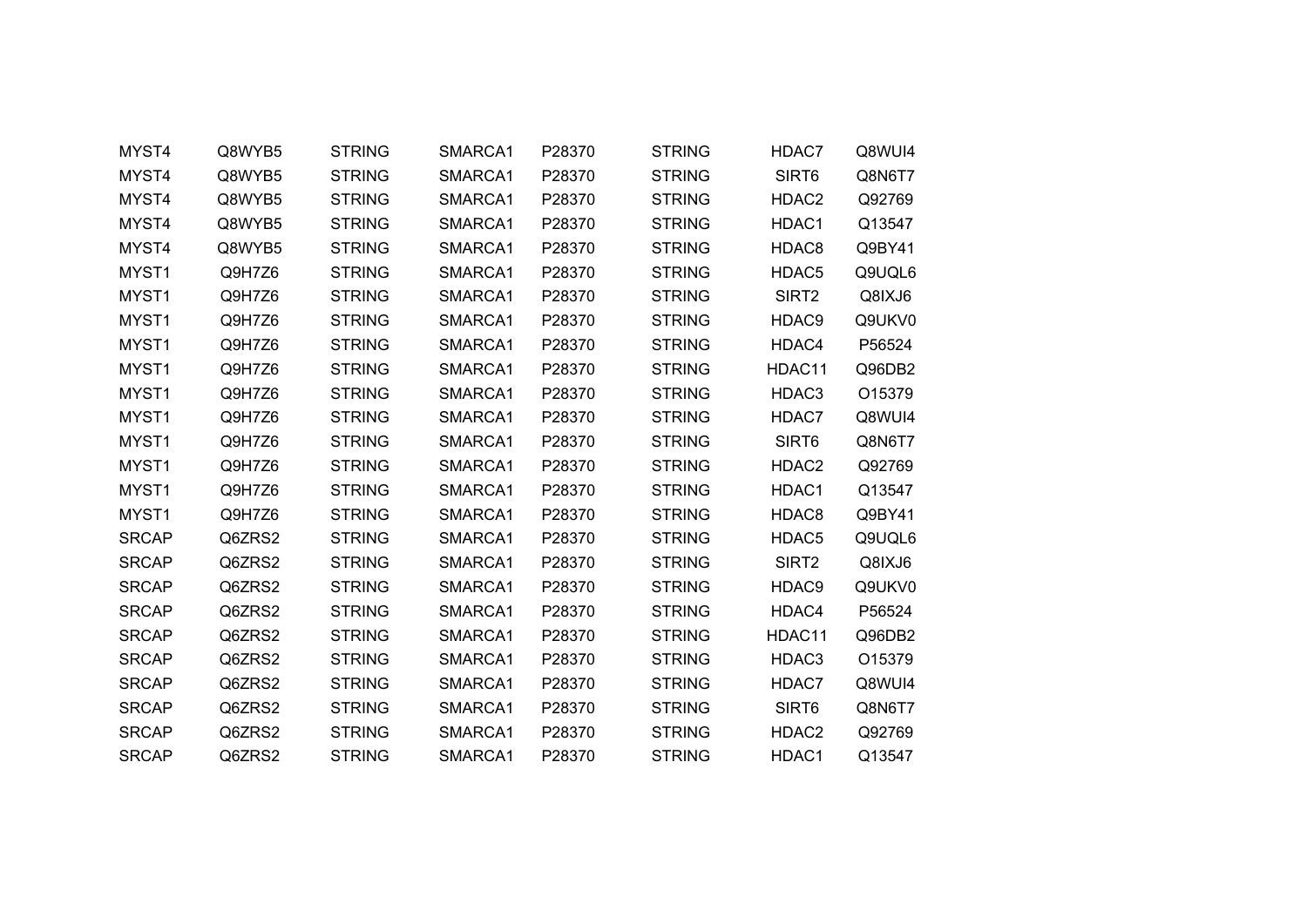| | | | | | | | |
|---|---|---|---|---|---|---|---|
| MYST4 | Q8WYB5 | STRING | SMARCA1 | P28370 | STRING | HDAC7 | Q8WUI4 |
| MYST4 | Q8WYB5 | STRING | SMARCA1 | P28370 | STRING | SIRT6 | Q8N6T7 |
| MYST4 | Q8WYB5 | STRING | SMARCA1 | P28370 | STRING | HDAC2 | Q92769 |
| MYST4 | Q8WYB5 | STRING | SMARCA1 | P28370 | STRING | HDAC1 | Q13547 |
| MYST4 | Q8WYB5 | STRING | SMARCA1 | P28370 | STRING | HDAC8 | Q9BY41 |
| MYST1 | Q9H7Z6 | STRING | SMARCA1 | P28370 | STRING | HDAC5 | Q9UQL6 |
| MYST1 | Q9H7Z6 | STRING | SMARCA1 | P28370 | STRING | SIRT2 | Q8IXJ6 |
| MYST1 | Q9H7Z6 | STRING | SMARCA1 | P28370 | STRING | HDAC9 | Q9UKV0 |
| MYST1 | Q9H7Z6 | STRING | SMARCA1 | P28370 | STRING | HDAC4 | P56524 |
| MYST1 | Q9H7Z6 | STRING | SMARCA1 | P28370 | STRING | HDAC11 | Q96DB2 |
| MYST1 | Q9H7Z6 | STRING | SMARCA1 | P28370 | STRING | HDAC3 | O15379 |
| MYST1 | Q9H7Z6 | STRING | SMARCA1 | P28370 | STRING | HDAC7 | Q8WUI4 |
| MYST1 | Q9H7Z6 | STRING | SMARCA1 | P28370 | STRING | SIRT6 | Q8N6T7 |
| MYST1 | Q9H7Z6 | STRING | SMARCA1 | P28370 | STRING | HDAC2 | Q92769 |
| MYST1 | Q9H7Z6 | STRING | SMARCA1 | P28370 | STRING | HDAC1 | Q13547 |
| MYST1 | Q9H7Z6 | STRING | SMARCA1 | P28370 | STRING | HDAC8 | Q9BY41 |
| SRCAP | Q6ZRS2 | STRING | SMARCA1 | P28370 | STRING | HDAC5 | Q9UQL6 |
| SRCAP | Q6ZRS2 | STRING | SMARCA1 | P28370 | STRING | SIRT2 | Q8IXJ6 |
| SRCAP | Q6ZRS2 | STRING | SMARCA1 | P28370 | STRING | HDAC9 | Q9UKV0 |
| SRCAP | Q6ZRS2 | STRING | SMARCA1 | P28370 | STRING | HDAC4 | P56524 |
| SRCAP | Q6ZRS2 | STRING | SMARCA1 | P28370 | STRING | HDAC11 | Q96DB2 |
| SRCAP | Q6ZRS2 | STRING | SMARCA1 | P28370 | STRING | HDAC3 | O15379 |
| SRCAP | Q6ZRS2 | STRING | SMARCA1 | P28370 | STRING | HDAC7 | Q8WUI4 |
| SRCAP | Q6ZRS2 | STRING | SMARCA1 | P28370 | STRING | SIRT6 | Q8N6T7 |
| SRCAP | Q6ZRS2 | STRING | SMARCA1 | P28370 | STRING | HDAC2 | Q92769 |
| SRCAP | Q6ZRS2 | STRING | SMARCA1 | P28370 | STRING | HDAC1 | Q13547 |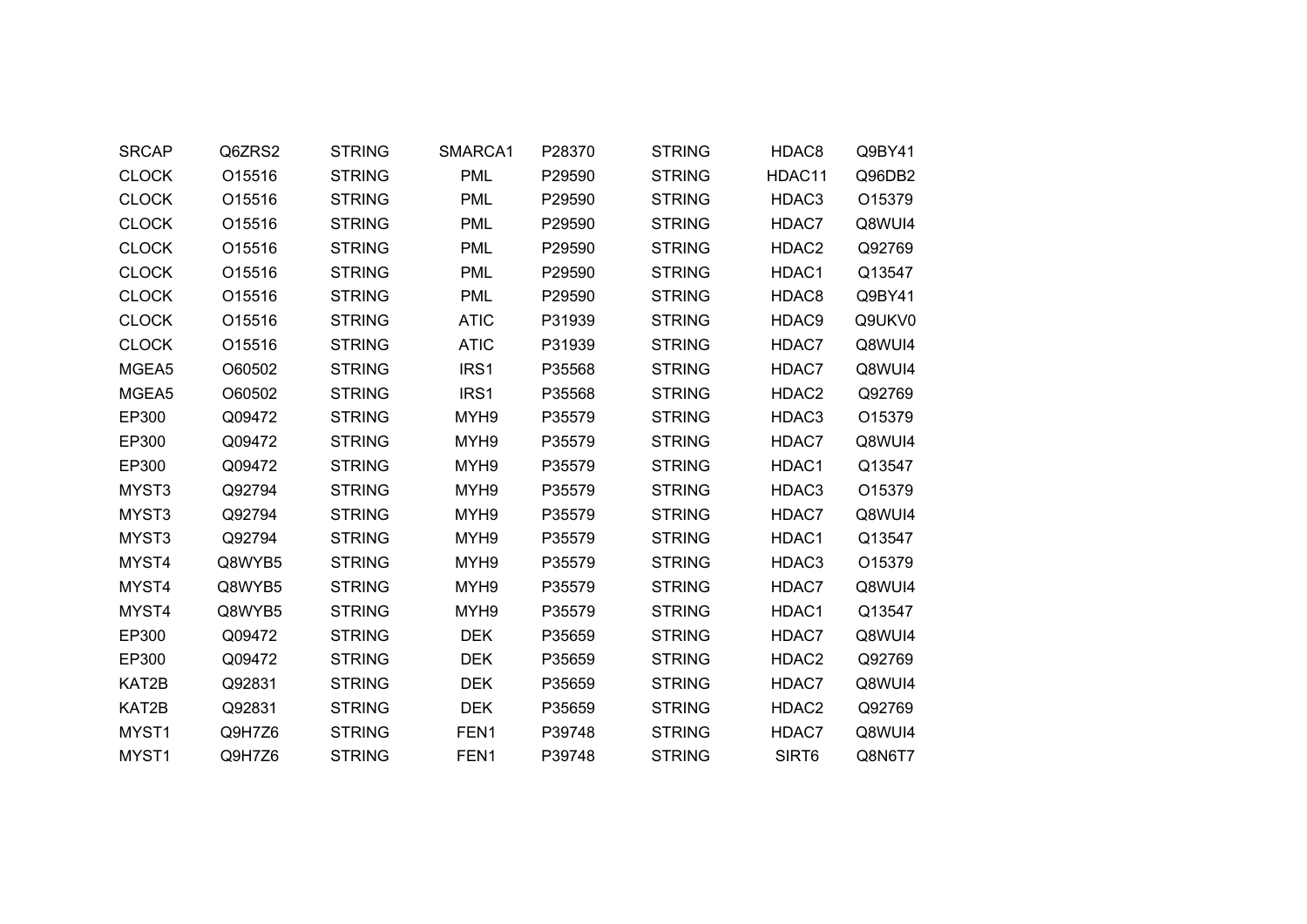| | | | | | | | |
|---|---|---|---|---|---|---|---|
| SRCAP | Q6ZRS2 | STRING | SMARCA1 | P28370 | STRING | HDAC8 | Q9BY41 |
| CLOCK | O15516 | STRING | PML | P29590 | STRING | HDAC11 | Q96DB2 |
| CLOCK | O15516 | STRING | PML | P29590 | STRING | HDAC3 | O15379 |
| CLOCK | O15516 | STRING | PML | P29590 | STRING | HDAC7 | Q8WUI4 |
| CLOCK | O15516 | STRING | PML | P29590 | STRING | HDAC2 | Q92769 |
| CLOCK | O15516 | STRING | PML | P29590 | STRING | HDAC1 | Q13547 |
| CLOCK | O15516 | STRING | PML | P29590 | STRING | HDAC8 | Q9BY41 |
| CLOCK | O15516 | STRING | ATIC | P31939 | STRING | HDAC9 | Q9UKV0 |
| CLOCK | O15516 | STRING | ATIC | P31939 | STRING | HDAC7 | Q8WUI4 |
| MGEA5 | O60502 | STRING | IRS1 | P35568 | STRING | HDAC7 | Q8WUI4 |
| MGEA5 | O60502 | STRING | IRS1 | P35568 | STRING | HDAC2 | Q92769 |
| EP300 | Q09472 | STRING | MYH9 | P35579 | STRING | HDAC3 | O15379 |
| EP300 | Q09472 | STRING | MYH9 | P35579 | STRING | HDAC7 | Q8WUI4 |
| EP300 | Q09472 | STRING | MYH9 | P35579 | STRING | HDAC1 | Q13547 |
| MYST3 | Q92794 | STRING | MYH9 | P35579 | STRING | HDAC3 | O15379 |
| MYST3 | Q92794 | STRING | MYH9 | P35579 | STRING | HDAC7 | Q8WUI4 |
| MYST3 | Q92794 | STRING | MYH9 | P35579 | STRING | HDAC1 | Q13547 |
| MYST4 | Q8WYB5 | STRING | MYH9 | P35579 | STRING | HDAC3 | O15379 |
| MYST4 | Q8WYB5 | STRING | MYH9 | P35579 | STRING | HDAC7 | Q8WUI4 |
| MYST4 | Q8WYB5 | STRING | MYH9 | P35579 | STRING | HDAC1 | Q13547 |
| EP300 | Q09472 | STRING | DEK | P35659 | STRING | HDAC7 | Q8WUI4 |
| EP300 | Q09472 | STRING | DEK | P35659 | STRING | HDAC2 | Q92769 |
| KAT2B | Q92831 | STRING | DEK | P35659 | STRING | HDAC7 | Q8WUI4 |
| KAT2B | Q92831 | STRING | DEK | P35659 | STRING | HDAC2 | Q92769 |
| MYST1 | Q9H7Z6 | STRING | FEN1 | P39748 | STRING | HDAC7 | Q8WUI4 |
| MYST1 | Q9H7Z6 | STRING | FEN1 | P39748 | STRING | SIRT6 | Q8N6T7 |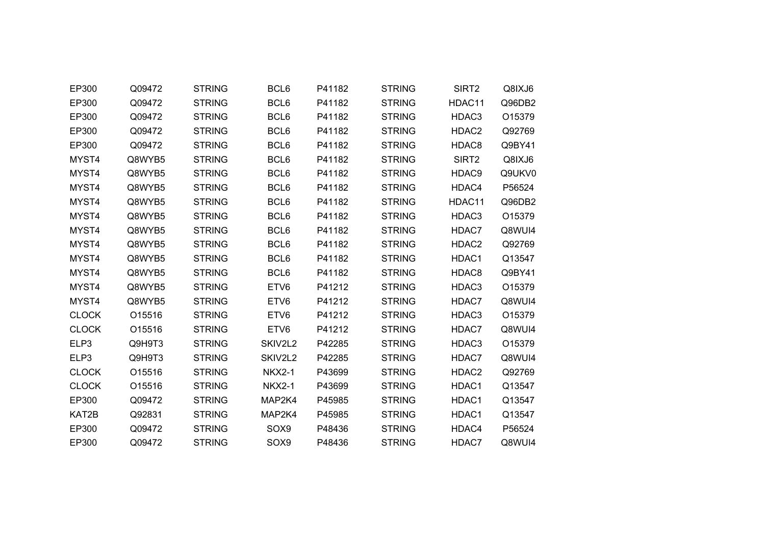| | | | | | | | |
|---|---|---|---|---|---|---|---|
| EP300 | Q09472 | STRING | BCL6 | P41182 | STRING | SIRT2 | Q8IXJ6 |
| EP300 | Q09472 | STRING | BCL6 | P41182 | STRING | HDAC11 | Q96DB2 |
| EP300 | Q09472 | STRING | BCL6 | P41182 | STRING | HDAC3 | O15379 |
| EP300 | Q09472 | STRING | BCL6 | P41182 | STRING | HDAC2 | Q92769 |
| EP300 | Q09472 | STRING | BCL6 | P41182 | STRING | HDAC8 | Q9BY41 |
| MYST4 | Q8WYB5 | STRING | BCL6 | P41182 | STRING | SIRT2 | Q8IXJ6 |
| MYST4 | Q8WYB5 | STRING | BCL6 | P41182 | STRING | HDAC9 | Q9UKV0 |
| MYST4 | Q8WYB5 | STRING | BCL6 | P41182 | STRING | HDAC4 | P56524 |
| MYST4 | Q8WYB5 | STRING | BCL6 | P41182 | STRING | HDAC11 | Q96DB2 |
| MYST4 | Q8WYB5 | STRING | BCL6 | P41182 | STRING | HDAC3 | O15379 |
| MYST4 | Q8WYB5 | STRING | BCL6 | P41182 | STRING | HDAC7 | Q8WUI4 |
| MYST4 | Q8WYB5 | STRING | BCL6 | P41182 | STRING | HDAC2 | Q92769 |
| MYST4 | Q8WYB5 | STRING | BCL6 | P41182 | STRING | HDAC1 | Q13547 |
| MYST4 | Q8WYB5 | STRING | BCL6 | P41182 | STRING | HDAC8 | Q9BY41 |
| MYST4 | Q8WYB5 | STRING | ETV6 | P41212 | STRING | HDAC3 | O15379 |
| MYST4 | Q8WYB5 | STRING | ETV6 | P41212 | STRING | HDAC7 | Q8WUI4 |
| CLOCK | O15516 | STRING | ETV6 | P41212 | STRING | HDAC3 | O15379 |
| CLOCK | O15516 | STRING | ETV6 | P41212 | STRING | HDAC7 | Q8WUI4 |
| ELP3 | Q9H9T3 | STRING | SKIV2L2 | P42285 | STRING | HDAC3 | O15379 |
| ELP3 | Q9H9T3 | STRING | SKIV2L2 | P42285 | STRING | HDAC7 | Q8WUI4 |
| CLOCK | O15516 | STRING | NKX2-1 | P43699 | STRING | HDAC2 | Q92769 |
| CLOCK | O15516 | STRING | NKX2-1 | P43699 | STRING | HDAC1 | Q13547 |
| EP300 | Q09472 | STRING | MAP2K4 | P45985 | STRING | HDAC1 | Q13547 |
| KAT2B | Q92831 | STRING | MAP2K4 | P45985 | STRING | HDAC1 | Q13547 |
| EP300 | Q09472 | STRING | SOX9 | P48436 | STRING | HDAC4 | P56524 |
| EP300 | Q09472 | STRING | SOX9 | P48436 | STRING | HDAC7 | Q8WUI4 |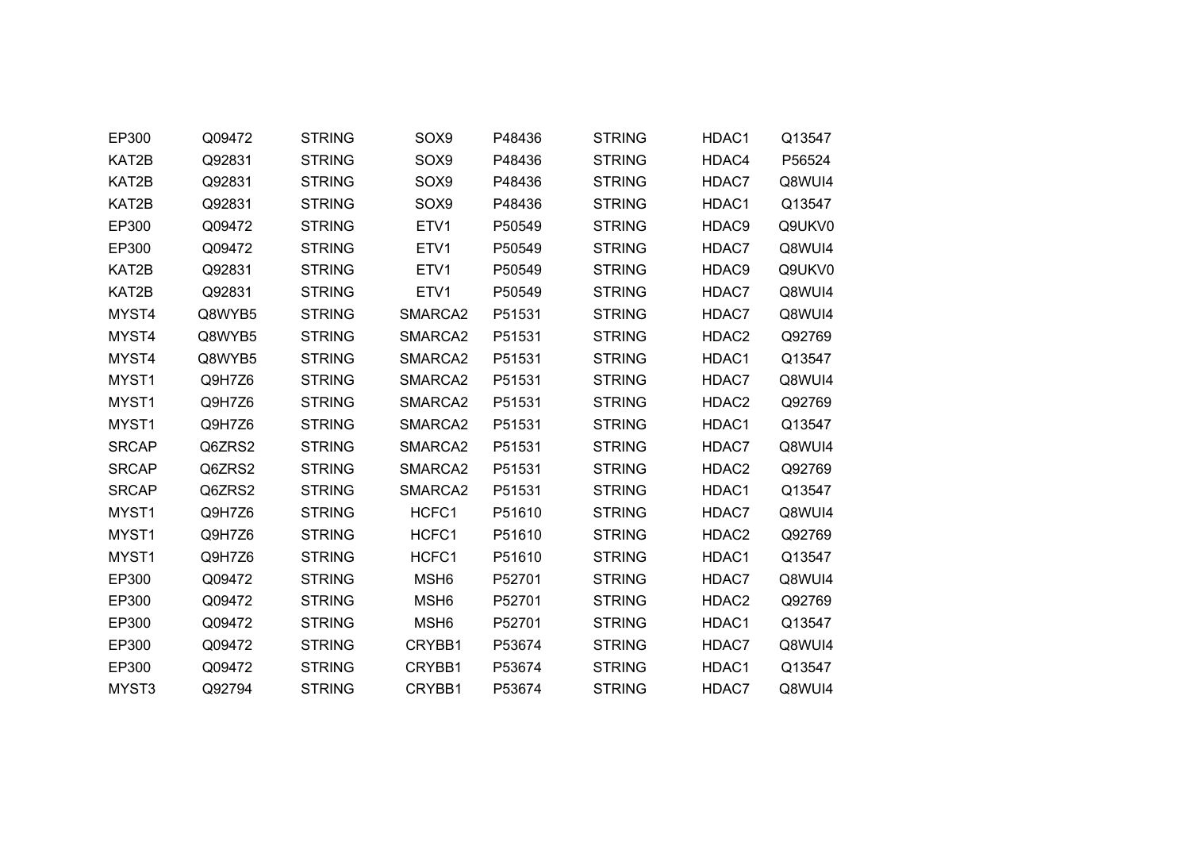| | | | | | | | |
|---|---|---|---|---|---|---|---|
| EP300 | Q09472 | STRING | SOX9 | P48436 | STRING | HDAC1 | Q13547 |
| KAT2B | Q92831 | STRING | SOX9 | P48436 | STRING | HDAC4 | P56524 |
| KAT2B | Q92831 | STRING | SOX9 | P48436 | STRING | HDAC7 | Q8WUI4 |
| KAT2B | Q92831 | STRING | SOX9 | P48436 | STRING | HDAC1 | Q13547 |
| EP300 | Q09472 | STRING | ETV1 | P50549 | STRING | HDAC9 | Q9UKV0 |
| EP300 | Q09472 | STRING | ETV1 | P50549 | STRING | HDAC7 | Q8WUI4 |
| KAT2B | Q92831 | STRING | ETV1 | P50549 | STRING | HDAC9 | Q9UKV0 |
| KAT2B | Q92831 | STRING | ETV1 | P50549 | STRING | HDAC7 | Q8WUI4 |
| MYST4 | Q8WYB5 | STRING | SMARCA2 | P51531 | STRING | HDAC7 | Q8WUI4 |
| MYST4 | Q8WYB5 | STRING | SMARCA2 | P51531 | STRING | HDAC2 | Q92769 |
| MYST4 | Q8WYB5 | STRING | SMARCA2 | P51531 | STRING | HDAC1 | Q13547 |
| MYST1 | Q9H7Z6 | STRING | SMARCA2 | P51531 | STRING | HDAC7 | Q8WUI4 |
| MYST1 | Q9H7Z6 | STRING | SMARCA2 | P51531 | STRING | HDAC2 | Q92769 |
| MYST1 | Q9H7Z6 | STRING | SMARCA2 | P51531 | STRING | HDAC1 | Q13547 |
| SRCAP | Q6ZRS2 | STRING | SMARCA2 | P51531 | STRING | HDAC7 | Q8WUI4 |
| SRCAP | Q6ZRS2 | STRING | SMARCA2 | P51531 | STRING | HDAC2 | Q92769 |
| SRCAP | Q6ZRS2 | STRING | SMARCA2 | P51531 | STRING | HDAC1 | Q13547 |
| MYST1 | Q9H7Z6 | STRING | HCFC1 | P51610 | STRING | HDAC7 | Q8WUI4 |
| MYST1 | Q9H7Z6 | STRING | HCFC1 | P51610 | STRING | HDAC2 | Q92769 |
| MYST1 | Q9H7Z6 | STRING | HCFC1 | P51610 | STRING | HDAC1 | Q13547 |
| EP300 | Q09472 | STRING | MSH6 | P52701 | STRING | HDAC7 | Q8WUI4 |
| EP300 | Q09472 | STRING | MSH6 | P52701 | STRING | HDAC2 | Q92769 |
| EP300 | Q09472 | STRING | MSH6 | P52701 | STRING | HDAC1 | Q13547 |
| EP300 | Q09472 | STRING | CRYBB1 | P53674 | STRING | HDAC7 | Q8WUI4 |
| EP300 | Q09472 | STRING | CRYBB1 | P53674 | STRING | HDAC1 | Q13547 |
| MYST3 | Q92794 | STRING | CRYBB1 | P53674 | STRING | HDAC7 | Q8WUI4 |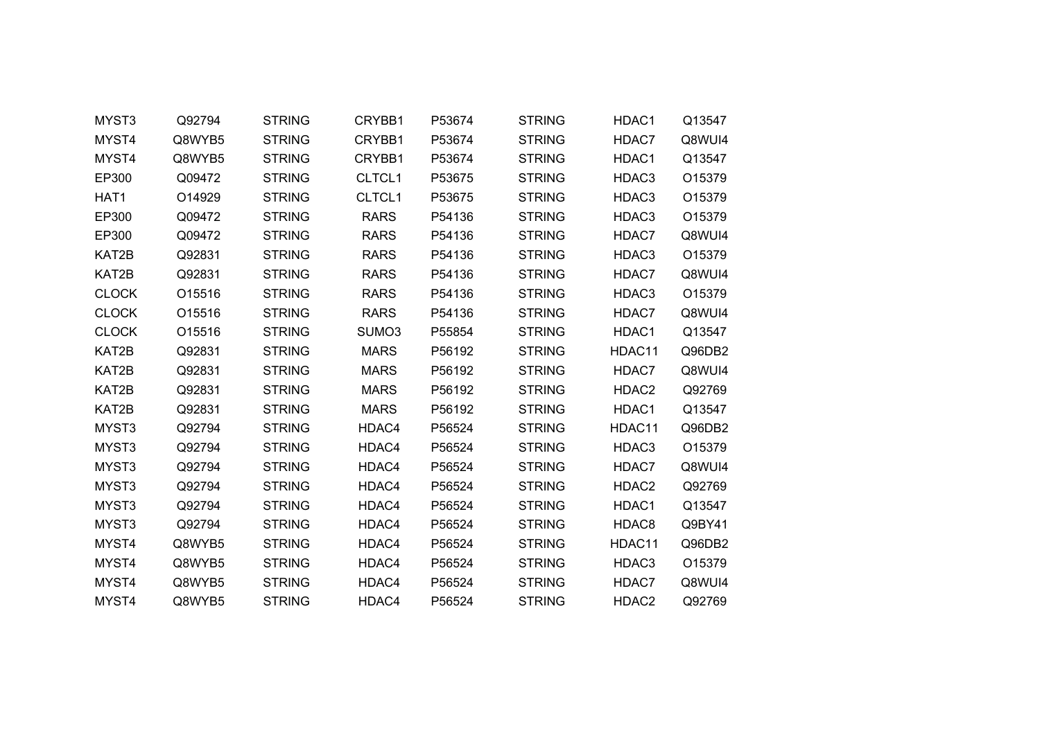| | | | | | | | | |
|---|---|---|---|---|---|---|---|---|
| MYST3 | Q92794 | STRING | CRYBB1 | P53674 | STRING | HDAC1 | Q13547 |
| MYST4 | Q8WYB5 | STRING | CRYBB1 | P53674 | STRING | HDAC7 | Q8WUI4 |
| MYST4 | Q8WYB5 | STRING | CRYBB1 | P53674 | STRING | HDAC1 | Q13547 |
| EP300 | Q09472 | STRING | CLTCL1 | P53675 | STRING | HDAC3 | O15379 |
| HAT1 | O14929 | STRING | CLTCL1 | P53675 | STRING | HDAC3 | O15379 |
| EP300 | Q09472 | STRING | RARS | P54136 | STRING | HDAC3 | O15379 |
| EP300 | Q09472 | STRING | RARS | P54136 | STRING | HDAC7 | Q8WUI4 |
| KAT2B | Q92831 | STRING | RARS | P54136 | STRING | HDAC3 | O15379 |
| KAT2B | Q92831 | STRING | RARS | P54136 | STRING | HDAC7 | Q8WUI4 |
| CLOCK | O15516 | STRING | RARS | P54136 | STRING | HDAC3 | O15379 |
| CLOCK | O15516 | STRING | RARS | P54136 | STRING | HDAC7 | Q8WUI4 |
| CLOCK | O15516 | STRING | SUMO3 | P55854 | STRING | HDAC1 | Q13547 |
| KAT2B | Q92831 | STRING | MARS | P56192 | STRING | HDAC11 | Q96DB2 |
| KAT2B | Q92831 | STRING | MARS | P56192 | STRING | HDAC7 | Q8WUI4 |
| KAT2B | Q92831 | STRING | MARS | P56192 | STRING | HDAC2 | Q92769 |
| KAT2B | Q92831 | STRING | MARS | P56192 | STRING | HDAC1 | Q13547 |
| MYST3 | Q92794 | STRING | HDAC4 | P56524 | STRING | HDAC11 | Q96DB2 |
| MYST3 | Q92794 | STRING | HDAC4 | P56524 | STRING | HDAC3 | O15379 |
| MYST3 | Q92794 | STRING | HDAC4 | P56524 | STRING | HDAC7 | Q8WUI4 |
| MYST3 | Q92794 | STRING | HDAC4 | P56524 | STRING | HDAC2 | Q92769 |
| MYST3 | Q92794 | STRING | HDAC4 | P56524 | STRING | HDAC1 | Q13547 |
| MYST3 | Q92794 | STRING | HDAC4 | P56524 | STRING | HDAC8 | Q9BY41 |
| MYST4 | Q8WYB5 | STRING | HDAC4 | P56524 | STRING | HDAC11 | Q96DB2 |
| MYST4 | Q8WYB5 | STRING | HDAC4 | P56524 | STRING | HDAC3 | O15379 |
| MYST4 | Q8WYB5 | STRING | HDAC4 | P56524 | STRING | HDAC7 | Q8WUI4 |
| MYST4 | Q8WYB5 | STRING | HDAC4 | P56524 | STRING | HDAC2 | Q92769 |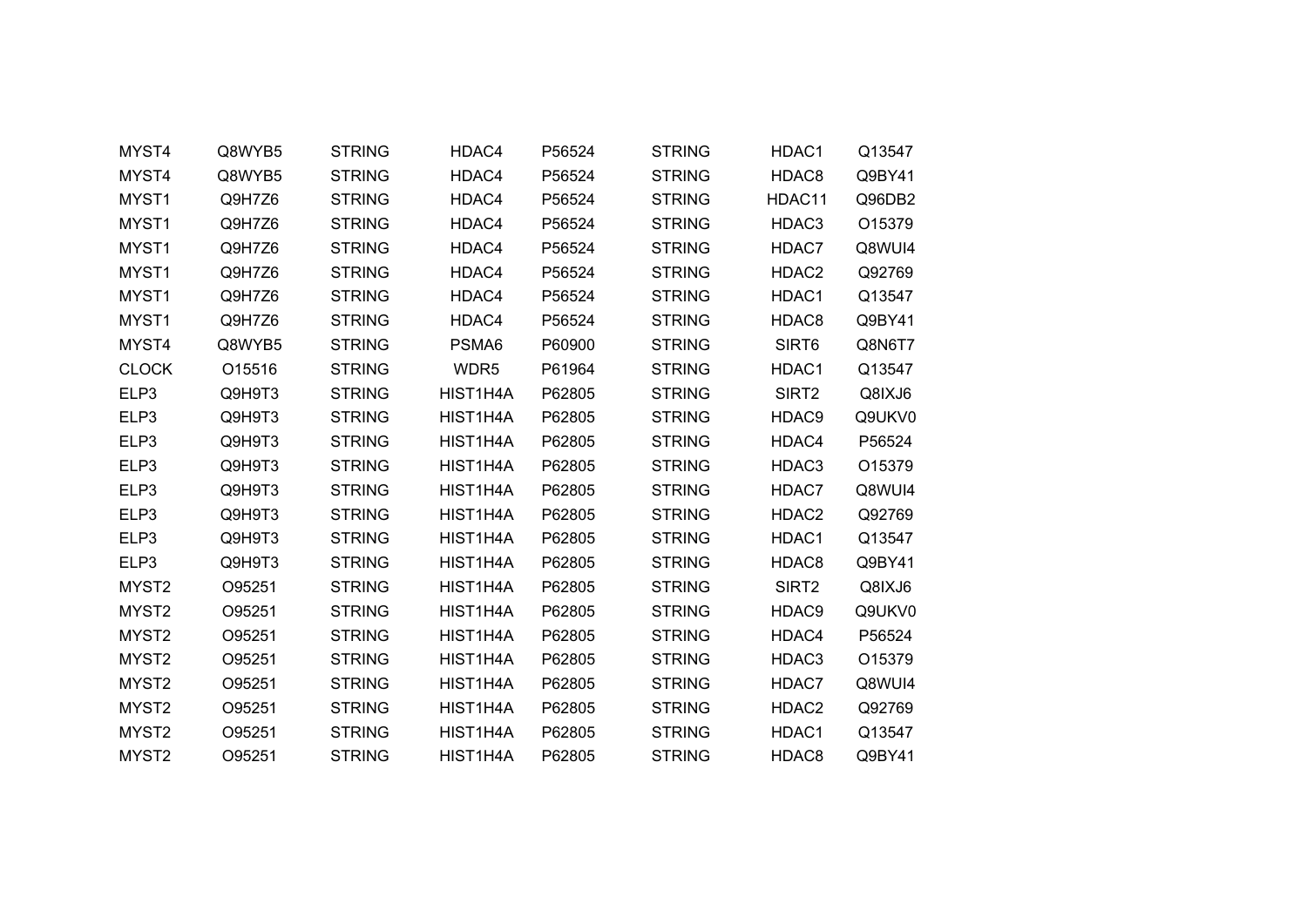| | | | | | | | |
|---|---|---|---|---|---|---|---|
| MYST4 | Q8WYB5 | STRING | HDAC4 | P56524 | STRING | HDAC1 | Q13547 |
| MYST4 | Q8WYB5 | STRING | HDAC4 | P56524 | STRING | HDAC8 | Q9BY41 |
| MYST1 | Q9H7Z6 | STRING | HDAC4 | P56524 | STRING | HDAC11 | Q96DB2 |
| MYST1 | Q9H7Z6 | STRING | HDAC4 | P56524 | STRING | HDAC3 | O15379 |
| MYST1 | Q9H7Z6 | STRING | HDAC4 | P56524 | STRING | HDAC7 | Q8WUI4 |
| MYST1 | Q9H7Z6 | STRING | HDAC4 | P56524 | STRING | HDAC2 | Q92769 |
| MYST1 | Q9H7Z6 | STRING | HDAC4 | P56524 | STRING | HDAC1 | Q13547 |
| MYST1 | Q9H7Z6 | STRING | HDAC4 | P56524 | STRING | HDAC8 | Q9BY41 |
| MYST4 | Q8WYB5 | STRING | PSMA6 | P60900 | STRING | SIRT6 | Q8N6T7 |
| CLOCK | O15516 | STRING | WDR5 | P61964 | STRING | HDAC1 | Q13547 |
| ELP3 | Q9H9T3 | STRING | HIST1H4A | P62805 | STRING | SIRT2 | Q8IXJ6 |
| ELP3 | Q9H9T3 | STRING | HIST1H4A | P62805 | STRING | HDAC9 | Q9UKV0 |
| ELP3 | Q9H9T3 | STRING | HIST1H4A | P62805 | STRING | HDAC4 | P56524 |
| ELP3 | Q9H9T3 | STRING | HIST1H4A | P62805 | STRING | HDAC3 | O15379 |
| ELP3 | Q9H9T3 | STRING | HIST1H4A | P62805 | STRING | HDAC7 | Q8WUI4 |
| ELP3 | Q9H9T3 | STRING | HIST1H4A | P62805 | STRING | HDAC2 | Q92769 |
| ELP3 | Q9H9T3 | STRING | HIST1H4A | P62805 | STRING | HDAC1 | Q13547 |
| ELP3 | Q9H9T3 | STRING | HIST1H4A | P62805 | STRING | HDAC8 | Q9BY41 |
| MYST2 | O95251 | STRING | HIST1H4A | P62805 | STRING | SIRT2 | Q8IXJ6 |
| MYST2 | O95251 | STRING | HIST1H4A | P62805 | STRING | HDAC9 | Q9UKV0 |
| MYST2 | O95251 | STRING | HIST1H4A | P62805 | STRING | HDAC4 | P56524 |
| MYST2 | O95251 | STRING | HIST1H4A | P62805 | STRING | HDAC3 | O15379 |
| MYST2 | O95251 | STRING | HIST1H4A | P62805 | STRING | HDAC7 | Q8WUI4 |
| MYST2 | O95251 | STRING | HIST1H4A | P62805 | STRING | HDAC2 | Q92769 |
| MYST2 | O95251 | STRING | HIST1H4A | P62805 | STRING | HDAC1 | Q13547 |
| MYST2 | O95251 | STRING | HIST1H4A | P62805 | STRING | HDAC8 | Q9BY41 |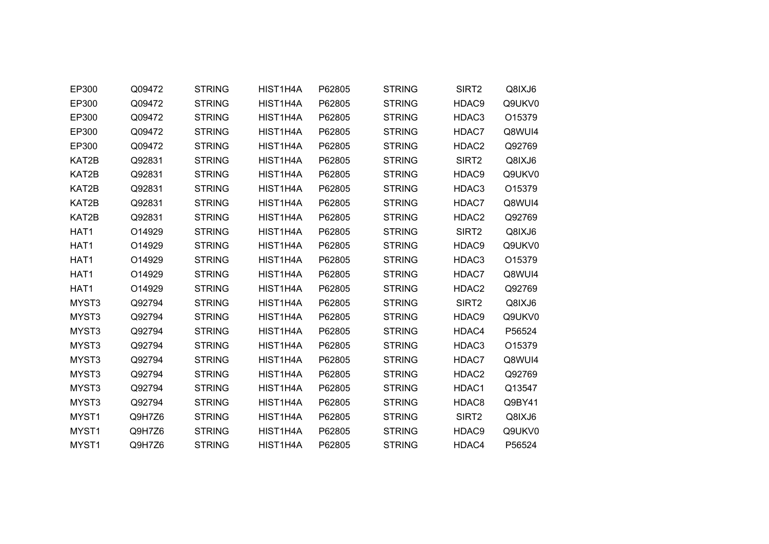| | | | | | | | |
|---|---|---|---|---|---|---|---|
| EP300 | Q09472 | STRING | HIST1H4A | P62805 | STRING | SIRT2 | Q8IXJ6 |
| EP300 | Q09472 | STRING | HIST1H4A | P62805 | STRING | HDAC9 | Q9UKV0 |
| EP300 | Q09472 | STRING | HIST1H4A | P62805 | STRING | HDAC3 | O15379 |
| EP300 | Q09472 | STRING | HIST1H4A | P62805 | STRING | HDAC7 | Q8WUI4 |
| EP300 | Q09472 | STRING | HIST1H4A | P62805 | STRING | HDAC2 | Q92769 |
| KAT2B | Q92831 | STRING | HIST1H4A | P62805 | STRING | SIRT2 | Q8IXJ6 |
| KAT2B | Q92831 | STRING | HIST1H4A | P62805 | STRING | HDAC9 | Q9UKV0 |
| KAT2B | Q92831 | STRING | HIST1H4A | P62805 | STRING | HDAC3 | O15379 |
| KAT2B | Q92831 | STRING | HIST1H4A | P62805 | STRING | HDAC7 | Q8WUI4 |
| KAT2B | Q92831 | STRING | HIST1H4A | P62805 | STRING | HDAC2 | Q92769 |
| HAT1 | O14929 | STRING | HIST1H4A | P62805 | STRING | SIRT2 | Q8IXJ6 |
| HAT1 | O14929 | STRING | HIST1H4A | P62805 | STRING | HDAC9 | Q9UKV0 |
| HAT1 | O14929 | STRING | HIST1H4A | P62805 | STRING | HDAC3 | O15379 |
| HAT1 | O14929 | STRING | HIST1H4A | P62805 | STRING | HDAC7 | Q8WUI4 |
| HAT1 | O14929 | STRING | HIST1H4A | P62805 | STRING | HDAC2 | Q92769 |
| MYST3 | Q92794 | STRING | HIST1H4A | P62805 | STRING | SIRT2 | Q8IXJ6 |
| MYST3 | Q92794 | STRING | HIST1H4A | P62805 | STRING | HDAC9 | Q9UKV0 |
| MYST3 | Q92794 | STRING | HIST1H4A | P62805 | STRING | HDAC4 | P56524 |
| MYST3 | Q92794 | STRING | HIST1H4A | P62805 | STRING | HDAC3 | O15379 |
| MYST3 | Q92794 | STRING | HIST1H4A | P62805 | STRING | HDAC7 | Q8WUI4 |
| MYST3 | Q92794 | STRING | HIST1H4A | P62805 | STRING | HDAC2 | Q92769 |
| MYST3 | Q92794 | STRING | HIST1H4A | P62805 | STRING | HDAC1 | Q13547 |
| MYST3 | Q92794 | STRING | HIST1H4A | P62805 | STRING | HDAC8 | Q9BY41 |
| MYST1 | Q9H7Z6 | STRING | HIST1H4A | P62805 | STRING | SIRT2 | Q8IXJ6 |
| MYST1 | Q9H7Z6 | STRING | HIST1H4A | P62805 | STRING | HDAC9 | Q9UKV0 |
| MYST1 | Q9H7Z6 | STRING | HIST1H4A | P62805 | STRING | HDAC4 | P56524 |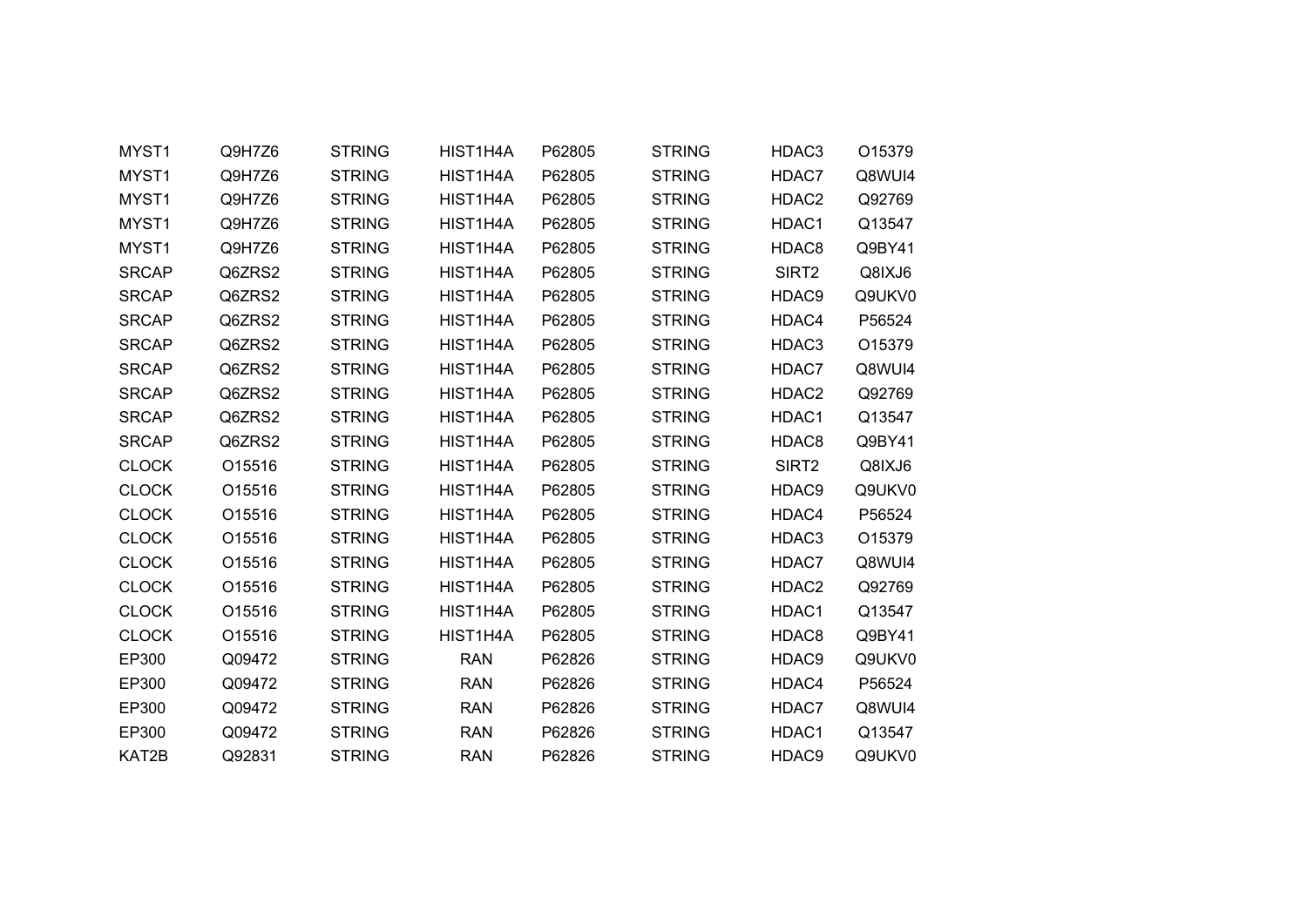| | | | | | | | |
|---|---|---|---|---|---|---|---|
| MYST1 | Q9H7Z6 | STRING | HIST1H4A | P62805 | STRING | HDAC3 | O15379 |
| MYST1 | Q9H7Z6 | STRING | HIST1H4A | P62805 | STRING | HDAC7 | Q8WUI4 |
| MYST1 | Q9H7Z6 | STRING | HIST1H4A | P62805 | STRING | HDAC2 | Q92769 |
| MYST1 | Q9H7Z6 | STRING | HIST1H4A | P62805 | STRING | HDAC1 | Q13547 |
| MYST1 | Q9H7Z6 | STRING | HIST1H4A | P62805 | STRING | HDAC8 | Q9BY41 |
| SRCAP | Q6ZRS2 | STRING | HIST1H4A | P62805 | STRING | SIRT2 | Q8IXJ6 |
| SRCAP | Q6ZRS2 | STRING | HIST1H4A | P62805 | STRING | HDAC9 | Q9UKV0 |
| SRCAP | Q6ZRS2 | STRING | HIST1H4A | P62805 | STRING | HDAC4 | P56524 |
| SRCAP | Q6ZRS2 | STRING | HIST1H4A | P62805 | STRING | HDAC3 | O15379 |
| SRCAP | Q6ZRS2 | STRING | HIST1H4A | P62805 | STRING | HDAC7 | Q8WUI4 |
| SRCAP | Q6ZRS2 | STRING | HIST1H4A | P62805 | STRING | HDAC2 | Q92769 |
| SRCAP | Q6ZRS2 | STRING | HIST1H4A | P62805 | STRING | HDAC1 | Q13547 |
| SRCAP | Q6ZRS2 | STRING | HIST1H4A | P62805 | STRING | HDAC8 | Q9BY41 |
| CLOCK | O15516 | STRING | HIST1H4A | P62805 | STRING | SIRT2 | Q8IXJ6 |
| CLOCK | O15516 | STRING | HIST1H4A | P62805 | STRING | HDAC9 | Q9UKV0 |
| CLOCK | O15516 | STRING | HIST1H4A | P62805 | STRING | HDAC4 | P56524 |
| CLOCK | O15516 | STRING | HIST1H4A | P62805 | STRING | HDAC3 | O15379 |
| CLOCK | O15516 | STRING | HIST1H4A | P62805 | STRING | HDAC7 | Q8WUI4 |
| CLOCK | O15516 | STRING | HIST1H4A | P62805 | STRING | HDAC2 | Q92769 |
| CLOCK | O15516 | STRING | HIST1H4A | P62805 | STRING | HDAC1 | Q13547 |
| CLOCK | O15516 | STRING | HIST1H4A | P62805 | STRING | HDAC8 | Q9BY41 |
| EP300 | Q09472 | STRING | RAN | P62826 | STRING | HDAC9 | Q9UKV0 |
| EP300 | Q09472 | STRING | RAN | P62826 | STRING | HDAC4 | P56524 |
| EP300 | Q09472 | STRING | RAN | P62826 | STRING | HDAC7 | Q8WUI4 |
| EP300 | Q09472 | STRING | RAN | P62826 | STRING | HDAC1 | Q13547 |
| KAT2B | Q92831 | STRING | RAN | P62826 | STRING | HDAC9 | Q9UKV0 |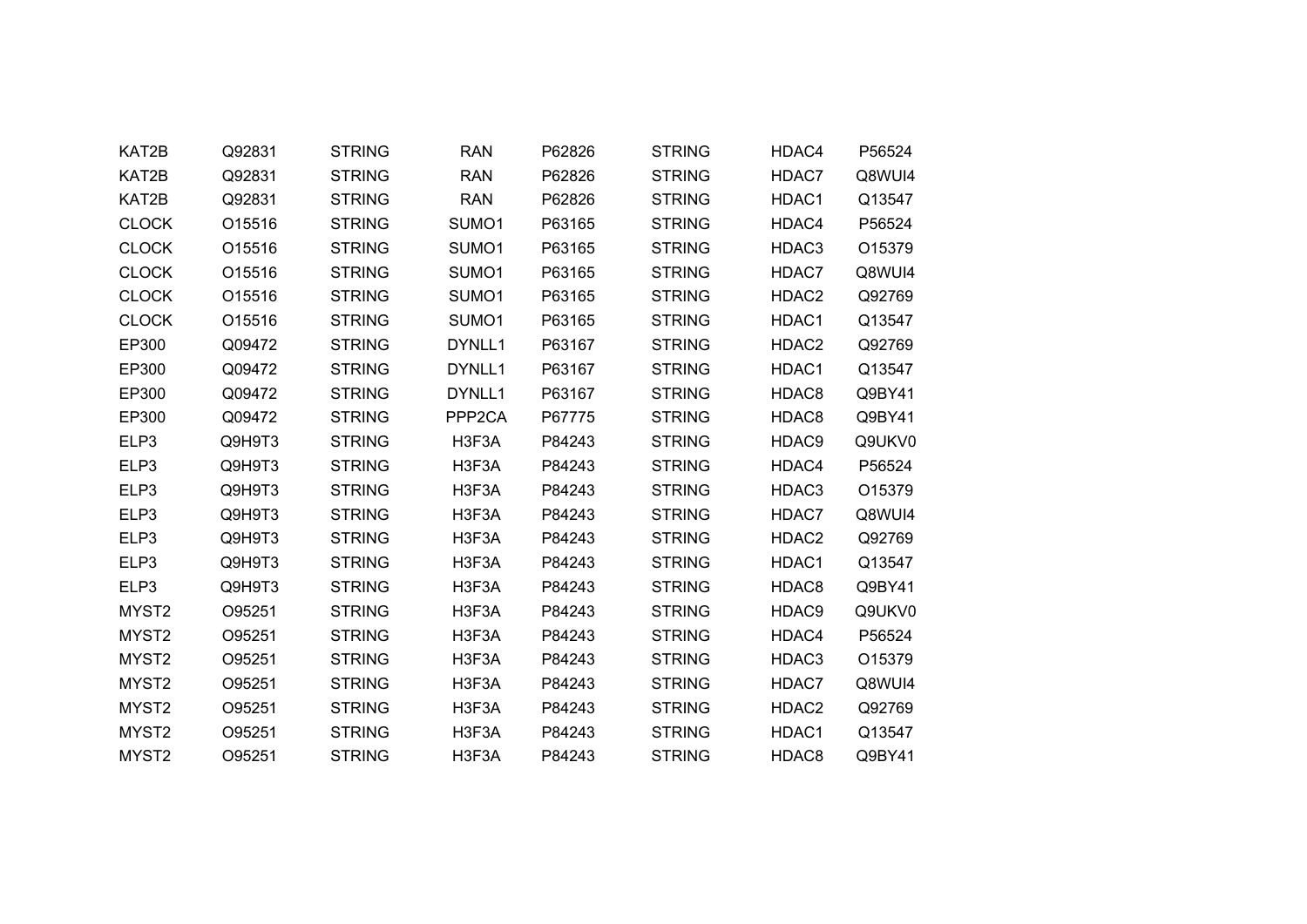| | | | | | | | |
|---|---|---|---|---|---|---|---|
| KAT2B | Q92831 | STRING | RAN | P62826 | STRING | HDAC4 | P56524 |
| KAT2B | Q92831 | STRING | RAN | P62826 | STRING | HDAC7 | Q8WUI4 |
| KAT2B | Q92831 | STRING | RAN | P62826 | STRING | HDAC1 | Q13547 |
| CLOCK | O15516 | STRING | SUMO1 | P63165 | STRING | HDAC4 | P56524 |
| CLOCK | O15516 | STRING | SUMO1 | P63165 | STRING | HDAC3 | O15379 |
| CLOCK | O15516 | STRING | SUMO1 | P63165 | STRING | HDAC7 | Q8WUI4 |
| CLOCK | O15516 | STRING | SUMO1 | P63165 | STRING | HDAC2 | Q92769 |
| CLOCK | O15516 | STRING | SUMO1 | P63165 | STRING | HDAC1 | Q13547 |
| EP300 | Q09472 | STRING | DYNLL1 | P63167 | STRING | HDAC2 | Q92769 |
| EP300 | Q09472 | STRING | DYNLL1 | P63167 | STRING | HDAC1 | Q13547 |
| EP300 | Q09472 | STRING | DYNLL1 | P63167 | STRING | HDAC8 | Q9BY41 |
| EP300 | Q09472 | STRING | PPP2CA | P67775 | STRING | HDAC8 | Q9BY41 |
| ELP3 | Q9H9T3 | STRING | H3F3A | P84243 | STRING | HDAC9 | Q9UKV0 |
| ELP3 | Q9H9T3 | STRING | H3F3A | P84243 | STRING | HDAC4 | P56524 |
| ELP3 | Q9H9T3 | STRING | H3F3A | P84243 | STRING | HDAC3 | O15379 |
| ELP3 | Q9H9T3 | STRING | H3F3A | P84243 | STRING | HDAC7 | Q8WUI4 |
| ELP3 | Q9H9T3 | STRING | H3F3A | P84243 | STRING | HDAC2 | Q92769 |
| ELP3 | Q9H9T3 | STRING | H3F3A | P84243 | STRING | HDAC1 | Q13547 |
| ELP3 | Q9H9T3 | STRING | H3F3A | P84243 | STRING | HDAC8 | Q9BY41 |
| MYST2 | O95251 | STRING | H3F3A | P84243 | STRING | HDAC9 | Q9UKV0 |
| MYST2 | O95251 | STRING | H3F3A | P84243 | STRING | HDAC4 | P56524 |
| MYST2 | O95251 | STRING | H3F3A | P84243 | STRING | HDAC3 | O15379 |
| MYST2 | O95251 | STRING | H3F3A | P84243 | STRING | HDAC7 | Q8WUI4 |
| MYST2 | O95251 | STRING | H3F3A | P84243 | STRING | HDAC2 | Q92769 |
| MYST2 | O95251 | STRING | H3F3A | P84243 | STRING | HDAC1 | Q13547 |
| MYST2 | O95251 | STRING | H3F3A | P84243 | STRING | HDAC8 | Q9BY41 |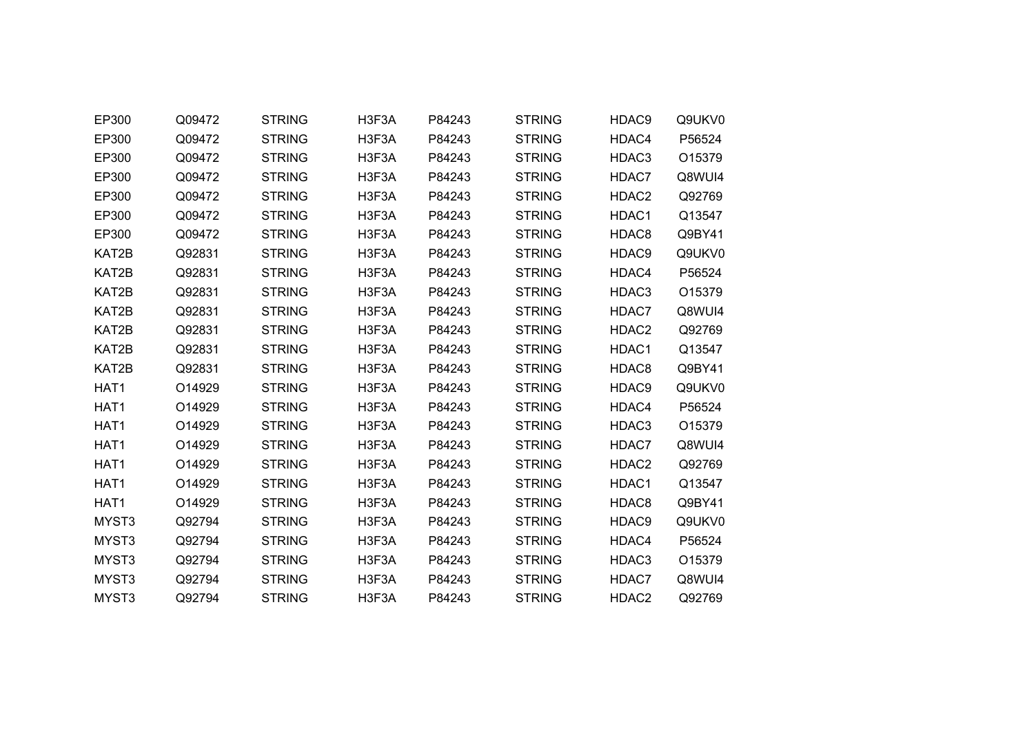| | | | | | | | |
|---|---|---|---|---|---|---|---|
| EP300 | Q09472 | STRING | H3F3A | P84243 | STRING | HDAC9 | Q9UKV0 |
| EP300 | Q09472 | STRING | H3F3A | P84243 | STRING | HDAC4 | P56524 |
| EP300 | Q09472 | STRING | H3F3A | P84243 | STRING | HDAC3 | O15379 |
| EP300 | Q09472 | STRING | H3F3A | P84243 | STRING | HDAC7 | Q8WUI4 |
| EP300 | Q09472 | STRING | H3F3A | P84243 | STRING | HDAC2 | Q92769 |
| EP300 | Q09472 | STRING | H3F3A | P84243 | STRING | HDAC1 | Q13547 |
| EP300 | Q09472 | STRING | H3F3A | P84243 | STRING | HDAC8 | Q9BY41 |
| KAT2B | Q92831 | STRING | H3F3A | P84243 | STRING | HDAC9 | Q9UKV0 |
| KAT2B | Q92831 | STRING | H3F3A | P84243 | STRING | HDAC4 | P56524 |
| KAT2B | Q92831 | STRING | H3F3A | P84243 | STRING | HDAC3 | O15379 |
| KAT2B | Q92831 | STRING | H3F3A | P84243 | STRING | HDAC7 | Q8WUI4 |
| KAT2B | Q92831 | STRING | H3F3A | P84243 | STRING | HDAC2 | Q92769 |
| KAT2B | Q92831 | STRING | H3F3A | P84243 | STRING | HDAC1 | Q13547 |
| KAT2B | Q92831 | STRING | H3F3A | P84243 | STRING | HDAC8 | Q9BY41 |
| HAT1 | O14929 | STRING | H3F3A | P84243 | STRING | HDAC9 | Q9UKV0 |
| HAT1 | O14929 | STRING | H3F3A | P84243 | STRING | HDAC4 | P56524 |
| HAT1 | O14929 | STRING | H3F3A | P84243 | STRING | HDAC3 | O15379 |
| HAT1 | O14929 | STRING | H3F3A | P84243 | STRING | HDAC7 | Q8WUI4 |
| HAT1 | O14929 | STRING | H3F3A | P84243 | STRING | HDAC2 | Q92769 |
| HAT1 | O14929 | STRING | H3F3A | P84243 | STRING | HDAC1 | Q13547 |
| HAT1 | O14929 | STRING | H3F3A | P84243 | STRING | HDAC8 | Q9BY41 |
| MYST3 | Q92794 | STRING | H3F3A | P84243 | STRING | HDAC9 | Q9UKV0 |
| MYST3 | Q92794 | STRING | H3F3A | P84243 | STRING | HDAC4 | P56524 |
| MYST3 | Q92794 | STRING | H3F3A | P84243 | STRING | HDAC3 | O15379 |
| MYST3 | Q92794 | STRING | H3F3A | P84243 | STRING | HDAC7 | Q8WUI4 |
| MYST3 | Q92794 | STRING | H3F3A | P84243 | STRING | HDAC2 | Q92769 |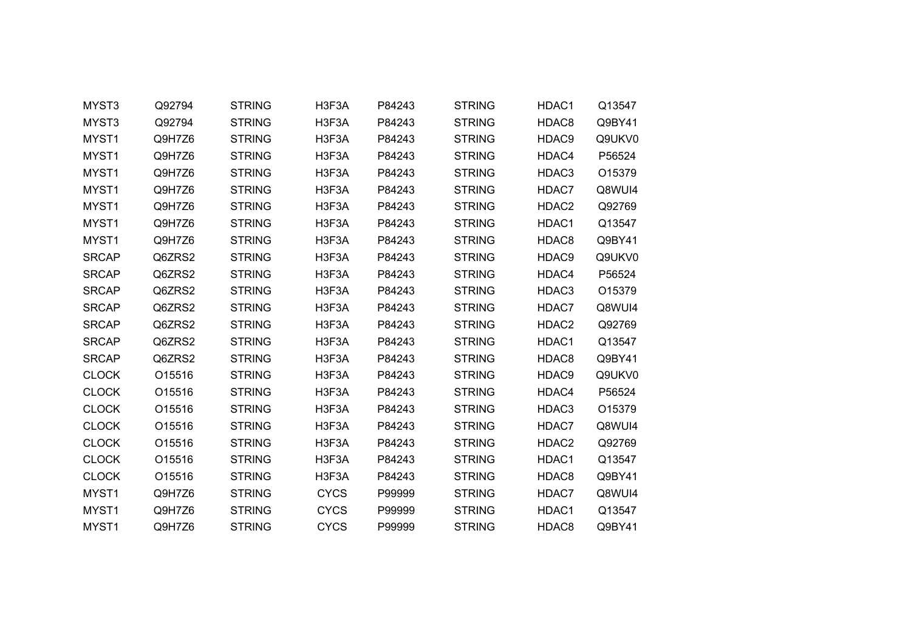| | | | | | | | |
|---|---|---|---|---|---|---|---|
| MYST3 | Q92794 | STRING | H3F3A | P84243 | STRING | HDAC1 | Q13547 |
| MYST3 | Q92794 | STRING | H3F3A | P84243 | STRING | HDAC8 | Q9BY41 |
| MYST1 | Q9H7Z6 | STRING | H3F3A | P84243 | STRING | HDAC9 | Q9UKV0 |
| MYST1 | Q9H7Z6 | STRING | H3F3A | P84243 | STRING | HDAC4 | P56524 |
| MYST1 | Q9H7Z6 | STRING | H3F3A | P84243 | STRING | HDAC3 | O15379 |
| MYST1 | Q9H7Z6 | STRING | H3F3A | P84243 | STRING | HDAC7 | Q8WUI4 |
| MYST1 | Q9H7Z6 | STRING | H3F3A | P84243 | STRING | HDAC2 | Q92769 |
| MYST1 | Q9H7Z6 | STRING | H3F3A | P84243 | STRING | HDAC1 | Q13547 |
| MYST1 | Q9H7Z6 | STRING | H3F3A | P84243 | STRING | HDAC8 | Q9BY41 |
| SRCAP | Q6ZRS2 | STRING | H3F3A | P84243 | STRING | HDAC9 | Q9UKV0 |
| SRCAP | Q6ZRS2 | STRING | H3F3A | P84243 | STRING | HDAC4 | P56524 |
| SRCAP | Q6ZRS2 | STRING | H3F3A | P84243 | STRING | HDAC3 | O15379 |
| SRCAP | Q6ZRS2 | STRING | H3F3A | P84243 | STRING | HDAC7 | Q8WUI4 |
| SRCAP | Q6ZRS2 | STRING | H3F3A | P84243 | STRING | HDAC2 | Q92769 |
| SRCAP | Q6ZRS2 | STRING | H3F3A | P84243 | STRING | HDAC1 | Q13547 |
| SRCAP | Q6ZRS2 | STRING | H3F3A | P84243 | STRING | HDAC8 | Q9BY41 |
| CLOCK | O15516 | STRING | H3F3A | P84243 | STRING | HDAC9 | Q9UKV0 |
| CLOCK | O15516 | STRING | H3F3A | P84243 | STRING | HDAC4 | P56524 |
| CLOCK | O15516 | STRING | H3F3A | P84243 | STRING | HDAC3 | O15379 |
| CLOCK | O15516 | STRING | H3F3A | P84243 | STRING | HDAC7 | Q8WUI4 |
| CLOCK | O15516 | STRING | H3F3A | P84243 | STRING | HDAC2 | Q92769 |
| CLOCK | O15516 | STRING | H3F3A | P84243 | STRING | HDAC1 | Q13547 |
| CLOCK | O15516 | STRING | H3F3A | P84243 | STRING | HDAC8 | Q9BY41 |
| MYST1 | Q9H7Z6 | STRING | CYCS | P99999 | STRING | HDAC7 | Q8WUI4 |
| MYST1 | Q9H7Z6 | STRING | CYCS | P99999 | STRING | HDAC1 | Q13547 |
| MYST1 | Q9H7Z6 | STRING | CYCS | P99999 | STRING | HDAC8 | Q9BY41 |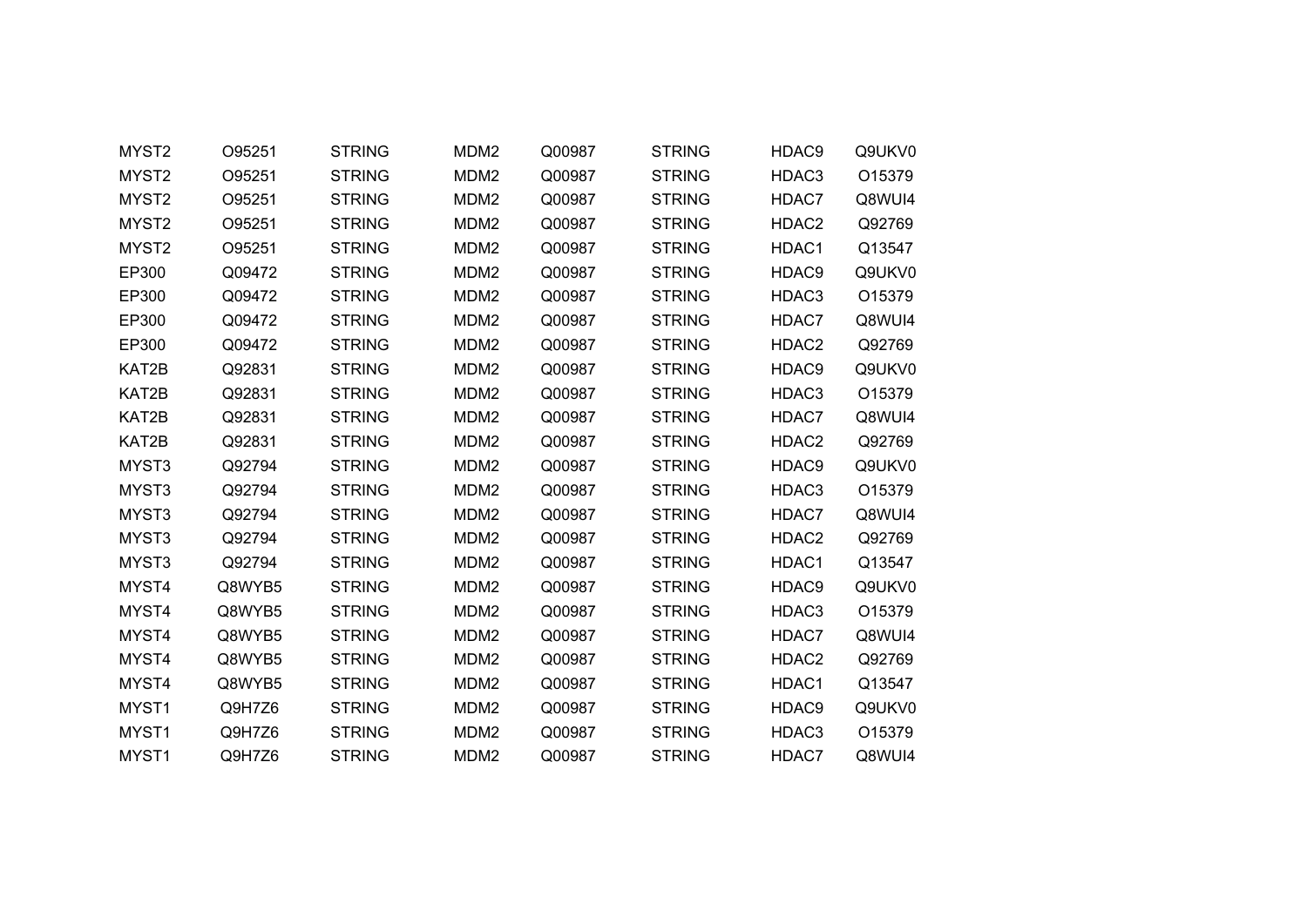| | | | | | | | |
|---|---|---|---|---|---|---|---|
| MYST2 | O95251 | STRING | MDM2 | Q00987 | STRING | HDAC9 | Q9UKV0 |
| MYST2 | O95251 | STRING | MDM2 | Q00987 | STRING | HDAC3 | O15379 |
| MYST2 | O95251 | STRING | MDM2 | Q00987 | STRING | HDAC7 | Q8WUI4 |
| MYST2 | O95251 | STRING | MDM2 | Q00987 | STRING | HDAC2 | Q92769 |
| MYST2 | O95251 | STRING | MDM2 | Q00987 | STRING | HDAC1 | Q13547 |
| EP300 | Q09472 | STRING | MDM2 | Q00987 | STRING | HDAC9 | Q9UKV0 |
| EP300 | Q09472 | STRING | MDM2 | Q00987 | STRING | HDAC3 | O15379 |
| EP300 | Q09472 | STRING | MDM2 | Q00987 | STRING | HDAC7 | Q8WUI4 |
| EP300 | Q09472 | STRING | MDM2 | Q00987 | STRING | HDAC2 | Q92769 |
| KAT2B | Q92831 | STRING | MDM2 | Q00987 | STRING | HDAC9 | Q9UKV0 |
| KAT2B | Q92831 | STRING | MDM2 | Q00987 | STRING | HDAC3 | O15379 |
| KAT2B | Q92831 | STRING | MDM2 | Q00987 | STRING | HDAC7 | Q8WUI4 |
| KAT2B | Q92831 | STRING | MDM2 | Q00987 | STRING | HDAC2 | Q92769 |
| MYST3 | Q92794 | STRING | MDM2 | Q00987 | STRING | HDAC9 | Q9UKV0 |
| MYST3 | Q92794 | STRING | MDM2 | Q00987 | STRING | HDAC3 | O15379 |
| MYST3 | Q92794 | STRING | MDM2 | Q00987 | STRING | HDAC7 | Q8WUI4 |
| MYST3 | Q92794 | STRING | MDM2 | Q00987 | STRING | HDAC2 | Q92769 |
| MYST3 | Q92794 | STRING | MDM2 | Q00987 | STRING | HDAC1 | Q13547 |
| MYST4 | Q8WYB5 | STRING | MDM2 | Q00987 | STRING | HDAC9 | Q9UKV0 |
| MYST4 | Q8WYB5 | STRING | MDM2 | Q00987 | STRING | HDAC3 | O15379 |
| MYST4 | Q8WYB5 | STRING | MDM2 | Q00987 | STRING | HDAC7 | Q8WUI4 |
| MYST4 | Q8WYB5 | STRING | MDM2 | Q00987 | STRING | HDAC2 | Q92769 |
| MYST4 | Q8WYB5 | STRING | MDM2 | Q00987 | STRING | HDAC1 | Q13547 |
| MYST1 | Q9H7Z6 | STRING | MDM2 | Q00987 | STRING | HDAC9 | Q9UKV0 |
| MYST1 | Q9H7Z6 | STRING | MDM2 | Q00987 | STRING | HDAC3 | O15379 |
| MYST1 | Q9H7Z6 | STRING | MDM2 | Q00987 | STRING | HDAC7 | Q8WUI4 |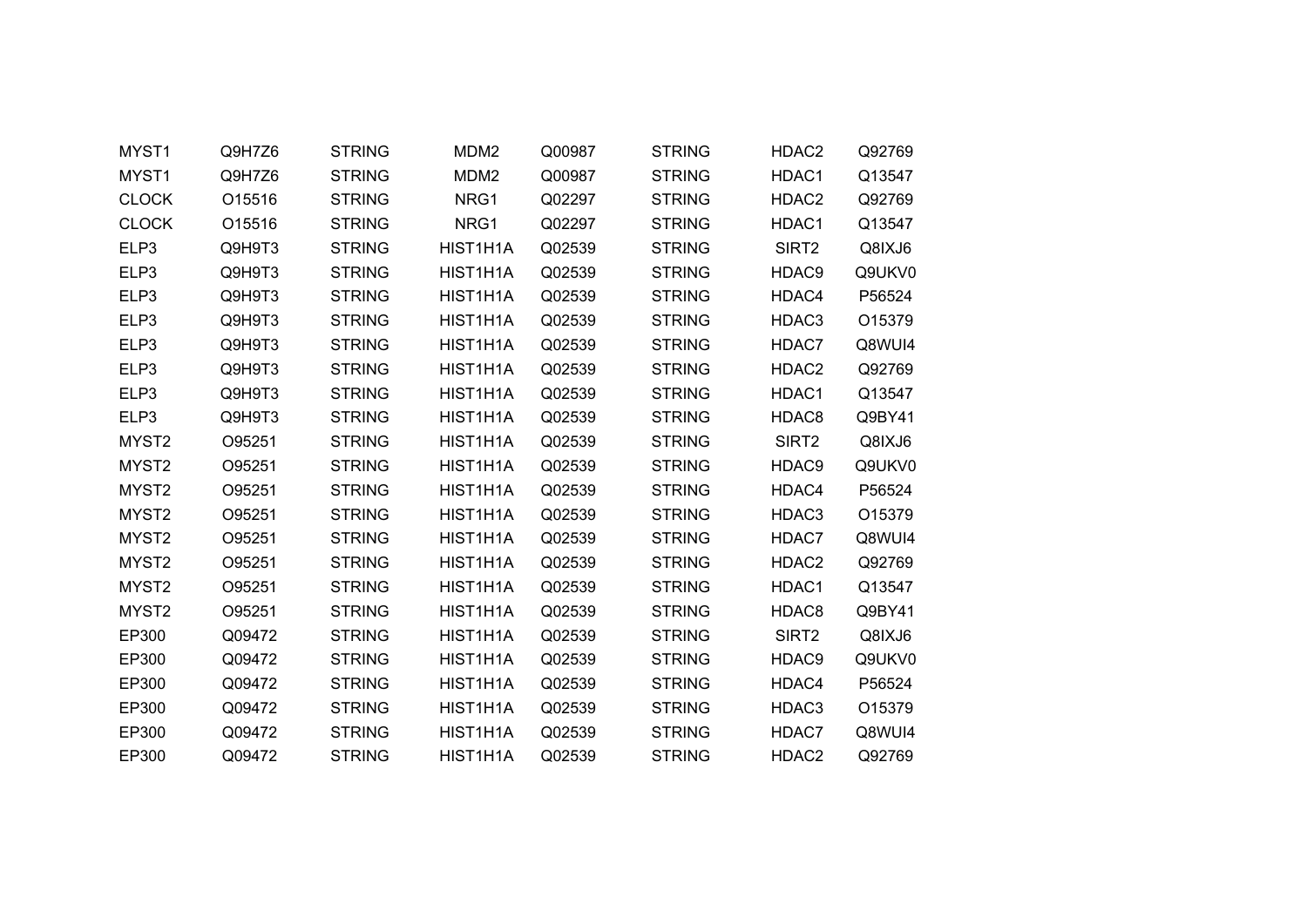| | | | | | | | |
|---|---|---|---|---|---|---|---|
| MYST1 | Q9H7Z6 | STRING | MDM2 | Q00987 | STRING | HDAC2 | Q92769 |
| MYST1 | Q9H7Z6 | STRING | MDM2 | Q00987 | STRING | HDAC1 | Q13547 |
| CLOCK | O15516 | STRING | NRG1 | Q02297 | STRING | HDAC2 | Q92769 |
| CLOCK | O15516 | STRING | NRG1 | Q02297 | STRING | HDAC1 | Q13547 |
| ELP3 | Q9H9T3 | STRING | HIST1H1A | Q02539 | STRING | SIRT2 | Q8IXJ6 |
| ELP3 | Q9H9T3 | STRING | HIST1H1A | Q02539 | STRING | HDAC9 | Q9UKV0 |
| ELP3 | Q9H9T3 | STRING | HIST1H1A | Q02539 | STRING | HDAC4 | P56524 |
| ELP3 | Q9H9T3 | STRING | HIST1H1A | Q02539 | STRING | HDAC3 | O15379 |
| ELP3 | Q9H9T3 | STRING | HIST1H1A | Q02539 | STRING | HDAC7 | Q8WUI4 |
| ELP3 | Q9H9T3 | STRING | HIST1H1A | Q02539 | STRING | HDAC2 | Q92769 |
| ELP3 | Q9H9T3 | STRING | HIST1H1A | Q02539 | STRING | HDAC1 | Q13547 |
| ELP3 | Q9H9T3 | STRING | HIST1H1A | Q02539 | STRING | HDAC8 | Q9BY41 |
| MYST2 | O95251 | STRING | HIST1H1A | Q02539 | STRING | SIRT2 | Q8IXJ6 |
| MYST2 | O95251 | STRING | HIST1H1A | Q02539 | STRING | HDAC9 | Q9UKV0 |
| MYST2 | O95251 | STRING | HIST1H1A | Q02539 | STRING | HDAC4 | P56524 |
| MYST2 | O95251 | STRING | HIST1H1A | Q02539 | STRING | HDAC3 | O15379 |
| MYST2 | O95251 | STRING | HIST1H1A | Q02539 | STRING | HDAC7 | Q8WUI4 |
| MYST2 | O95251 | STRING | HIST1H1A | Q02539 | STRING | HDAC2 | Q92769 |
| MYST2 | O95251 | STRING | HIST1H1A | Q02539 | STRING | HDAC1 | Q13547 |
| MYST2 | O95251 | STRING | HIST1H1A | Q02539 | STRING | HDAC8 | Q9BY41 |
| EP300 | Q09472 | STRING | HIST1H1A | Q02539 | STRING | SIRT2 | Q8IXJ6 |
| EP300 | Q09472 | STRING | HIST1H1A | Q02539 | STRING | HDAC9 | Q9UKV0 |
| EP300 | Q09472 | STRING | HIST1H1A | Q02539 | STRING | HDAC4 | P56524 |
| EP300 | Q09472 | STRING | HIST1H1A | Q02539 | STRING | HDAC3 | O15379 |
| EP300 | Q09472 | STRING | HIST1H1A | Q02539 | STRING | HDAC7 | Q8WUI4 |
| EP300 | Q09472 | STRING | HIST1H1A | Q02539 | STRING | HDAC2 | Q92769 |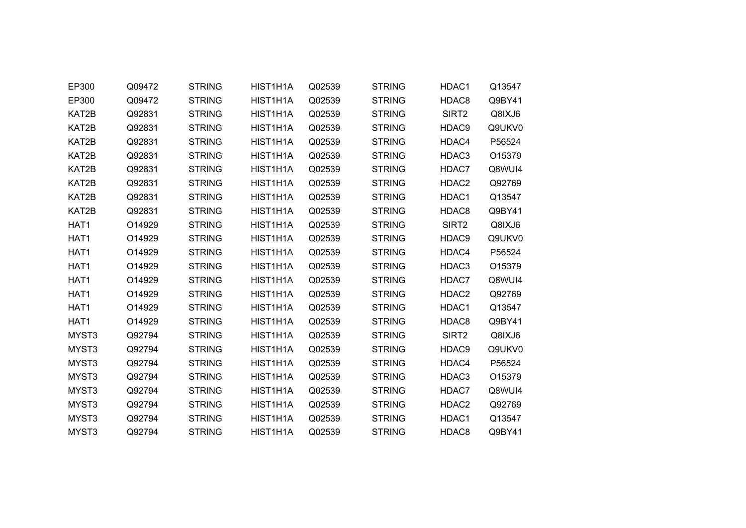| | | | | | | | |
|---|---|---|---|---|---|---|---|
| EP300 | Q09472 | STRING | HIST1H1A | Q02539 | STRING | HDAC1 | Q13547 |
| EP300 | Q09472 | STRING | HIST1H1A | Q02539 | STRING | HDAC8 | Q9BY41 |
| KAT2B | Q92831 | STRING | HIST1H1A | Q02539 | STRING | SIRT2 | Q8IXJ6 |
| KAT2B | Q92831 | STRING | HIST1H1A | Q02539 | STRING | HDAC9 | Q9UKV0 |
| KAT2B | Q92831 | STRING | HIST1H1A | Q02539 | STRING | HDAC4 | P56524 |
| KAT2B | Q92831 | STRING | HIST1H1A | Q02539 | STRING | HDAC3 | O15379 |
| KAT2B | Q92831 | STRING | HIST1H1A | Q02539 | STRING | HDAC7 | Q8WUI4 |
| KAT2B | Q92831 | STRING | HIST1H1A | Q02539 | STRING | HDAC2 | Q92769 |
| KAT2B | Q92831 | STRING | HIST1H1A | Q02539 | STRING | HDAC1 | Q13547 |
| KAT2B | Q92831 | STRING | HIST1H1A | Q02539 | STRING | HDAC8 | Q9BY41 |
| HAT1 | O14929 | STRING | HIST1H1A | Q02539 | STRING | SIRT2 | Q8IXJ6 |
| HAT1 | O14929 | STRING | HIST1H1A | Q02539 | STRING | HDAC9 | Q9UKV0 |
| HAT1 | O14929 | STRING | HIST1H1A | Q02539 | STRING | HDAC4 | P56524 |
| HAT1 | O14929 | STRING | HIST1H1A | Q02539 | STRING | HDAC3 | O15379 |
| HAT1 | O14929 | STRING | HIST1H1A | Q02539 | STRING | HDAC7 | Q8WUI4 |
| HAT1 | O14929 | STRING | HIST1H1A | Q02539 | STRING | HDAC2 | Q92769 |
| HAT1 | O14929 | STRING | HIST1H1A | Q02539 | STRING | HDAC1 | Q13547 |
| HAT1 | O14929 | STRING | HIST1H1A | Q02539 | STRING | HDAC8 | Q9BY41 |
| MYST3 | Q92794 | STRING | HIST1H1A | Q02539 | STRING | SIRT2 | Q8IXJ6 |
| MYST3 | Q92794 | STRING | HIST1H1A | Q02539 | STRING | HDAC9 | Q9UKV0 |
| MYST3 | Q92794 | STRING | HIST1H1A | Q02539 | STRING | HDAC4 | P56524 |
| MYST3 | Q92794 | STRING | HIST1H1A | Q02539 | STRING | HDAC3 | O15379 |
| MYST3 | Q92794 | STRING | HIST1H1A | Q02539 | STRING | HDAC7 | Q8WUI4 |
| MYST3 | Q92794 | STRING | HIST1H1A | Q02539 | STRING | HDAC2 | Q92769 |
| MYST3 | Q92794 | STRING | HIST1H1A | Q02539 | STRING | HDAC1 | Q13547 |
| MYST3 | Q92794 | STRING | HIST1H1A | Q02539 | STRING | HDAC8 | Q9BY41 |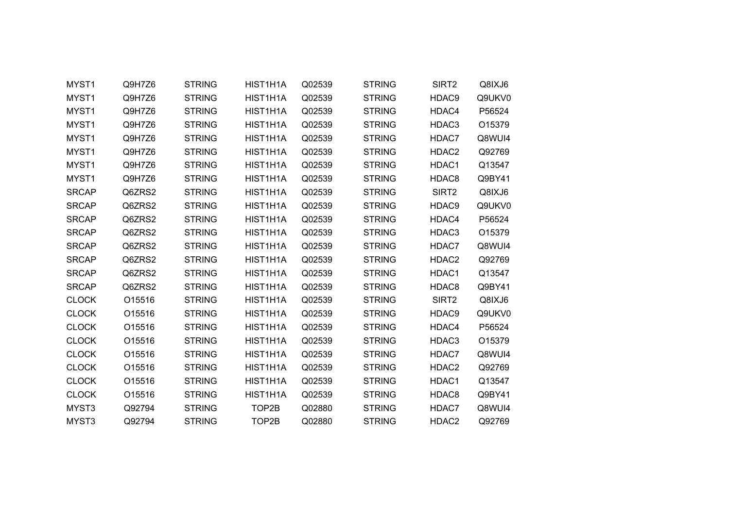| | | | | | | | |
|---|---|---|---|---|---|---|---|
| MYST1 | Q9H7Z6 | STRING | HIST1H1A | Q02539 | STRING | SIRT2 | Q8IXJ6 |
| MYST1 | Q9H7Z6 | STRING | HIST1H1A | Q02539 | STRING | HDAC9 | Q9UKV0 |
| MYST1 | Q9H7Z6 | STRING | HIST1H1A | Q02539 | STRING | HDAC4 | P56524 |
| MYST1 | Q9H7Z6 | STRING | HIST1H1A | Q02539 | STRING | HDAC3 | O15379 |
| MYST1 | Q9H7Z6 | STRING | HIST1H1A | Q02539 | STRING | HDAC7 | Q8WUI4 |
| MYST1 | Q9H7Z6 | STRING | HIST1H1A | Q02539 | STRING | HDAC2 | Q92769 |
| MYST1 | Q9H7Z6 | STRING | HIST1H1A | Q02539 | STRING | HDAC1 | Q13547 |
| MYST1 | Q9H7Z6 | STRING | HIST1H1A | Q02539 | STRING | HDAC8 | Q9BY41 |
| SRCAP | Q6ZRS2 | STRING | HIST1H1A | Q02539 | STRING | SIRT2 | Q8IXJ6 |
| SRCAP | Q6ZRS2 | STRING | HIST1H1A | Q02539 | STRING | HDAC9 | Q9UKV0 |
| SRCAP | Q6ZRS2 | STRING | HIST1H1A | Q02539 | STRING | HDAC4 | P56524 |
| SRCAP | Q6ZRS2 | STRING | HIST1H1A | Q02539 | STRING | HDAC3 | O15379 |
| SRCAP | Q6ZRS2 | STRING | HIST1H1A | Q02539 | STRING | HDAC7 | Q8WUI4 |
| SRCAP | Q6ZRS2 | STRING | HIST1H1A | Q02539 | STRING | HDAC2 | Q92769 |
| SRCAP | Q6ZRS2 | STRING | HIST1H1A | Q02539 | STRING | HDAC1 | Q13547 |
| SRCAP | Q6ZRS2 | STRING | HIST1H1A | Q02539 | STRING | HDAC8 | Q9BY41 |
| CLOCK | O15516 | STRING | HIST1H1A | Q02539 | STRING | SIRT2 | Q8IXJ6 |
| CLOCK | O15516 | STRING | HIST1H1A | Q02539 | STRING | HDAC9 | Q9UKV0 |
| CLOCK | O15516 | STRING | HIST1H1A | Q02539 | STRING | HDAC4 | P56524 |
| CLOCK | O15516 | STRING | HIST1H1A | Q02539 | STRING | HDAC3 | O15379 |
| CLOCK | O15516 | STRING | HIST1H1A | Q02539 | STRING | HDAC7 | Q8WUI4 |
| CLOCK | O15516 | STRING | HIST1H1A | Q02539 | STRING | HDAC2 | Q92769 |
| CLOCK | O15516 | STRING | HIST1H1A | Q02539 | STRING | HDAC1 | Q13547 |
| CLOCK | O15516 | STRING | HIST1H1A | Q02539 | STRING | HDAC8 | Q9BY41 |
| MYST3 | Q92794 | STRING | TOP2B | Q02880 | STRING | HDAC7 | Q8WUI4 |
| MYST3 | Q92794 | STRING | TOP2B | Q02880 | STRING | HDAC2 | Q92769 |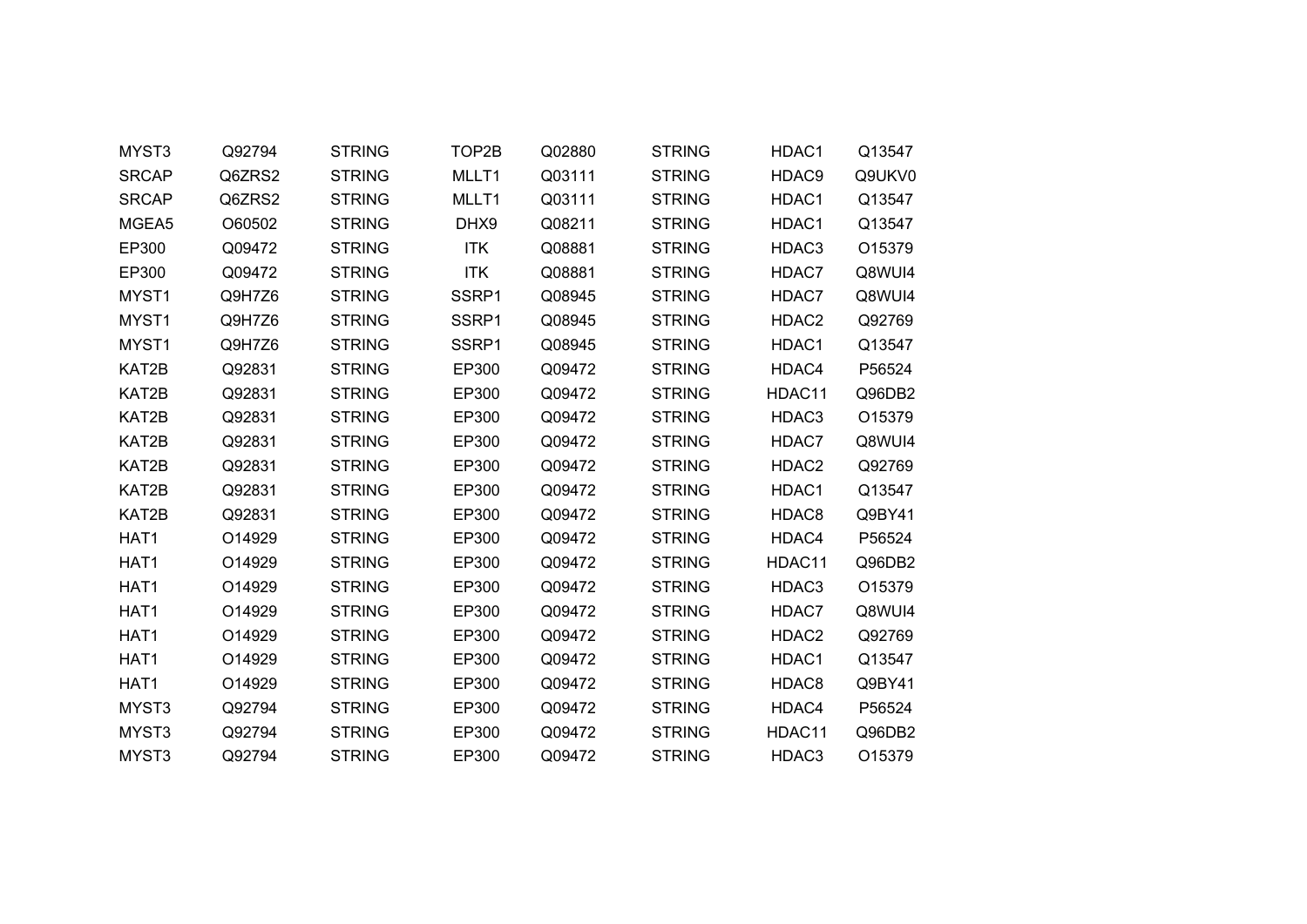| | | | | | | | |
|---|---|---|---|---|---|---|---|
| MYST3 | Q92794 | STRING | TOP2B | Q02880 | STRING | HDAC1 | Q13547 |
| SRCAP | Q6ZRS2 | STRING | MLLT1 | Q03111 | STRING | HDAC9 | Q9UKV0 |
| SRCAP | Q6ZRS2 | STRING | MLLT1 | Q03111 | STRING | HDAC1 | Q13547 |
| MGEA5 | O60502 | STRING | DHX9 | Q08211 | STRING | HDAC1 | Q13547 |
| EP300 | Q09472 | STRING | ITK | Q08881 | STRING | HDAC3 | O15379 |
| EP300 | Q09472 | STRING | ITK | Q08881 | STRING | HDAC7 | Q8WUI4 |
| MYST1 | Q9H7Z6 | STRING | SSRP1 | Q08945 | STRING | HDAC7 | Q8WUI4 |
| MYST1 | Q9H7Z6 | STRING | SSRP1 | Q08945 | STRING | HDAC2 | Q92769 |
| MYST1 | Q9H7Z6 | STRING | SSRP1 | Q08945 | STRING | HDAC1 | Q13547 |
| KAT2B | Q92831 | STRING | EP300 | Q09472 | STRING | HDAC4 | P56524 |
| KAT2B | Q92831 | STRING | EP300 | Q09472 | STRING | HDAC11 | Q96DB2 |
| KAT2B | Q92831 | STRING | EP300 | Q09472 | STRING | HDAC3 | O15379 |
| KAT2B | Q92831 | STRING | EP300 | Q09472 | STRING | HDAC7 | Q8WUI4 |
| KAT2B | Q92831 | STRING | EP300 | Q09472 | STRING | HDAC2 | Q92769 |
| KAT2B | Q92831 | STRING | EP300 | Q09472 | STRING | HDAC1 | Q13547 |
| KAT2B | Q92831 | STRING | EP300 | Q09472 | STRING | HDAC8 | Q9BY41 |
| HAT1 | O14929 | STRING | EP300 | Q09472 | STRING | HDAC4 | P56524 |
| HAT1 | O14929 | STRING | EP300 | Q09472 | STRING | HDAC11 | Q96DB2 |
| HAT1 | O14929 | STRING | EP300 | Q09472 | STRING | HDAC3 | O15379 |
| HAT1 | O14929 | STRING | EP300 | Q09472 | STRING | HDAC7 | Q8WUI4 |
| HAT1 | O14929 | STRING | EP300 | Q09472 | STRING | HDAC2 | Q92769 |
| HAT1 | O14929 | STRING | EP300 | Q09472 | STRING | HDAC1 | Q13547 |
| HAT1 | O14929 | STRING | EP300 | Q09472 | STRING | HDAC8 | Q9BY41 |
| MYST3 | Q92794 | STRING | EP300 | Q09472 | STRING | HDAC4 | P56524 |
| MYST3 | Q92794 | STRING | EP300 | Q09472 | STRING | HDAC11 | Q96DB2 |
| MYST3 | Q92794 | STRING | EP300 | Q09472 | STRING | HDAC3 | O15379 |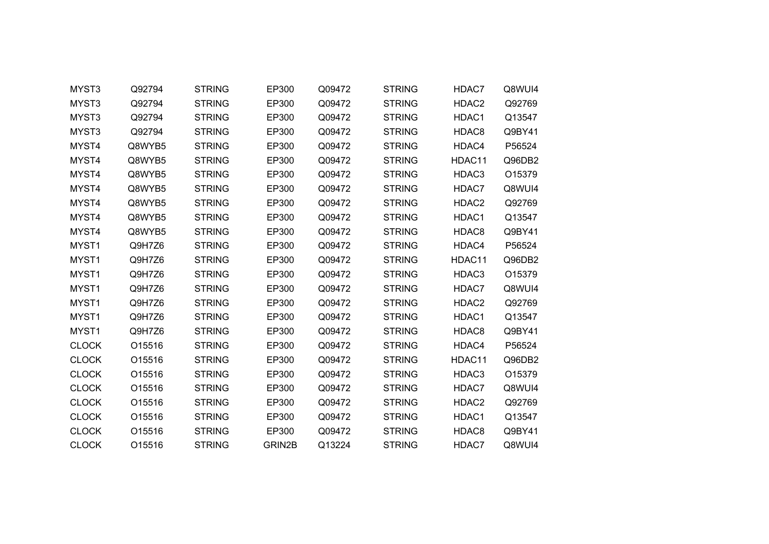| | | | | | | | |
|---|---|---|---|---|---|---|---|
| MYST3 | Q92794 | STRING | EP300 | Q09472 | STRING | HDAC7 | Q8WUI4 |
| MYST3 | Q92794 | STRING | EP300 | Q09472 | STRING | HDAC2 | Q92769 |
| MYST3 | Q92794 | STRING | EP300 | Q09472 | STRING | HDAC1 | Q13547 |
| MYST3 | Q92794 | STRING | EP300 | Q09472 | STRING | HDAC8 | Q9BY41 |
| MYST4 | Q8WYB5 | STRING | EP300 | Q09472 | STRING | HDAC4 | P56524 |
| MYST4 | Q8WYB5 | STRING | EP300 | Q09472 | STRING | HDAC11 | Q96DB2 |
| MYST4 | Q8WYB5 | STRING | EP300 | Q09472 | STRING | HDAC3 | O15379 |
| MYST4 | Q8WYB5 | STRING | EP300 | Q09472 | STRING | HDAC7 | Q8WUI4 |
| MYST4 | Q8WYB5 | STRING | EP300 | Q09472 | STRING | HDAC2 | Q92769 |
| MYST4 | Q8WYB5 | STRING | EP300 | Q09472 | STRING | HDAC1 | Q13547 |
| MYST4 | Q8WYB5 | STRING | EP300 | Q09472 | STRING | HDAC8 | Q9BY41 |
| MYST1 | Q9H7Z6 | STRING | EP300 | Q09472 | STRING | HDAC4 | P56524 |
| MYST1 | Q9H7Z6 | STRING | EP300 | Q09472 | STRING | HDAC11 | Q96DB2 |
| MYST1 | Q9H7Z6 | STRING | EP300 | Q09472 | STRING | HDAC3 | O15379 |
| MYST1 | Q9H7Z6 | STRING | EP300 | Q09472 | STRING | HDAC7 | Q8WUI4 |
| MYST1 | Q9H7Z6 | STRING | EP300 | Q09472 | STRING | HDAC2 | Q92769 |
| MYST1 | Q9H7Z6 | STRING | EP300 | Q09472 | STRING | HDAC1 | Q13547 |
| MYST1 | Q9H7Z6 | STRING | EP300 | Q09472 | STRING | HDAC8 | Q9BY41 |
| CLOCK | O15516 | STRING | EP300 | Q09472 | STRING | HDAC4 | P56524 |
| CLOCK | O15516 | STRING | EP300 | Q09472 | STRING | HDAC11 | Q96DB2 |
| CLOCK | O15516 | STRING | EP300 | Q09472 | STRING | HDAC3 | O15379 |
| CLOCK | O15516 | STRING | EP300 | Q09472 | STRING | HDAC7 | Q8WUI4 |
| CLOCK | O15516 | STRING | EP300 | Q09472 | STRING | HDAC2 | Q92769 |
| CLOCK | O15516 | STRING | EP300 | Q09472 | STRING | HDAC1 | Q13547 |
| CLOCK | O15516 | STRING | EP300 | Q09472 | STRING | HDAC8 | Q9BY41 |
| CLOCK | O15516 | STRING | GRIN2B | Q13224 | STRING | HDAC7 | Q8WUI4 |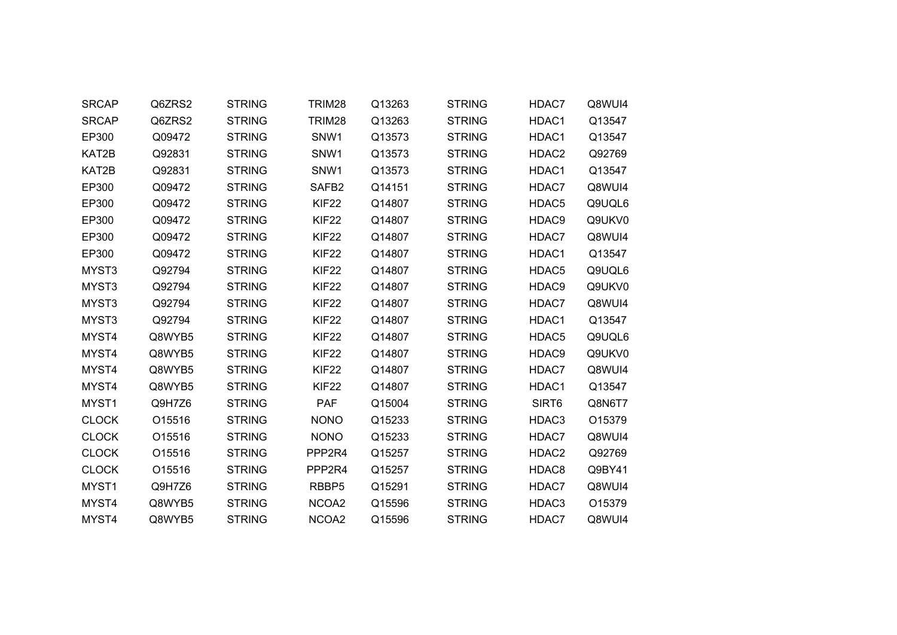| | | | | | | | |
|---|---|---|---|---|---|---|---|
| SRCAP | Q6ZRS2 | STRING | TRIM28 | Q13263 | STRING | HDAC7 | Q8WUI4 |
| SRCAP | Q6ZRS2 | STRING | TRIM28 | Q13263 | STRING | HDAC1 | Q13547 |
| EP300 | Q09472 | STRING | SNW1 | Q13573 | STRING | HDAC1 | Q13547 |
| KAT2B | Q92831 | STRING | SNW1 | Q13573 | STRING | HDAC2 | Q92769 |
| KAT2B | Q92831 | STRING | SNW1 | Q13573 | STRING | HDAC1 | Q13547 |
| EP300 | Q09472 | STRING | SAFB2 | Q14151 | STRING | HDAC7 | Q8WUI4 |
| EP300 | Q09472 | STRING | KIF22 | Q14807 | STRING | HDAC5 | Q9UQL6 |
| EP300 | Q09472 | STRING | KIF22 | Q14807 | STRING | HDAC9 | Q9UKV0 |
| EP300 | Q09472 | STRING | KIF22 | Q14807 | STRING | HDAC7 | Q8WUI4 |
| EP300 | Q09472 | STRING | KIF22 | Q14807 | STRING | HDAC1 | Q13547 |
| MYST3 | Q92794 | STRING | KIF22 | Q14807 | STRING | HDAC5 | Q9UQL6 |
| MYST3 | Q92794 | STRING | KIF22 | Q14807 | STRING | HDAC9 | Q9UKV0 |
| MYST3 | Q92794 | STRING | KIF22 | Q14807 | STRING | HDAC7 | Q8WUI4 |
| MYST3 | Q92794 | STRING | KIF22 | Q14807 | STRING | HDAC1 | Q13547 |
| MYST4 | Q8WYB5 | STRING | KIF22 | Q14807 | STRING | HDAC5 | Q9UQL6 |
| MYST4 | Q8WYB5 | STRING | KIF22 | Q14807 | STRING | HDAC9 | Q9UKV0 |
| MYST4 | Q8WYB5 | STRING | KIF22 | Q14807 | STRING | HDAC7 | Q8WUI4 |
| MYST4 | Q8WYB5 | STRING | KIF22 | Q14807 | STRING | HDAC1 | Q13547 |
| MYST1 | Q9H7Z6 | STRING | PAF | Q15004 | STRING | SIRT6 | Q8N6T7 |
| CLOCK | O15516 | STRING | NONO | Q15233 | STRING | HDAC3 | O15379 |
| CLOCK | O15516 | STRING | NONO | Q15233 | STRING | HDAC7 | Q8WUI4 |
| CLOCK | O15516 | STRING | PPP2R4 | Q15257 | STRING | HDAC2 | Q92769 |
| CLOCK | O15516 | STRING | PPP2R4 | Q15257 | STRING | HDAC8 | Q9BY41 |
| MYST1 | Q9H7Z6 | STRING | RBBP5 | Q15291 | STRING | HDAC7 | Q8WUI4 |
| MYST4 | Q8WYB5 | STRING | NCOA2 | Q15596 | STRING | HDAC3 | O15379 |
| MYST4 | Q8WYB5 | STRING | NCOA2 | Q15596 | STRING | HDAC7 | Q8WUI4 |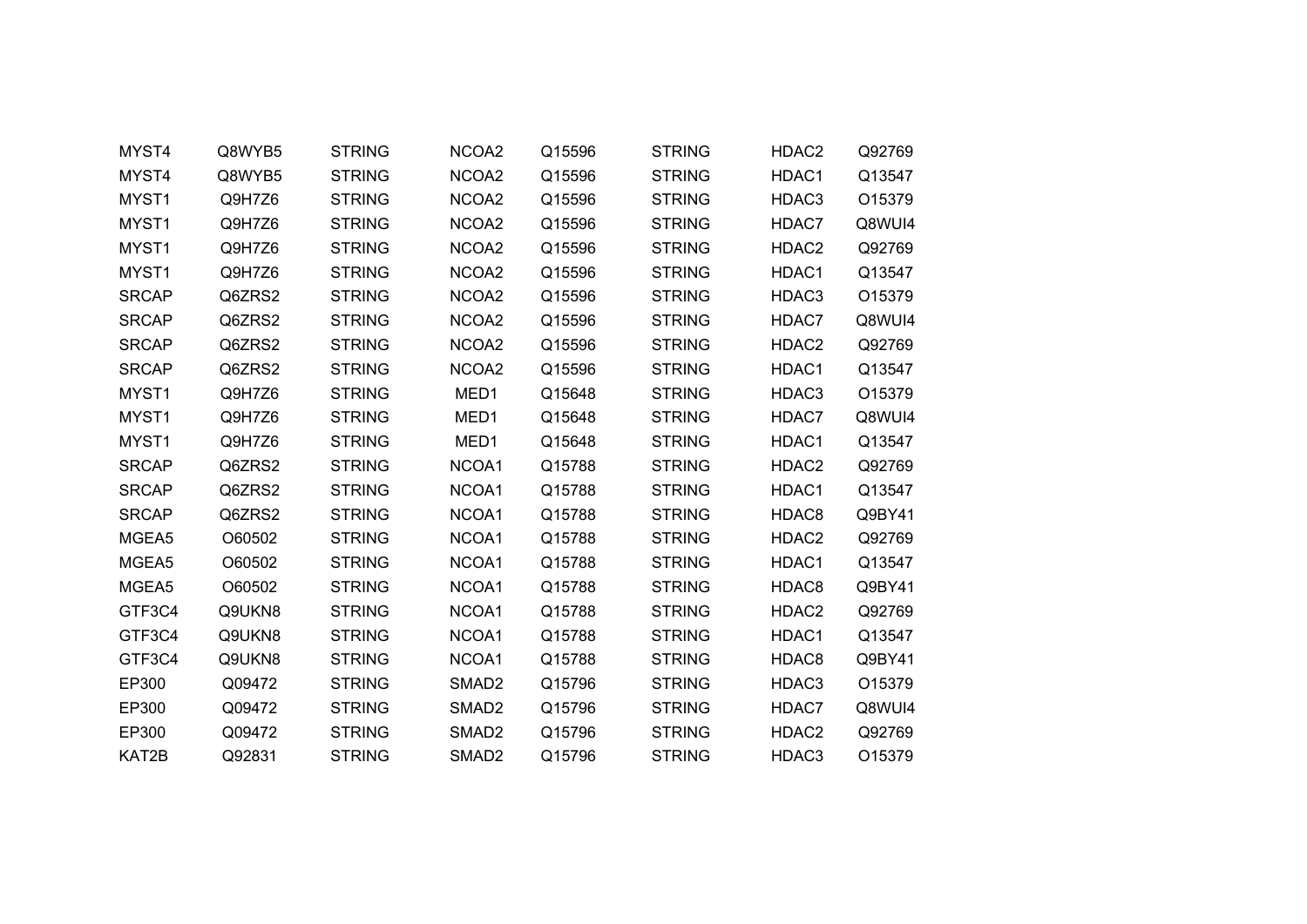| | | | | | | | |
|---|---|---|---|---|---|---|---|
| MYST4 | Q8WYB5 | STRING | NCOA2 | Q15596 | STRING | HDAC2 | Q92769 |
| MYST4 | Q8WYB5 | STRING | NCOA2 | Q15596 | STRING | HDAC1 | Q13547 |
| MYST1 | Q9H7Z6 | STRING | NCOA2 | Q15596 | STRING | HDAC3 | O15379 |
| MYST1 | Q9H7Z6 | STRING | NCOA2 | Q15596 | STRING | HDAC7 | Q8WUI4 |
| MYST1 | Q9H7Z6 | STRING | NCOA2 | Q15596 | STRING | HDAC2 | Q92769 |
| MYST1 | Q9H7Z6 | STRING | NCOA2 | Q15596 | STRING | HDAC1 | Q13547 |
| SRCAP | Q6ZRS2 | STRING | NCOA2 | Q15596 | STRING | HDAC3 | O15379 |
| SRCAP | Q6ZRS2 | STRING | NCOA2 | Q15596 | STRING | HDAC7 | Q8WUI4 |
| SRCAP | Q6ZRS2 | STRING | NCOA2 | Q15596 | STRING | HDAC2 | Q92769 |
| SRCAP | Q6ZRS2 | STRING | NCOA2 | Q15596 | STRING | HDAC1 | Q13547 |
| MYST1 | Q9H7Z6 | STRING | MED1 | Q15648 | STRING | HDAC3 | O15379 |
| MYST1 | Q9H7Z6 | STRING | MED1 | Q15648 | STRING | HDAC7 | Q8WUI4 |
| MYST1 | Q9H7Z6 | STRING | MED1 | Q15648 | STRING | HDAC1 | Q13547 |
| SRCAP | Q6ZRS2 | STRING | NCOA1 | Q15788 | STRING | HDAC2 | Q92769 |
| SRCAP | Q6ZRS2 | STRING | NCOA1 | Q15788 | STRING | HDAC1 | Q13547 |
| SRCAP | Q6ZRS2 | STRING | NCOA1 | Q15788 | STRING | HDAC8 | Q9BY41 |
| MGEA5 | O60502 | STRING | NCOA1 | Q15788 | STRING | HDAC2 | Q92769 |
| MGEA5 | O60502 | STRING | NCOA1 | Q15788 | STRING | HDAC1 | Q13547 |
| MGEA5 | O60502 | STRING | NCOA1 | Q15788 | STRING | HDAC8 | Q9BY41 |
| GTF3C4 | Q9UKN8 | STRING | NCOA1 | Q15788 | STRING | HDAC2 | Q92769 |
| GTF3C4 | Q9UKN8 | STRING | NCOA1 | Q15788 | STRING | HDAC1 | Q13547 |
| GTF3C4 | Q9UKN8 | STRING | NCOA1 | Q15788 | STRING | HDAC8 | Q9BY41 |
| EP300 | Q09472 | STRING | SMAD2 | Q15796 | STRING | HDAC3 | O15379 |
| EP300 | Q09472 | STRING | SMAD2 | Q15796 | STRING | HDAC7 | Q8WUI4 |
| EP300 | Q09472 | STRING | SMAD2 | Q15796 | STRING | HDAC2 | Q92769 |
| KAT2B | Q92831 | STRING | SMAD2 | Q15796 | STRING | HDAC3 | O15379 |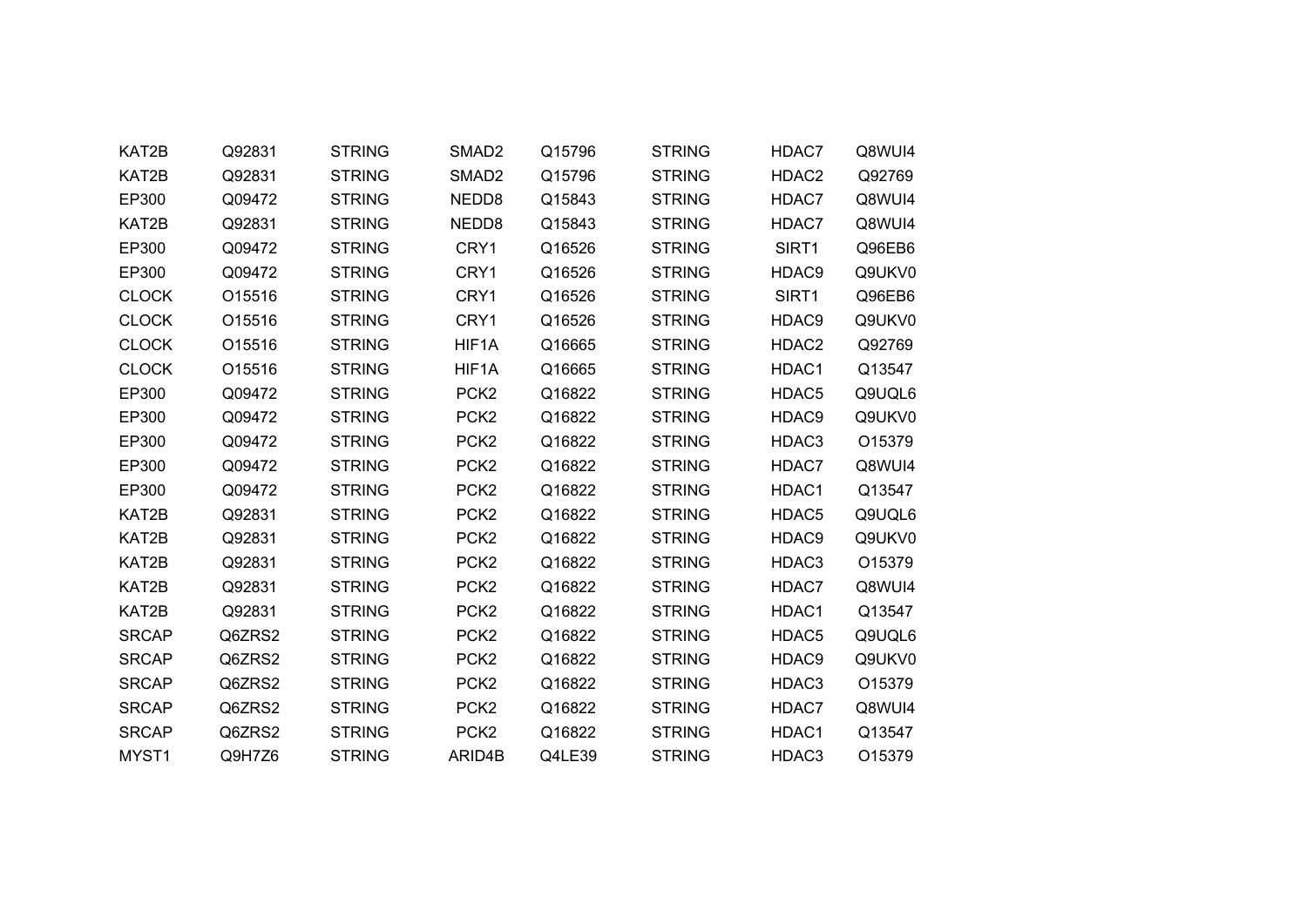| | | | | | | | |
|---|---|---|---|---|---|---|---|
| KAT2B | Q92831 | STRING | SMAD2 | Q15796 | STRING | HDAC7 | Q8WUI4 |
| KAT2B | Q92831 | STRING | SMAD2 | Q15796 | STRING | HDAC2 | Q92769 |
| EP300 | Q09472 | STRING | NEDD8 | Q15843 | STRING | HDAC7 | Q8WUI4 |
| KAT2B | Q92831 | STRING | NEDD8 | Q15843 | STRING | HDAC7 | Q8WUI4 |
| EP300 | Q09472 | STRING | CRY1 | Q16526 | STRING | SIRT1 | Q96EB6 |
| EP300 | Q09472 | STRING | CRY1 | Q16526 | STRING | HDAC9 | Q9UKV0 |
| CLOCK | O15516 | STRING | CRY1 | Q16526 | STRING | SIRT1 | Q96EB6 |
| CLOCK | O15516 | STRING | CRY1 | Q16526 | STRING | HDAC9 | Q9UKV0 |
| CLOCK | O15516 | STRING | HIF1A | Q16665 | STRING | HDAC2 | Q92769 |
| CLOCK | O15516 | STRING | HIF1A | Q16665 | STRING | HDAC1 | Q13547 |
| EP300 | Q09472 | STRING | PCK2 | Q16822 | STRING | HDAC5 | Q9UQL6 |
| EP300 | Q09472 | STRING | PCK2 | Q16822 | STRING | HDAC9 | Q9UKV0 |
| EP300 | Q09472 | STRING | PCK2 | Q16822 | STRING | HDAC3 | O15379 |
| EP300 | Q09472 | STRING | PCK2 | Q16822 | STRING | HDAC7 | Q8WUI4 |
| EP300 | Q09472 | STRING | PCK2 | Q16822 | STRING | HDAC1 | Q13547 |
| KAT2B | Q92831 | STRING | PCK2 | Q16822 | STRING | HDAC5 | Q9UQL6 |
| KAT2B | Q92831 | STRING | PCK2 | Q16822 | STRING | HDAC9 | Q9UKV0 |
| KAT2B | Q92831 | STRING | PCK2 | Q16822 | STRING | HDAC3 | O15379 |
| KAT2B | Q92831 | STRING | PCK2 | Q16822 | STRING | HDAC7 | Q8WUI4 |
| KAT2B | Q92831 | STRING | PCK2 | Q16822 | STRING | HDAC1 | Q13547 |
| SRCAP | Q6ZRS2 | STRING | PCK2 | Q16822 | STRING | HDAC5 | Q9UQL6 |
| SRCAP | Q6ZRS2 | STRING | PCK2 | Q16822 | STRING | HDAC9 | Q9UKV0 |
| SRCAP | Q6ZRS2 | STRING | PCK2 | Q16822 | STRING | HDAC3 | O15379 |
| SRCAP | Q6ZRS2 | STRING | PCK2 | Q16822 | STRING | HDAC7 | Q8WUI4 |
| SRCAP | Q6ZRS2 | STRING | PCK2 | Q16822 | STRING | HDAC1 | Q13547 |
| MYST1 | Q9H7Z6 | STRING | ARID4B | Q4LE39 | STRING | HDAC3 | O15379 |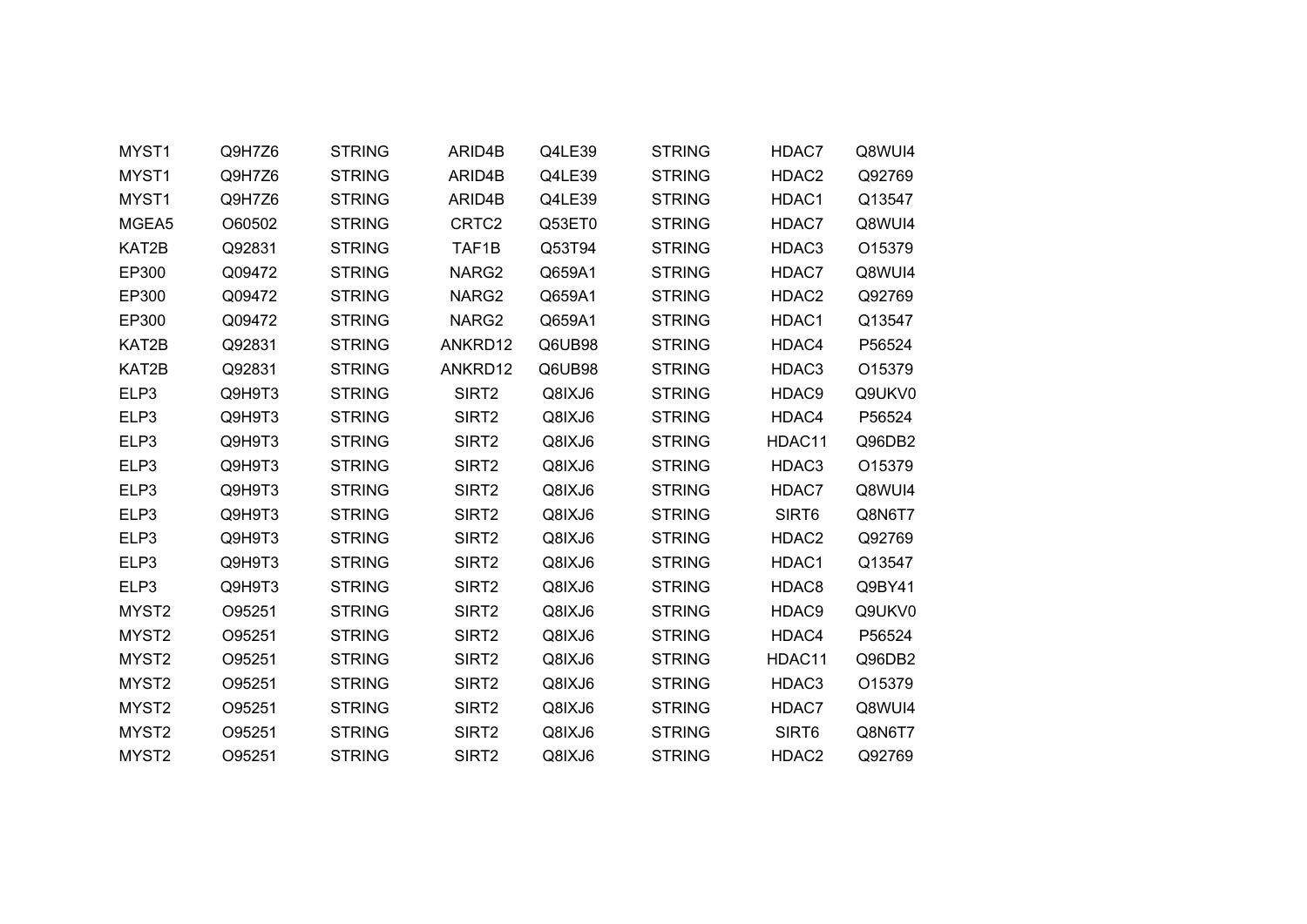| | | | | | | | | |
|---|---|---|---|---|---|---|---|---|
| MYST1 | Q9H7Z6 | STRING | ARID4B | Q4LE39 | STRING | HDAC7 | Q8WUI4 |
| MYST1 | Q9H7Z6 | STRING | ARID4B | Q4LE39 | STRING | HDAC2 | Q92769 |
| MYST1 | Q9H7Z6 | STRING | ARID4B | Q4LE39 | STRING | HDAC1 | Q13547 |
| MGEA5 | O60502 | STRING | CRTC2 | Q53ET0 | STRING | HDAC7 | Q8WUI4 |
| KAT2B | Q92831 | STRING | TAF1B | Q53T94 | STRING | HDAC3 | O15379 |
| EP300 | Q09472 | STRING | NARG2 | Q659A1 | STRING | HDAC7 | Q8WUI4 |
| EP300 | Q09472 | STRING | NARG2 | Q659A1 | STRING | HDAC2 | Q92769 |
| EP300 | Q09472 | STRING | NARG2 | Q659A1 | STRING | HDAC1 | Q13547 |
| KAT2B | Q92831 | STRING | ANKRD12 | Q6UB98 | STRING | HDAC4 | P56524 |
| KAT2B | Q92831 | STRING | ANKRD12 | Q6UB98 | STRING | HDAC3 | O15379 |
| ELP3 | Q9H9T3 | STRING | SIRT2 | Q8IXJ6 | STRING | HDAC9 | Q9UKV0 |
| ELP3 | Q9H9T3 | STRING | SIRT2 | Q8IXJ6 | STRING | HDAC4 | P56524 |
| ELP3 | Q9H9T3 | STRING | SIRT2 | Q8IXJ6 | STRING | HDAC11 | Q96DB2 |
| ELP3 | Q9H9T3 | STRING | SIRT2 | Q8IXJ6 | STRING | HDAC3 | O15379 |
| ELP3 | Q9H9T3 | STRING | SIRT2 | Q8IXJ6 | STRING | HDAC7 | Q8WUI4 |
| ELP3 | Q9H9T3 | STRING | SIRT2 | Q8IXJ6 | STRING | SIRT6 | Q8N6T7 |
| ELP3 | Q9H9T3 | STRING | SIRT2 | Q8IXJ6 | STRING | HDAC2 | Q92769 |
| ELP3 | Q9H9T3 | STRING | SIRT2 | Q8IXJ6 | STRING | HDAC1 | Q13547 |
| ELP3 | Q9H9T3 | STRING | SIRT2 | Q8IXJ6 | STRING | HDAC8 | Q9BY41 |
| MYST2 | O95251 | STRING | SIRT2 | Q8IXJ6 | STRING | HDAC9 | Q9UKV0 |
| MYST2 | O95251 | STRING | SIRT2 | Q8IXJ6 | STRING | HDAC4 | P56524 |
| MYST2 | O95251 | STRING | SIRT2 | Q8IXJ6 | STRING | HDAC11 | Q96DB2 |
| MYST2 | O95251 | STRING | SIRT2 | Q8IXJ6 | STRING | HDAC3 | O15379 |
| MYST2 | O95251 | STRING | SIRT2 | Q8IXJ6 | STRING | HDAC7 | Q8WUI4 |
| MYST2 | O95251 | STRING | SIRT2 | Q8IXJ6 | STRING | SIRT6 | Q8N6T7 |
| MYST2 | O95251 | STRING | SIRT2 | Q8IXJ6 | STRING | HDAC2 | Q92769 |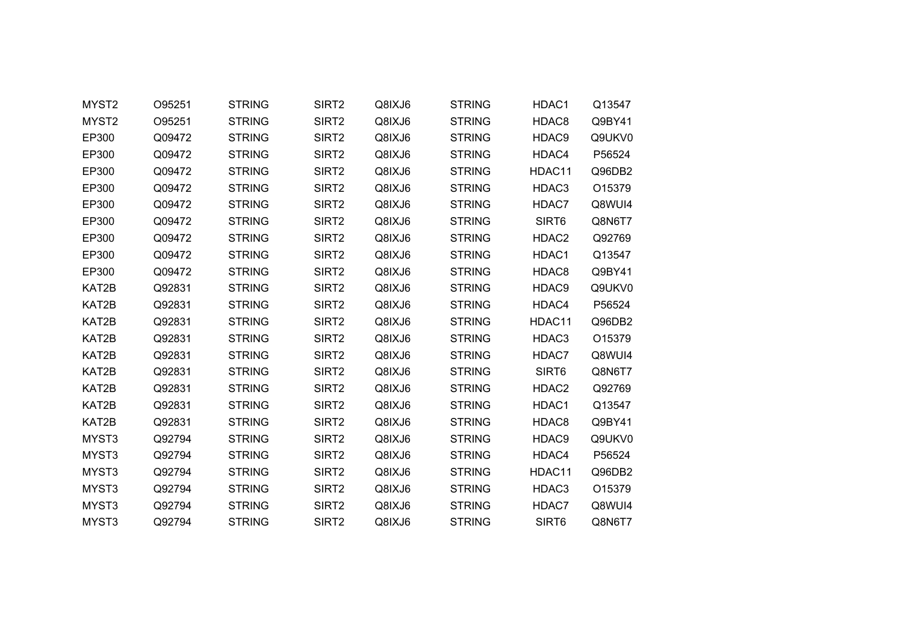| | | | | | | | |
|---|---|---|---|---|---|---|---|
| MYST2 | O95251 | STRING | SIRT2 | Q8IXJ6 | STRING | HDAC1 | Q13547 |
| MYST2 | O95251 | STRING | SIRT2 | Q8IXJ6 | STRING | HDAC8 | Q9BY41 |
| EP300 | Q09472 | STRING | SIRT2 | Q8IXJ6 | STRING | HDAC9 | Q9UKV0 |
| EP300 | Q09472 | STRING | SIRT2 | Q8IXJ6 | STRING | HDAC4 | P56524 |
| EP300 | Q09472 | STRING | SIRT2 | Q8IXJ6 | STRING | HDAC11 | Q96DB2 |
| EP300 | Q09472 | STRING | SIRT2 | Q8IXJ6 | STRING | HDAC3 | O15379 |
| EP300 | Q09472 | STRING | SIRT2 | Q8IXJ6 | STRING | HDAC7 | Q8WUI4 |
| EP300 | Q09472 | STRING | SIRT2 | Q8IXJ6 | STRING | SIRT6 | Q8N6T7 |
| EP300 | Q09472 | STRING | SIRT2 | Q8IXJ6 | STRING | HDAC2 | Q92769 |
| EP300 | Q09472 | STRING | SIRT2 | Q8IXJ6 | STRING | HDAC1 | Q13547 |
| EP300 | Q09472 | STRING | SIRT2 | Q8IXJ6 | STRING | HDAC8 | Q9BY41 |
| KAT2B | Q92831 | STRING | SIRT2 | Q8IXJ6 | STRING | HDAC9 | Q9UKV0 |
| KAT2B | Q92831 | STRING | SIRT2 | Q8IXJ6 | STRING | HDAC4 | P56524 |
| KAT2B | Q92831 | STRING | SIRT2 | Q8IXJ6 | STRING | HDAC11 | Q96DB2 |
| KAT2B | Q92831 | STRING | SIRT2 | Q8IXJ6 | STRING | HDAC3 | O15379 |
| KAT2B | Q92831 | STRING | SIRT2 | Q8IXJ6 | STRING | HDAC7 | Q8WUI4 |
| KAT2B | Q92831 | STRING | SIRT2 | Q8IXJ6 | STRING | SIRT6 | Q8N6T7 |
| KAT2B | Q92831 | STRING | SIRT2 | Q8IXJ6 | STRING | HDAC2 | Q92769 |
| KAT2B | Q92831 | STRING | SIRT2 | Q8IXJ6 | STRING | HDAC1 | Q13547 |
| KAT2B | Q92831 | STRING | SIRT2 | Q8IXJ6 | STRING | HDAC8 | Q9BY41 |
| MYST3 | Q92794 | STRING | SIRT2 | Q8IXJ6 | STRING | HDAC9 | Q9UKV0 |
| MYST3 | Q92794 | STRING | SIRT2 | Q8IXJ6 | STRING | HDAC4 | P56524 |
| MYST3 | Q92794 | STRING | SIRT2 | Q8IXJ6 | STRING | HDAC11 | Q96DB2 |
| MYST3 | Q92794 | STRING | SIRT2 | Q8IXJ6 | STRING | HDAC3 | O15379 |
| MYST3 | Q92794 | STRING | SIRT2 | Q8IXJ6 | STRING | HDAC7 | Q8WUI4 |
| MYST3 | Q92794 | STRING | SIRT2 | Q8IXJ6 | STRING | SIRT6 | Q8N6T7 |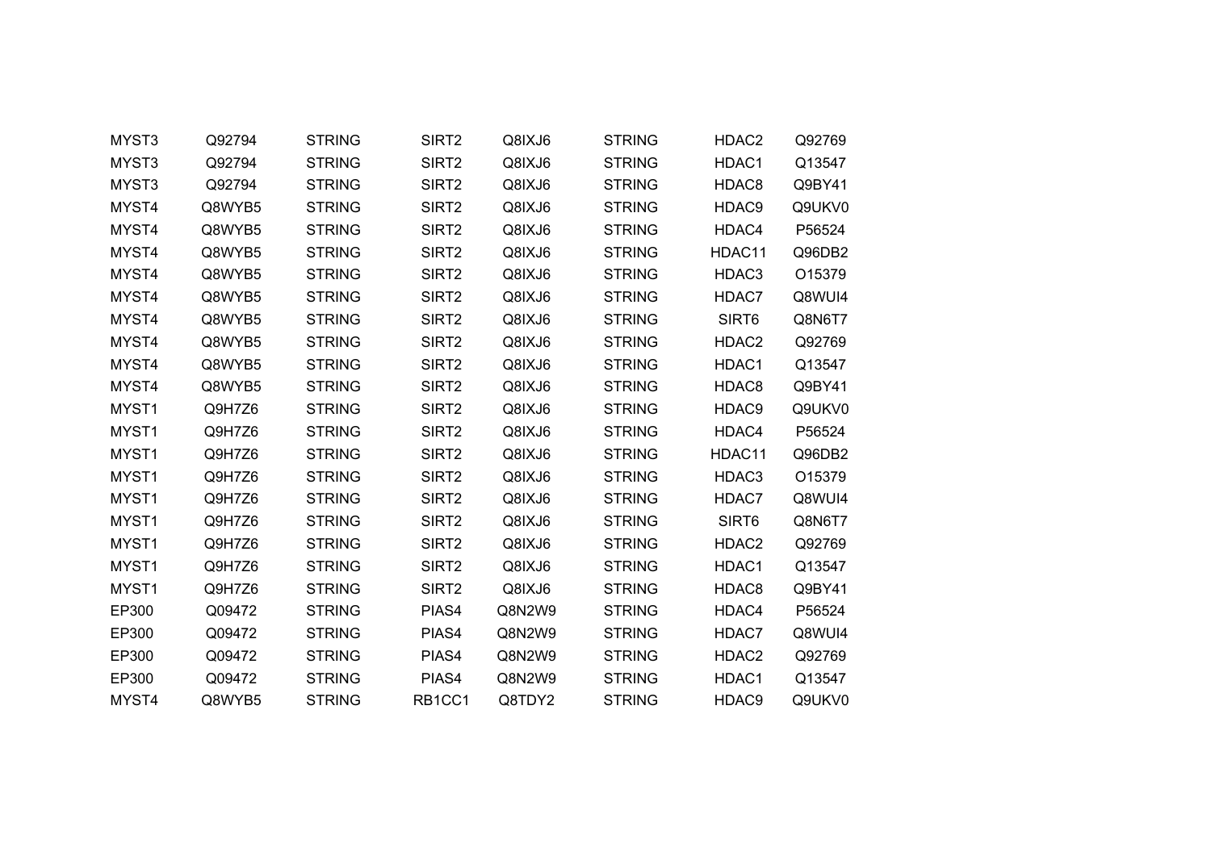| | | | | | | | |
|---|---|---|---|---|---|---|---|
| MYST3 | Q92794 | STRING | SIRT2 | Q8IXJ6 | STRING | HDAC2 | Q92769 |
| MYST3 | Q92794 | STRING | SIRT2 | Q8IXJ6 | STRING | HDAC1 | Q13547 |
| MYST3 | Q92794 | STRING | SIRT2 | Q8IXJ6 | STRING | HDAC8 | Q9BY41 |
| MYST4 | Q8WYB5 | STRING | SIRT2 | Q8IXJ6 | STRING | HDAC9 | Q9UKV0 |
| MYST4 | Q8WYB5 | STRING | SIRT2 | Q8IXJ6 | STRING | HDAC4 | P56524 |
| MYST4 | Q8WYB5 | STRING | SIRT2 | Q8IXJ6 | STRING | HDAC11 | Q96DB2 |
| MYST4 | Q8WYB5 | STRING | SIRT2 | Q8IXJ6 | STRING | HDAC3 | O15379 |
| MYST4 | Q8WYB5 | STRING | SIRT2 | Q8IXJ6 | STRING | HDAC7 | Q8WUI4 |
| MYST4 | Q8WYB5 | STRING | SIRT2 | Q8IXJ6 | STRING | SIRT6 | Q8N6T7 |
| MYST4 | Q8WYB5 | STRING | SIRT2 | Q8IXJ6 | STRING | HDAC2 | Q92769 |
| MYST4 | Q8WYB5 | STRING | SIRT2 | Q8IXJ6 | STRING | HDAC1 | Q13547 |
| MYST4 | Q8WYB5 | STRING | SIRT2 | Q8IXJ6 | STRING | HDAC8 | Q9BY41 |
| MYST1 | Q9H7Z6 | STRING | SIRT2 | Q8IXJ6 | STRING | HDAC9 | Q9UKV0 |
| MYST1 | Q9H7Z6 | STRING | SIRT2 | Q8IXJ6 | STRING | HDAC4 | P56524 |
| MYST1 | Q9H7Z6 | STRING | SIRT2 | Q8IXJ6 | STRING | HDAC11 | Q96DB2 |
| MYST1 | Q9H7Z6 | STRING | SIRT2 | Q8IXJ6 | STRING | HDAC3 | O15379 |
| MYST1 | Q9H7Z6 | STRING | SIRT2 | Q8IXJ6 | STRING | HDAC7 | Q8WUI4 |
| MYST1 | Q9H7Z6 | STRING | SIRT2 | Q8IXJ6 | STRING | SIRT6 | Q8N6T7 |
| MYST1 | Q9H7Z6 | STRING | SIRT2 | Q8IXJ6 | STRING | HDAC2 | Q92769 |
| MYST1 | Q9H7Z6 | STRING | SIRT2 | Q8IXJ6 | STRING | HDAC1 | Q13547 |
| MYST1 | Q9H7Z6 | STRING | SIRT2 | Q8IXJ6 | STRING | HDAC8 | Q9BY41 |
| EP300 | Q09472 | STRING | PIAS4 | Q8N2W9 | STRING | HDAC4 | P56524 |
| EP300 | Q09472 | STRING | PIAS4 | Q8N2W9 | STRING | HDAC7 | Q8WUI4 |
| EP300 | Q09472 | STRING | PIAS4 | Q8N2W9 | STRING | HDAC2 | Q92769 |
| EP300 | Q09472 | STRING | PIAS4 | Q8N2W9 | STRING | HDAC1 | Q13547 |
| MYST4 | Q8WYB5 | STRING | RB1CC1 | Q8TDY2 | STRING | HDAC9 | Q9UKV0 |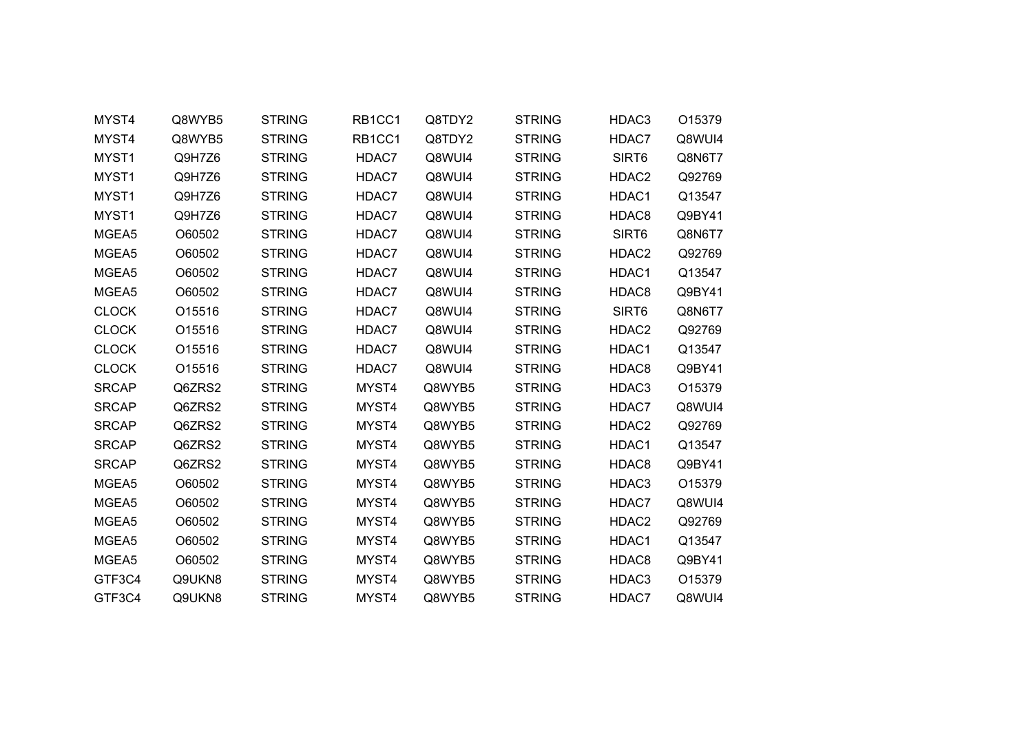| | | | | | | | |
|---|---|---|---|---|---|---|---|
| MYST4 | Q8WYB5 | STRING | RB1CC1 | Q8TDY2 | STRING | HDAC3 | O15379 |
| MYST4 | Q8WYB5 | STRING | RB1CC1 | Q8TDY2 | STRING | HDAC7 | Q8WUI4 |
| MYST1 | Q9H7Z6 | STRING | HDAC7 | Q8WUI4 | STRING | SIRT6 | Q8N6T7 |
| MYST1 | Q9H7Z6 | STRING | HDAC7 | Q8WUI4 | STRING | HDAC2 | Q92769 |
| MYST1 | Q9H7Z6 | STRING | HDAC7 | Q8WUI4 | STRING | HDAC1 | Q13547 |
| MYST1 | Q9H7Z6 | STRING | HDAC7 | Q8WUI4 | STRING | HDAC8 | Q9BY41 |
| MGEA5 | O60502 | STRING | HDAC7 | Q8WUI4 | STRING | SIRT6 | Q8N6T7 |
| MGEA5 | O60502 | STRING | HDAC7 | Q8WUI4 | STRING | HDAC2 | Q92769 |
| MGEA5 | O60502 | STRING | HDAC7 | Q8WUI4 | STRING | HDAC1 | Q13547 |
| MGEA5 | O60502 | STRING | HDAC7 | Q8WUI4 | STRING | HDAC8 | Q9BY41 |
| CLOCK | O15516 | STRING | HDAC7 | Q8WUI4 | STRING | SIRT6 | Q8N6T7 |
| CLOCK | O15516 | STRING | HDAC7 | Q8WUI4 | STRING | HDAC2 | Q92769 |
| CLOCK | O15516 | STRING | HDAC7 | Q8WUI4 | STRING | HDAC1 | Q13547 |
| CLOCK | O15516 | STRING | HDAC7 | Q8WUI4 | STRING | HDAC8 | Q9BY41 |
| SRCAP | Q6ZRS2 | STRING | MYST4 | Q8WYB5 | STRING | HDAC3 | O15379 |
| SRCAP | Q6ZRS2 | STRING | MYST4 | Q8WYB5 | STRING | HDAC7 | Q8WUI4 |
| SRCAP | Q6ZRS2 | STRING | MYST4 | Q8WYB5 | STRING | HDAC2 | Q92769 |
| SRCAP | Q6ZRS2 | STRING | MYST4 | Q8WYB5 | STRING | HDAC1 | Q13547 |
| SRCAP | Q6ZRS2 | STRING | MYST4 | Q8WYB5 | STRING | HDAC8 | Q9BY41 |
| MGEA5 | O60502 | STRING | MYST4 | Q8WYB5 | STRING | HDAC3 | O15379 |
| MGEA5 | O60502 | STRING | MYST4 | Q8WYB5 | STRING | HDAC7 | Q8WUI4 |
| MGEA5 | O60502 | STRING | MYST4 | Q8WYB5 | STRING | HDAC2 | Q92769 |
| MGEA5 | O60502 | STRING | MYST4 | Q8WYB5 | STRING | HDAC1 | Q13547 |
| MGEA5 | O60502 | STRING | MYST4 | Q8WYB5 | STRING | HDAC8 | Q9BY41 |
| GTF3C4 | Q9UKN8 | STRING | MYST4 | Q8WYB5 | STRING | HDAC3 | O15379 |
| GTF3C4 | Q9UKN8 | STRING | MYST4 | Q8WYB5 | STRING | HDAC7 | Q8WUI4 |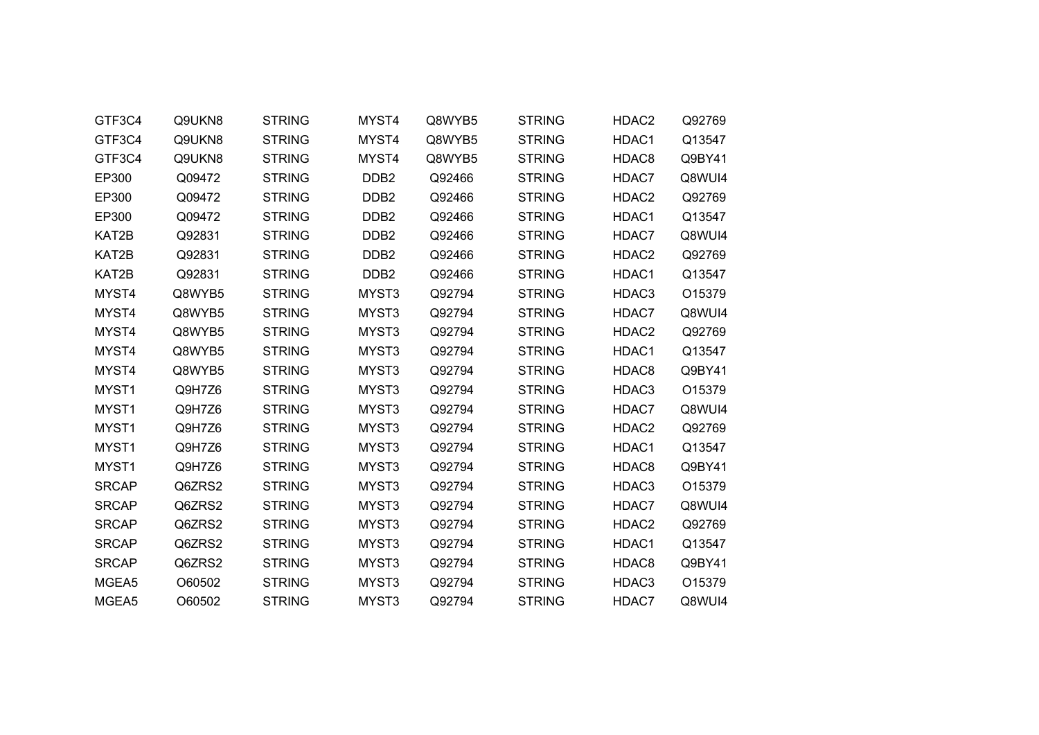| | | | | | | | |
|---|---|---|---|---|---|---|---|
| GTF3C4 | Q9UKN8 | STRING | MYST4 | Q8WYB5 | STRING | HDAC2 | Q92769 |
| GTF3C4 | Q9UKN8 | STRING | MYST4 | Q8WYB5 | STRING | HDAC1 | Q13547 |
| GTF3C4 | Q9UKN8 | STRING | MYST4 | Q8WYB5 | STRING | HDAC8 | Q9BY41 |
| EP300 | Q09472 | STRING | DDB2 | Q92466 | STRING | HDAC7 | Q8WUI4 |
| EP300 | Q09472 | STRING | DDB2 | Q92466 | STRING | HDAC2 | Q92769 |
| EP300 | Q09472 | STRING | DDB2 | Q92466 | STRING | HDAC1 | Q13547 |
| KAT2B | Q92831 | STRING | DDB2 | Q92466 | STRING | HDAC7 | Q8WUI4 |
| KAT2B | Q92831 | STRING | DDB2 | Q92466 | STRING | HDAC2 | Q92769 |
| KAT2B | Q92831 | STRING | DDB2 | Q92466 | STRING | HDAC1 | Q13547 |
| MYST4 | Q8WYB5 | STRING | MYST3 | Q92794 | STRING | HDAC3 | O15379 |
| MYST4 | Q8WYB5 | STRING | MYST3 | Q92794 | STRING | HDAC7 | Q8WUI4 |
| MYST4 | Q8WYB5 | STRING | MYST3 | Q92794 | STRING | HDAC2 | Q92769 |
| MYST4 | Q8WYB5 | STRING | MYST3 | Q92794 | STRING | HDAC1 | Q13547 |
| MYST4 | Q8WYB5 | STRING | MYST3 | Q92794 | STRING | HDAC8 | Q9BY41 |
| MYST1 | Q9H7Z6 | STRING | MYST3 | Q92794 | STRING | HDAC3 | O15379 |
| MYST1 | Q9H7Z6 | STRING | MYST3 | Q92794 | STRING | HDAC7 | Q8WUI4 |
| MYST1 | Q9H7Z6 | STRING | MYST3 | Q92794 | STRING | HDAC2 | Q92769 |
| MYST1 | Q9H7Z6 | STRING | MYST3 | Q92794 | STRING | HDAC1 | Q13547 |
| MYST1 | Q9H7Z6 | STRING | MYST3 | Q92794 | STRING | HDAC8 | Q9BY41 |
| SRCAP | Q6ZRS2 | STRING | MYST3 | Q92794 | STRING | HDAC3 | O15379 |
| SRCAP | Q6ZRS2 | STRING | MYST3 | Q92794 | STRING | HDAC7 | Q8WUI4 |
| SRCAP | Q6ZRS2 | STRING | MYST3 | Q92794 | STRING | HDAC2 | Q92769 |
| SRCAP | Q6ZRS2 | STRING | MYST3 | Q92794 | STRING | HDAC1 | Q13547 |
| SRCAP | Q6ZRS2 | STRING | MYST3 | Q92794 | STRING | HDAC8 | Q9BY41 |
| MGEA5 | O60502 | STRING | MYST3 | Q92794 | STRING | HDAC3 | O15379 |
| MGEA5 | O60502 | STRING | MYST3 | Q92794 | STRING | HDAC7 | Q8WUI4 |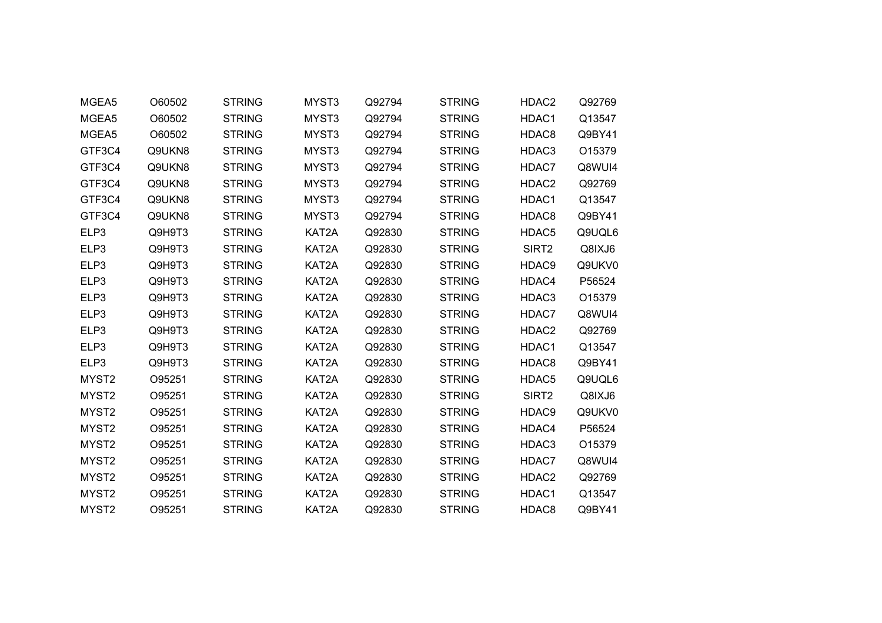| | | | | | | | |
|---|---|---|---|---|---|---|---|
| MGEA5 | O60502 | STRING | MYST3 | Q92794 | STRING | HDAC2 | Q92769 |
| MGEA5 | O60502 | STRING | MYST3 | Q92794 | STRING | HDAC1 | Q13547 |
| MGEA5 | O60502 | STRING | MYST3 | Q92794 | STRING | HDAC8 | Q9BY41 |
| GTF3C4 | Q9UKN8 | STRING | MYST3 | Q92794 | STRING | HDAC3 | O15379 |
| GTF3C4 | Q9UKN8 | STRING | MYST3 | Q92794 | STRING | HDAC7 | Q8WUI4 |
| GTF3C4 | Q9UKN8 | STRING | MYST3 | Q92794 | STRING | HDAC2 | Q92769 |
| GTF3C4 | Q9UKN8 | STRING | MYST3 | Q92794 | STRING | HDAC1 | Q13547 |
| GTF3C4 | Q9UKN8 | STRING | MYST3 | Q92794 | STRING | HDAC8 | Q9BY41 |
| ELP3 | Q9H9T3 | STRING | KAT2A | Q92830 | STRING | HDAC5 | Q9UQL6 |
| ELP3 | Q9H9T3 | STRING | KAT2A | Q92830 | STRING | SIRT2 | Q8IXJ6 |
| ELP3 | Q9H9T3 | STRING | KAT2A | Q92830 | STRING | HDAC9 | Q9UKV0 |
| ELP3 | Q9H9T3 | STRING | KAT2A | Q92830 | STRING | HDAC4 | P56524 |
| ELP3 | Q9H9T3 | STRING | KAT2A | Q92830 | STRING | HDAC3 | O15379 |
| ELP3 | Q9H9T3 | STRING | KAT2A | Q92830 | STRING | HDAC7 | Q8WUI4 |
| ELP3 | Q9H9T3 | STRING | KAT2A | Q92830 | STRING | HDAC2 | Q92769 |
| ELP3 | Q9H9T3 | STRING | KAT2A | Q92830 | STRING | HDAC1 | Q13547 |
| ELP3 | Q9H9T3 | STRING | KAT2A | Q92830 | STRING | HDAC8 | Q9BY41 |
| MYST2 | O95251 | STRING | KAT2A | Q92830 | STRING | HDAC5 | Q9UQL6 |
| MYST2 | O95251 | STRING | KAT2A | Q92830 | STRING | SIRT2 | Q8IXJ6 |
| MYST2 | O95251 | STRING | KAT2A | Q92830 | STRING | HDAC9 | Q9UKV0 |
| MYST2 | O95251 | STRING | KAT2A | Q92830 | STRING | HDAC4 | P56524 |
| MYST2 | O95251 | STRING | KAT2A | Q92830 | STRING | HDAC3 | O15379 |
| MYST2 | O95251 | STRING | KAT2A | Q92830 | STRING | HDAC7 | Q8WUI4 |
| MYST2 | O95251 | STRING | KAT2A | Q92830 | STRING | HDAC2 | Q92769 |
| MYST2 | O95251 | STRING | KAT2A | Q92830 | STRING | HDAC1 | Q13547 |
| MYST2 | O95251 | STRING | KAT2A | Q92830 | STRING | HDAC8 | Q9BY41 |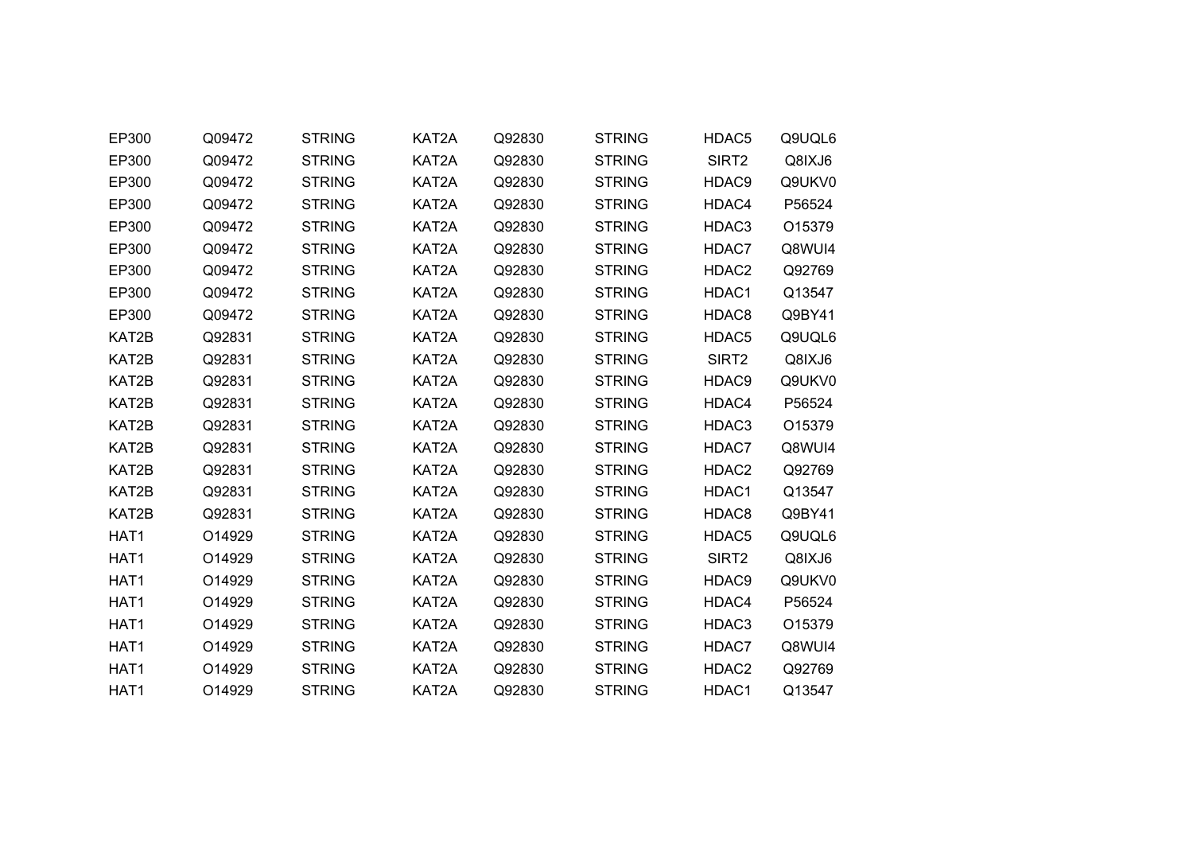| | | | | | | | |
|---|---|---|---|---|---|---|---|
| EP300 | Q09472 | STRING | KAT2A | Q92830 | STRING | HDAC5 | Q9UQL6 |
| EP300 | Q09472 | STRING | KAT2A | Q92830 | STRING | SIRT2 | Q8IXJ6 |
| EP300 | Q09472 | STRING | KAT2A | Q92830 | STRING | HDAC9 | Q9UKV0 |
| EP300 | Q09472 | STRING | KAT2A | Q92830 | STRING | HDAC4 | P56524 |
| EP300 | Q09472 | STRING | KAT2A | Q92830 | STRING | HDAC3 | O15379 |
| EP300 | Q09472 | STRING | KAT2A | Q92830 | STRING | HDAC7 | Q8WUI4 |
| EP300 | Q09472 | STRING | KAT2A | Q92830 | STRING | HDAC2 | Q92769 |
| EP300 | Q09472 | STRING | KAT2A | Q92830 | STRING | HDAC1 | Q13547 |
| EP300 | Q09472 | STRING | KAT2A | Q92830 | STRING | HDAC8 | Q9BY41 |
| KAT2B | Q92831 | STRING | KAT2A | Q92830 | STRING | HDAC5 | Q9UQL6 |
| KAT2B | Q92831 | STRING | KAT2A | Q92830 | STRING | SIRT2 | Q8IXJ6 |
| KAT2B | Q92831 | STRING | KAT2A | Q92830 | STRING | HDAC9 | Q9UKV0 |
| KAT2B | Q92831 | STRING | KAT2A | Q92830 | STRING | HDAC4 | P56524 |
| KAT2B | Q92831 | STRING | KAT2A | Q92830 | STRING | HDAC3 | O15379 |
| KAT2B | Q92831 | STRING | KAT2A | Q92830 | STRING | HDAC7 | Q8WUI4 |
| KAT2B | Q92831 | STRING | KAT2A | Q92830 | STRING | HDAC2 | Q92769 |
| KAT2B | Q92831 | STRING | KAT2A | Q92830 | STRING | HDAC1 | Q13547 |
| KAT2B | Q92831 | STRING | KAT2A | Q92830 | STRING | HDAC8 | Q9BY41 |
| HAT1 | O14929 | STRING | KAT2A | Q92830 | STRING | HDAC5 | Q9UQL6 |
| HAT1 | O14929 | STRING | KAT2A | Q92830 | STRING | SIRT2 | Q8IXJ6 |
| HAT1 | O14929 | STRING | KAT2A | Q92830 | STRING | HDAC9 | Q9UKV0 |
| HAT1 | O14929 | STRING | KAT2A | Q92830 | STRING | HDAC4 | P56524 |
| HAT1 | O14929 | STRING | KAT2A | Q92830 | STRING | HDAC3 | O15379 |
| HAT1 | O14929 | STRING | KAT2A | Q92830 | STRING | HDAC7 | Q8WUI4 |
| HAT1 | O14929 | STRING | KAT2A | Q92830 | STRING | HDAC2 | Q92769 |
| HAT1 | O14929 | STRING | KAT2A | Q92830 | STRING | HDAC1 | Q13547 |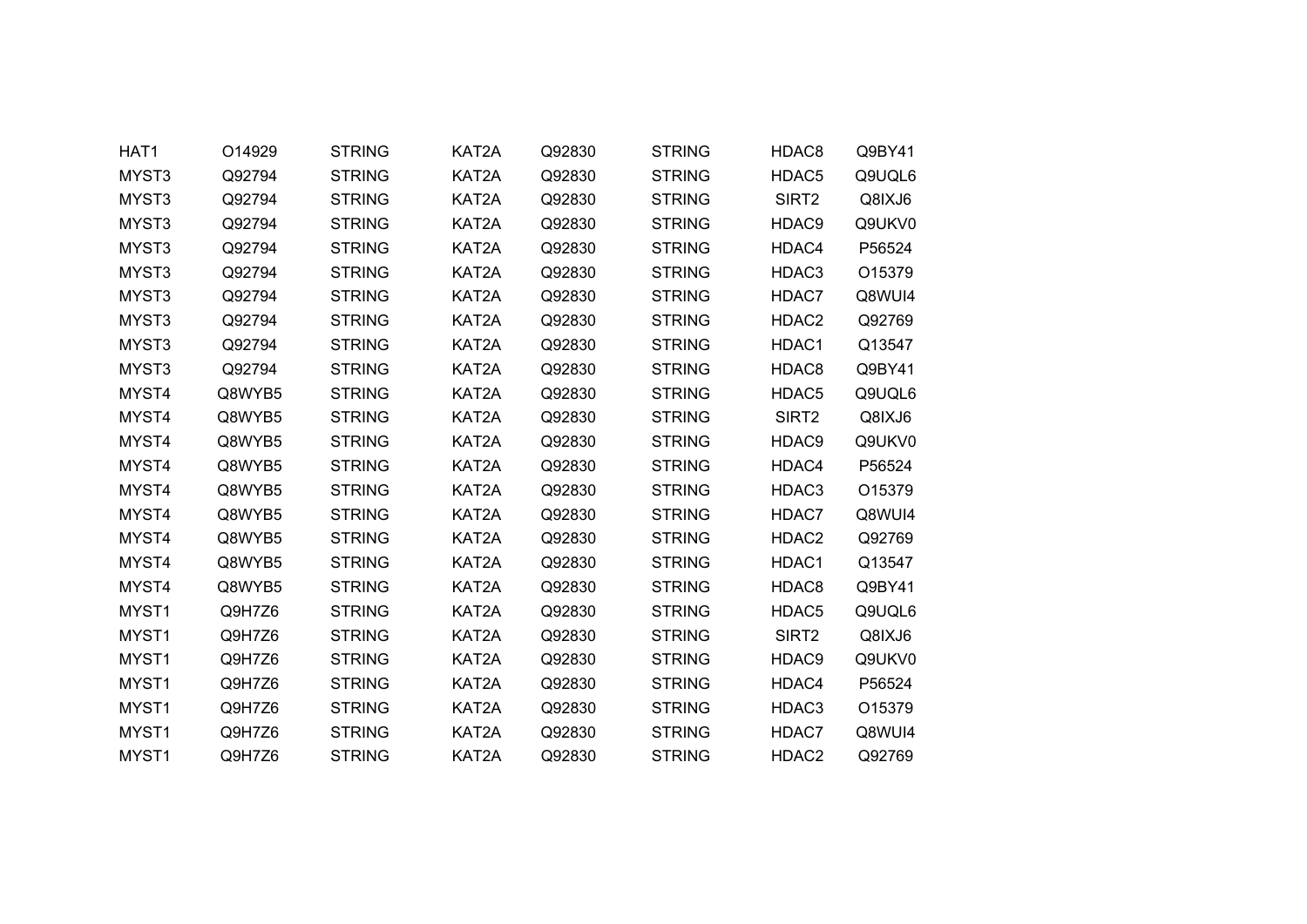| | | | | | | | |
|---|---|---|---|---|---|---|---|
| HAT1 | O14929 | STRING | KAT2A | Q92830 | STRING | HDAC8 | Q9BY41 |
| MYST3 | Q92794 | STRING | KAT2A | Q92830 | STRING | HDAC5 | Q9UQL6 |
| MYST3 | Q92794 | STRING | KAT2A | Q92830 | STRING | SIRT2 | Q8IXJ6 |
| MYST3 | Q92794 | STRING | KAT2A | Q92830 | STRING | HDAC9 | Q9UKV0 |
| MYST3 | Q92794 | STRING | KAT2A | Q92830 | STRING | HDAC4 | P56524 |
| MYST3 | Q92794 | STRING | KAT2A | Q92830 | STRING | HDAC3 | O15379 |
| MYST3 | Q92794 | STRING | KAT2A | Q92830 | STRING | HDAC7 | Q8WUI4 |
| MYST3 | Q92794 | STRING | KAT2A | Q92830 | STRING | HDAC2 | Q92769 |
| MYST3 | Q92794 | STRING | KAT2A | Q92830 | STRING | HDAC1 | Q13547 |
| MYST3 | Q92794 | STRING | KAT2A | Q92830 | STRING | HDAC8 | Q9BY41 |
| MYST4 | Q8WYB5 | STRING | KAT2A | Q92830 | STRING | HDAC5 | Q9UQL6 |
| MYST4 | Q8WYB5 | STRING | KAT2A | Q92830 | STRING | SIRT2 | Q8IXJ6 |
| MYST4 | Q8WYB5 | STRING | KAT2A | Q92830 | STRING | HDAC9 | Q9UKV0 |
| MYST4 | Q8WYB5 | STRING | KAT2A | Q92830 | STRING | HDAC4 | P56524 |
| MYST4 | Q8WYB5 | STRING | KAT2A | Q92830 | STRING | HDAC3 | O15379 |
| MYST4 | Q8WYB5 | STRING | KAT2A | Q92830 | STRING | HDAC7 | Q8WUI4 |
| MYST4 | Q8WYB5 | STRING | KAT2A | Q92830 | STRING | HDAC2 | Q92769 |
| MYST4 | Q8WYB5 | STRING | KAT2A | Q92830 | STRING | HDAC1 | Q13547 |
| MYST4 | Q8WYB5 | STRING | KAT2A | Q92830 | STRING | HDAC8 | Q9BY41 |
| MYST1 | Q9H7Z6 | STRING | KAT2A | Q92830 | STRING | HDAC5 | Q9UQL6 |
| MYST1 | Q9H7Z6 | STRING | KAT2A | Q92830 | STRING | SIRT2 | Q8IXJ6 |
| MYST1 | Q9H7Z6 | STRING | KAT2A | Q92830 | STRING | HDAC9 | Q9UKV0 |
| MYST1 | Q9H7Z6 | STRING | KAT2A | Q92830 | STRING | HDAC4 | P56524 |
| MYST1 | Q9H7Z6 | STRING | KAT2A | Q92830 | STRING | HDAC3 | O15379 |
| MYST1 | Q9H7Z6 | STRING | KAT2A | Q92830 | STRING | HDAC7 | Q8WUI4 |
| MYST1 | Q9H7Z6 | STRING | KAT2A | Q92830 | STRING | HDAC2 | Q92769 |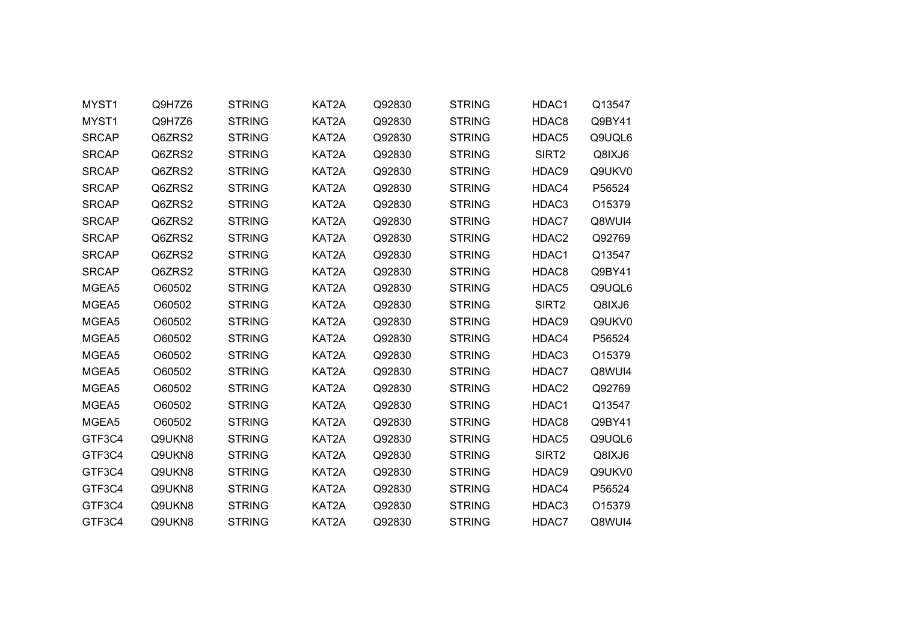| | | | | | | | |
|---|---|---|---|---|---|---|---|
| MYST1 | Q9H7Z6 | STRING | KAT2A | Q92830 | STRING | HDAC1 | Q13547 |
| MYST1 | Q9H7Z6 | STRING | KAT2A | Q92830 | STRING | HDAC8 | Q9BY41 |
| SRCAP | Q6ZRS2 | STRING | KAT2A | Q92830 | STRING | HDAC5 | Q9UQL6 |
| SRCAP | Q6ZRS2 | STRING | KAT2A | Q92830 | STRING | SIRT2 | Q8IXJ6 |
| SRCAP | Q6ZRS2 | STRING | KAT2A | Q92830 | STRING | HDAC9 | Q9UKV0 |
| SRCAP | Q6ZRS2 | STRING | KAT2A | Q92830 | STRING | HDAC4 | P56524 |
| SRCAP | Q6ZRS2 | STRING | KAT2A | Q92830 | STRING | HDAC3 | O15379 |
| SRCAP | Q6ZRS2 | STRING | KAT2A | Q92830 | STRING | HDAC7 | Q8WUI4 |
| SRCAP | Q6ZRS2 | STRING | KAT2A | Q92830 | STRING | HDAC2 | Q92769 |
| SRCAP | Q6ZRS2 | STRING | KAT2A | Q92830 | STRING | HDAC1 | Q13547 |
| SRCAP | Q6ZRS2 | STRING | KAT2A | Q92830 | STRING | HDAC8 | Q9BY41 |
| MGEA5 | O60502 | STRING | KAT2A | Q92830 | STRING | HDAC5 | Q9UQL6 |
| MGEA5 | O60502 | STRING | KAT2A | Q92830 | STRING | SIRT2 | Q8IXJ6 |
| MGEA5 | O60502 | STRING | KAT2A | Q92830 | STRING | HDAC9 | Q9UKV0 |
| MGEA5 | O60502 | STRING | KAT2A | Q92830 | STRING | HDAC4 | P56524 |
| MGEA5 | O60502 | STRING | KAT2A | Q92830 | STRING | HDAC3 | O15379 |
| MGEA5 | O60502 | STRING | KAT2A | Q92830 | STRING | HDAC7 | Q8WUI4 |
| MGEA5 | O60502 | STRING | KAT2A | Q92830 | STRING | HDAC2 | Q92769 |
| MGEA5 | O60502 | STRING | KAT2A | Q92830 | STRING | HDAC1 | Q13547 |
| MGEA5 | O60502 | STRING | KAT2A | Q92830 | STRING | HDAC8 | Q9BY41 |
| GTF3C4 | Q9UKN8 | STRING | KAT2A | Q92830 | STRING | HDAC5 | Q9UQL6 |
| GTF3C4 | Q9UKN8 | STRING | KAT2A | Q92830 | STRING | SIRT2 | Q8IXJ6 |
| GTF3C4 | Q9UKN8 | STRING | KAT2A | Q92830 | STRING | HDAC9 | Q9UKV0 |
| GTF3C4 | Q9UKN8 | STRING | KAT2A | Q92830 | STRING | HDAC4 | P56524 |
| GTF3C4 | Q9UKN8 | STRING | KAT2A | Q92830 | STRING | HDAC3 | O15379 |
| GTF3C4 | Q9UKN8 | STRING | KAT2A | Q92830 | STRING | HDAC7 | Q8WUI4 |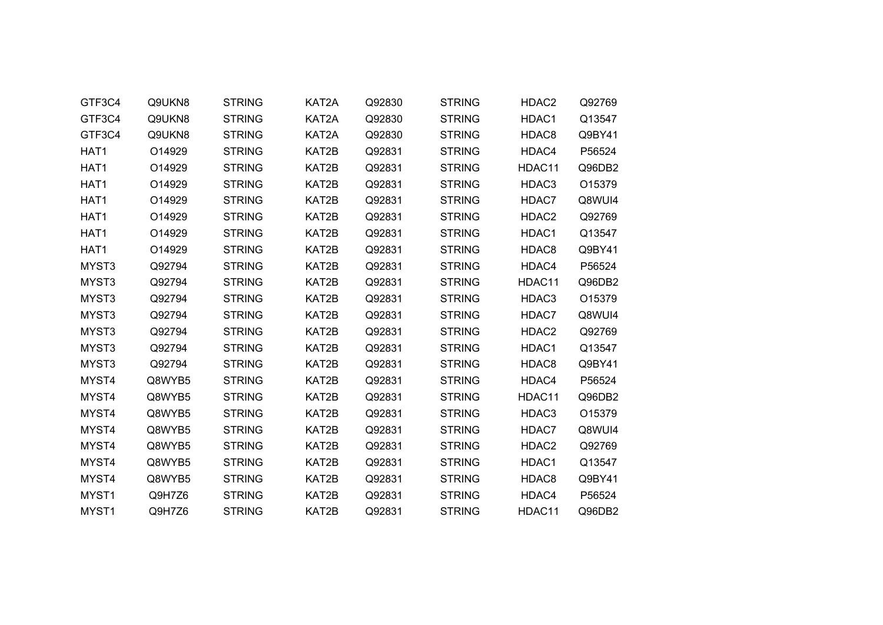| | | | | | | | |
|---|---|---|---|---|---|---|---|
| GTF3C4 | Q9UKN8 | STRING | KAT2A | Q92830 | STRING | HDAC2 | Q92769 |
| GTF3C4 | Q9UKN8 | STRING | KAT2A | Q92830 | STRING | HDAC1 | Q13547 |
| GTF3C4 | Q9UKN8 | STRING | KAT2A | Q92830 | STRING | HDAC8 | Q9BY41 |
| HAT1 | O14929 | STRING | KAT2B | Q92831 | STRING | HDAC4 | P56524 |
| HAT1 | O14929 | STRING | KAT2B | Q92831 | STRING | HDAC11 | Q96DB2 |
| HAT1 | O14929 | STRING | KAT2B | Q92831 | STRING | HDAC3 | O15379 |
| HAT1 | O14929 | STRING | KAT2B | Q92831 | STRING | HDAC7 | Q8WUI4 |
| HAT1 | O14929 | STRING | KAT2B | Q92831 | STRING | HDAC2 | Q92769 |
| HAT1 | O14929 | STRING | KAT2B | Q92831 | STRING | HDAC1 | Q13547 |
| HAT1 | O14929 | STRING | KAT2B | Q92831 | STRING | HDAC8 | Q9BY41 |
| MYST3 | Q92794 | STRING | KAT2B | Q92831 | STRING | HDAC4 | P56524 |
| MYST3 | Q92794 | STRING | KAT2B | Q92831 | STRING | HDAC11 | Q96DB2 |
| MYST3 | Q92794 | STRING | KAT2B | Q92831 | STRING | HDAC3 | O15379 |
| MYST3 | Q92794 | STRING | KAT2B | Q92831 | STRING | HDAC7 | Q8WUI4 |
| MYST3 | Q92794 | STRING | KAT2B | Q92831 | STRING | HDAC2 | Q92769 |
| MYST3 | Q92794 | STRING | KAT2B | Q92831 | STRING | HDAC1 | Q13547 |
| MYST3 | Q92794 | STRING | KAT2B | Q92831 | STRING | HDAC8 | Q9BY41 |
| MYST4 | Q8WYB5 | STRING | KAT2B | Q92831 | STRING | HDAC4 | P56524 |
| MYST4 | Q8WYB5 | STRING | KAT2B | Q92831 | STRING | HDAC11 | Q96DB2 |
| MYST4 | Q8WYB5 | STRING | KAT2B | Q92831 | STRING | HDAC3 | O15379 |
| MYST4 | Q8WYB5 | STRING | KAT2B | Q92831 | STRING | HDAC7 | Q8WUI4 |
| MYST4 | Q8WYB5 | STRING | KAT2B | Q92831 | STRING | HDAC2 | Q92769 |
| MYST4 | Q8WYB5 | STRING | KAT2B | Q92831 | STRING | HDAC1 | Q13547 |
| MYST4 | Q8WYB5 | STRING | KAT2B | Q92831 | STRING | HDAC8 | Q9BY41 |
| MYST1 | Q9H7Z6 | STRING | KAT2B | Q92831 | STRING | HDAC4 | P56524 |
| MYST1 | Q9H7Z6 | STRING | KAT2B | Q92831 | STRING | HDAC11 | Q96DB2 |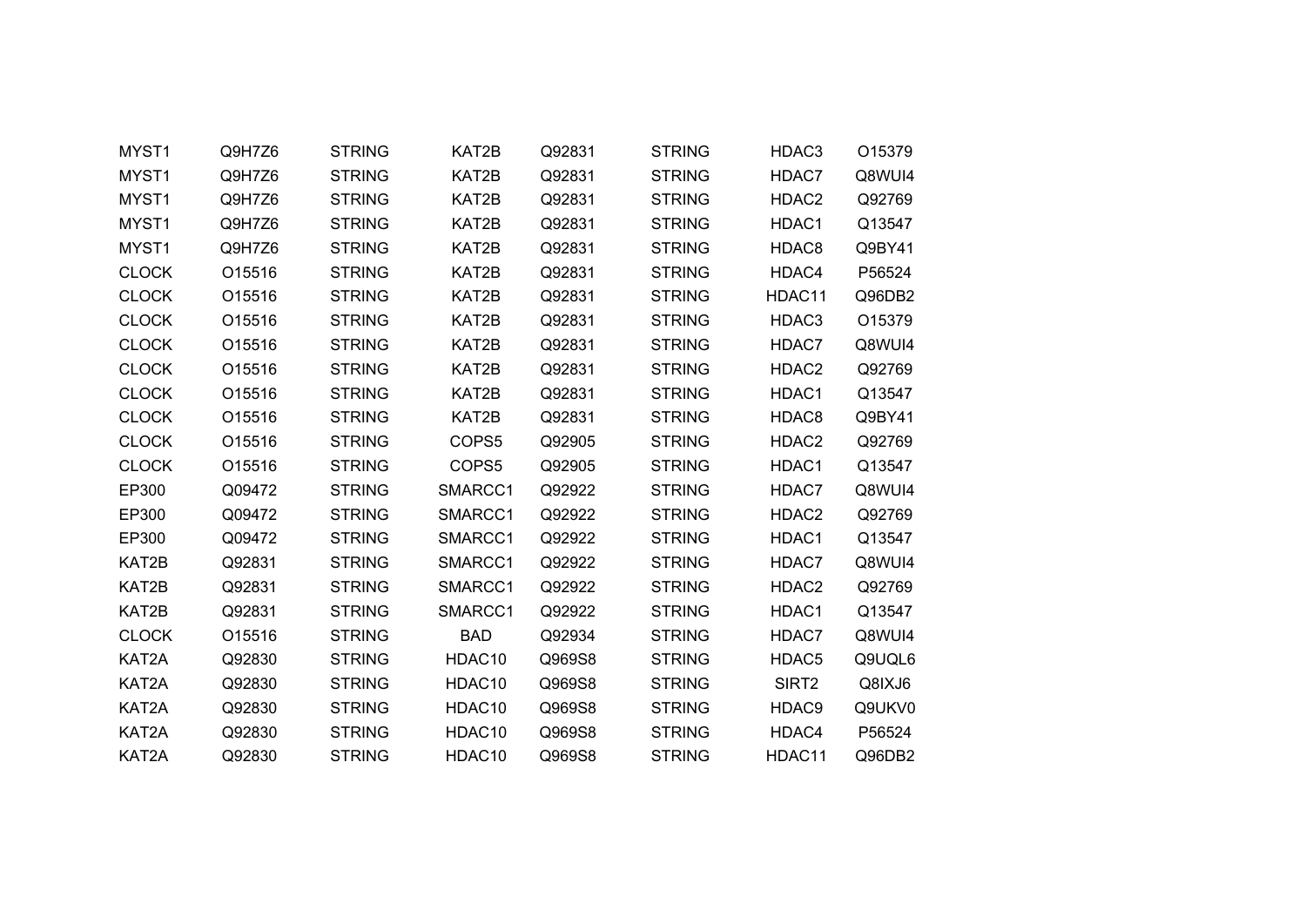| | | | | | | | |
|---|---|---|---|---|---|---|---|
| MYST1 | Q9H7Z6 | STRING | KAT2B | Q92831 | STRING | HDAC3 | O15379 |
| MYST1 | Q9H7Z6 | STRING | KAT2B | Q92831 | STRING | HDAC7 | Q8WUI4 |
| MYST1 | Q9H7Z6 | STRING | KAT2B | Q92831 | STRING | HDAC2 | Q92769 |
| MYST1 | Q9H7Z6 | STRING | KAT2B | Q92831 | STRING | HDAC1 | Q13547 |
| MYST1 | Q9H7Z6 | STRING | KAT2B | Q92831 | STRING | HDAC8 | Q9BY41 |
| CLOCK | O15516 | STRING | KAT2B | Q92831 | STRING | HDAC4 | P56524 |
| CLOCK | O15516 | STRING | KAT2B | Q92831 | STRING | HDAC11 | Q96DB2 |
| CLOCK | O15516 | STRING | KAT2B | Q92831 | STRING | HDAC3 | O15379 |
| CLOCK | O15516 | STRING | KAT2B | Q92831 | STRING | HDAC7 | Q8WUI4 |
| CLOCK | O15516 | STRING | KAT2B | Q92831 | STRING | HDAC2 | Q92769 |
| CLOCK | O15516 | STRING | KAT2B | Q92831 | STRING | HDAC1 | Q13547 |
| CLOCK | O15516 | STRING | KAT2B | Q92831 | STRING | HDAC8 | Q9BY41 |
| CLOCK | O15516 | STRING | COPS5 | Q92905 | STRING | HDAC2 | Q92769 |
| CLOCK | O15516 | STRING | COPS5 | Q92905 | STRING | HDAC1 | Q13547 |
| EP300 | Q09472 | STRING | SMARCC1 | Q92922 | STRING | HDAC7 | Q8WUI4 |
| EP300 | Q09472 | STRING | SMARCC1 | Q92922 | STRING | HDAC2 | Q92769 |
| EP300 | Q09472 | STRING | SMARCC1 | Q92922 | STRING | HDAC1 | Q13547 |
| KAT2B | Q92831 | STRING | SMARCC1 | Q92922 | STRING | HDAC7 | Q8WUI4 |
| KAT2B | Q92831 | STRING | SMARCC1 | Q92922 | STRING | HDAC2 | Q92769 |
| KAT2B | Q92831 | STRING | SMARCC1 | Q92922 | STRING | HDAC1 | Q13547 |
| CLOCK | O15516 | STRING | BAD | Q92934 | STRING | HDAC7 | Q8WUI4 |
| KAT2A | Q92830 | STRING | HDAC10 | Q969S8 | STRING | HDAC5 | Q9UQL6 |
| KAT2A | Q92830 | STRING | HDAC10 | Q969S8 | STRING | SIRT2 | Q8IXJ6 |
| KAT2A | Q92830 | STRING | HDAC10 | Q969S8 | STRING | HDAC9 | Q9UKV0 |
| KAT2A | Q92830 | STRING | HDAC10 | Q969S8 | STRING | HDAC4 | P56524 |
| KAT2A | Q92830 | STRING | HDAC10 | Q969S8 | STRING | HDAC11 | Q96DB2 |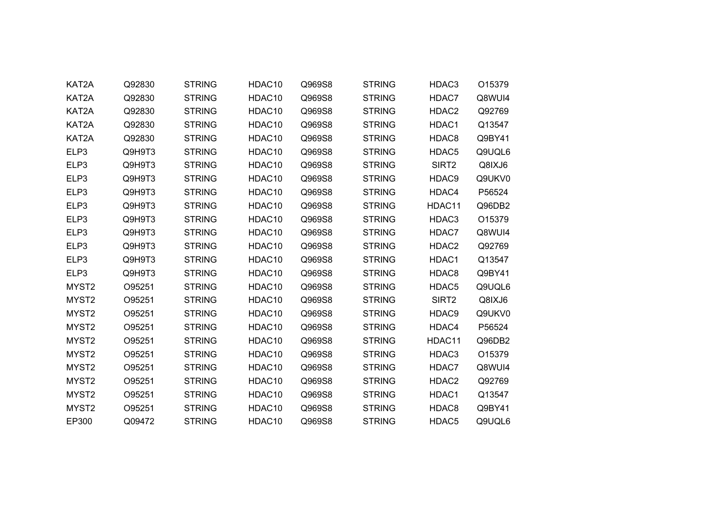| | | | | | | | |
|---|---|---|---|---|---|---|---|
| KAT2A | Q92830 | STRING | HDAC10 | Q969S8 | STRING | HDAC3 | O15379 |
| KAT2A | Q92830 | STRING | HDAC10 | Q969S8 | STRING | HDAC7 | Q8WUI4 |
| KAT2A | Q92830 | STRING | HDAC10 | Q969S8 | STRING | HDAC2 | Q92769 |
| KAT2A | Q92830 | STRING | HDAC10 | Q969S8 | STRING | HDAC1 | Q13547 |
| KAT2A | Q92830 | STRING | HDAC10 | Q969S8 | STRING | HDAC8 | Q9BY41 |
| ELP3 | Q9H9T3 | STRING | HDAC10 | Q969S8 | STRING | HDAC5 | Q9UQL6 |
| ELP3 | Q9H9T3 | STRING | HDAC10 | Q969S8 | STRING | SIRT2 | Q8IXJ6 |
| ELP3 | Q9H9T3 | STRING | HDAC10 | Q969S8 | STRING | HDAC9 | Q9UKV0 |
| ELP3 | Q9H9T3 | STRING | HDAC10 | Q969S8 | STRING | HDAC4 | P56524 |
| ELP3 | Q9H9T3 | STRING | HDAC10 | Q969S8 | STRING | HDAC11 | Q96DB2 |
| ELP3 | Q9H9T3 | STRING | HDAC10 | Q969S8 | STRING | HDAC3 | O15379 |
| ELP3 | Q9H9T3 | STRING | HDAC10 | Q969S8 | STRING | HDAC7 | Q8WUI4 |
| ELP3 | Q9H9T3 | STRING | HDAC10 | Q969S8 | STRING | HDAC2 | Q92769 |
| ELP3 | Q9H9T3 | STRING | HDAC10 | Q969S8 | STRING | HDAC1 | Q13547 |
| ELP3 | Q9H9T3 | STRING | HDAC10 | Q969S8 | STRING | HDAC8 | Q9BY41 |
| MYST2 | O95251 | STRING | HDAC10 | Q969S8 | STRING | HDAC5 | Q9UQL6 |
| MYST2 | O95251 | STRING | HDAC10 | Q969S8 | STRING | SIRT2 | Q8IXJ6 |
| MYST2 | O95251 | STRING | HDAC10 | Q969S8 | STRING | HDAC9 | Q9UKV0 |
| MYST2 | O95251 | STRING | HDAC10 | Q969S8 | STRING | HDAC4 | P56524 |
| MYST2 | O95251 | STRING | HDAC10 | Q969S8 | STRING | HDAC11 | Q96DB2 |
| MYST2 | O95251 | STRING | HDAC10 | Q969S8 | STRING | HDAC3 | O15379 |
| MYST2 | O95251 | STRING | HDAC10 | Q969S8 | STRING | HDAC7 | Q8WUI4 |
| MYST2 | O95251 | STRING | HDAC10 | Q969S8 | STRING | HDAC2 | Q92769 |
| MYST2 | O95251 | STRING | HDAC10 | Q969S8 | STRING | HDAC1 | Q13547 |
| MYST2 | O95251 | STRING | HDAC10 | Q969S8 | STRING | HDAC8 | Q9BY41 |
| EP300 | Q09472 | STRING | HDAC10 | Q969S8 | STRING | HDAC5 | Q9UQL6 |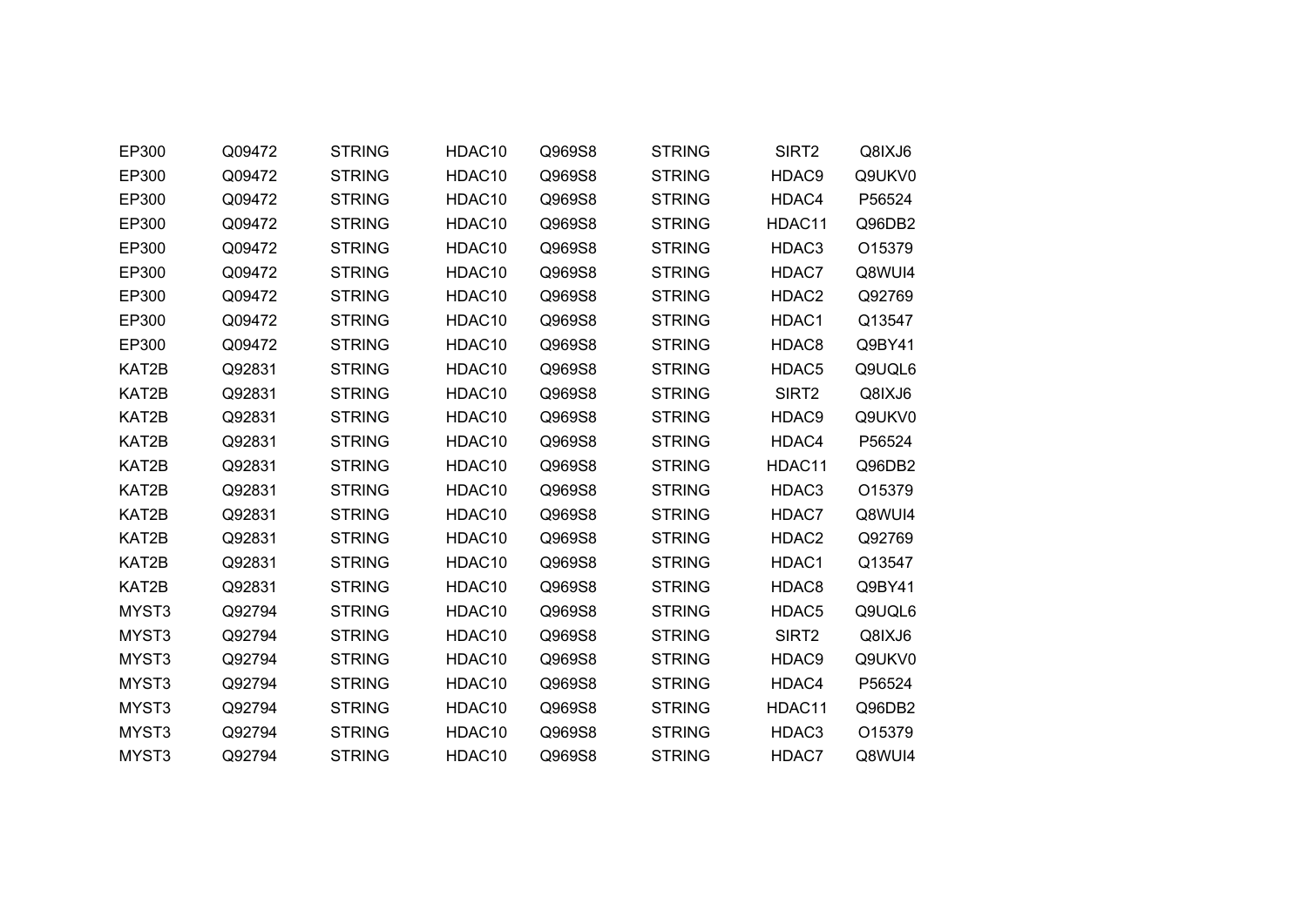| | | | | | | | |
|---|---|---|---|---|---|---|---|
| EP300 | Q09472 | STRING | HDAC10 | Q969S8 | STRING | SIRT2 | Q8IXJ6 |
| EP300 | Q09472 | STRING | HDAC10 | Q969S8 | STRING | HDAC9 | Q9UKV0 |
| EP300 | Q09472 | STRING | HDAC10 | Q969S8 | STRING | HDAC4 | P56524 |
| EP300 | Q09472 | STRING | HDAC10 | Q969S8 | STRING | HDAC11 | Q96DB2 |
| EP300 | Q09472 | STRING | HDAC10 | Q969S8 | STRING | HDAC3 | O15379 |
| EP300 | Q09472 | STRING | HDAC10 | Q969S8 | STRING | HDAC7 | Q8WUI4 |
| EP300 | Q09472 | STRING | HDAC10 | Q969S8 | STRING | HDAC2 | Q92769 |
| EP300 | Q09472 | STRING | HDAC10 | Q969S8 | STRING | HDAC1 | Q13547 |
| EP300 | Q09472 | STRING | HDAC10 | Q969S8 | STRING | HDAC8 | Q9BY41 |
| KAT2B | Q92831 | STRING | HDAC10 | Q969S8 | STRING | HDAC5 | Q9UQL6 |
| KAT2B | Q92831 | STRING | HDAC10 | Q969S8 | STRING | SIRT2 | Q8IXJ6 |
| KAT2B | Q92831 | STRING | HDAC10 | Q969S8 | STRING | HDAC9 | Q9UKV0 |
| KAT2B | Q92831 | STRING | HDAC10 | Q969S8 | STRING | HDAC4 | P56524 |
| KAT2B | Q92831 | STRING | HDAC10 | Q969S8 | STRING | HDAC11 | Q96DB2 |
| KAT2B | Q92831 | STRING | HDAC10 | Q969S8 | STRING | HDAC3 | O15379 |
| KAT2B | Q92831 | STRING | HDAC10 | Q969S8 | STRING | HDAC7 | Q8WUI4 |
| KAT2B | Q92831 | STRING | HDAC10 | Q969S8 | STRING | HDAC2 | Q92769 |
| KAT2B | Q92831 | STRING | HDAC10 | Q969S8 | STRING | HDAC1 | Q13547 |
| KAT2B | Q92831 | STRING | HDAC10 | Q969S8 | STRING | HDAC8 | Q9BY41 |
| MYST3 | Q92794 | STRING | HDAC10 | Q969S8 | STRING | HDAC5 | Q9UQL6 |
| MYST3 | Q92794 | STRING | HDAC10 | Q969S8 | STRING | SIRT2 | Q8IXJ6 |
| MYST3 | Q92794 | STRING | HDAC10 | Q969S8 | STRING | HDAC9 | Q9UKV0 |
| MYST3 | Q92794 | STRING | HDAC10 | Q969S8 | STRING | HDAC4 | P56524 |
| MYST3 | Q92794 | STRING | HDAC10 | Q969S8 | STRING | HDAC11 | Q96DB2 |
| MYST3 | Q92794 | STRING | HDAC10 | Q969S8 | STRING | HDAC3 | O15379 |
| MYST3 | Q92794 | STRING | HDAC10 | Q969S8 | STRING | HDAC7 | Q8WUI4 |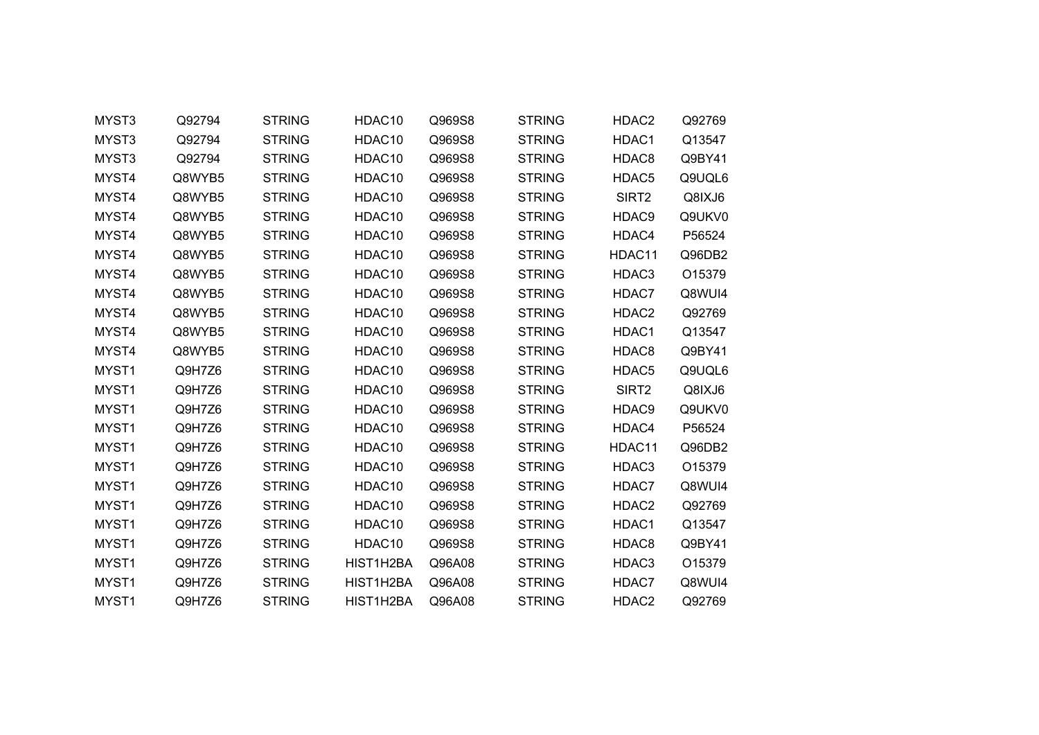| | | | | | | | |
|---|---|---|---|---|---|---|---|
| MYST3 | Q92794 | STRING | HDAC10 | Q969S8 | STRING | HDAC2 | Q92769 |
| MYST3 | Q92794 | STRING | HDAC10 | Q969S8 | STRING | HDAC1 | Q13547 |
| MYST3 | Q92794 | STRING | HDAC10 | Q969S8 | STRING | HDAC8 | Q9BY41 |
| MYST4 | Q8WYB5 | STRING | HDAC10 | Q969S8 | STRING | HDAC5 | Q9UQL6 |
| MYST4 | Q8WYB5 | STRING | HDAC10 | Q969S8 | STRING | SIRT2 | Q8IXJ6 |
| MYST4 | Q8WYB5 | STRING | HDAC10 | Q969S8 | STRING | HDAC9 | Q9UKV0 |
| MYST4 | Q8WYB5 | STRING | HDAC10 | Q969S8 | STRING | HDAC4 | P56524 |
| MYST4 | Q8WYB5 | STRING | HDAC10 | Q969S8 | STRING | HDAC11 | Q96DB2 |
| MYST4 | Q8WYB5 | STRING | HDAC10 | Q969S8 | STRING | HDAC3 | O15379 |
| MYST4 | Q8WYB5 | STRING | HDAC10 | Q969S8 | STRING | HDAC7 | Q8WUI4 |
| MYST4 | Q8WYB5 | STRING | HDAC10 | Q969S8 | STRING | HDAC2 | Q92769 |
| MYST4 | Q8WYB5 | STRING | HDAC10 | Q969S8 | STRING | HDAC1 | Q13547 |
| MYST4 | Q8WYB5 | STRING | HDAC10 | Q969S8 | STRING | HDAC8 | Q9BY41 |
| MYST1 | Q9H7Z6 | STRING | HDAC10 | Q969S8 | STRING | HDAC5 | Q9UQL6 |
| MYST1 | Q9H7Z6 | STRING | HDAC10 | Q969S8 | STRING | SIRT2 | Q8IXJ6 |
| MYST1 | Q9H7Z6 | STRING | HDAC10 | Q969S8 | STRING | HDAC9 | Q9UKV0 |
| MYST1 | Q9H7Z6 | STRING | HDAC10 | Q969S8 | STRING | HDAC4 | P56524 |
| MYST1 | Q9H7Z6 | STRING | HDAC10 | Q969S8 | STRING | HDAC11 | Q96DB2 |
| MYST1 | Q9H7Z6 | STRING | HDAC10 | Q969S8 | STRING | HDAC3 | O15379 |
| MYST1 | Q9H7Z6 | STRING | HDAC10 | Q969S8 | STRING | HDAC7 | Q8WUI4 |
| MYST1 | Q9H7Z6 | STRING | HDAC10 | Q969S8 | STRING | HDAC2 | Q92769 |
| MYST1 | Q9H7Z6 | STRING | HDAC10 | Q969S8 | STRING | HDAC1 | Q13547 |
| MYST1 | Q9H7Z6 | STRING | HDAC10 | Q969S8 | STRING | HDAC8 | Q9BY41 |
| MYST1 | Q9H7Z6 | STRING | HIST1H2BA | Q96A08 | STRING | HDAC3 | O15379 |
| MYST1 | Q9H7Z6 | STRING | HIST1H2BA | Q96A08 | STRING | HDAC7 | Q8WUI4 |
| MYST1 | Q9H7Z6 | STRING | HIST1H2BA | Q96A08 | STRING | HDAC2 | Q92769 |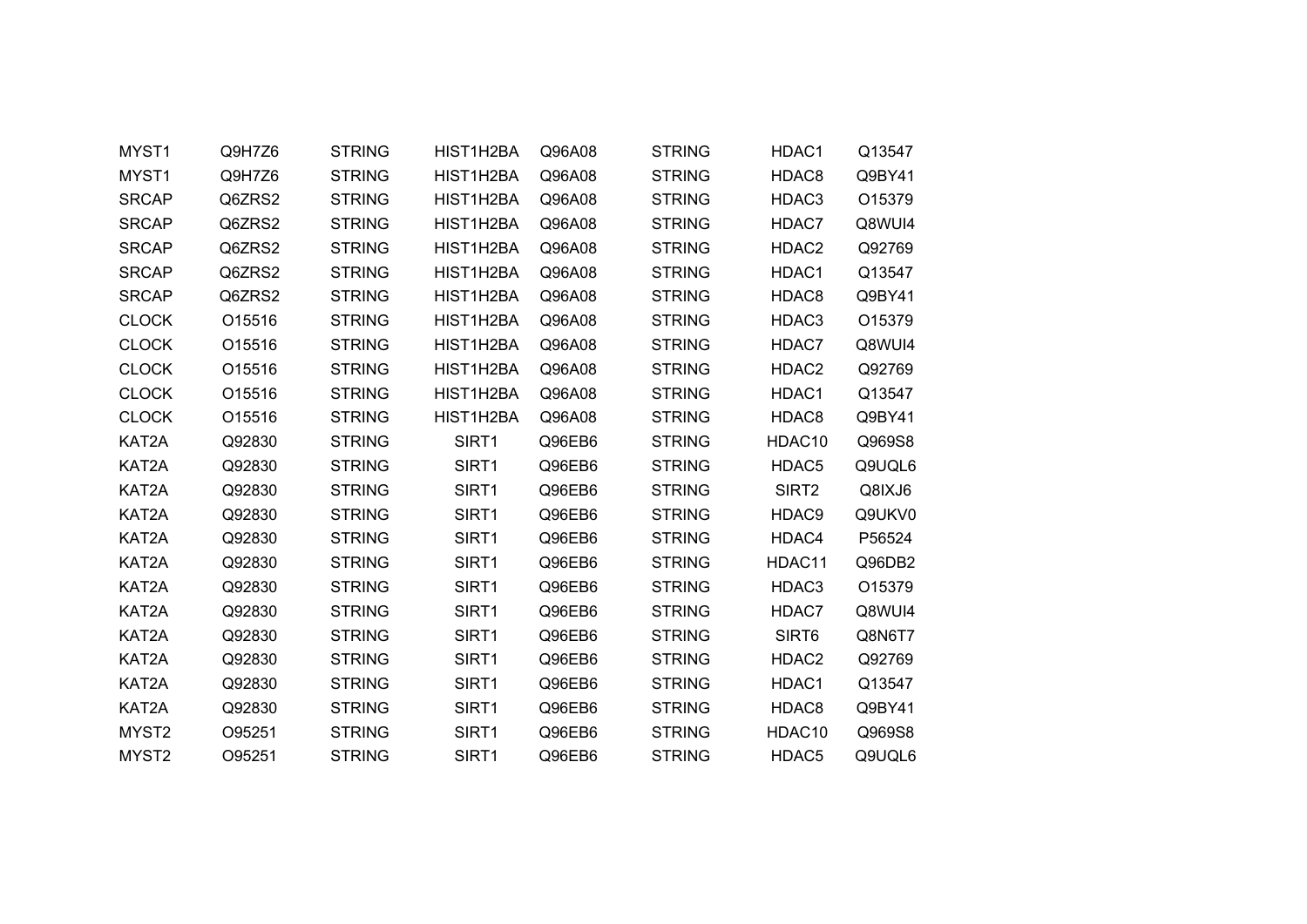| | | | | | | | |
|---|---|---|---|---|---|---|---|
| MYST1 | Q9H7Z6 | STRING | HIST1H2BA | Q96A08 | STRING | HDAC1 | Q13547 |
| MYST1 | Q9H7Z6 | STRING | HIST1H2BA | Q96A08 | STRING | HDAC8 | Q9BY41 |
| SRCAP | Q6ZRS2 | STRING | HIST1H2BA | Q96A08 | STRING | HDAC3 | O15379 |
| SRCAP | Q6ZRS2 | STRING | HIST1H2BA | Q96A08 | STRING | HDAC7 | Q8WUI4 |
| SRCAP | Q6ZRS2 | STRING | HIST1H2BA | Q96A08 | STRING | HDAC2 | Q92769 |
| SRCAP | Q6ZRS2 | STRING | HIST1H2BA | Q96A08 | STRING | HDAC1 | Q13547 |
| SRCAP | Q6ZRS2 | STRING | HIST1H2BA | Q96A08 | STRING | HDAC8 | Q9BY41 |
| CLOCK | O15516 | STRING | HIST1H2BA | Q96A08 | STRING | HDAC3 | O15379 |
| CLOCK | O15516 | STRING | HIST1H2BA | Q96A08 | STRING | HDAC7 | Q8WUI4 |
| CLOCK | O15516 | STRING | HIST1H2BA | Q96A08 | STRING | HDAC2 | Q92769 |
| CLOCK | O15516 | STRING | HIST1H2BA | Q96A08 | STRING | HDAC1 | Q13547 |
| CLOCK | O15516 | STRING | HIST1H2BA | Q96A08 | STRING | HDAC8 | Q9BY41 |
| KAT2A | Q92830 | STRING | SIRT1 | Q96EB6 | STRING | HDAC10 | Q969S8 |
| KAT2A | Q92830 | STRING | SIRT1 | Q96EB6 | STRING | HDAC5 | Q9UQL6 |
| KAT2A | Q92830 | STRING | SIRT1 | Q96EB6 | STRING | SIRT2 | Q8IXJ6 |
| KAT2A | Q92830 | STRING | SIRT1 | Q96EB6 | STRING | HDAC9 | Q9UKV0 |
| KAT2A | Q92830 | STRING | SIRT1 | Q96EB6 | STRING | HDAC4 | P56524 |
| KAT2A | Q92830 | STRING | SIRT1 | Q96EB6 | STRING | HDAC11 | Q96DB2 |
| KAT2A | Q92830 | STRING | SIRT1 | Q96EB6 | STRING | HDAC3 | O15379 |
| KAT2A | Q92830 | STRING | SIRT1 | Q96EB6 | STRING | HDAC7 | Q8WUI4 |
| KAT2A | Q92830 | STRING | SIRT1 | Q96EB6 | STRING | SIRT6 | Q8N6T7 |
| KAT2A | Q92830 | STRING | SIRT1 | Q96EB6 | STRING | HDAC2 | Q92769 |
| KAT2A | Q92830 | STRING | SIRT1 | Q96EB6 | STRING | HDAC1 | Q13547 |
| KAT2A | Q92830 | STRING | SIRT1 | Q96EB6 | STRING | HDAC8 | Q9BY41 |
| MYST2 | O95251 | STRING | SIRT1 | Q96EB6 | STRING | HDAC10 | Q969S8 |
| MYST2 | O95251 | STRING | SIRT1 | Q96EB6 | STRING | HDAC5 | Q9UQL6 |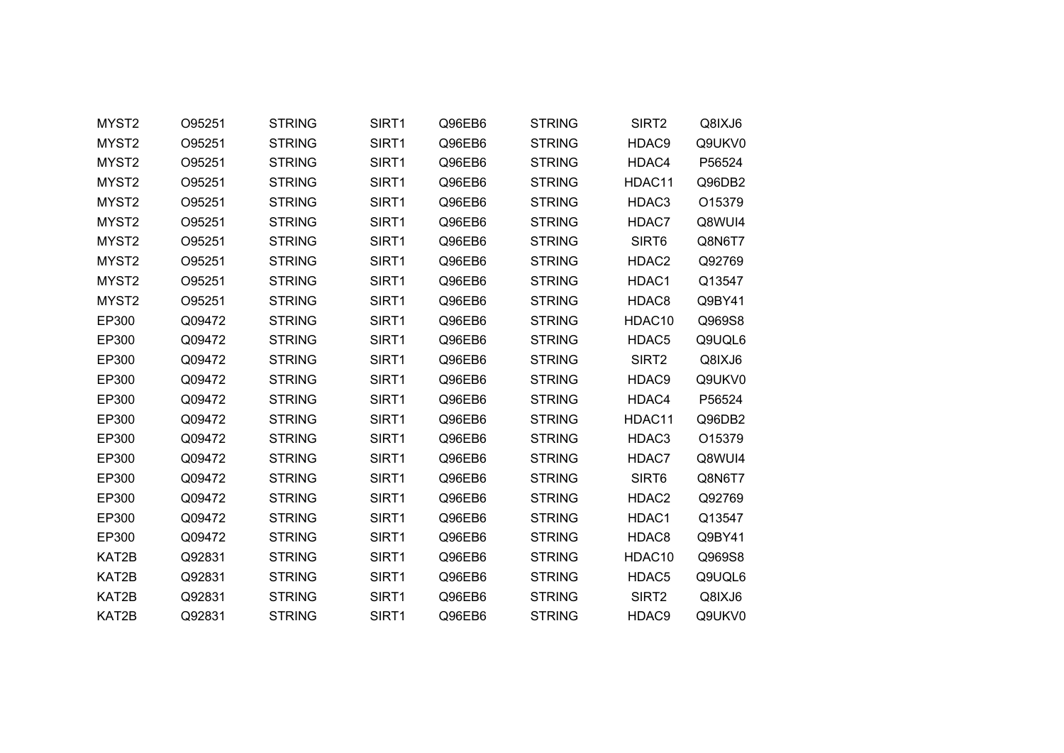| | | | | | | | |
|---|---|---|---|---|---|---|---|
| MYST2 | O95251 | STRING | SIRT1 | Q96EB6 | STRING | SIRT2 | Q8IXJ6 |
| MYST2 | O95251 | STRING | SIRT1 | Q96EB6 | STRING | HDAC9 | Q9UKV0 |
| MYST2 | O95251 | STRING | SIRT1 | Q96EB6 | STRING | HDAC4 | P56524 |
| MYST2 | O95251 | STRING | SIRT1 | Q96EB6 | STRING | HDAC11 | Q96DB2 |
| MYST2 | O95251 | STRING | SIRT1 | Q96EB6 | STRING | HDAC3 | O15379 |
| MYST2 | O95251 | STRING | SIRT1 | Q96EB6 | STRING | HDAC7 | Q8WUI4 |
| MYST2 | O95251 | STRING | SIRT1 | Q96EB6 | STRING | SIRT6 | Q8N6T7 |
| MYST2 | O95251 | STRING | SIRT1 | Q96EB6 | STRING | HDAC2 | Q92769 |
| MYST2 | O95251 | STRING | SIRT1 | Q96EB6 | STRING | HDAC1 | Q13547 |
| MYST2 | O95251 | STRING | SIRT1 | Q96EB6 | STRING | HDAC8 | Q9BY41 |
| EP300 | Q09472 | STRING | SIRT1 | Q96EB6 | STRING | HDAC10 | Q969S8 |
| EP300 | Q09472 | STRING | SIRT1 | Q96EB6 | STRING | HDAC5 | Q9UQL6 |
| EP300 | Q09472 | STRING | SIRT1 | Q96EB6 | STRING | SIRT2 | Q8IXJ6 |
| EP300 | Q09472 | STRING | SIRT1 | Q96EB6 | STRING | HDAC9 | Q9UKV0 |
| EP300 | Q09472 | STRING | SIRT1 | Q96EB6 | STRING | HDAC4 | P56524 |
| EP300 | Q09472 | STRING | SIRT1 | Q96EB6 | STRING | HDAC11 | Q96DB2 |
| EP300 | Q09472 | STRING | SIRT1 | Q96EB6 | STRING | HDAC3 | O15379 |
| EP300 | Q09472 | STRING | SIRT1 | Q96EB6 | STRING | HDAC7 | Q8WUI4 |
| EP300 | Q09472 | STRING | SIRT1 | Q96EB6 | STRING | SIRT6 | Q8N6T7 |
| EP300 | Q09472 | STRING | SIRT1 | Q96EB6 | STRING | HDAC2 | Q92769 |
| EP300 | Q09472 | STRING | SIRT1 | Q96EB6 | STRING | HDAC1 | Q13547 |
| EP300 | Q09472 | STRING | SIRT1 | Q96EB6 | STRING | HDAC8 | Q9BY41 |
| KAT2B | Q92831 | STRING | SIRT1 | Q96EB6 | STRING | HDAC10 | Q969S8 |
| KAT2B | Q92831 | STRING | SIRT1 | Q96EB6 | STRING | HDAC5 | Q9UQL6 |
| KAT2B | Q92831 | STRING | SIRT1 | Q96EB6 | STRING | SIRT2 | Q8IXJ6 |
| KAT2B | Q92831 | STRING | SIRT1 | Q96EB6 | STRING | HDAC9 | Q9UKV0 |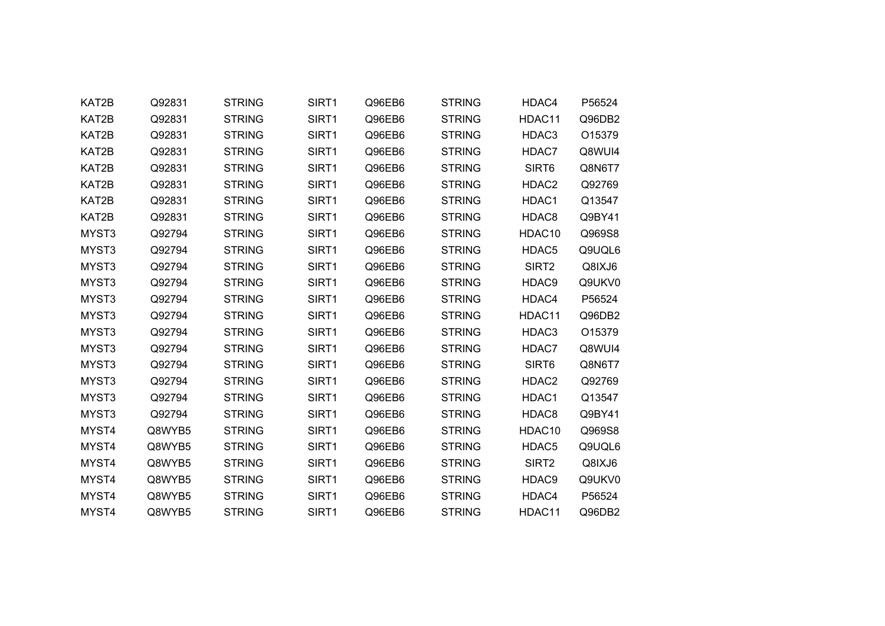| KAT2B | Q92831 | STRING | SIRT1 | Q96EB6 | STRING | HDAC4 | P56524 |
|---|---|---|---|---|---|---|---|
| KAT2B | Q92831 | STRING | SIRT1 | Q96EB6 | STRING | HDAC11 | Q96DB2 |
| KAT2B | Q92831 | STRING | SIRT1 | Q96EB6 | STRING | HDAC3 | O15379 |
| KAT2B | Q92831 | STRING | SIRT1 | Q96EB6 | STRING | HDAC7 | Q8WUI4 |
| KAT2B | Q92831 | STRING | SIRT1 | Q96EB6 | STRING | SIRT6 | Q8N6T7 |
| KAT2B | Q92831 | STRING | SIRT1 | Q96EB6 | STRING | HDAC2 | Q92769 |
| KAT2B | Q92831 | STRING | SIRT1 | Q96EB6 | STRING | HDAC1 | Q13547 |
| KAT2B | Q92831 | STRING | SIRT1 | Q96EB6 | STRING | HDAC8 | Q9BY41 |
| MYST3 | Q92794 | STRING | SIRT1 | Q96EB6 | STRING | HDAC10 | Q969S8 |
| MYST3 | Q92794 | STRING | SIRT1 | Q96EB6 | STRING | HDAC5 | Q9UQL6 |
| MYST3 | Q92794 | STRING | SIRT1 | Q96EB6 | STRING | SIRT2 | Q8IXJ6 |
| MYST3 | Q92794 | STRING | SIRT1 | Q96EB6 | STRING | HDAC9 | Q9UKV0 |
| MYST3 | Q92794 | STRING | SIRT1 | Q96EB6 | STRING | HDAC4 | P56524 |
| MYST3 | Q92794 | STRING | SIRT1 | Q96EB6 | STRING | HDAC11 | Q96DB2 |
| MYST3 | Q92794 | STRING | SIRT1 | Q96EB6 | STRING | HDAC3 | O15379 |
| MYST3 | Q92794 | STRING | SIRT1 | Q96EB6 | STRING | HDAC7 | Q8WUI4 |
| MYST3 | Q92794 | STRING | SIRT1 | Q96EB6 | STRING | SIRT6 | Q8N6T7 |
| MYST3 | Q92794 | STRING | SIRT1 | Q96EB6 | STRING | HDAC2 | Q92769 |
| MYST3 | Q92794 | STRING | SIRT1 | Q96EB6 | STRING | HDAC1 | Q13547 |
| MYST3 | Q92794 | STRING | SIRT1 | Q96EB6 | STRING | HDAC8 | Q9BY41 |
| MYST4 | Q8WYB5 | STRING | SIRT1 | Q96EB6 | STRING | HDAC10 | Q969S8 |
| MYST4 | Q8WYB5 | STRING | SIRT1 | Q96EB6 | STRING | HDAC5 | Q9UQL6 |
| MYST4 | Q8WYB5 | STRING | SIRT1 | Q96EB6 | STRING | SIRT2 | Q8IXJ6 |
| MYST4 | Q8WYB5 | STRING | SIRT1 | Q96EB6 | STRING | HDAC9 | Q9UKV0 |
| MYST4 | Q8WYB5 | STRING | SIRT1 | Q96EB6 | STRING | HDAC4 | P56524 |
| MYST4 | Q8WYB5 | STRING | SIRT1 | Q96EB6 | STRING | HDAC11 | Q96DB2 |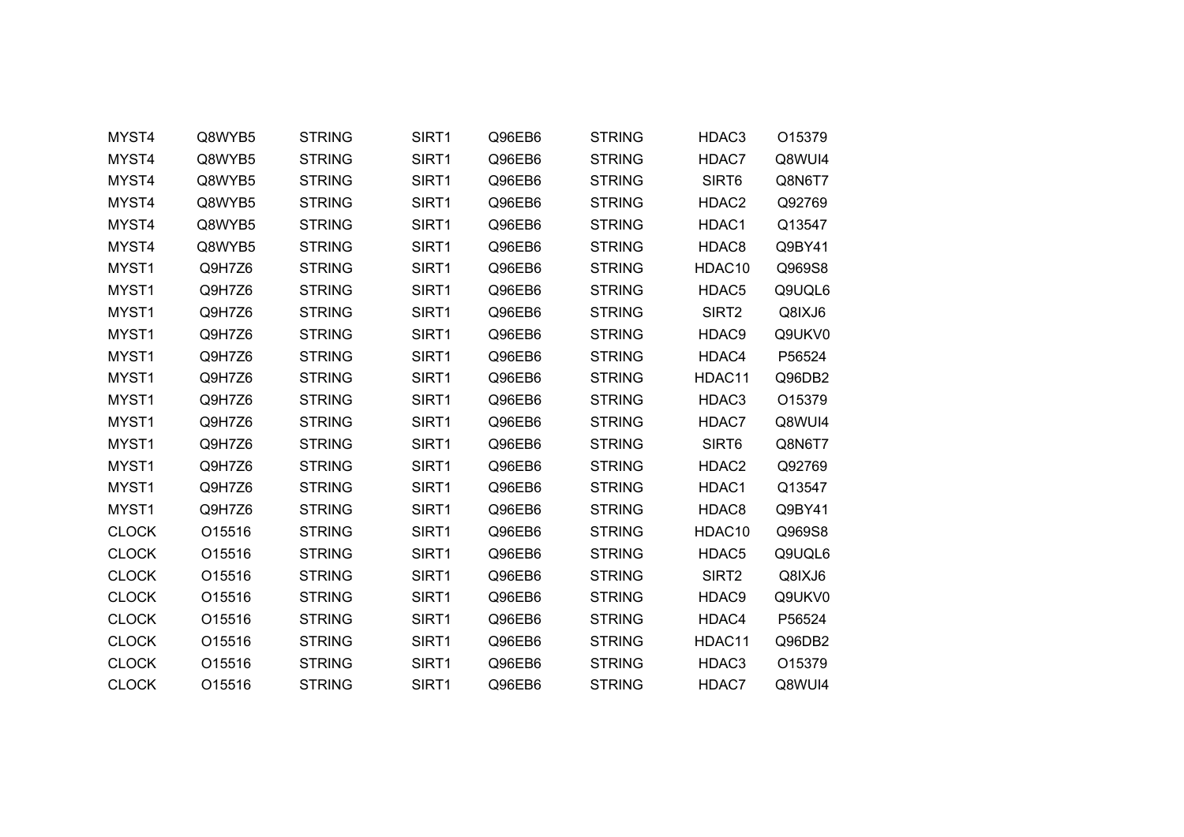| | | | | | | | |
|---|---|---|---|---|---|---|---|
| MYST4 | Q8WYB5 | STRING | SIRT1 | Q96EB6 | STRING | HDAC3 | O15379 |
| MYST4 | Q8WYB5 | STRING | SIRT1 | Q96EB6 | STRING | HDAC7 | Q8WUI4 |
| MYST4 | Q8WYB5 | STRING | SIRT1 | Q96EB6 | STRING | SIRT6 | Q8N6T7 |
| MYST4 | Q8WYB5 | STRING | SIRT1 | Q96EB6 | STRING | HDAC2 | Q92769 |
| MYST4 | Q8WYB5 | STRING | SIRT1 | Q96EB6 | STRING | HDAC1 | Q13547 |
| MYST4 | Q8WYB5 | STRING | SIRT1 | Q96EB6 | STRING | HDAC8 | Q9BY41 |
| MYST1 | Q9H7Z6 | STRING | SIRT1 | Q96EB6 | STRING | HDAC10 | Q969S8 |
| MYST1 | Q9H7Z6 | STRING | SIRT1 | Q96EB6 | STRING | HDAC5 | Q9UQL6 |
| MYST1 | Q9H7Z6 | STRING | SIRT1 | Q96EB6 | STRING | SIRT2 | Q8IXJ6 |
| MYST1 | Q9H7Z6 | STRING | SIRT1 | Q96EB6 | STRING | HDAC9 | Q9UKV0 |
| MYST1 | Q9H7Z6 | STRING | SIRT1 | Q96EB6 | STRING | HDAC4 | P56524 |
| MYST1 | Q9H7Z6 | STRING | SIRT1 | Q96EB6 | STRING | HDAC11 | Q96DB2 |
| MYST1 | Q9H7Z6 | STRING | SIRT1 | Q96EB6 | STRING | HDAC3 | O15379 |
| MYST1 | Q9H7Z6 | STRING | SIRT1 | Q96EB6 | STRING | HDAC7 | Q8WUI4 |
| MYST1 | Q9H7Z6 | STRING | SIRT1 | Q96EB6 | STRING | SIRT6 | Q8N6T7 |
| MYST1 | Q9H7Z6 | STRING | SIRT1 | Q96EB6 | STRING | HDAC2 | Q92769 |
| MYST1 | Q9H7Z6 | STRING | SIRT1 | Q96EB6 | STRING | HDAC1 | Q13547 |
| MYST1 | Q9H7Z6 | STRING | SIRT1 | Q96EB6 | STRING | HDAC8 | Q9BY41 |
| CLOCK | O15516 | STRING | SIRT1 | Q96EB6 | STRING | HDAC10 | Q969S8 |
| CLOCK | O15516 | STRING | SIRT1 | Q96EB6 | STRING | HDAC5 | Q9UQL6 |
| CLOCK | O15516 | STRING | SIRT1 | Q96EB6 | STRING | SIRT2 | Q8IXJ6 |
| CLOCK | O15516 | STRING | SIRT1 | Q96EB6 | STRING | HDAC9 | Q9UKV0 |
| CLOCK | O15516 | STRING | SIRT1 | Q96EB6 | STRING | HDAC4 | P56524 |
| CLOCK | O15516 | STRING | SIRT1 | Q96EB6 | STRING | HDAC11 | Q96DB2 |
| CLOCK | O15516 | STRING | SIRT1 | Q96EB6 | STRING | HDAC3 | O15379 |
| CLOCK | O15516 | STRING | SIRT1 | Q96EB6 | STRING | HDAC7 | Q8WUI4 |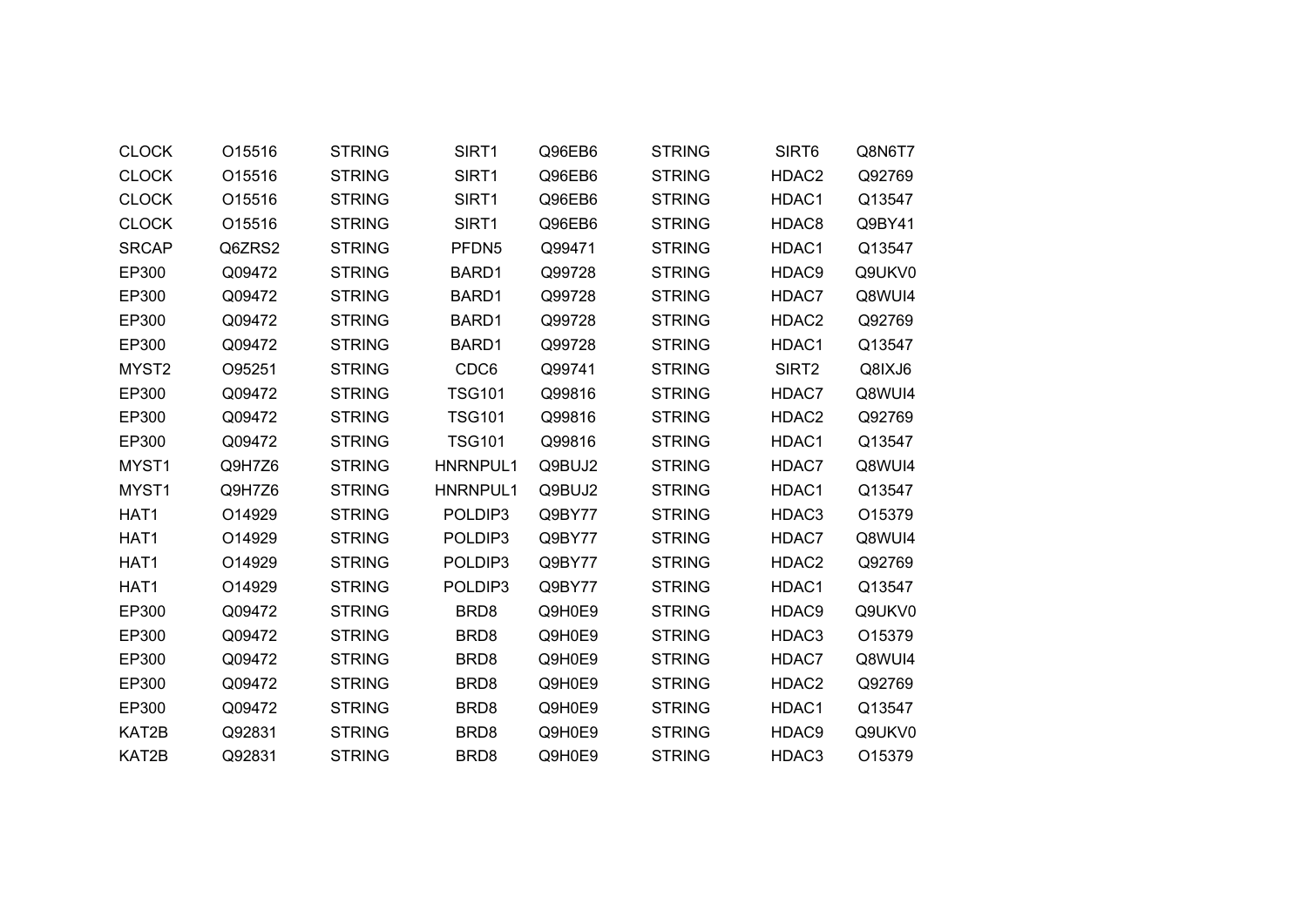| | | | | | | | |
|---|---|---|---|---|---|---|---|
| CLOCK | O15516 | STRING | SIRT1 | Q96EB6 | STRING | SIRT6 | Q8N6T7 |
| CLOCK | O15516 | STRING | SIRT1 | Q96EB6 | STRING | HDAC2 | Q92769 |
| CLOCK | O15516 | STRING | SIRT1 | Q96EB6 | STRING | HDAC1 | Q13547 |
| CLOCK | O15516 | STRING | SIRT1 | Q96EB6 | STRING | HDAC8 | Q9BY41 |
| SRCAP | Q6ZRS2 | STRING | PFDN5 | Q99471 | STRING | HDAC1 | Q13547 |
| EP300 | Q09472 | STRING | BARD1 | Q99728 | STRING | HDAC9 | Q9UKV0 |
| EP300 | Q09472 | STRING | BARD1 | Q99728 | STRING | HDAC7 | Q8WUI4 |
| EP300 | Q09472 | STRING | BARD1 | Q99728 | STRING | HDAC2 | Q92769 |
| EP300 | Q09472 | STRING | BARD1 | Q99728 | STRING | HDAC1 | Q13547 |
| MYST2 | O95251 | STRING | CDC6 | Q99741 | STRING | SIRT2 | Q8IXJ6 |
| EP300 | Q09472 | STRING | TSG101 | Q99816 | STRING | HDAC7 | Q8WUI4 |
| EP300 | Q09472 | STRING | TSG101 | Q99816 | STRING | HDAC2 | Q92769 |
| EP300 | Q09472 | STRING | TSG101 | Q99816 | STRING | HDAC1 | Q13547 |
| MYST1 | Q9H7Z6 | STRING | HNRNPUL1 | Q9BUJ2 | STRING | HDAC7 | Q8WUI4 |
| MYST1 | Q9H7Z6 | STRING | HNRNPUL1 | Q9BUJ2 | STRING | HDAC1 | Q13547 |
| HAT1 | O14929 | STRING | POLDIP3 | Q9BY77 | STRING | HDAC3 | O15379 |
| HAT1 | O14929 | STRING | POLDIP3 | Q9BY77 | STRING | HDAC7 | Q8WUI4 |
| HAT1 | O14929 | STRING | POLDIP3 | Q9BY77 | STRING | HDAC2 | Q92769 |
| HAT1 | O14929 | STRING | POLDIP3 | Q9BY77 | STRING | HDAC1 | Q13547 |
| EP300 | Q09472 | STRING | BRD8 | Q9H0E9 | STRING | HDAC9 | Q9UKV0 |
| EP300 | Q09472 | STRING | BRD8 | Q9H0E9 | STRING | HDAC3 | O15379 |
| EP300 | Q09472 | STRING | BRD8 | Q9H0E9 | STRING | HDAC7 | Q8WUI4 |
| EP300 | Q09472 | STRING | BRD8 | Q9H0E9 | STRING | HDAC2 | Q92769 |
| EP300 | Q09472 | STRING | BRD8 | Q9H0E9 | STRING | HDAC1 | Q13547 |
| KAT2B | Q92831 | STRING | BRD8 | Q9H0E9 | STRING | HDAC9 | Q9UKV0 |
| KAT2B | Q92831 | STRING | BRD8 | Q9H0E9 | STRING | HDAC3 | O15379 |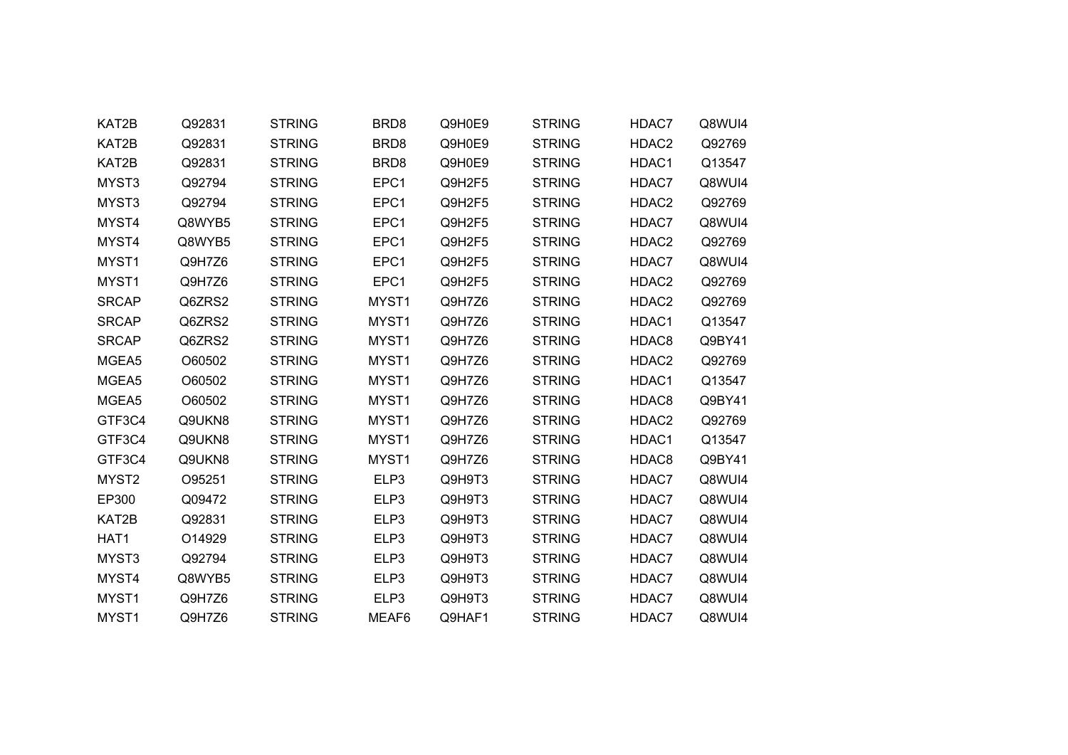| | | | | | | | |
|---|---|---|---|---|---|---|---|
| KAT2B | Q92831 | STRING | BRD8 | Q9H0E9 | STRING | HDAC7 | Q8WUI4 |
| KAT2B | Q92831 | STRING | BRD8 | Q9H0E9 | STRING | HDAC2 | Q92769 |
| KAT2B | Q92831 | STRING | BRD8 | Q9H0E9 | STRING | HDAC1 | Q13547 |
| MYST3 | Q92794 | STRING | EPC1 | Q9H2F5 | STRING | HDAC7 | Q8WUI4 |
| MYST3 | Q92794 | STRING | EPC1 | Q9H2F5 | STRING | HDAC2 | Q92769 |
| MYST4 | Q8WYB5 | STRING | EPC1 | Q9H2F5 | STRING | HDAC7 | Q8WUI4 |
| MYST4 | Q8WYB5 | STRING | EPC1 | Q9H2F5 | STRING | HDAC2 | Q92769 |
| MYST1 | Q9H7Z6 | STRING | EPC1 | Q9H2F5 | STRING | HDAC7 | Q8WUI4 |
| MYST1 | Q9H7Z6 | STRING | EPC1 | Q9H2F5 | STRING | HDAC2 | Q92769 |
| SRCAP | Q6ZRS2 | STRING | MYST1 | Q9H7Z6 | STRING | HDAC2 | Q92769 |
| SRCAP | Q6ZRS2 | STRING | MYST1 | Q9H7Z6 | STRING | HDAC1 | Q13547 |
| SRCAP | Q6ZRS2 | STRING | MYST1 | Q9H7Z6 | STRING | HDAC8 | Q9BY41 |
| MGEA5 | O60502 | STRING | MYST1 | Q9H7Z6 | STRING | HDAC2 | Q92769 |
| MGEA5 | O60502 | STRING | MYST1 | Q9H7Z6 | STRING | HDAC1 | Q13547 |
| MGEA5 | O60502 | STRING | MYST1 | Q9H7Z6 | STRING | HDAC8 | Q9BY41 |
| GTF3C4 | Q9UKN8 | STRING | MYST1 | Q9H7Z6 | STRING | HDAC2 | Q92769 |
| GTF3C4 | Q9UKN8 | STRING | MYST1 | Q9H7Z6 | STRING | HDAC1 | Q13547 |
| GTF3C4 | Q9UKN8 | STRING | MYST1 | Q9H7Z6 | STRING | HDAC8 | Q9BY41 |
| MYST2 | O95251 | STRING | ELP3 | Q9H9T3 | STRING | HDAC7 | Q8WUI4 |
| EP300 | Q09472 | STRING | ELP3 | Q9H9T3 | STRING | HDAC7 | Q8WUI4 |
| KAT2B | Q92831 | STRING | ELP3 | Q9H9T3 | STRING | HDAC7 | Q8WUI4 |
| HAT1 | O14929 | STRING | ELP3 | Q9H9T3 | STRING | HDAC7 | Q8WUI4 |
| MYST3 | Q92794 | STRING | ELP3 | Q9H9T3 | STRING | HDAC7 | Q8WUI4 |
| MYST4 | Q8WYB5 | STRING | ELP3 | Q9H9T3 | STRING | HDAC7 | Q8WUI4 |
| MYST1 | Q9H7Z6 | STRING | ELP3 | Q9H9T3 | STRING | HDAC7 | Q8WUI4 |
| MYST1 | Q9H7Z6 | STRING | MEAF6 | Q9HAF1 | STRING | HDAC7 | Q8WUI4 |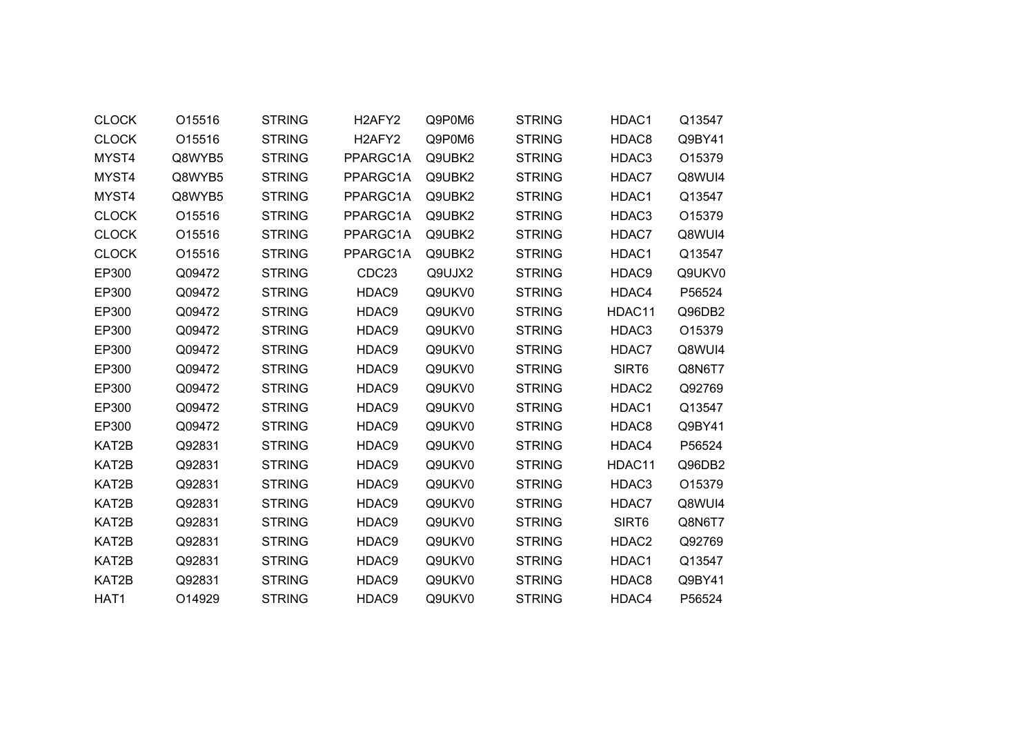| | | | | | | | |
|---|---|---|---|---|---|---|---|
| CLOCK | O15516 | STRING | H2AFY2 | Q9P0M6 | STRING | HDAC1 | Q13547 |
| CLOCK | O15516 | STRING | H2AFY2 | Q9P0M6 | STRING | HDAC8 | Q9BY41 |
| MYST4 | Q8WYB5 | STRING | PPARGC1A | Q9UBK2 | STRING | HDAC3 | O15379 |
| MYST4 | Q8WYB5 | STRING | PPARGC1A | Q9UBK2 | STRING | HDAC7 | Q8WUI4 |
| MYST4 | Q8WYB5 | STRING | PPARGC1A | Q9UBK2 | STRING | HDAC1 | Q13547 |
| CLOCK | O15516 | STRING | PPARGC1A | Q9UBK2 | STRING | HDAC3 | O15379 |
| CLOCK | O15516 | STRING | PPARGC1A | Q9UBK2 | STRING | HDAC7 | Q8WUI4 |
| CLOCK | O15516 | STRING | PPARGC1A | Q9UBK2 | STRING | HDAC1 | Q13547 |
| EP300 | Q09472 | STRING | CDC23 | Q9UJX2 | STRING | HDAC9 | Q9UKV0 |
| EP300 | Q09472 | STRING | HDAC9 | Q9UKV0 | STRING | HDAC4 | P56524 |
| EP300 | Q09472 | STRING | HDAC9 | Q9UKV0 | STRING | HDAC11 | Q96DB2 |
| EP300 | Q09472 | STRING | HDAC9 | Q9UKV0 | STRING | HDAC3 | O15379 |
| EP300 | Q09472 | STRING | HDAC9 | Q9UKV0 | STRING | HDAC7 | Q8WUI4 |
| EP300 | Q09472 | STRING | HDAC9 | Q9UKV0 | STRING | SIRT6 | Q8N6T7 |
| EP300 | Q09472 | STRING | HDAC9 | Q9UKV0 | STRING | HDAC2 | Q92769 |
| EP300 | Q09472 | STRING | HDAC9 | Q9UKV0 | STRING | HDAC1 | Q13547 |
| EP300 | Q09472 | STRING | HDAC9 | Q9UKV0 | STRING | HDAC8 | Q9BY41 |
| KAT2B | Q92831 | STRING | HDAC9 | Q9UKV0 | STRING | HDAC4 | P56524 |
| KAT2B | Q92831 | STRING | HDAC9 | Q9UKV0 | STRING | HDAC11 | Q96DB2 |
| KAT2B | Q92831 | STRING | HDAC9 | Q9UKV0 | STRING | HDAC3 | O15379 |
| KAT2B | Q92831 | STRING | HDAC9 | Q9UKV0 | STRING | HDAC7 | Q8WUI4 |
| KAT2B | Q92831 | STRING | HDAC9 | Q9UKV0 | STRING | SIRT6 | Q8N6T7 |
| KAT2B | Q92831 | STRING | HDAC9 | Q9UKV0 | STRING | HDAC2 | Q92769 |
| KAT2B | Q92831 | STRING | HDAC9 | Q9UKV0 | STRING | HDAC1 | Q13547 |
| KAT2B | Q92831 | STRING | HDAC9 | Q9UKV0 | STRING | HDAC8 | Q9BY41 |
| HAT1 | O14929 | STRING | HDAC9 | Q9UKV0 | STRING | HDAC4 | P56524 |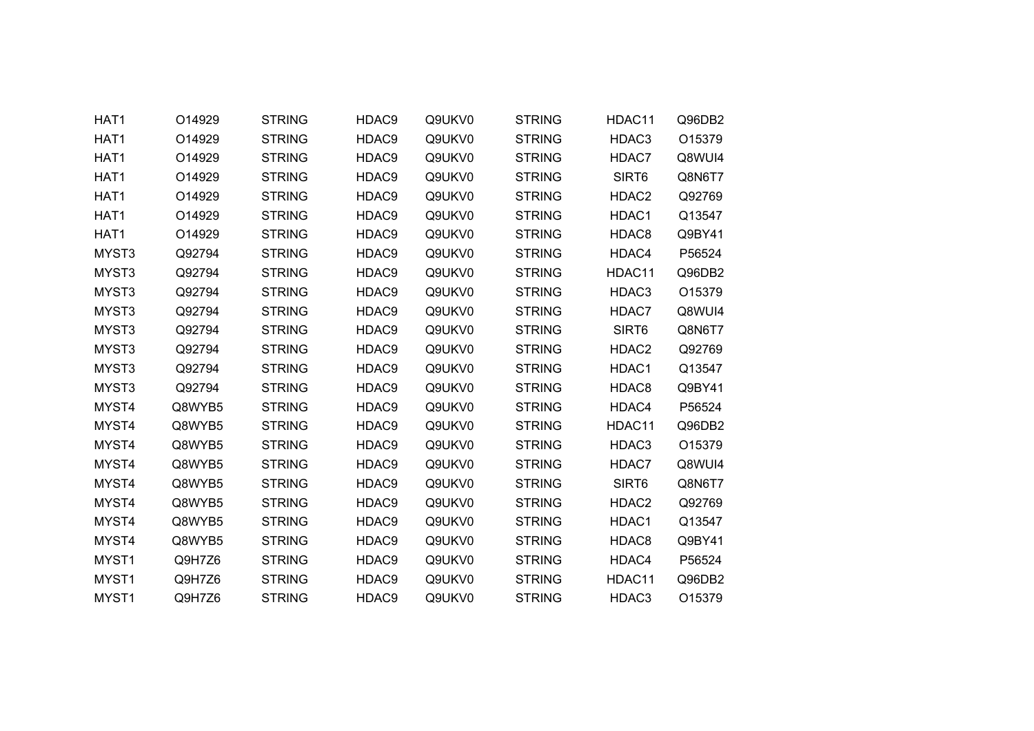| | | | | | | | |
|---|---|---|---|---|---|---|---|
| HAT1 | O14929 | STRING | HDAC9 | Q9UKV0 | STRING | HDAC11 | Q96DB2 |
| HAT1 | O14929 | STRING | HDAC9 | Q9UKV0 | STRING | HDAC3 | O15379 |
| HAT1 | O14929 | STRING | HDAC9 | Q9UKV0 | STRING | HDAC7 | Q8WUI4 |
| HAT1 | O14929 | STRING | HDAC9 | Q9UKV0 | STRING | SIRT6 | Q8N6T7 |
| HAT1 | O14929 | STRING | HDAC9 | Q9UKV0 | STRING | HDAC2 | Q92769 |
| HAT1 | O14929 | STRING | HDAC9 | Q9UKV0 | STRING | HDAC1 | Q13547 |
| HAT1 | O14929 | STRING | HDAC9 | Q9UKV0 | STRING | HDAC8 | Q9BY41 |
| MYST3 | Q92794 | STRING | HDAC9 | Q9UKV0 | STRING | HDAC4 | P56524 |
| MYST3 | Q92794 | STRING | HDAC9 | Q9UKV0 | STRING | HDAC11 | Q96DB2 |
| MYST3 | Q92794 | STRING | HDAC9 | Q9UKV0 | STRING | HDAC3 | O15379 |
| MYST3 | Q92794 | STRING | HDAC9 | Q9UKV0 | STRING | HDAC7 | Q8WUI4 |
| MYST3 | Q92794 | STRING | HDAC9 | Q9UKV0 | STRING | SIRT6 | Q8N6T7 |
| MYST3 | Q92794 | STRING | HDAC9 | Q9UKV0 | STRING | HDAC2 | Q92769 |
| MYST3 | Q92794 | STRING | HDAC9 | Q9UKV0 | STRING | HDAC1 | Q13547 |
| MYST3 | Q92794 | STRING | HDAC9 | Q9UKV0 | STRING | HDAC8 | Q9BY41 |
| MYST4 | Q8WYB5 | STRING | HDAC9 | Q9UKV0 | STRING | HDAC4 | P56524 |
| MYST4 | Q8WYB5 | STRING | HDAC9 | Q9UKV0 | STRING | HDAC11 | Q96DB2 |
| MYST4 | Q8WYB5 | STRING | HDAC9 | Q9UKV0 | STRING | HDAC3 | O15379 |
| MYST4 | Q8WYB5 | STRING | HDAC9 | Q9UKV0 | STRING | HDAC7 | Q8WUI4 |
| MYST4 | Q8WYB5 | STRING | HDAC9 | Q9UKV0 | STRING | SIRT6 | Q8N6T7 |
| MYST4 | Q8WYB5 | STRING | HDAC9 | Q9UKV0 | STRING | HDAC2 | Q92769 |
| MYST4 | Q8WYB5 | STRING | HDAC9 | Q9UKV0 | STRING | HDAC1 | Q13547 |
| MYST4 | Q8WYB5 | STRING | HDAC9 | Q9UKV0 | STRING | HDAC8 | Q9BY41 |
| MYST1 | Q9H7Z6 | STRING | HDAC9 | Q9UKV0 | STRING | HDAC4 | P56524 |
| MYST1 | Q9H7Z6 | STRING | HDAC9 | Q9UKV0 | STRING | HDAC11 | Q96DB2 |
| MYST1 | Q9H7Z6 | STRING | HDAC9 | Q9UKV0 | STRING | HDAC3 | O15379 |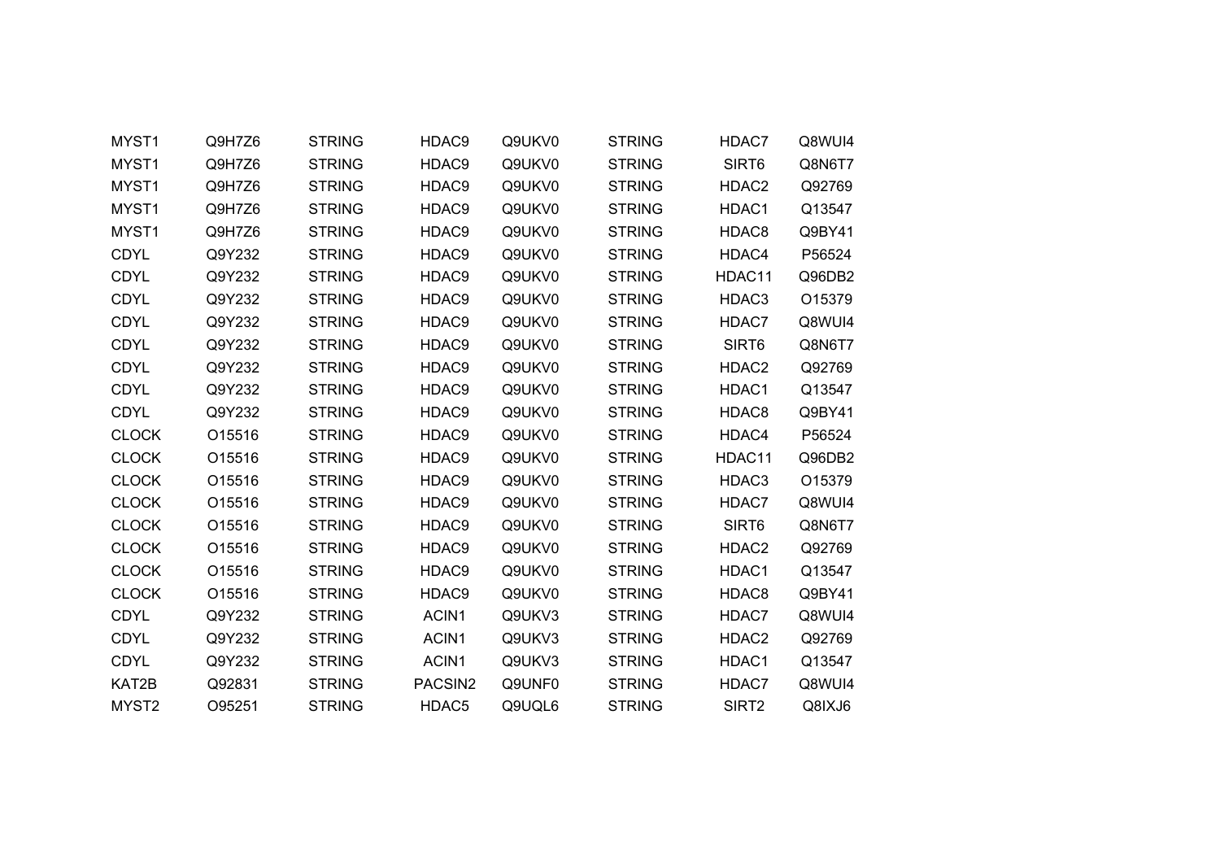| | | | | | | | |
|---|---|---|---|---|---|---|---|
| MYST1 | Q9H7Z6 | STRING | HDAC9 | Q9UKV0 | STRING | HDAC7 | Q8WUI4 |
| MYST1 | Q9H7Z6 | STRING | HDAC9 | Q9UKV0 | STRING | SIRT6 | Q8N6T7 |
| MYST1 | Q9H7Z6 | STRING | HDAC9 | Q9UKV0 | STRING | HDAC2 | Q92769 |
| MYST1 | Q9H7Z6 | STRING | HDAC9 | Q9UKV0 | STRING | HDAC1 | Q13547 |
| MYST1 | Q9H7Z6 | STRING | HDAC9 | Q9UKV0 | STRING | HDAC8 | Q9BY41 |
| CDYL | Q9Y232 | STRING | HDAC9 | Q9UKV0 | STRING | HDAC4 | P56524 |
| CDYL | Q9Y232 | STRING | HDAC9 | Q9UKV0 | STRING | HDAC11 | Q96DB2 |
| CDYL | Q9Y232 | STRING | HDAC9 | Q9UKV0 | STRING | HDAC3 | O15379 |
| CDYL | Q9Y232 | STRING | HDAC9 | Q9UKV0 | STRING | HDAC7 | Q8WUI4 |
| CDYL | Q9Y232 | STRING | HDAC9 | Q9UKV0 | STRING | SIRT6 | Q8N6T7 |
| CDYL | Q9Y232 | STRING | HDAC9 | Q9UKV0 | STRING | HDAC2 | Q92769 |
| CDYL | Q9Y232 | STRING | HDAC9 | Q9UKV0 | STRING | HDAC1 | Q13547 |
| CDYL | Q9Y232 | STRING | HDAC9 | Q9UKV0 | STRING | HDAC8 | Q9BY41 |
| CLOCK | O15516 | STRING | HDAC9 | Q9UKV0 | STRING | HDAC4 | P56524 |
| CLOCK | O15516 | STRING | HDAC9 | Q9UKV0 | STRING | HDAC11 | Q96DB2 |
| CLOCK | O15516 | STRING | HDAC9 | Q9UKV0 | STRING | HDAC3 | O15379 |
| CLOCK | O15516 | STRING | HDAC9 | Q9UKV0 | STRING | HDAC7 | Q8WUI4 |
| CLOCK | O15516 | STRING | HDAC9 | Q9UKV0 | STRING | SIRT6 | Q8N6T7 |
| CLOCK | O15516 | STRING | HDAC9 | Q9UKV0 | STRING | HDAC2 | Q92769 |
| CLOCK | O15516 | STRING | HDAC9 | Q9UKV0 | STRING | HDAC1 | Q13547 |
| CLOCK | O15516 | STRING | HDAC9 | Q9UKV0 | STRING | HDAC8 | Q9BY41 |
| CDYL | Q9Y232 | STRING | ACIN1 | Q9UKV3 | STRING | HDAC7 | Q8WUI4 |
| CDYL | Q9Y232 | STRING | ACIN1 | Q9UKV3 | STRING | HDAC2 | Q92769 |
| CDYL | Q9Y232 | STRING | ACIN1 | Q9UKV3 | STRING | HDAC1 | Q13547 |
| KAT2B | Q92831 | STRING | PACSIN2 | Q9UNF0 | STRING | HDAC7 | Q8WUI4 |
| MYST2 | O95251 | STRING | HDAC5 | Q9UQL6 | STRING | SIRT2 | Q8IXJ6 |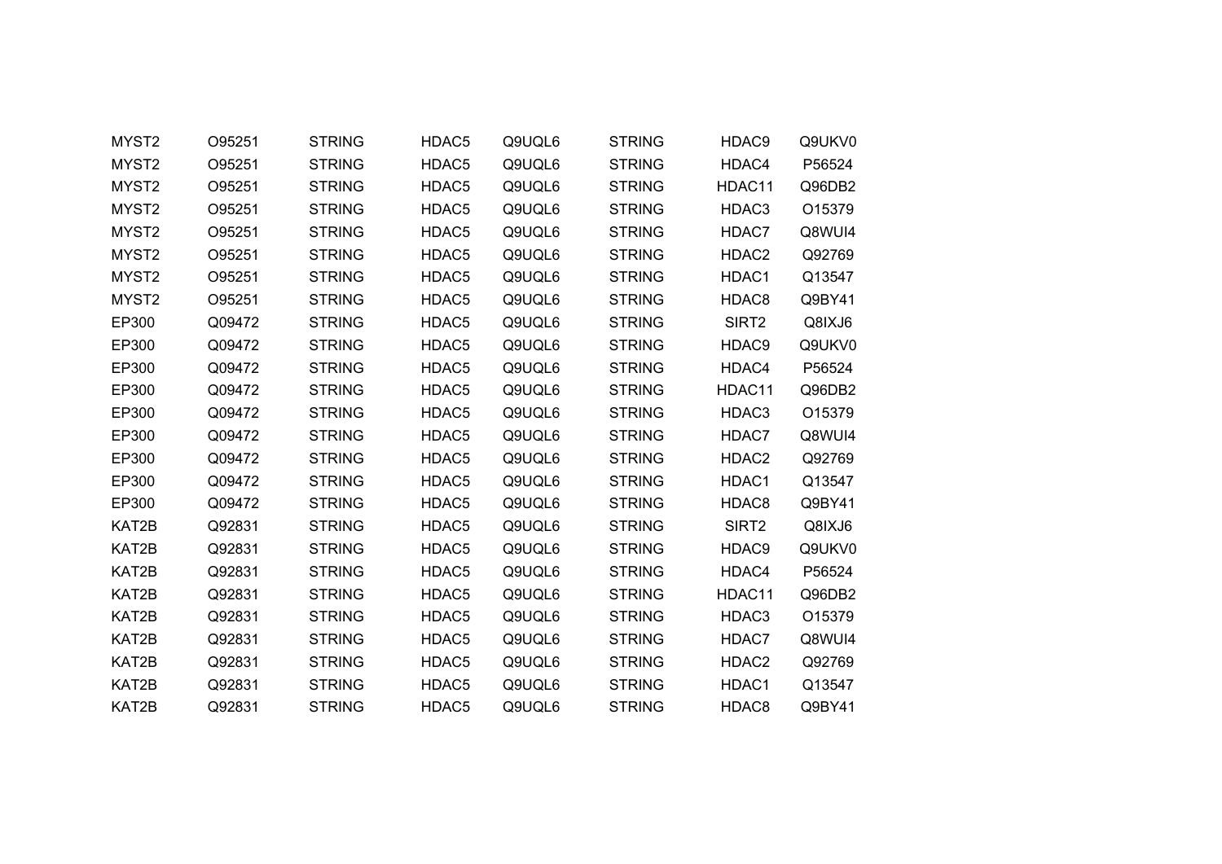| | | | | | | | |
|---|---|---|---|---|---|---|---|
| MYST2 | O95251 | STRING | HDAC5 | Q9UQL6 | STRING | HDAC9 | Q9UKV0 |
| MYST2 | O95251 | STRING | HDAC5 | Q9UQL6 | STRING | HDAC4 | P56524 |
| MYST2 | O95251 | STRING | HDAC5 | Q9UQL6 | STRING | HDAC11 | Q96DB2 |
| MYST2 | O95251 | STRING | HDAC5 | Q9UQL6 | STRING | HDAC3 | O15379 |
| MYST2 | O95251 | STRING | HDAC5 | Q9UQL6 | STRING | HDAC7 | Q8WUI4 |
| MYST2 | O95251 | STRING | HDAC5 | Q9UQL6 | STRING | HDAC2 | Q92769 |
| MYST2 | O95251 | STRING | HDAC5 | Q9UQL6 | STRING | HDAC1 | Q13547 |
| MYST2 | O95251 | STRING | HDAC5 | Q9UQL6 | STRING | HDAC8 | Q9BY41 |
| EP300 | Q09472 | STRING | HDAC5 | Q9UQL6 | STRING | SIRT2 | Q8IXJ6 |
| EP300 | Q09472 | STRING | HDAC5 | Q9UQL6 | STRING | HDAC9 | Q9UKV0 |
| EP300 | Q09472 | STRING | HDAC5 | Q9UQL6 | STRING | HDAC4 | P56524 |
| EP300 | Q09472 | STRING | HDAC5 | Q9UQL6 | STRING | HDAC11 | Q96DB2 |
| EP300 | Q09472 | STRING | HDAC5 | Q9UQL6 | STRING | HDAC3 | O15379 |
| EP300 | Q09472 | STRING | HDAC5 | Q9UQL6 | STRING | HDAC7 | Q8WUI4 |
| EP300 | Q09472 | STRING | HDAC5 | Q9UQL6 | STRING | HDAC2 | Q92769 |
| EP300 | Q09472 | STRING | HDAC5 | Q9UQL6 | STRING | HDAC1 | Q13547 |
| EP300 | Q09472 | STRING | HDAC5 | Q9UQL6 | STRING | HDAC8 | Q9BY41 |
| KAT2B | Q92831 | STRING | HDAC5 | Q9UQL6 | STRING | SIRT2 | Q8IXJ6 |
| KAT2B | Q92831 | STRING | HDAC5 | Q9UQL6 | STRING | HDAC9 | Q9UKV0 |
| KAT2B | Q92831 | STRING | HDAC5 | Q9UQL6 | STRING | HDAC4 | P56524 |
| KAT2B | Q92831 | STRING | HDAC5 | Q9UQL6 | STRING | HDAC11 | Q96DB2 |
| KAT2B | Q92831 | STRING | HDAC5 | Q9UQL6 | STRING | HDAC3 | O15379 |
| KAT2B | Q92831 | STRING | HDAC5 | Q9UQL6 | STRING | HDAC7 | Q8WUI4 |
| KAT2B | Q92831 | STRING | HDAC5 | Q9UQL6 | STRING | HDAC2 | Q92769 |
| KAT2B | Q92831 | STRING | HDAC5 | Q9UQL6 | STRING | HDAC1 | Q13547 |
| KAT2B | Q92831 | STRING | HDAC5 | Q9UQL6 | STRING | HDAC8 | Q9BY41 |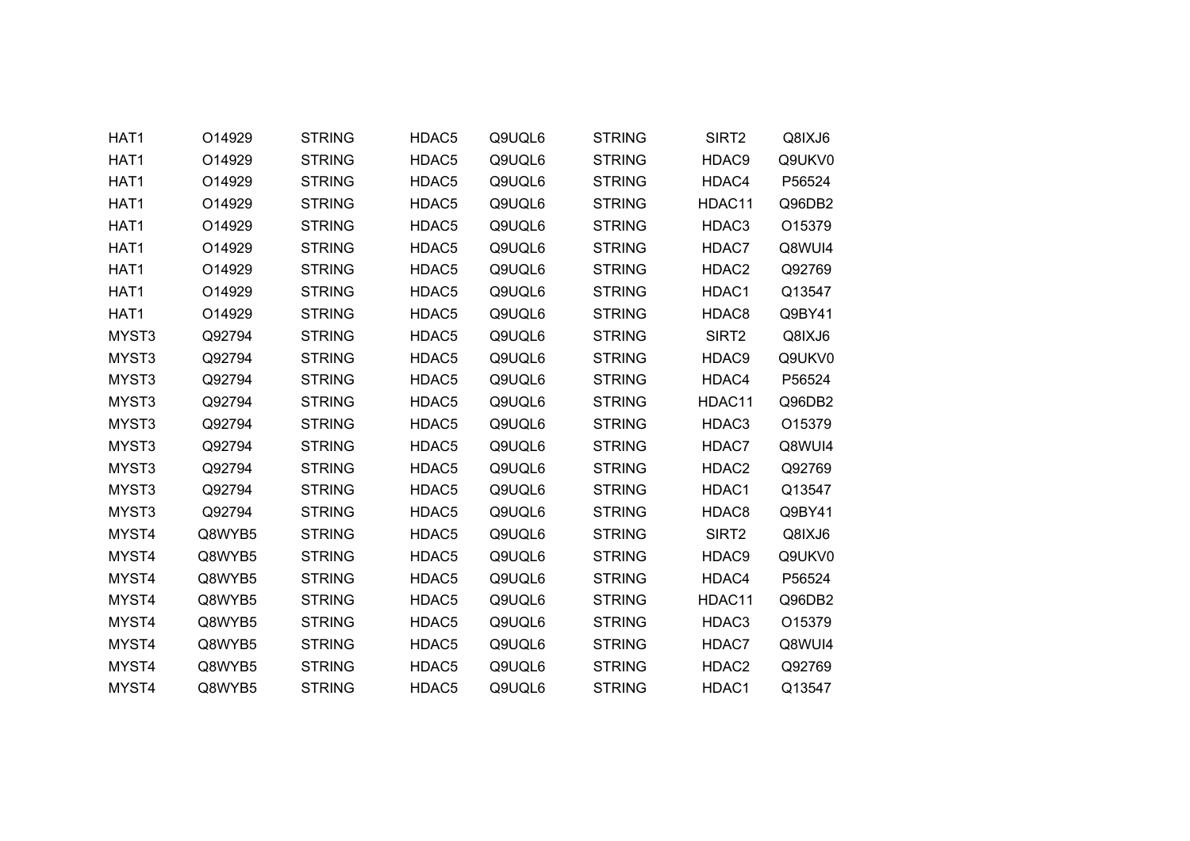| | | | | | | | |
|---|---|---|---|---|---|---|---|
| HAT1 | O14929 | STRING | HDAC5 | Q9UQL6 | STRING | SIRT2 | Q8IXJ6 |
| HAT1 | O14929 | STRING | HDAC5 | Q9UQL6 | STRING | HDAC9 | Q9UKV0 |
| HAT1 | O14929 | STRING | HDAC5 | Q9UQL6 | STRING | HDAC4 | P56524 |
| HAT1 | O14929 | STRING | HDAC5 | Q9UQL6 | STRING | HDAC11 | Q96DB2 |
| HAT1 | O14929 | STRING | HDAC5 | Q9UQL6 | STRING | HDAC3 | O15379 |
| HAT1 | O14929 | STRING | HDAC5 | Q9UQL6 | STRING | HDAC7 | Q8WUI4 |
| HAT1 | O14929 | STRING | HDAC5 | Q9UQL6 | STRING | HDAC2 | Q92769 |
| HAT1 | O14929 | STRING | HDAC5 | Q9UQL6 | STRING | HDAC1 | Q13547 |
| HAT1 | O14929 | STRING | HDAC5 | Q9UQL6 | STRING | HDAC8 | Q9BY41 |
| MYST3 | Q92794 | STRING | HDAC5 | Q9UQL6 | STRING | SIRT2 | Q8IXJ6 |
| MYST3 | Q92794 | STRING | HDAC5 | Q9UQL6 | STRING | HDAC9 | Q9UKV0 |
| MYST3 | Q92794 | STRING | HDAC5 | Q9UQL6 | STRING | HDAC4 | P56524 |
| MYST3 | Q92794 | STRING | HDAC5 | Q9UQL6 | STRING | HDAC11 | Q96DB2 |
| MYST3 | Q92794 | STRING | HDAC5 | Q9UQL6 | STRING | HDAC3 | O15379 |
| MYST3 | Q92794 | STRING | HDAC5 | Q9UQL6 | STRING | HDAC7 | Q8WUI4 |
| MYST3 | Q92794 | STRING | HDAC5 | Q9UQL6 | STRING | HDAC2 | Q92769 |
| MYST3 | Q92794 | STRING | HDAC5 | Q9UQL6 | STRING | HDAC1 | Q13547 |
| MYST3 | Q92794 | STRING | HDAC5 | Q9UQL6 | STRING | HDAC8 | Q9BY41 |
| MYST4 | Q8WYB5 | STRING | HDAC5 | Q9UQL6 | STRING | SIRT2 | Q8IXJ6 |
| MYST4 | Q8WYB5 | STRING | HDAC5 | Q9UQL6 | STRING | HDAC9 | Q9UKV0 |
| MYST4 | Q8WYB5 | STRING | HDAC5 | Q9UQL6 | STRING | HDAC4 | P56524 |
| MYST4 | Q8WYB5 | STRING | HDAC5 | Q9UQL6 | STRING | HDAC11 | Q96DB2 |
| MYST4 | Q8WYB5 | STRING | HDAC5 | Q9UQL6 | STRING | HDAC3 | O15379 |
| MYST4 | Q8WYB5 | STRING | HDAC5 | Q9UQL6 | STRING | HDAC7 | Q8WUI4 |
| MYST4 | Q8WYB5 | STRING | HDAC5 | Q9UQL6 | STRING | HDAC2 | Q92769 |
| MYST4 | Q8WYB5 | STRING | HDAC5 | Q9UQL6 | STRING | HDAC1 | Q13547 |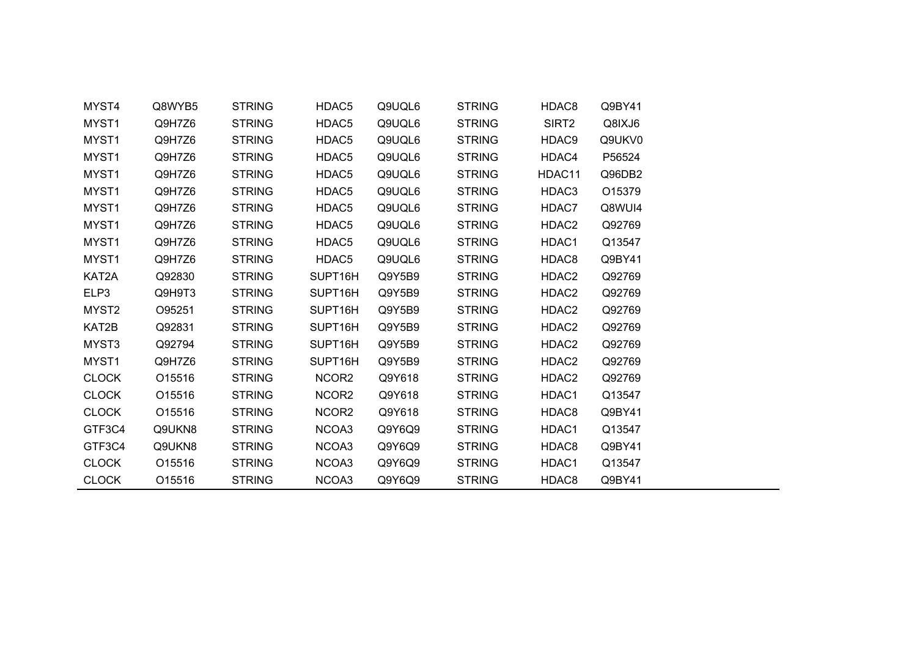| | | | | | | | |
|---|---|---|---|---|---|---|---|
| MYST4 | Q8WYB5 | STRING | HDAC5 | Q9UQL6 | STRING | HDAC8 | Q9BY41 |
| MYST1 | Q9H7Z6 | STRING | HDAC5 | Q9UQL6 | STRING | SIRT2 | Q8IXJ6 |
| MYST1 | Q9H7Z6 | STRING | HDAC5 | Q9UQL6 | STRING | HDAC9 | Q9UKV0 |
| MYST1 | Q9H7Z6 | STRING | HDAC5 | Q9UQL6 | STRING | HDAC4 | P56524 |
| MYST1 | Q9H7Z6 | STRING | HDAC5 | Q9UQL6 | STRING | HDAC11 | Q96DB2 |
| MYST1 | Q9H7Z6 | STRING | HDAC5 | Q9UQL6 | STRING | HDAC3 | O15379 |
| MYST1 | Q9H7Z6 | STRING | HDAC5 | Q9UQL6 | STRING | HDAC7 | Q8WUI4 |
| MYST1 | Q9H7Z6 | STRING | HDAC5 | Q9UQL6 | STRING | HDAC2 | Q92769 |
| MYST1 | Q9H7Z6 | STRING | HDAC5 | Q9UQL6 | STRING | HDAC1 | Q13547 |
| MYST1 | Q9H7Z6 | STRING | HDAC5 | Q9UQL6 | STRING | HDAC8 | Q9BY41 |
| KAT2A | Q92830 | STRING | SUPT16H | Q9Y5B9 | STRING | HDAC2 | Q92769 |
| ELP3 | Q9H9T3 | STRING | SUPT16H | Q9Y5B9 | STRING | HDAC2 | Q92769 |
| MYST2 | O95251 | STRING | SUPT16H | Q9Y5B9 | STRING | HDAC2 | Q92769 |
| KAT2B | Q92831 | STRING | SUPT16H | Q9Y5B9 | STRING | HDAC2 | Q92769 |
| MYST3 | Q92794 | STRING | SUPT16H | Q9Y5B9 | STRING | HDAC2 | Q92769 |
| MYST1 | Q9H7Z6 | STRING | SUPT16H | Q9Y5B9 | STRING | HDAC2 | Q92769 |
| CLOCK | O15516 | STRING | NCOR2 | Q9Y618 | STRING | HDAC2 | Q92769 |
| CLOCK | O15516 | STRING | NCOR2 | Q9Y618 | STRING | HDAC1 | Q13547 |
| CLOCK | O15516 | STRING | NCOR2 | Q9Y618 | STRING | HDAC8 | Q9BY41 |
| GTF3C4 | Q9UKN8 | STRING | NCOA3 | Q9Y6Q9 | STRING | HDAC1 | Q13547 |
| GTF3C4 | Q9UKN8 | STRING | NCOA3 | Q9Y6Q9 | STRING | HDAC8 | Q9BY41 |
| CLOCK | O15516 | STRING | NCOA3 | Q9Y6Q9 | STRING | HDAC1 | Q13547 |
| CLOCK | O15516 | STRING | NCOA3 | Q9Y6Q9 | STRING | HDAC8 | Q9BY41 |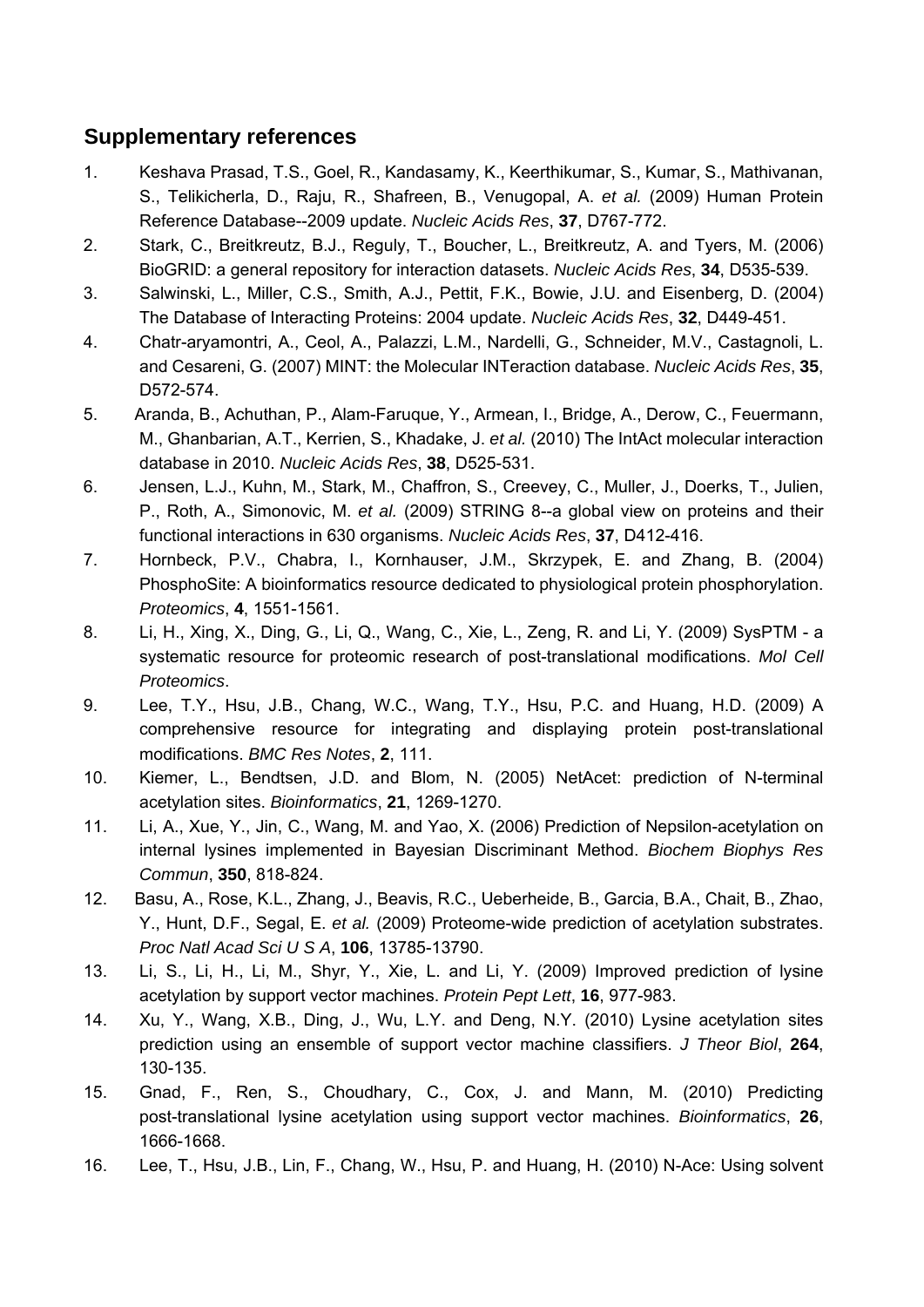## Supplementary references

1. Keshava Prasad, T.S., Goel, R., Kandasamy, K., Keerthikumar, S., Kumar, S., Mathivanan, S., Telikicherla, D., Raju, R., Shafreen, B., Venugopal, A. *et al.* (2009) Human Protein Reference Database--2009 update. *Nucleic Acids Res*, **37**, D767-772.
2. Stark, C., Breitkreutz, B.J., Reguly, T., Boucher, L., Breitkreutz, A. and Tyers, M. (2006) BioGRID: a general repository for interaction datasets. *Nucleic Acids Res*, **34**, D535-539.
3. Salwinski, L., Miller, C.S., Smith, A.J., Pettit, F.K., Bowie, J.U. and Eisenberg, D. (2004) The Database of Interacting Proteins: 2004 update. *Nucleic Acids Res*, **32**, D449-451.
4. Chatr-aryamontri, A., Ceol, A., Palazzi, L.M., Nardelli, G., Schneider, M.V., Castagnoli, L. and Cesareni, G. (2007) MINT: the Molecular INTeraction database. *Nucleic Acids Res*, **35**, D572-574.
5. Aranda, B., Achuthan, P., Alam-Faruque, Y., Armean, I., Bridge, A., Derow, C., Feuermann, M., Ghanbarian, A.T., Kerrien, S., Khadake, J. *et al.* (2010) The IntAct molecular interaction database in 2010. *Nucleic Acids Res*, **38**, D525-531.
6. Jensen, L.J., Kuhn, M., Stark, M., Chaffron, S., Creevey, C., Muller, J., Doerks, T., Julien, P., Roth, A., Simonovic, M. *et al.* (2009) STRING 8--a global view on proteins and their functional interactions in 630 organisms. *Nucleic Acids Res*, **37**, D412-416.
7. Hornbeck, P.V., Chabra, I., Kornhauser, J.M., Skrzypek, E. and Zhang, B. (2004) PhosphoSite: A bioinformatics resource dedicated to physiological protein phosphorylation. *Proteomics*, **4**, 1551-1561.
8. Li, H., Xing, X., Ding, G., Li, Q., Wang, C., Xie, L., Zeng, R. and Li, Y. (2009) SysPTM - a systematic resource for proteomic research of post-translational modifications. *Mol Cell Proteomics*.
9. Lee, T.Y., Hsu, J.B., Chang, W.C., Wang, T.Y., Hsu, P.C. and Huang, H.D. (2009) A comprehensive resource for integrating and displaying protein post-translational modifications. *BMC Res Notes*, **2**, 111.
10. Kiemer, L., Bendtsen, J.D. and Blom, N. (2005) NetAcet: prediction of N-terminal acetylation sites. *Bioinformatics*, **21**, 1269-1270.
11. Li, A., Xue, Y., Jin, C., Wang, M. and Yao, X. (2006) Prediction of Nepsilon-acetylation on internal lysines implemented in Bayesian Discriminant Method. *Biochem Biophys Res Commun*, **350**, 818-824.
12. Basu, A., Rose, K.L., Zhang, J., Beavis, R.C., Ueberheide, B., Garcia, B.A., Chait, B., Zhao, Y., Hunt, D.F., Segal, E. *et al.* (2009) Proteome-wide prediction of acetylation substrates. *Proc Natl Acad Sci U S A*, **106**, 13785-13790.
13. Li, S., Li, H., Li, M., Shyr, Y., Xie, L. and Li, Y. (2009) Improved prediction of lysine acetylation by support vector machines. *Protein Pept Lett*, **16**, 977-983.
14. Xu, Y., Wang, X.B., Ding, J., Wu, L.Y. and Deng, N.Y. (2010) Lysine acetylation sites prediction using an ensemble of support vector machine classifiers. *J Theor Biol*, **264**, 130-135.
15. Gnad, F., Ren, S., Choudhary, C., Cox, J. and Mann, M. (2010) Predicting post-translational lysine acetylation using support vector machines. *Bioinformatics*, **26**, 1666-1668.
16. Lee, T., Hsu, J.B., Lin, F., Chang, W., Hsu, P. and Huang, H. (2010) N-Ace: Using solvent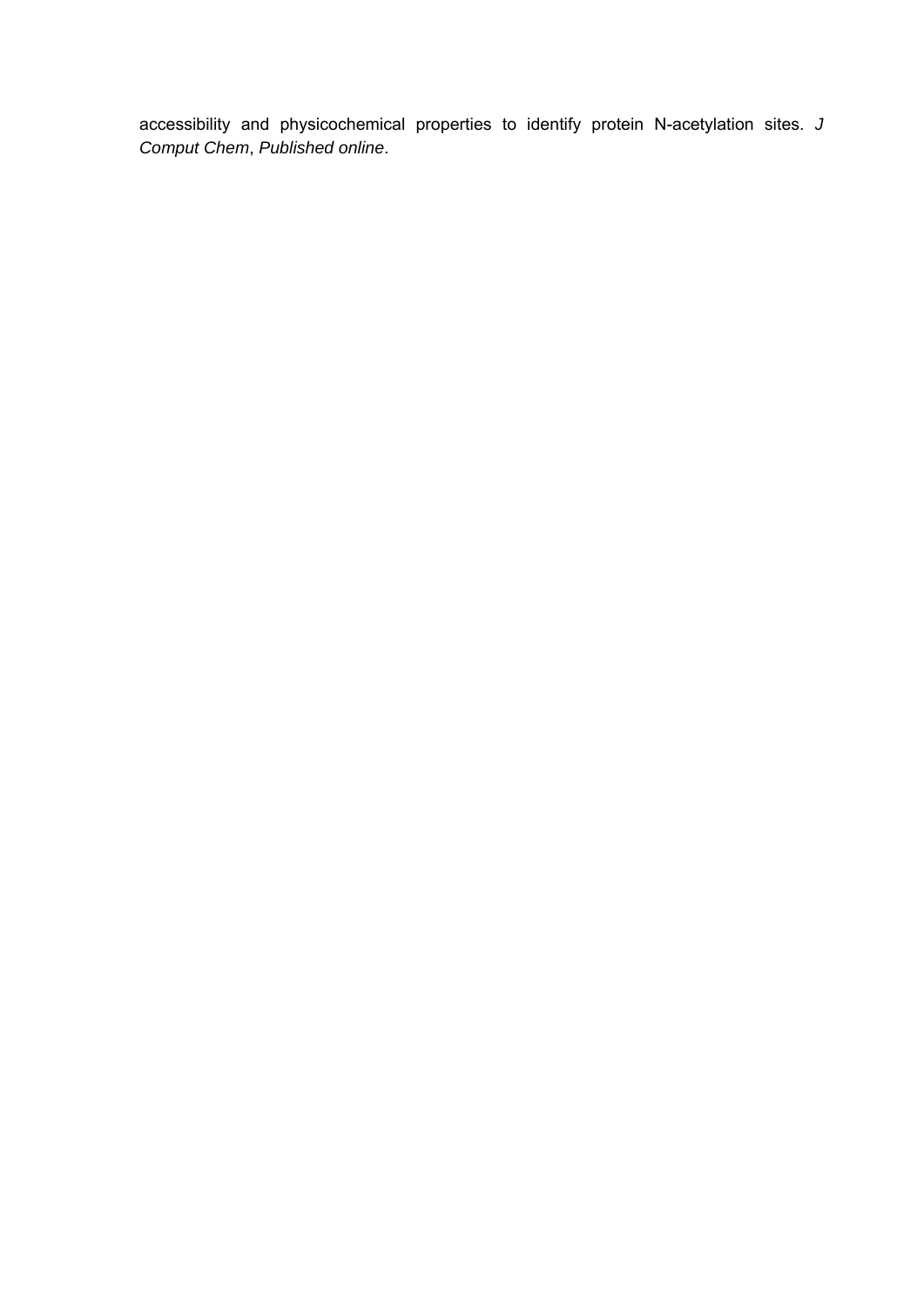accessibility and physicochemical properties to identify protein N-acetylation sites. *J Comput Chem*, *Published online*.